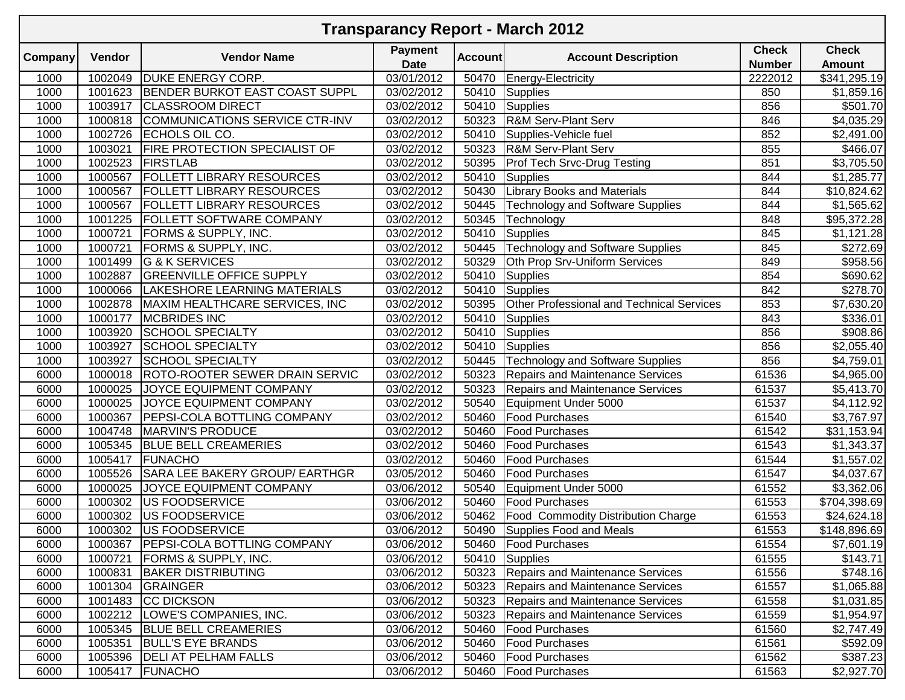# Transparancy Report - March 2012

| Company | Vendor | Vendor Name | Payment Date | Account | Account Description | Check Number | Check Amount |
|---|---|---|---|---|---|---|---|
| 1000 | 1002049 | DUKE ENERGY CORP. | 03/01/2012 | 50470 | Energy-Electricity | 2222012 | $341,295.19 |
| 1000 | 1001623 | BENDER BURKOT EAST COAST SUPPL | 03/02/2012 | 50410 | Supplies | 850 | $1,859.16 |
| 1000 | 1003917 | CLASSROOM DIRECT | 03/02/2012 | 50410 | Supplies | 856 | $501.70 |
| 1000 | 1000818 | COMMUNICATIONS SERVICE CTR-INV | 03/02/2012 | 50323 | R&M Serv-Plant Serv | 846 | $4,035.29 |
| 1000 | 1002726 | ECHOLS OIL CO. | 03/02/2012 | 50410 | Supplies-Vehicle fuel | 852 | $2,491.00 |
| 1000 | 1003021 | FIRE PROTECTION SPECIALIST OF | 03/02/2012 | 50323 | R&M Serv-Plant Serv | 855 | $466.07 |
| 1000 | 1002523 | FIRSTLAB | 03/02/2012 | 50395 | Prof Tech Srvc-Drug Testing | 851 | $3,705.50 |
| 1000 | 1000567 | FOLLETT LIBRARY RESOURCES | 03/02/2012 | 50410 | Supplies | 844 | $1,285.77 |
| 1000 | 1000567 | FOLLETT LIBRARY RESOURCES | 03/02/2012 | 50430 | Library Books and Materials | 844 | $10,824.62 |
| 1000 | 1000567 | FOLLETT LIBRARY RESOURCES | 03/02/2012 | 50445 | Technology and Software Supplies | 844 | $1,565.62 |
| 1000 | 1001225 | FOLLETT SOFTWARE COMPANY | 03/02/2012 | 50345 | Technology | 848 | $95,372.28 |
| 1000 | 1000721 | FORMS & SUPPLY, INC. | 03/02/2012 | 50410 | Supplies | 845 | $1,121.28 |
| 1000 | 1000721 | FORMS & SUPPLY, INC. | 03/02/2012 | 50445 | Technology and Software Supplies | 845 | $272.69 |
| 1000 | 1001499 | G & K SERVICES | 03/02/2012 | 50329 | Oth Prop Srv-Uniform Services | 849 | $958.56 |
| 1000 | 1002887 | GREENVILLE OFFICE SUPPLY | 03/02/2012 | 50410 | Supplies | 854 | $690.62 |
| 1000 | 1000066 | LAKESHORE LEARNING MATERIALS | 03/02/2012 | 50410 | Supplies | 842 | $278.70 |
| 1000 | 1002878 | MAXIM HEALTHCARE SERVICES, INC | 03/02/2012 | 50395 | Other Professional and Technical Services | 853 | $7,630.20 |
| 1000 | 1000177 | MCBRIDES INC | 03/02/2012 | 50410 | Supplies | 843 | $336.01 |
| 1000 | 1003920 | SCHOOL SPECIALTY | 03/02/2012 | 50410 | Supplies | 856 | $908.86 |
| 1000 | 1003927 | SCHOOL SPECIALTY | 03/02/2012 | 50410 | Supplies | 856 | $2,055.40 |
| 1000 | 1003927 | SCHOOL SPECIALTY | 03/02/2012 | 50445 | Technology and Software Supplies | 856 | $4,759.01 |
| 6000 | 1000018 | ROTO-ROOTER SEWER DRAIN SERVIC | 03/02/2012 | 50323 | Repairs and Maintenance Services | 61536 | $4,965.00 |
| 6000 | 1000025 | JOYCE EQUIPMENT COMPANY | 03/02/2012 | 50323 | Repairs and Maintenance Services | 61537 | $5,413.70 |
| 6000 | 1000025 | JOYCE EQUIPMENT COMPANY | 03/02/2012 | 50540 | Equipment Under 5000 | 61537 | $4,112.92 |
| 6000 | 1000367 | PEPSI-COLA BOTTLING COMPANY | 03/02/2012 | 50460 | Food Purchases | 61540 | $3,767.97 |
| 6000 | 1004748 | MARVIN'S PRODUCE | 03/02/2012 | 50460 | Food Purchases | 61542 | $31,153.94 |
| 6000 | 1005345 | BLUE BELL CREAMERIES | 03/02/2012 | 50460 | Food Purchases | 61543 | $1,343.37 |
| 6000 | 1005417 | FUNACHO | 03/02/2012 | 50460 | Food Purchases | 61544 | $1,557.02 |
| 6000 | 1005526 | SARA LEE BAKERY GROUP/ EARTHGR | 03/05/2012 | 50460 | Food Purchases | 61547 | $4,037.67 |
| 6000 | 1000025 | JOYCE EQUIPMENT COMPANY | 03/06/2012 | 50540 | Equipment Under 5000 | 61552 | $3,362.06 |
| 6000 | 1000302 | US FOODSERVICE | 03/06/2012 | 50460 | Food Purchases | 61553 | $704,398.69 |
| 6000 | 1000302 | US FOODSERVICE | 03/06/2012 | 50462 | Food Commodity Distribution Charge | 61553 | $24,624.18 |
| 6000 | 1000302 | US FOODSERVICE | 03/06/2012 | 50490 | Supplies Food and Meals | 61553 | $148,896.69 |
| 6000 | 1000367 | PEPSI-COLA BOTTLING COMPANY | 03/06/2012 | 50460 | Food Purchases | 61554 | $7,601.19 |
| 6000 | 1000721 | FORMS & SUPPLY, INC. | 03/06/2012 | 50410 | Supplies | 61555 | $143.71 |
| 6000 | 1000831 | BAKER DISTRIBUTING | 03/06/2012 | 50323 | Repairs and Maintenance Services | 61556 | $748.16 |
| 6000 | 1001304 | GRAINGER | 03/06/2012 | 50323 | Repairs and Maintenance Services | 61557 | $1,065.88 |
| 6000 | 1001483 | CC DICKSON | 03/06/2012 | 50323 | Repairs and Maintenance Services | 61558 | $1,031.85 |
| 6000 | 1002212 | LOWE'S COMPANIES, INC. | 03/06/2012 | 50323 | Repairs and Maintenance Services | 61559 | $1,954.97 |
| 6000 | 1005345 | BLUE BELL CREAMERIES | 03/06/2012 | 50460 | Food Purchases | 61560 | $2,747.49 |
| 6000 | 1005351 | BULL'S EYE BRANDS | 03/06/2012 | 50460 | Food Purchases | 61561 | $592.09 |
| 6000 | 1005396 | DELI AT PELHAM FALLS | 03/06/2012 | 50460 | Food Purchases | 61562 | $387.23 |
| 6000 | 1005417 | FUNACHO | 03/06/2012 | 50460 | Food Purchases | 61563 | $2,927.70 |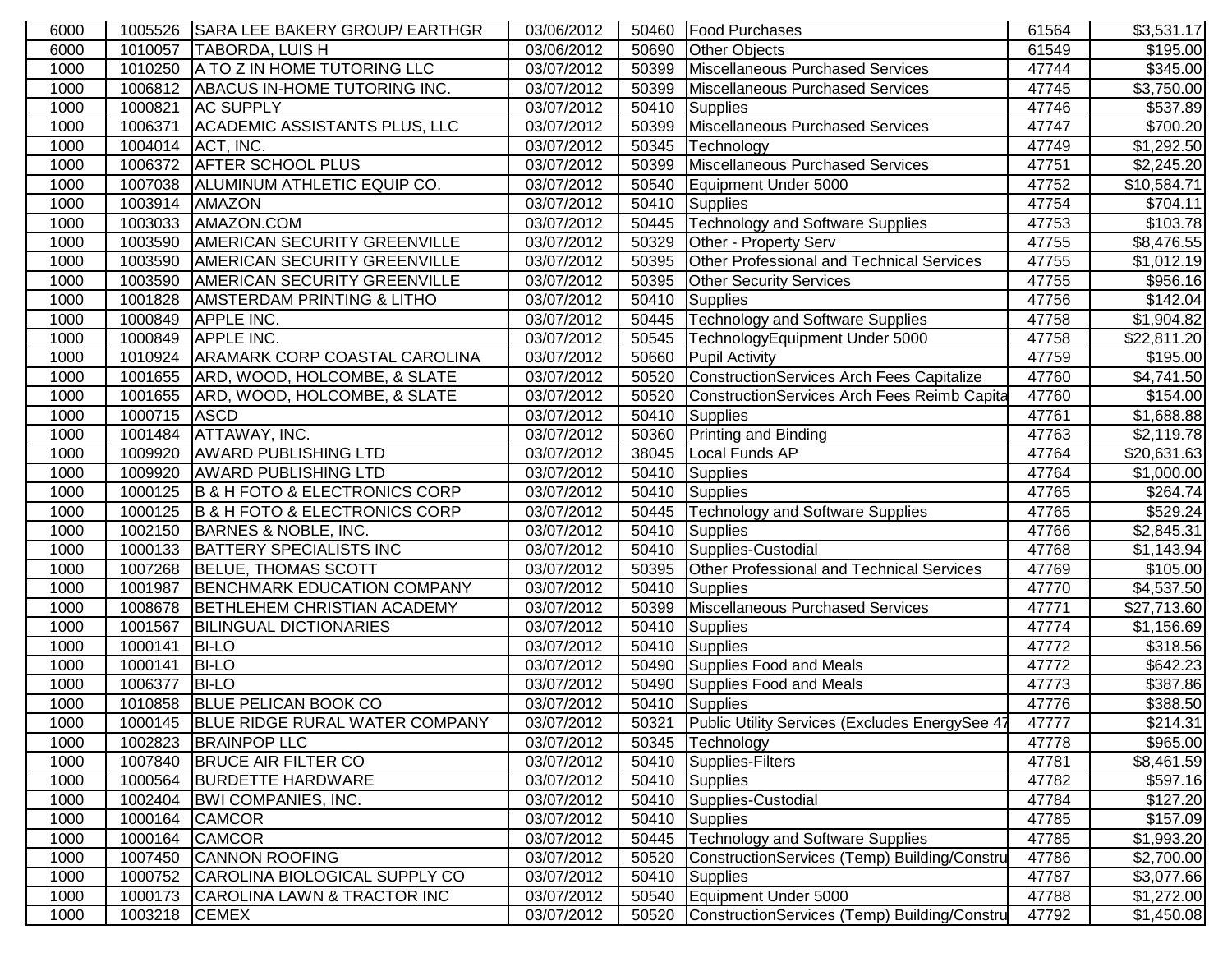| 6000 | 1005526 | SARA LEE BAKERY GROUP/ EARTHGR | 03/06/2012 | 50460 | Food Purchases | 61564 | $3,531.17 |
|---|---|---|---|---|---|---|---|
| 6000 | 1010057 | TABORDA, LUIS H | 03/06/2012 | 50690 | Other Objects | 61549 | $195.00 |
| 1000 | 1010250 | A TO Z IN HOME TUTORING LLC | 03/07/2012 | 50399 | Miscellaneous Purchased Services | 47744 | $345.00 |
| 1000 | 1006812 | ABACUS IN-HOME TUTORING INC. | 03/07/2012 | 50399 | Miscellaneous Purchased Services | 47745 | $3,750.00 |
| 1000 | 1000821 | AC SUPPLY | 03/07/2012 | 50410 | Supplies | 47746 | $537.89 |
| 1000 | 1006371 | ACADEMIC ASSISTANTS PLUS, LLC | 03/07/2012 | 50399 | Miscellaneous Purchased Services | 47747 | $700.20 |
| 1000 | 1004014 | ACT, INC. | 03/07/2012 | 50345 | Technology | 47749 | $1,292.50 |
| 1000 | 1006372 | AFTER SCHOOL PLUS | 03/07/2012 | 50399 | Miscellaneous Purchased Services | 47751 | $2,245.20 |
| 1000 | 1007038 | ALUMINUM ATHLETIC EQUIP CO. | 03/07/2012 | 50540 | Equipment Under 5000 | 47752 | $10,584.71 |
| 1000 | 1003914 | AMAZON | 03/07/2012 | 50410 | Supplies | 47754 | $704.11 |
| 1000 | 1003033 | AMAZON.COM | 03/07/2012 | 50445 | Technology and Software Supplies | 47753 | $103.78 |
| 1000 | 1003590 | AMERICAN SECURITY GREENVILLE | 03/07/2012 | 50329 | Other - Property Serv | 47755 | $8,476.55 |
| 1000 | 1003590 | AMERICAN SECURITY GREENVILLE | 03/07/2012 | 50395 | Other Professional and Technical Services | 47755 | $1,012.19 |
| 1000 | 1003590 | AMERICAN SECURITY GREENVILLE | 03/07/2012 | 50395 | Other Security Services | 47755 | $956.16 |
| 1000 | 1001828 | AMSTERDAM PRINTING & LITHO | 03/07/2012 | 50410 | Supplies | 47756 | $142.04 |
| 1000 | 1000849 | APPLE INC. | 03/07/2012 | 50445 | Technology and Software Supplies | 47758 | $1,904.82 |
| 1000 | 1000849 | APPLE INC. | 03/07/2012 | 50545 | TechnologyEquipment Under 5000 | 47758 | $22,811.20 |
| 1000 | 1010924 | ARAMARK CORP COASTAL CAROLINA | 03/07/2012 | 50660 | Pupil Activity | 47759 | $195.00 |
| 1000 | 1001655 | ARD, WOOD, HOLCOMBE, & SLATE | 03/07/2012 | 50520 | ConstructionServices Arch Fees Capitalize | 47760 | $4,741.50 |
| 1000 | 1001655 | ARD, WOOD, HOLCOMBE, & SLATE | 03/07/2012 | 50520 | ConstructionServices Arch Fees Reimb Capita | 47760 | $154.00 |
| 1000 | 1000715 | ASCD | 03/07/2012 | 50410 | Supplies | 47761 | $1,688.88 |
| 1000 | 1001484 | ATTAWAY, INC. | 03/07/2012 | 50360 | Printing and Binding | 47763 | $2,119.78 |
| 1000 | 1009920 | AWARD PUBLISHING LTD | 03/07/2012 | 38045 | Local Funds AP | 47764 | $20,631.63 |
| 1000 | 1009920 | AWARD PUBLISHING LTD | 03/07/2012 | 50410 | Supplies | 47764 | $1,000.00 |
| 1000 | 1000125 | B & H FOTO & ELECTRONICS CORP | 03/07/2012 | 50410 | Supplies | 47765 | $264.74 |
| 1000 | 1000125 | B & H FOTO & ELECTRONICS CORP | 03/07/2012 | 50445 | Technology and Software Supplies | 47765 | $529.24 |
| 1000 | 1002150 | BARNES & NOBLE, INC. | 03/07/2012 | 50410 | Supplies | 47766 | $2,845.31 |
| 1000 | 1000133 | BATTERY SPECIALISTS INC | 03/07/2012 | 50410 | Supplies-Custodial | 47768 | $1,143.94 |
| 1000 | 1007268 | BELUE, THOMAS SCOTT | 03/07/2012 | 50395 | Other Professional and Technical Services | 47769 | $105.00 |
| 1000 | 1001987 | BENCHMARK EDUCATION COMPANY | 03/07/2012 | 50410 | Supplies | 47770 | $4,537.50 |
| 1000 | 1008678 | BETHLEHEM CHRISTIAN ACADEMY | 03/07/2012 | 50399 | Miscellaneous Purchased Services | 47771 | $27,713.60 |
| 1000 | 1001567 | BILINGUAL DICTIONARIES | 03/07/2012 | 50410 | Supplies | 47774 | $1,156.69 |
| 1000 | 1000141 | BI-LO | 03/07/2012 | 50410 | Supplies | 47772 | $318.56 |
| 1000 | 1000141 | BI-LO | 03/07/2012 | 50490 | Supplies Food and Meals | 47772 | $642.23 |
| 1000 | 1006377 | BI-LO | 03/07/2012 | 50490 | Supplies Food and Meals | 47773 | $387.86 |
| 1000 | 1010858 | BLUE PELICAN BOOK CO | 03/07/2012 | 50410 | Supplies | 47776 | $388.50 |
| 1000 | 1000145 | BLUE RIDGE RURAL WATER COMPANY | 03/07/2012 | 50321 | Public Utility Services (Excludes EnergySee 47 | 47777 | $214.31 |
| 1000 | 1002823 | BRAINPOP LLC | 03/07/2012 | 50345 | Technology | 47778 | $965.00 |
| 1000 | 1007840 | BRUCE AIR FILTER CO | 03/07/2012 | 50410 | Supplies-Filters | 47781 | $8,461.59 |
| 1000 | 1000564 | BURDETTE HARDWARE | 03/07/2012 | 50410 | Supplies | 47782 | $597.16 |
| 1000 | 1002404 | BWI COMPANIES, INC. | 03/07/2012 | 50410 | Supplies-Custodial | 47784 | $127.20 |
| 1000 | 1000164 | CAMCOR | 03/07/2012 | 50410 | Supplies | 47785 | $157.09 |
| 1000 | 1000164 | CAMCOR | 03/07/2012 | 50445 | Technology and Software Supplies | 47785 | $1,993.20 |
| 1000 | 1007450 | CANNON ROOFING | 03/07/2012 | 50520 | ConstructionServices (Temp) Building/Constru | 47786 | $2,700.00 |
| 1000 | 1000752 | CAROLINA BIOLOGICAL SUPPLY CO | 03/07/2012 | 50410 | Supplies | 47787 | $3,077.66 |
| 1000 | 1000173 | CAROLINA LAWN & TRACTOR INC | 03/07/2012 | 50540 | Equipment Under 5000 | 47788 | $1,272.00 |
| 1000 | 1003218 | CEMEX | 03/07/2012 | 50520 | ConstructionServices (Temp) Building/Constru | 47792 | $1,450.08 |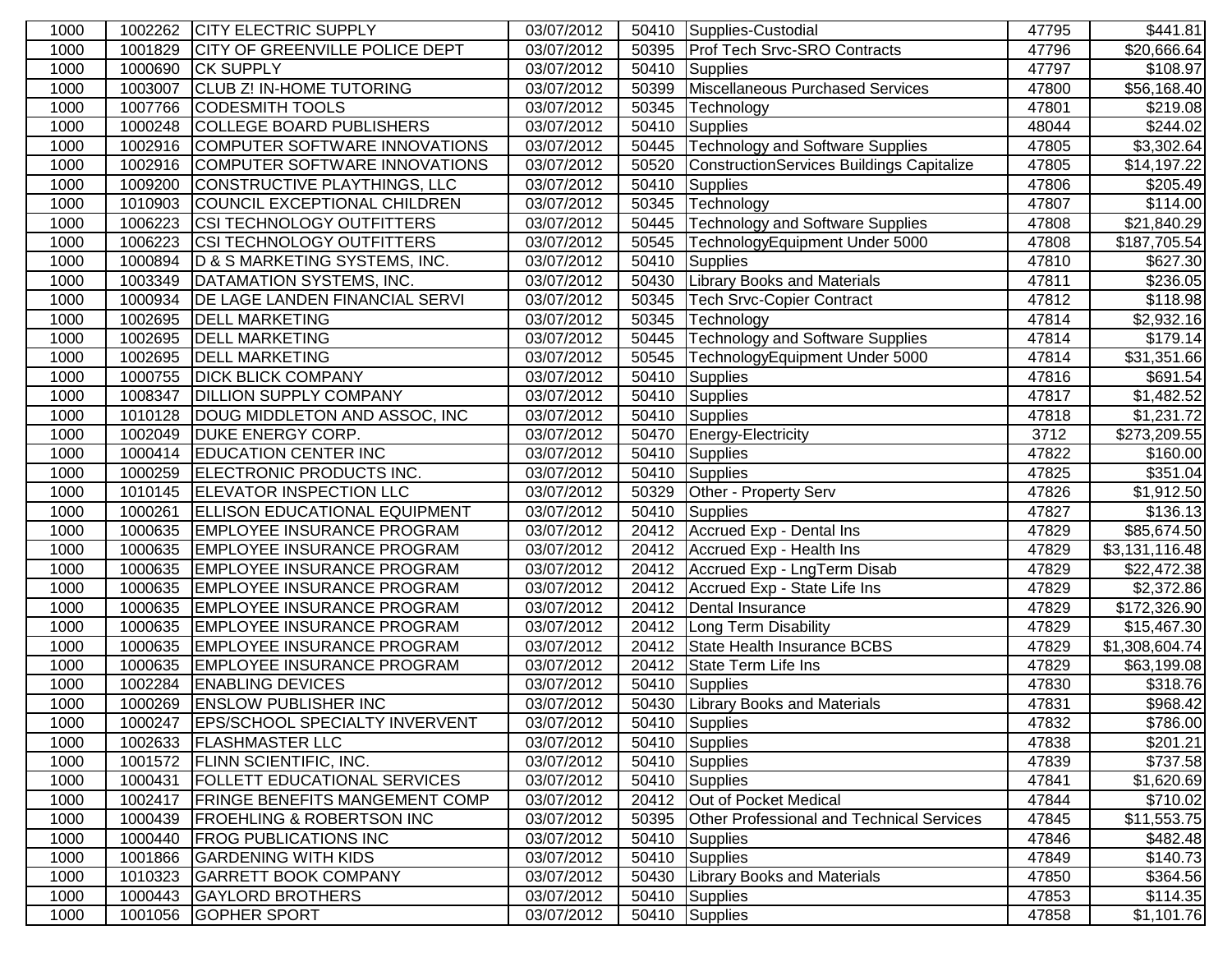| | | | | | | | |
|---|---|---|---|---|---|---|---|
| 1000 | 1002262 | CITY ELECTRIC SUPPLY | 03/07/2012 | 50410 | Supplies-Custodial | 47795 | $441.81 |
| 1000 | 1001829 | CITY OF GREENVILLE POLICE DEPT | 03/07/2012 | 50395 | Prof Tech Srvc-SRO Contracts | 47796 | $20,666.64 |
| 1000 | 1000690 | CK SUPPLY | 03/07/2012 | 50410 | Supplies | 47797 | $108.97 |
| 1000 | 1003007 | CLUB Z! IN-HOME TUTORING | 03/07/2012 | 50399 | Miscellaneous Purchased Services | 47800 | $56,168.40 |
| 1000 | 1007766 | CODESMITH TOOLS | 03/07/2012 | 50345 | Technology | 47801 | $219.08 |
| 1000 | 1000248 | COLLEGE BOARD PUBLISHERS | 03/07/2012 | 50410 | Supplies | 48044 | $244.02 |
| 1000 | 1002916 | COMPUTER SOFTWARE INNOVATIONS | 03/07/2012 | 50445 | Technology and Software Supplies | 47805 | $3,302.64 |
| 1000 | 1002916 | COMPUTER SOFTWARE INNOVATIONS | 03/07/2012 | 50520 | ConstructionServices Buildings Capitalize | 47805 | $14,197.22 |
| 1000 | 1009200 | CONSTRUCTIVE PLAYTHINGS, LLC | 03/07/2012 | 50410 | Supplies | 47806 | $205.49 |
| 1000 | 1010903 | COUNCIL EXCEPTIONAL CHILDREN | 03/07/2012 | 50345 | Technology | 47807 | $114.00 |
| 1000 | 1006223 | CSI TECHNOLOGY OUTFITTERS | 03/07/2012 | 50445 | Technology and Software Supplies | 47808 | $21,840.29 |
| 1000 | 1006223 | CSI TECHNOLOGY OUTFITTERS | 03/07/2012 | 50545 | TechnologyEquipment Under 5000 | 47808 | $187,705.54 |
| 1000 | 1000894 | D & S MARKETING SYSTEMS, INC. | 03/07/2012 | 50410 | Supplies | 47810 | $627.30 |
| 1000 | 1003349 | DATAMATION SYSTEMS, INC. | 03/07/2012 | 50430 | Library Books and Materials | 47811 | $236.05 |
| 1000 | 1000934 | DE LAGE LANDEN FINANCIAL SERVI | 03/07/2012 | 50345 | Tech Srvc-Copier Contract | 47812 | $118.98 |
| 1000 | 1002695 | DELL MARKETING | 03/07/2012 | 50345 | Technology | 47814 | $2,932.16 |
| 1000 | 1002695 | DELL MARKETING | 03/07/2012 | 50445 | Technology and Software Supplies | 47814 | $179.14 |
| 1000 | 1002695 | DELL MARKETING | 03/07/2012 | 50545 | TechnologyEquipment Under 5000 | 47814 | $31,351.66 |
| 1000 | 1000755 | DICK BLICK COMPANY | 03/07/2012 | 50410 | Supplies | 47816 | $691.54 |
| 1000 | 1008347 | DILLION SUPPLY COMPANY | 03/07/2012 | 50410 | Supplies | 47817 | $1,482.52 |
| 1000 | 1010128 | DOUG MIDDLETON AND ASSOC, INC | 03/07/2012 | 50410 | Supplies | 47818 | $1,231.72 |
| 1000 | 1002049 | DUKE ENERGY CORP. | 03/07/2012 | 50470 | Energy-Electricity | 3712 | $273,209.55 |
| 1000 | 1000414 | EDUCATION CENTER INC | 03/07/2012 | 50410 | Supplies | 47822 | $160.00 |
| 1000 | 1000259 | ELECTRONIC PRODUCTS INC. | 03/07/2012 | 50410 | Supplies | 47825 | $351.04 |
| 1000 | 1010145 | ELEVATOR INSPECTION LLC | 03/07/2012 | 50329 | Other - Property Serv | 47826 | $1,912.50 |
| 1000 | 1000261 | ELLISON EDUCATIONAL EQUIPMENT | 03/07/2012 | 50410 | Supplies | 47827 | $136.13 |
| 1000 | 1000635 | EMPLOYEE INSURANCE PROGRAM | 03/07/2012 | 20412 | Accrued Exp - Dental Ins | 47829 | $85,674.50 |
| 1000 | 1000635 | EMPLOYEE INSURANCE PROGRAM | 03/07/2012 | 20412 | Accrued Exp - Health Ins | 47829 | $3,131,116.48 |
| 1000 | 1000635 | EMPLOYEE INSURANCE PROGRAM | 03/07/2012 | 20412 | Accrued Exp - LngTerm Disab | 47829 | $22,472.38 |
| 1000 | 1000635 | EMPLOYEE INSURANCE PROGRAM | 03/07/2012 | 20412 | Accrued Exp - State Life Ins | 47829 | $2,372.86 |
| 1000 | 1000635 | EMPLOYEE INSURANCE PROGRAM | 03/07/2012 | 20412 | Dental Insurance | 47829 | $172,326.90 |
| 1000 | 1000635 | EMPLOYEE INSURANCE PROGRAM | 03/07/2012 | 20412 | Long Term Disability | 47829 | $15,467.30 |
| 1000 | 1000635 | EMPLOYEE INSURANCE PROGRAM | 03/07/2012 | 20412 | State Health Insurance BCBS | 47829 | $1,308,604.74 |
| 1000 | 1000635 | EMPLOYEE INSURANCE PROGRAM | 03/07/2012 | 20412 | State Term Life Ins | 47829 | $63,199.08 |
| 1000 | 1002284 | ENABLING DEVICES | 03/07/2012 | 50410 | Supplies | 47830 | $318.76 |
| 1000 | 1000269 | ENSLOW PUBLISHER INC | 03/07/2012 | 50430 | Library Books and Materials | 47831 | $968.42 |
| 1000 | 1000247 | EPS/SCHOOL SPECIALTY INVERVENT | 03/07/2012 | 50410 | Supplies | 47832 | $786.00 |
| 1000 | 1002633 | FLASHMASTER LLC | 03/07/2012 | 50410 | Supplies | 47838 | $201.21 |
| 1000 | 1001572 | FLINN SCIENTIFIC, INC. | 03/07/2012 | 50410 | Supplies | 47839 | $737.58 |
| 1000 | 1000431 | FOLLETT EDUCATIONAL SERVICES | 03/07/2012 | 50410 | Supplies | 47841 | $1,620.69 |
| 1000 | 1002417 | FRINGE BENEFITS MANGEMENT COMP | 03/07/2012 | 20412 | Out of Pocket Medical | 47844 | $710.02 |
| 1000 | 1000439 | FROEHLING & ROBERTSON INC | 03/07/2012 | 50395 | Other Professional and Technical Services | 47845 | $11,553.75 |
| 1000 | 1000440 | FROG PUBLICATIONS INC | 03/07/2012 | 50410 | Supplies | 47846 | $482.48 |
| 1000 | 1001866 | GARDENING WITH KIDS | 03/07/2012 | 50410 | Supplies | 47849 | $140.73 |
| 1000 | 1010323 | GARRETT BOOK COMPANY | 03/07/2012 | 50430 | Library Books and Materials | 47850 | $364.56 |
| 1000 | 1000443 | GAYLORD BROTHERS | 03/07/2012 | 50410 | Supplies | 47853 | $114.35 |
| 1000 | 1001056 | GOPHER SPORT | 03/07/2012 | 50410 | Supplies | 47858 | $1,101.76 |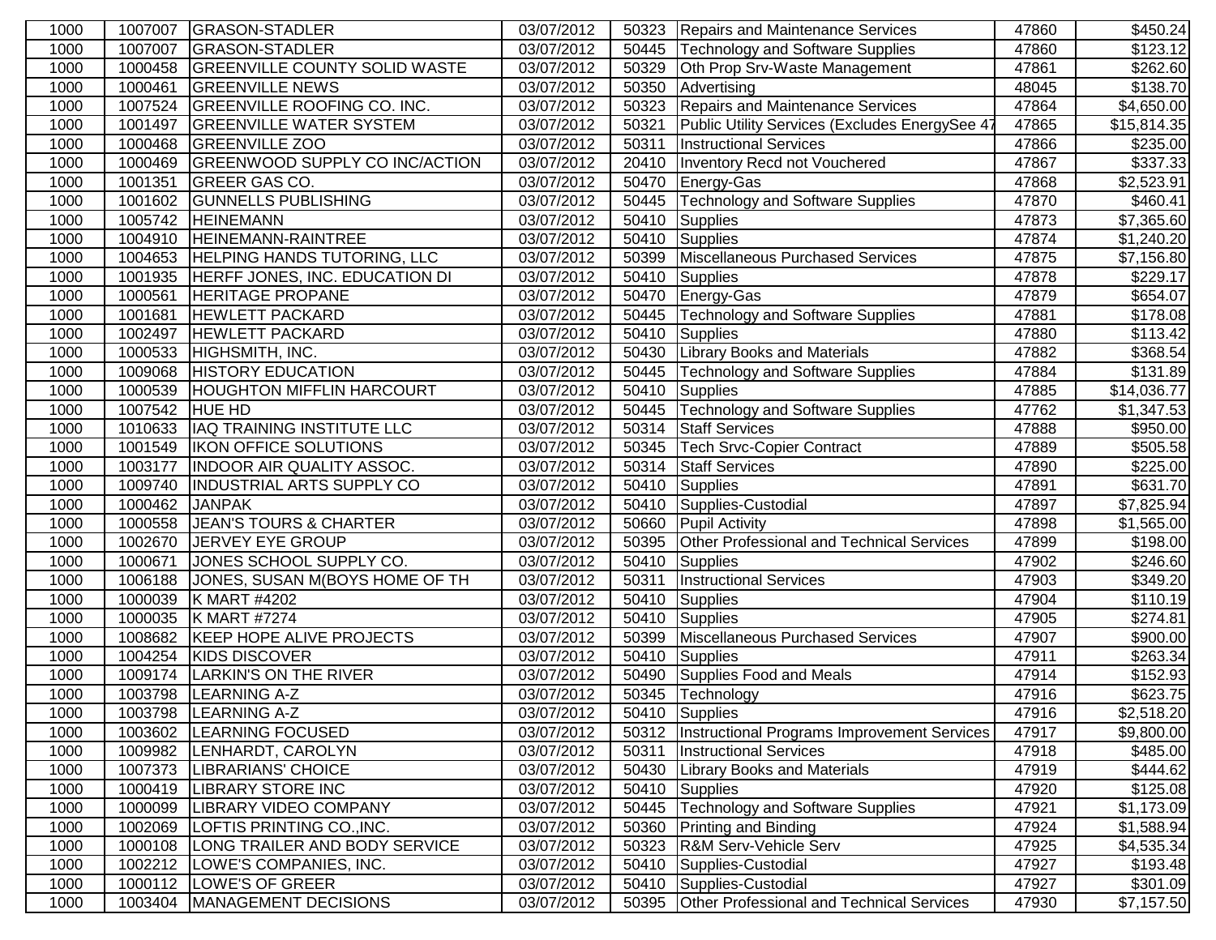| 1000 | 1007007 | GRASON-STADLER | 03/07/2012 | 50323 | Repairs and Maintenance Services | 47860 | $450.24 |
|---|---|---|---|---|---|---|---|
| 1000 | 1007007 | GRASON-STADLER | 03/07/2012 | 50445 | Technology and Software Supplies | 47860 | $123.12 |
| 1000 | 1000458 | GREENVILLE COUNTY SOLID WASTE | 03/07/2012 | 50329 | Oth Prop Srv-Waste Management | 47861 | $262.60 |
| 1000 | 1000461 | GREENVILLE NEWS | 03/07/2012 | 50350 | Advertising | 48045 | $138.70 |
| 1000 | 1007524 | GREENVILLE ROOFING CO. INC. | 03/07/2012 | 50323 | Repairs and Maintenance Services | 47864 | $4,650.00 |
| 1000 | 1001497 | GREENVILLE WATER SYSTEM | 03/07/2012 | 50321 | Public Utility Services (Excludes EnergySee 47 | 47865 | $15,814.35 |
| 1000 | 1000468 | GREENVILLE ZOO | 03/07/2012 | 50311 | Instructional Services | 47866 | $235.00 |
| 1000 | 1000469 | GREENWOOD SUPPLY CO INC/ACTION | 03/07/2012 | 20410 | Inventory Recd not Vouchered | 47867 | $337.33 |
| 1000 | 1001351 | GREER GAS CO. | 03/07/2012 | 50470 | Energy-Gas | 47868 | $2,523.91 |
| 1000 | 1001602 | GUNNELLS PUBLISHING | 03/07/2012 | 50445 | Technology and Software Supplies | 47870 | $460.41 |
| 1000 | 1005742 | HEINEMANN | 03/07/2012 | 50410 | Supplies | 47873 | $7,365.60 |
| 1000 | 1004910 | HEINEMANN-RAINTREE | 03/07/2012 | 50410 | Supplies | 47874 | $1,240.20 |
| 1000 | 1004653 | HELPING HANDS TUTORING, LLC | 03/07/2012 | 50399 | Miscellaneous Purchased Services | 47875 | $7,156.80 |
| 1000 | 1001935 | HERFF JONES, INC. EDUCATION DI | 03/07/2012 | 50410 | Supplies | 47878 | $229.17 |
| 1000 | 1000561 | HERITAGE PROPANE | 03/07/2012 | 50470 | Energy-Gas | 47879 | $654.07 |
| 1000 | 1001681 | HEWLETT PACKARD | 03/07/2012 | 50445 | Technology and Software Supplies | 47881 | $178.08 |
| 1000 | 1002497 | HEWLETT PACKARD | 03/07/2012 | 50410 | Supplies | 47880 | $113.42 |
| 1000 | 1000533 | HIGHSMITH, INC. | 03/07/2012 | 50430 | Library Books and Materials | 47882 | $368.54 |
| 1000 | 1009068 | HISTORY EDUCATION | 03/07/2012 | 50445 | Technology and Software Supplies | 47884 | $131.89 |
| 1000 | 1000539 | HOUGHTON MIFFLIN HARCOURT | 03/07/2012 | 50410 | Supplies | 47885 | $14,036.77 |
| 1000 | 1007542 | HUE HD | 03/07/2012 | 50445 | Technology and Software Supplies | 47762 | $1,347.53 |
| 1000 | 1010633 | IAQ TRAINING INSTITUTE LLC | 03/07/2012 | 50314 | Staff Services | 47888 | $950.00 |
| 1000 | 1001549 | IKON OFFICE SOLUTIONS | 03/07/2012 | 50345 | Tech Srvc-Copier Contract | 47889 | $505.58 |
| 1000 | 1003177 | INDOOR AIR QUALITY ASSOC. | 03/07/2012 | 50314 | Staff Services | 47890 | $225.00 |
| 1000 | 1009740 | INDUSTRIAL ARTS SUPPLY CO | 03/07/2012 | 50410 | Supplies | 47891 | $631.70 |
| 1000 | 1000462 | JANPAK | 03/07/2012 | 50410 | Supplies-Custodial | 47897 | $7,825.94 |
| 1000 | 1000558 | JEAN'S TOURS & CHARTER | 03/07/2012 | 50660 | Pupil Activity | 47898 | $1,565.00 |
| 1000 | 1002670 | JERVEY EYE GROUP | 03/07/2012 | 50395 | Other Professional and Technical Services | 47899 | $198.00 |
| 1000 | 1000671 | JONES SCHOOL SUPPLY CO. | 03/07/2012 | 50410 | Supplies | 47902 | $246.60 |
| 1000 | 1006188 | JONES, SUSAN M(BOYS HOME OF TH | 03/07/2012 | 50311 | Instructional Services | 47903 | $349.20 |
| 1000 | 1000039 | K MART #4202 | 03/07/2012 | 50410 | Supplies | 47904 | $110.19 |
| 1000 | 1000035 | K MART #7274 | 03/07/2012 | 50410 | Supplies | 47905 | $274.81 |
| 1000 | 1008682 | KEEP HOPE ALIVE PROJECTS | 03/07/2012 | 50399 | Miscellaneous Purchased Services | 47907 | $900.00 |
| 1000 | 1004254 | KIDS DISCOVER | 03/07/2012 | 50410 | Supplies | 47911 | $263.34 |
| 1000 | 1009174 | LARKIN'S ON THE RIVER | 03/07/2012 | 50490 | Supplies Food and Meals | 47914 | $152.93 |
| 1000 | 1003798 | LEARNING A-Z | 03/07/2012 | 50345 | Technology | 47916 | $623.75 |
| 1000 | 1003798 | LEARNING A-Z | 03/07/2012 | 50410 | Supplies | 47916 | $2,518.20 |
| 1000 | 1003602 | LEARNING FOCUSED | 03/07/2012 | 50312 | Instructional Programs Improvement Services | 47917 | $9,800.00 |
| 1000 | 1009982 | LENHARDT, CAROLYN | 03/07/2012 | 50311 | Instructional Services | 47918 | $485.00 |
| 1000 | 1007373 | LIBRARIANS' CHOICE | 03/07/2012 | 50430 | Library Books and Materials | 47919 | $444.62 |
| 1000 | 1000419 | LIBRARY STORE INC | 03/07/2012 | 50410 | Supplies | 47920 | $125.08 |
| 1000 | 1000099 | LIBRARY VIDEO COMPANY | 03/07/2012 | 50445 | Technology and Software Supplies | 47921 | $1,173.09 |
| 1000 | 1002069 | LOFTIS PRINTING CO.,INC. | 03/07/2012 | 50360 | Printing and Binding | 47924 | $1,588.94 |
| 1000 | 1000108 | LONG TRAILER AND BODY SERVICE | 03/07/2012 | 50323 | R&M Serv-Vehicle Serv | 47925 | $4,535.34 |
| 1000 | 1002212 | LOWE'S COMPANIES, INC. | 03/07/2012 | 50410 | Supplies-Custodial | 47927 | $193.48 |
| 1000 | 1000112 | LOWE'S OF GREER | 03/07/2012 | 50410 | Supplies-Custodial | 47927 | $301.09 |
| 1000 | 1003404 | MANAGEMENT DECISIONS | 03/07/2012 | 50395 | Other Professional and Technical Services | 47930 | $7,157.50 |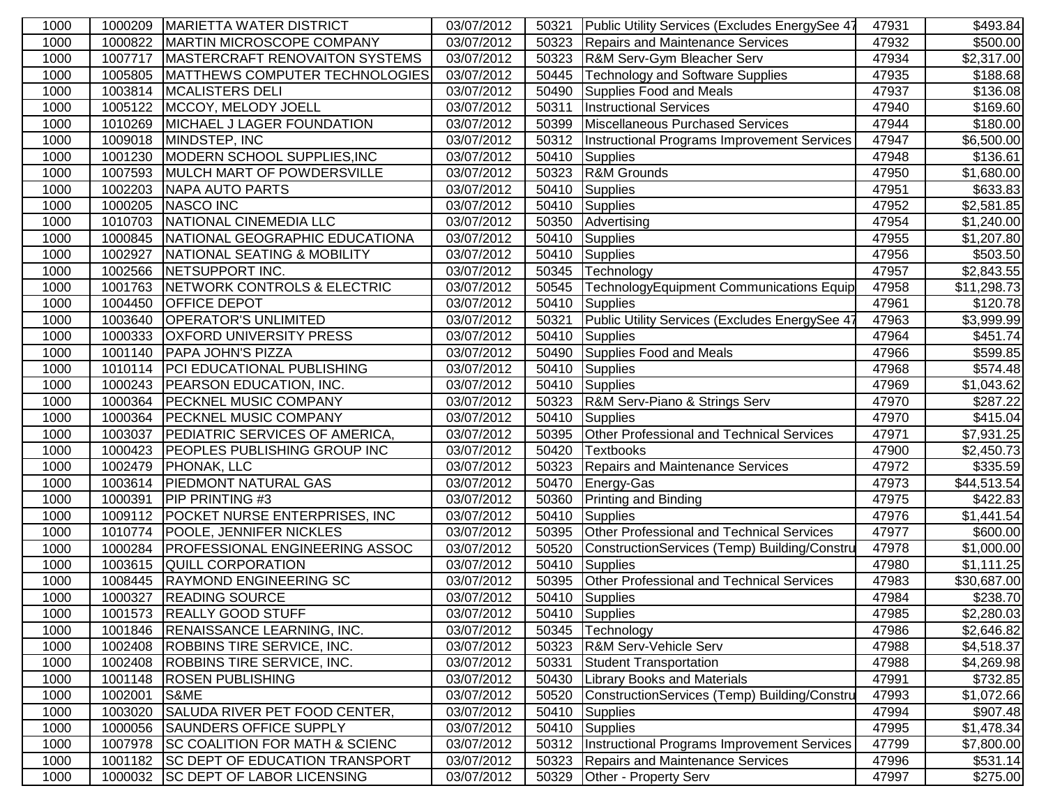| | | | | | | | |
|---|---|---|---|---|---|---|---|
| 1000 | 1000209 | MARIETTA WATER DISTRICT | 03/07/2012 | 50321 | Public Utility Services (Excludes EnergySee 47 | 47931 | $493.84 |
| 1000 | 1000822 | MARTIN MICROSCOPE COMPANY | 03/07/2012 | 50323 | Repairs and Maintenance Services | 47932 | $500.00 |
| 1000 | 1007717 | MASTERCRAFT RENOVAITON SYSTEMS | 03/07/2012 | 50323 | R&M Serv-Gym Bleacher Serv | 47934 | $2,317.00 |
| 1000 | 1005805 | MATTHEWS COMPUTER TECHNOLOGIES | 03/07/2012 | 50445 | Technology and Software Supplies | 47935 | $188.68 |
| 1000 | 1003814 | MCALISTERS DELI | 03/07/2012 | 50490 | Supplies Food and Meals | 47937 | $136.08 |
| 1000 | 1005122 | MCCOY, MELODY JOELL | 03/07/2012 | 50311 | Instructional Services | 47940 | $169.60 |
| 1000 | 1010269 | MICHAEL J LAGER FOUNDATION | 03/07/2012 | 50399 | Miscellaneous Purchased Services | 47944 | $180.00 |
| 1000 | 1009018 | MINDSTEP, INC | 03/07/2012 | 50312 | Instructional Programs Improvement Services | 47947 | $6,500.00 |
| 1000 | 1001230 | MODERN SCHOOL SUPPLIES,INC | 03/07/2012 | 50410 | Supplies | 47948 | $136.61 |
| 1000 | 1007593 | MULCH MART OF POWDERSVILLE | 03/07/2012 | 50323 | R&M Grounds | 47950 | $1,680.00 |
| 1000 | 1002203 | NAPA AUTO PARTS | 03/07/2012 | 50410 | Supplies | 47951 | $633.83 |
| 1000 | 1000205 | NASCO INC | 03/07/2012 | 50410 | Supplies | 47952 | $2,581.85 |
| 1000 | 1010703 | NATIONAL CINEMEDIA LLC | 03/07/2012 | 50350 | Advertising | 47954 | $1,240.00 |
| 1000 | 1000845 | NATIONAL GEOGRAPHIC EDUCATIONA | 03/07/2012 | 50410 | Supplies | 47955 | $1,207.80 |
| 1000 | 1002927 | NATIONAL SEATING & MOBILITY | 03/07/2012 | 50410 | Supplies | 47956 | $503.50 |
| 1000 | 1002566 | NETSUPPORT INC. | 03/07/2012 | 50345 | Technology | 47957 | $2,843.55 |
| 1000 | 1001763 | NETWORK CONTROLS & ELECTRIC | 03/07/2012 | 50545 | TechnologyEquipment Communications Equip | 47958 | $11,298.73 |
| 1000 | 1004450 | OFFICE DEPOT | 03/07/2012 | 50410 | Supplies | 47961 | $120.78 |
| 1000 | 1003640 | OPERATOR'S UNLIMITED | 03/07/2012 | 50321 | Public Utility Services (Excludes EnergySee 47 | 47963 | $3,999.99 |
| 1000 | 1000333 | OXFORD UNIVERSITY PRESS | 03/07/2012 | 50410 | Supplies | 47964 | $451.74 |
| 1000 | 1001140 | PAPA JOHN'S PIZZA | 03/07/2012 | 50490 | Supplies Food and Meals | 47966 | $599.85 |
| 1000 | 1010114 | PCI EDUCATIONAL PUBLISHING | 03/07/2012 | 50410 | Supplies | 47968 | $574.48 |
| 1000 | 1000243 | PEARSON EDUCATION, INC. | 03/07/2012 | 50410 | Supplies | 47969 | $1,043.62 |
| 1000 | 1000364 | PECKNEL MUSIC COMPANY | 03/07/2012 | 50323 | R&M Serv-Piano & Strings Serv | 47970 | $287.22 |
| 1000 | 1000364 | PECKNEL MUSIC COMPANY | 03/07/2012 | 50410 | Supplies | 47970 | $415.04 |
| 1000 | 1003037 | PEDIATRIC SERVICES OF AMERICA, | 03/07/2012 | 50395 | Other Professional and Technical Services | 47971 | $7,931.25 |
| 1000 | 1000423 | PEOPLES PUBLISHING GROUP INC | 03/07/2012 | 50420 | Textbooks | 47900 | $2,450.73 |
| 1000 | 1002479 | PHONAK, LLC | 03/07/2012 | 50323 | Repairs and Maintenance Services | 47972 | $335.59 |
| 1000 | 1003614 | PIEDMONT NATURAL GAS | 03/07/2012 | 50470 | Energy-Gas | 47973 | $44,513.54 |
| 1000 | 1000391 | PIP PRINTING #3 | 03/07/2012 | 50360 | Printing and Binding | 47975 | $422.83 |
| 1000 | 1009112 | POCKET NURSE ENTERPRISES, INC | 03/07/2012 | 50410 | Supplies | 47976 | $1,441.54 |
| 1000 | 1010774 | POOLE, JENNIFER NICKLES | 03/07/2012 | 50395 | Other Professional and Technical Services | 47977 | $600.00 |
| 1000 | 1000284 | PROFESSIONAL ENGINEERING ASSOC | 03/07/2012 | 50520 | ConstructionServices (Temp) Building/Constru | 47978 | $1,000.00 |
| 1000 | 1003615 | QUILL CORPORATION | 03/07/2012 | 50410 | Supplies | 47980 | $1,111.25 |
| 1000 | 1008445 | RAYMOND ENGINEERING SC | 03/07/2012 | 50395 | Other Professional and Technical Services | 47983 | $30,687.00 |
| 1000 | 1000327 | READING SOURCE | 03/07/2012 | 50410 | Supplies | 47984 | $238.70 |
| 1000 | 1001573 | REALLY GOOD STUFF | 03/07/2012 | 50410 | Supplies | 47985 | $2,280.03 |
| 1000 | 1001846 | RENAISSANCE LEARNING, INC. | 03/07/2012 | 50345 | Technology | 47986 | $2,646.82 |
| 1000 | 1002408 | ROBBINS TIRE SERVICE, INC. | 03/07/2012 | 50323 | R&M Serv-Vehicle Serv | 47988 | $4,518.37 |
| 1000 | 1002408 | ROBBINS TIRE SERVICE, INC. | 03/07/2012 | 50331 | Student Transportation | 47988 | $4,269.98 |
| 1000 | 1001148 | ROSEN PUBLISHING | 03/07/2012 | 50430 | Library Books and Materials | 47991 | $732.85 |
| 1000 | 1002001 | S&ME | 03/07/2012 | 50520 | ConstructionServices (Temp) Building/Constru | 47993 | $1,072.66 |
| 1000 | 1003020 | SALUDA RIVER PET FOOD CENTER, | 03/07/2012 | 50410 | Supplies | 47994 | $907.48 |
| 1000 | 1000056 | SAUNDERS OFFICE SUPPLY | 03/07/2012 | 50410 | Supplies | 47995 | $1,478.34 |
| 1000 | 1007978 | SC COALITION FOR MATH & SCIENC | 03/07/2012 | 50312 | Instructional Programs Improvement Services | 47799 | $7,800.00 |
| 1000 | 1001182 | SC DEPT OF EDUCATION TRANSPORT | 03/07/2012 | 50323 | Repairs and Maintenance Services | 47996 | $531.14 |
| 1000 | 1000032 | SC DEPT OF LABOR LICENSING | 03/07/2012 | 50329 | Other - Property Serv | 47997 | $275.00 |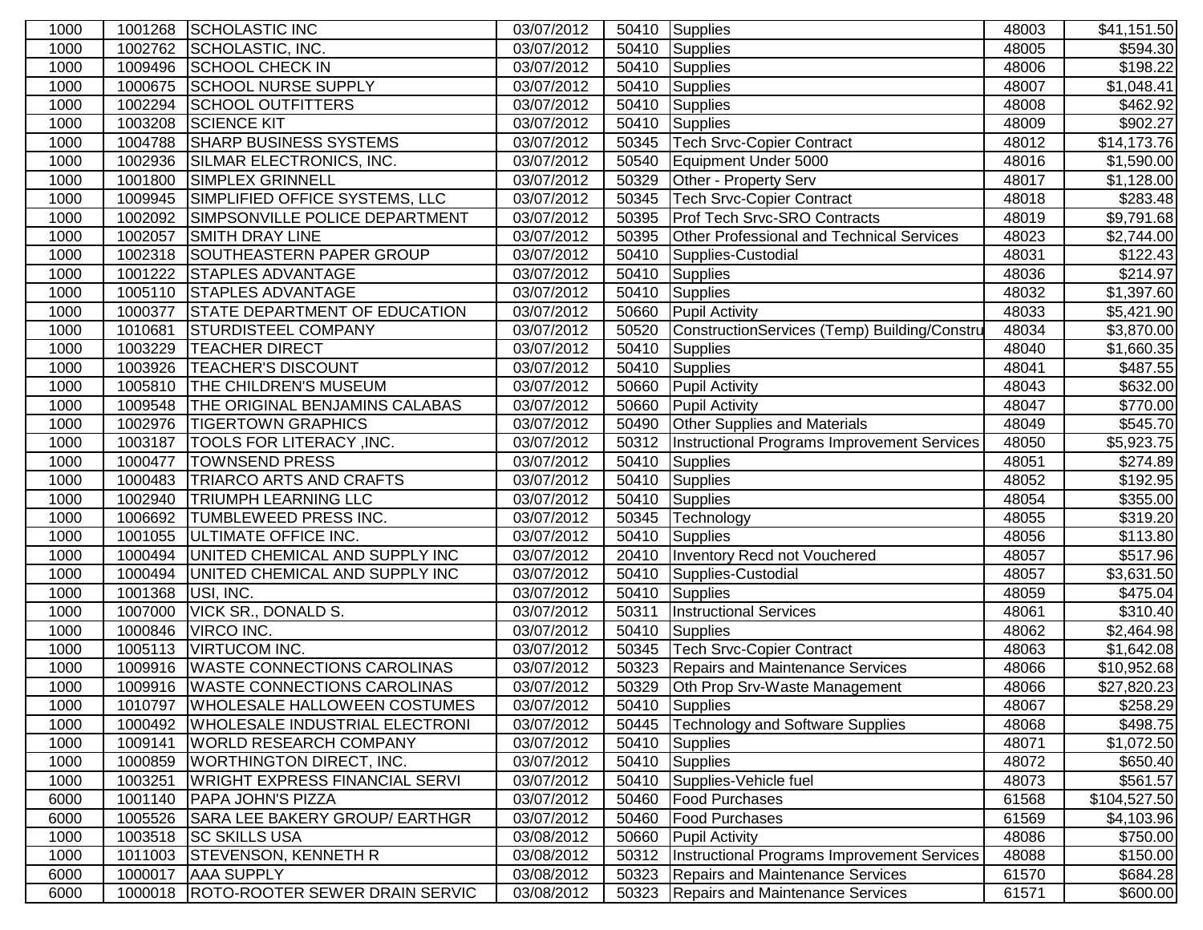| | | | | | | | |
|---|---|---|---|---|---|---|---|
| 1000 | 1001268 | SCHOLASTIC INC | 03/07/2012 | 50410 | Supplies | 48003 | $41,151.50 |
| 1000 | 1002762 | SCHOLASTIC, INC. | 03/07/2012 | 50410 | Supplies | 48005 | $594.30 |
| 1000 | 1009496 | SCHOOL CHECK IN | 03/07/2012 | 50410 | Supplies | 48006 | $198.22 |
| 1000 | 1000675 | SCHOOL NURSE SUPPLY | 03/07/2012 | 50410 | Supplies | 48007 | $1,048.41 |
| 1000 | 1002294 | SCHOOL OUTFITTERS | 03/07/2012 | 50410 | Supplies | 48008 | $462.92 |
| 1000 | 1003208 | SCIENCE KIT | 03/07/2012 | 50410 | Supplies | 48009 | $902.27 |
| 1000 | 1004788 | SHARP BUSINESS SYSTEMS | 03/07/2012 | 50345 | Tech Srvc-Copier Contract | 48012 | $14,173.76 |
| 1000 | 1002936 | SILMAR ELECTRONICS, INC. | 03/07/2012 | 50540 | Equipment Under 5000 | 48016 | $1,590.00 |
| 1000 | 1001800 | SIMPLEX GRINNELL | 03/07/2012 | 50329 | Other - Property Serv | 48017 | $1,128.00 |
| 1000 | 1009945 | SIMPLIFIED OFFICE SYSTEMS, LLC | 03/07/2012 | 50345 | Tech Srvc-Copier Contract | 48018 | $283.48 |
| 1000 | 1002092 | SIMPSONVILLE POLICE DEPARTMENT | 03/07/2012 | 50395 | Prof Tech Srvc-SRO Contracts | 48019 | $9,791.68 |
| 1000 | 1002057 | SMITH DRAY LINE | 03/07/2012 | 50395 | Other Professional and Technical Services | 48023 | $2,744.00 |
| 1000 | 1002318 | SOUTHEASTERN PAPER GROUP | 03/07/2012 | 50410 | Supplies-Custodial | 48031 | $122.43 |
| 1000 | 1001222 | STAPLES ADVANTAGE | 03/07/2012 | 50410 | Supplies | 48036 | $214.97 |
| 1000 | 1005110 | STAPLES ADVANTAGE | 03/07/2012 | 50410 | Supplies | 48032 | $1,397.60 |
| 1000 | 1000377 | STATE DEPARTMENT OF EDUCATION | 03/07/2012 | 50660 | Pupil Activity | 48033 | $5,421.90 |
| 1000 | 1010681 | STURDISTEEL COMPANY | 03/07/2012 | 50520 | ConstructionServices (Temp) Building/Constru | 48034 | $3,870.00 |
| 1000 | 1003229 | TEACHER DIRECT | 03/07/2012 | 50410 | Supplies | 48040 | $1,660.35 |
| 1000 | 1003926 | TEACHER'S DISCOUNT | 03/07/2012 | 50410 | Supplies | 48041 | $487.55 |
| 1000 | 1005810 | THE CHILDREN'S MUSEUM | 03/07/2012 | 50660 | Pupil Activity | 48043 | $632.00 |
| 1000 | 1009548 | THE ORIGINAL BENJAMINS CALABAS | 03/07/2012 | 50660 | Pupil Activity | 48047 | $770.00 |
| 1000 | 1002976 | TIGERTOWN GRAPHICS | 03/07/2012 | 50490 | Other Supplies and Materials | 48049 | $545.70 |
| 1000 | 1003187 | TOOLS FOR LITERACY ,INC. | 03/07/2012 | 50312 | Instructional Programs Improvement Services | 48050 | $5,923.75 |
| 1000 | 1000477 | TOWNSEND PRESS | 03/07/2012 | 50410 | Supplies | 48051 | $274.89 |
| 1000 | 1000483 | TRIARCO ARTS AND CRAFTS | 03/07/2012 | 50410 | Supplies | 48052 | $192.95 |
| 1000 | 1002940 | TRIUMPH LEARNING LLC | 03/07/2012 | 50410 | Supplies | 48054 | $355.00 |
| 1000 | 1006692 | TUMBLEWEED PRESS INC. | 03/07/2012 | 50345 | Technology | 48055 | $319.20 |
| 1000 | 1001055 | ULTIMATE OFFICE INC. | 03/07/2012 | 50410 | Supplies | 48056 | $113.80 |
| 1000 | 1000494 | UNITED CHEMICAL AND SUPPLY INC | 03/07/2012 | 20410 | Inventory Recd not Vouchered | 48057 | $517.96 |
| 1000 | 1000494 | UNITED CHEMICAL AND SUPPLY INC | 03/07/2012 | 50410 | Supplies-Custodial | 48057 | $3,631.50 |
| 1000 | 1001368 | USI, INC. | 03/07/2012 | 50410 | Supplies | 48059 | $475.04 |
| 1000 | 1007000 | VICK SR., DONALD S. | 03/07/2012 | 50311 | Instructional Services | 48061 | $310.40 |
| 1000 | 1000846 | VIRCO INC. | 03/07/2012 | 50410 | Supplies | 48062 | $2,464.98 |
| 1000 | 1005113 | VIRTUCOM INC. | 03/07/2012 | 50345 | Tech Srvc-Copier Contract | 48063 | $1,642.08 |
| 1000 | 1009916 | WASTE CONNECTIONS CAROLINAS | 03/07/2012 | 50323 | Repairs and Maintenance Services | 48066 | $10,952.68 |
| 1000 | 1009916 | WASTE CONNECTIONS CAROLINAS | 03/07/2012 | 50329 | Oth Prop Srv-Waste Management | 48066 | $27,820.23 |
| 1000 | 1010797 | WHOLESALE HALLOWEEN COSTUMES | 03/07/2012 | 50410 | Supplies | 48067 | $258.29 |
| 1000 | 1000492 | WHOLESALE INDUSTRIAL ELECTRONI | 03/07/2012 | 50445 | Technology and Software Supplies | 48068 | $498.75 |
| 1000 | 1009141 | WORLD RESEARCH COMPANY | 03/07/2012 | 50410 | Supplies | 48071 | $1,072.50 |
| 1000 | 1000859 | WORTHINGTON DIRECT, INC. | 03/07/2012 | 50410 | Supplies | 48072 | $650.40 |
| 1000 | 1003251 | WRIGHT EXPRESS FINANCIAL SERVI | 03/07/2012 | 50410 | Supplies-Vehicle fuel | 48073 | $561.57 |
| 6000 | 1001140 | PAPA JOHN'S PIZZA | 03/07/2012 | 50460 | Food Purchases | 61568 | $104,527.50 |
| 6000 | 1005526 | SARA LEE BAKERY GROUP/ EARTHGR | 03/07/2012 | 50460 | Food Purchases | 61569 | $4,103.96 |
| 1000 | 1003518 | SC SKILLS USA | 03/08/2012 | 50660 | Pupil Activity | 48086 | $750.00 |
| 1000 | 1011003 | STEVENSON, KENNETH R | 03/08/2012 | 50312 | Instructional Programs Improvement Services | 48088 | $150.00 |
| 6000 | 1000017 | AAA SUPPLY | 03/08/2012 | 50323 | Repairs and Maintenance Services | 61570 | $684.28 |
| 6000 | 1000018 | ROTO-ROOTER SEWER DRAIN SERVIC | 03/08/2012 | 50323 | Repairs and Maintenance Services | 61571 | $600.00 |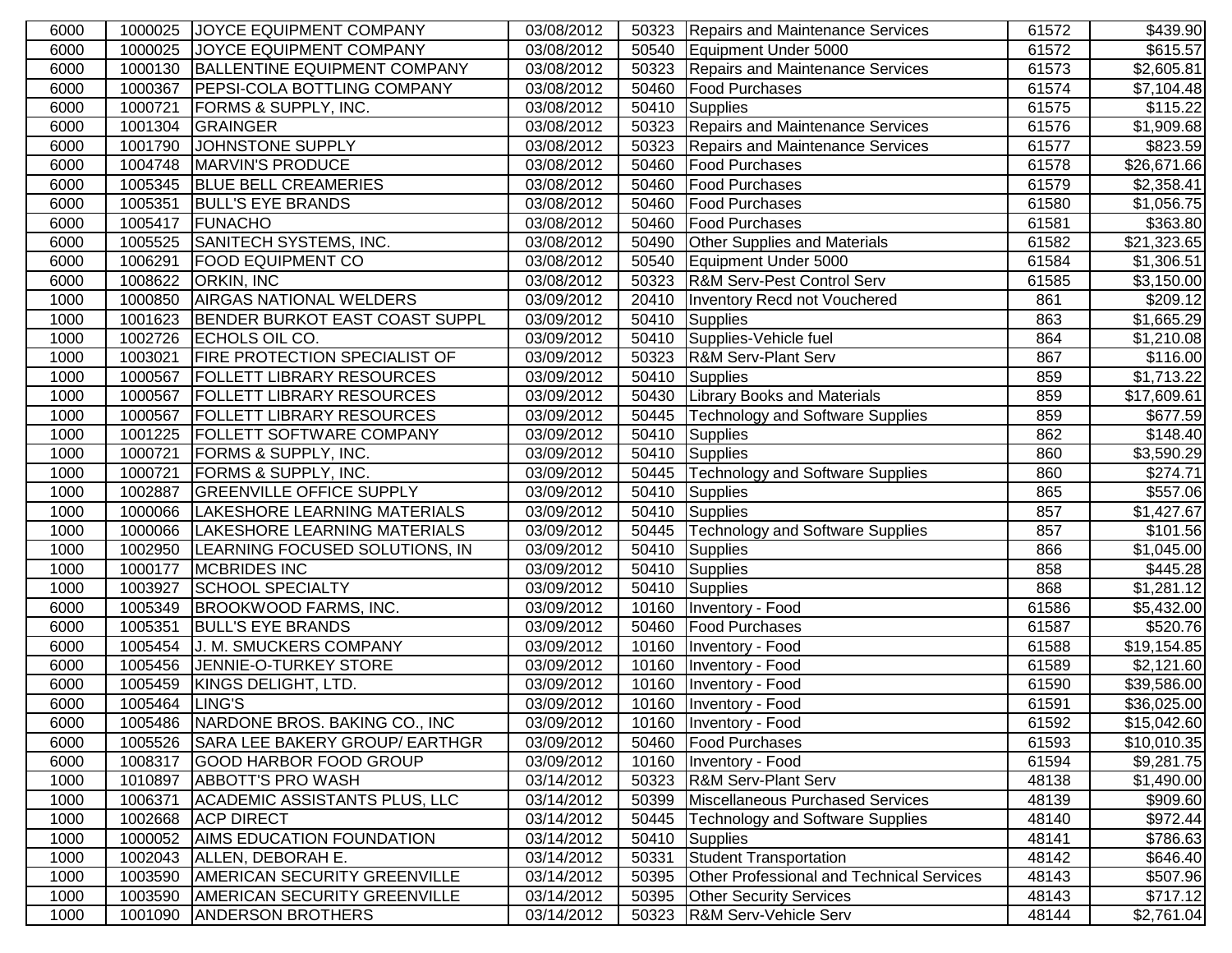| | | | | | | | |
|---|---|---|---|---|---|---|---|
| 6000 | 1000025 | JOYCE EQUIPMENT COMPANY | 03/08/2012 | 50323 | Repairs and Maintenance Services | 61572 | $439.90 |
| 6000 | 1000025 | JOYCE EQUIPMENT COMPANY | 03/08/2012 | 50540 | Equipment Under 5000 | 61572 | $615.57 |
| 6000 | 1000130 | BALLENTINE EQUIPMENT COMPANY | 03/08/2012 | 50323 | Repairs and Maintenance Services | 61573 | $2,605.81 |
| 6000 | 1000367 | PEPSI-COLA BOTTLING COMPANY | 03/08/2012 | 50460 | Food Purchases | 61574 | $7,104.48 |
| 6000 | 1000721 | FORMS & SUPPLY, INC. | 03/08/2012 | 50410 | Supplies | 61575 | $115.22 |
| 6000 | 1001304 | GRAINGER | 03/08/2012 | 50323 | Repairs and Maintenance Services | 61576 | $1,909.68 |
| 6000 | 1001790 | JOHNSTONE SUPPLY | 03/08/2012 | 50323 | Repairs and Maintenance Services | 61577 | $823.59 |
| 6000 | 1004748 | MARVIN'S PRODUCE | 03/08/2012 | 50460 | Food Purchases | 61578 | $26,671.66 |
| 6000 | 1005345 | BLUE BELL CREAMERIES | 03/08/2012 | 50460 | Food Purchases | 61579 | $2,358.41 |
| 6000 | 1005351 | BULL'S EYE BRANDS | 03/08/2012 | 50460 | Food Purchases | 61580 | $1,056.75 |
| 6000 | 1005417 | FUNACHO | 03/08/2012 | 50460 | Food Purchases | 61581 | $363.80 |
| 6000 | 1005525 | SANITECH SYSTEMS, INC. | 03/08/2012 | 50490 | Other Supplies and Materials | 61582 | $21,323.65 |
| 6000 | 1006291 | FOOD EQUIPMENT CO | 03/08/2012 | 50540 | Equipment Under 5000 | 61584 | $1,306.51 |
| 6000 | 1008622 | ORKIN, INC | 03/08/2012 | 50323 | R&M Serv-Pest Control Serv | 61585 | $3,150.00 |
| 1000 | 1000850 | AIRGAS NATIONAL WELDERS | 03/09/2012 | 20410 | Inventory Recd not Vouchered | 861 | $209.12 |
| 1000 | 1001623 | BENDER BURKOT EAST COAST SUPPL | 03/09/2012 | 50410 | Supplies | 863 | $1,665.29 |
| 1000 | 1002726 | ECHOLS OIL CO. | 03/09/2012 | 50410 | Supplies-Vehicle fuel | 864 | $1,210.08 |
| 1000 | 1003021 | FIRE PROTECTION SPECIALIST OF | 03/09/2012 | 50323 | R&M Serv-Plant Serv | 867 | $116.00 |
| 1000 | 1000567 | FOLLETT LIBRARY RESOURCES | 03/09/2012 | 50410 | Supplies | 859 | $1,713.22 |
| 1000 | 1000567 | FOLLETT LIBRARY RESOURCES | 03/09/2012 | 50430 | Library Books and Materials | 859 | $17,609.61 |
| 1000 | 1000567 | FOLLETT LIBRARY RESOURCES | 03/09/2012 | 50445 | Technology and Software Supplies | 859 | $677.59 |
| 1000 | 1001225 | FOLLETT SOFTWARE COMPANY | 03/09/2012 | 50410 | Supplies | 862 | $148.40 |
| 1000 | 1000721 | FORMS & SUPPLY, INC. | 03/09/2012 | 50410 | Supplies | 860 | $3,590.29 |
| 1000 | 1000721 | FORMS & SUPPLY, INC. | 03/09/2012 | 50445 | Technology and Software Supplies | 860 | $274.71 |
| 1000 | 1002887 | GREENVILLE OFFICE SUPPLY | 03/09/2012 | 50410 | Supplies | 865 | $557.06 |
| 1000 | 1000066 | LAKESHORE LEARNING MATERIALS | 03/09/2012 | 50410 | Supplies | 857 | $1,427.67 |
| 1000 | 1000066 | LAKESHORE LEARNING MATERIALS | 03/09/2012 | 50445 | Technology and Software Supplies | 857 | $101.56 |
| 1000 | 1002950 | LEARNING FOCUSED SOLUTIONS, IN | 03/09/2012 | 50410 | Supplies | 866 | $1,045.00 |
| 1000 | 1000177 | MCBRIDES INC | 03/09/2012 | 50410 | Supplies | 858 | $445.28 |
| 1000 | 1003927 | SCHOOL SPECIALTY | 03/09/2012 | 50410 | Supplies | 868 | $1,281.12 |
| 6000 | 1005349 | BROOKWOOD FARMS, INC. | 03/09/2012 | 10160 | Inventory - Food | 61586 | $5,432.00 |
| 6000 | 1005351 | BULL'S EYE BRANDS | 03/09/2012 | 50460 | Food Purchases | 61587 | $520.76 |
| 6000 | 1005454 | J. M. SMUCKERS COMPANY | 03/09/2012 | 10160 | Inventory - Food | 61588 | $19,154.85 |
| 6000 | 1005456 | JENNIE-O-TURKEY STORE | 03/09/2012 | 10160 | Inventory - Food | 61589 | $2,121.60 |
| 6000 | 1005459 | KINGS DELIGHT, LTD. | 03/09/2012 | 10160 | Inventory - Food | 61590 | $39,586.00 |
| 6000 | 1005464 | LING'S | 03/09/2012 | 10160 | Inventory - Food | 61591 | $36,025.00 |
| 6000 | 1005486 | NARDONE BROS. BAKING CO., INC | 03/09/2012 | 10160 | Inventory - Food | 61592 | $15,042.60 |
| 6000 | 1005526 | SARA LEE BAKERY GROUP/ EARTHGR | 03/09/2012 | 50460 | Food Purchases | 61593 | $10,010.35 |
| 6000 | 1008317 | GOOD HARBOR FOOD GROUP | 03/09/2012 | 10160 | Inventory - Food | 61594 | $9,281.75 |
| 1000 | 1010897 | ABBOTT'S PRO WASH | 03/14/2012 | 50323 | R&M Serv-Plant Serv | 48138 | $1,490.00 |
| 1000 | 1006371 | ACADEMIC ASSISTANTS PLUS, LLC | 03/14/2012 | 50399 | Miscellaneous Purchased Services | 48139 | $909.60 |
| 1000 | 1002668 | ACP DIRECT | 03/14/2012 | 50445 | Technology and Software Supplies | 48140 | $972.44 |
| 1000 | 1000052 | AIMS EDUCATION FOUNDATION | 03/14/2012 | 50410 | Supplies | 48141 | $786.63 |
| 1000 | 1002043 | ALLEN, DEBORAH E. | 03/14/2012 | 50331 | Student Transportation | 48142 | $646.40 |
| 1000 | 1003590 | AMERICAN SECURITY GREENVILLE | 03/14/2012 | 50395 | Other Professional and Technical Services | 48143 | $507.96 |
| 1000 | 1003590 | AMERICAN SECURITY GREENVILLE | 03/14/2012 | 50395 | Other Security Services | 48143 | $717.12 |
| 1000 | 1001090 | ANDERSON BROTHERS | 03/14/2012 | 50323 | R&M Serv-Vehicle Serv | 48144 | $2,761.04 |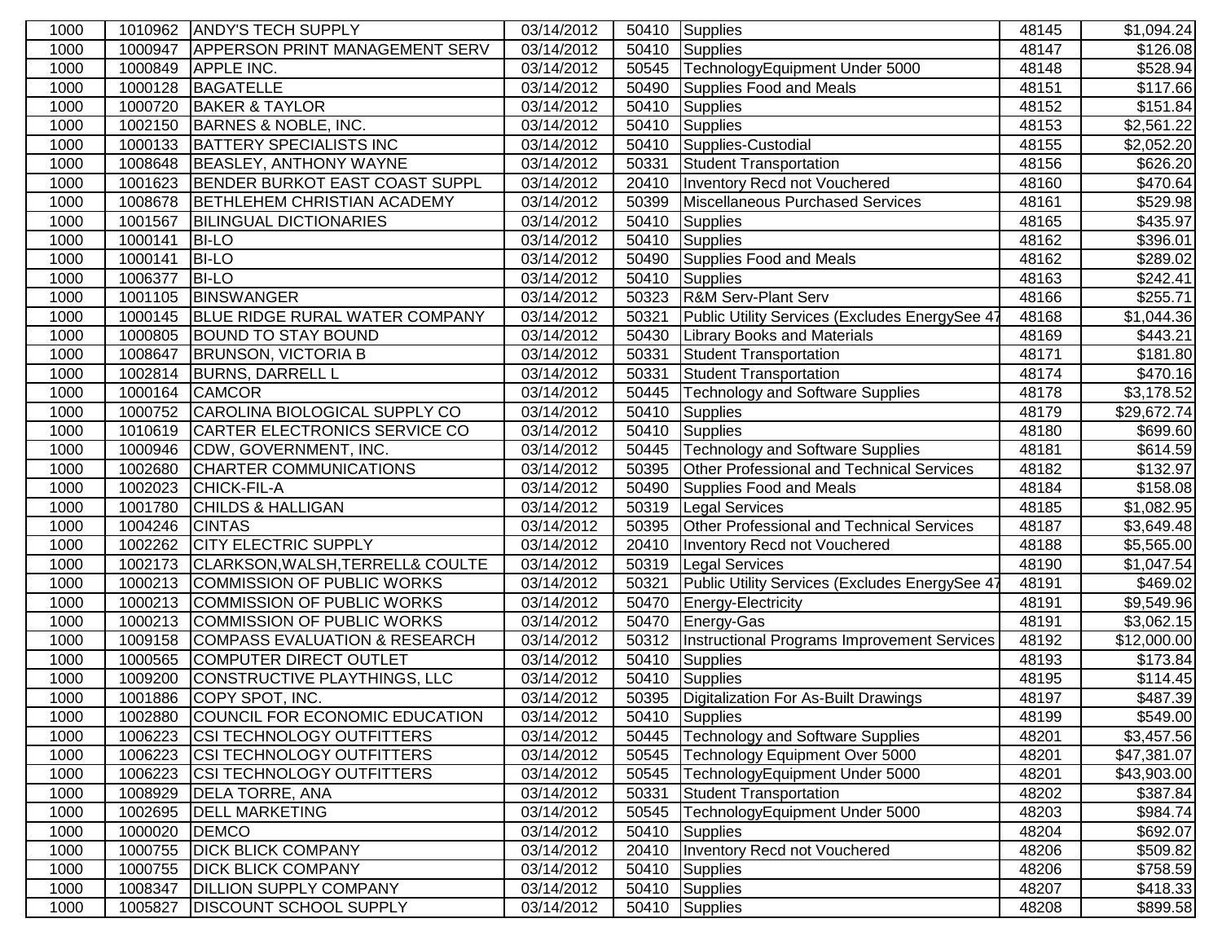| 1000 | 1010962 | ANDY'S TECH SUPPLY | 03/14/2012 | 50410 | Supplies | 48145 | $1,094.24 |
|---|---|---|---|---|---|---|---|
| 1000 | 1000947 | APPERSON PRINT MANAGEMENT SERV | 03/14/2012 | 50410 | Supplies | 48147 | $126.08 |
| 1000 | 1000849 | APPLE INC. | 03/14/2012 | 50545 | TechnologyEquipment Under 5000 | 48148 | $528.94 |
| 1000 | 1000128 | BAGATELLE | 03/14/2012 | 50490 | Supplies Food and Meals | 48151 | $117.66 |
| 1000 | 1000720 | BAKER & TAYLOR | 03/14/2012 | 50410 | Supplies | 48152 | $151.84 |
| 1000 | 1002150 | BARNES & NOBLE, INC. | 03/14/2012 | 50410 | Supplies | 48153 | $2,561.22 |
| 1000 | 1000133 | BATTERY SPECIALISTS INC | 03/14/2012 | 50410 | Supplies-Custodial | 48155 | $2,052.20 |
| 1000 | 1008648 | BEASLEY, ANTHONY WAYNE | 03/14/2012 | 50331 | Student Transportation | 48156 | $626.20 |
| 1000 | 1001623 | BENDER BURKOT EAST COAST SUPPL | 03/14/2012 | 20410 | Inventory Recd not Vouchered | 48160 | $470.64 |
| 1000 | 1008678 | BETHLEHEM CHRISTIAN ACADEMY | 03/14/2012 | 50399 | Miscellaneous Purchased Services | 48161 | $529.98 |
| 1000 | 1001567 | BILINGUAL DICTIONARIES | 03/14/2012 | 50410 | Supplies | 48165 | $435.97 |
| 1000 | 1000141 | BI-LO | 03/14/2012 | 50410 | Supplies | 48162 | $396.01 |
| 1000 | 1000141 | BI-LO | 03/14/2012 | 50490 | Supplies Food and Meals | 48162 | $289.02 |
| 1000 | 1006377 | BI-LO | 03/14/2012 | 50410 | Supplies | 48163 | $242.41 |
| 1000 | 1001105 | BINSWANGER | 03/14/2012 | 50323 | R&M Serv-Plant Serv | 48166 | $255.71 |
| 1000 | 1000145 | BLUE RIDGE RURAL WATER COMPANY | 03/14/2012 | 50321 | Public Utility Services (Excludes EnergySee 47 | 48168 | $1,044.36 |
| 1000 | 1000805 | BOUND TO STAY BOUND | 03/14/2012 | 50430 | Library Books and Materials | 48169 | $443.21 |
| 1000 | 1008647 | BRUNSON, VICTORIA B | 03/14/2012 | 50331 | Student Transportation | 48171 | $181.80 |
| 1000 | 1002814 | BURNS, DARRELL L | 03/14/2012 | 50331 | Student Transportation | 48174 | $470.16 |
| 1000 | 1000164 | CAMCOR | 03/14/2012 | 50445 | Technology and Software Supplies | 48178 | $3,178.52 |
| 1000 | 1000752 | CAROLINA BIOLOGICAL SUPPLY CO | 03/14/2012 | 50410 | Supplies | 48179 | $29,672.74 |
| 1000 | 1010619 | CARTER ELECTRONICS SERVICE CO | 03/14/2012 | 50410 | Supplies | 48180 | $699.60 |
| 1000 | 1000946 | CDW, GOVERNMENT, INC. | 03/14/2012 | 50445 | Technology and Software Supplies | 48181 | $614.59 |
| 1000 | 1002680 | CHARTER COMMUNICATIONS | 03/14/2012 | 50395 | Other Professional and Technical Services | 48182 | $132.97 |
| 1000 | 1002023 | CHICK-FIL-A | 03/14/2012 | 50490 | Supplies Food and Meals | 48184 | $158.08 |
| 1000 | 1001780 | CHILDS & HALLIGAN | 03/14/2012 | 50319 | Legal Services | 48185 | $1,082.95 |
| 1000 | 1004246 | CINTAS | 03/14/2012 | 50395 | Other Professional and Technical Services | 48187 | $3,649.48 |
| 1000 | 1002262 | CITY ELECTRIC SUPPLY | 03/14/2012 | 20410 | Inventory Recd not Vouchered | 48188 | $5,565.00 |
| 1000 | 1002173 | CLARKSON,WALSH,TERRELL& COULTE | 03/14/2012 | 50319 | Legal Services | 48190 | $1,047.54 |
| 1000 | 1000213 | COMMISSION OF PUBLIC WORKS | 03/14/2012 | 50321 | Public Utility Services (Excludes EnergySee 47 | 48191 | $469.02 |
| 1000 | 1000213 | COMMISSION OF PUBLIC WORKS | 03/14/2012 | 50470 | Energy-Electricity | 48191 | $9,549.96 |
| 1000 | 1000213 | COMMISSION OF PUBLIC WORKS | 03/14/2012 | 50470 | Energy-Gas | 48191 | $3,062.15 |
| 1000 | 1009158 | COMPASS EVALUATION & RESEARCH | 03/14/2012 | 50312 | Instructional Programs Improvement Services | 48192 | $12,000.00 |
| 1000 | 1000565 | COMPUTER DIRECT OUTLET | 03/14/2012 | 50410 | Supplies | 48193 | $173.84 |
| 1000 | 1009200 | CONSTRUCTIVE PLAYTHINGS, LLC | 03/14/2012 | 50410 | Supplies | 48195 | $114.45 |
| 1000 | 1001886 | COPY SPOT, INC. | 03/14/2012 | 50395 | Digitalization For As-Built Drawings | 48197 | $487.39 |
| 1000 | 1002880 | COUNCIL FOR ECONOMIC EDUCATION | 03/14/2012 | 50410 | Supplies | 48199 | $549.00 |
| 1000 | 1006223 | CSI TECHNOLOGY OUTFITTERS | 03/14/2012 | 50445 | Technology and Software Supplies | 48201 | $3,457.56 |
| 1000 | 1006223 | CSI TECHNOLOGY OUTFITTERS | 03/14/2012 | 50545 | Technology Equipment Over 5000 | 48201 | $47,381.07 |
| 1000 | 1006223 | CSI TECHNOLOGY OUTFITTERS | 03/14/2012 | 50545 | TechnologyEquipment Under 5000 | 48201 | $43,903.00 |
| 1000 | 1008929 | DELA TORRE, ANA | 03/14/2012 | 50331 | Student Transportation | 48202 | $387.84 |
| 1000 | 1002695 | DELL MARKETING | 03/14/2012 | 50545 | TechnologyEquipment Under 5000 | 48203 | $984.74 |
| 1000 | 1000020 | DEMCO | 03/14/2012 | 50410 | Supplies | 48204 | $692.07 |
| 1000 | 1000755 | DICK BLICK COMPANY | 03/14/2012 | 20410 | Inventory Recd not Vouchered | 48206 | $509.82 |
| 1000 | 1000755 | DICK BLICK COMPANY | 03/14/2012 | 50410 | Supplies | 48206 | $758.59 |
| 1000 | 1008347 | DILLION SUPPLY COMPANY | 03/14/2012 | 50410 | Supplies | 48207 | $418.33 |
| 1000 | 1005827 | DISCOUNT SCHOOL SUPPLY | 03/14/2012 | 50410 | Supplies | 48208 | $899.58 |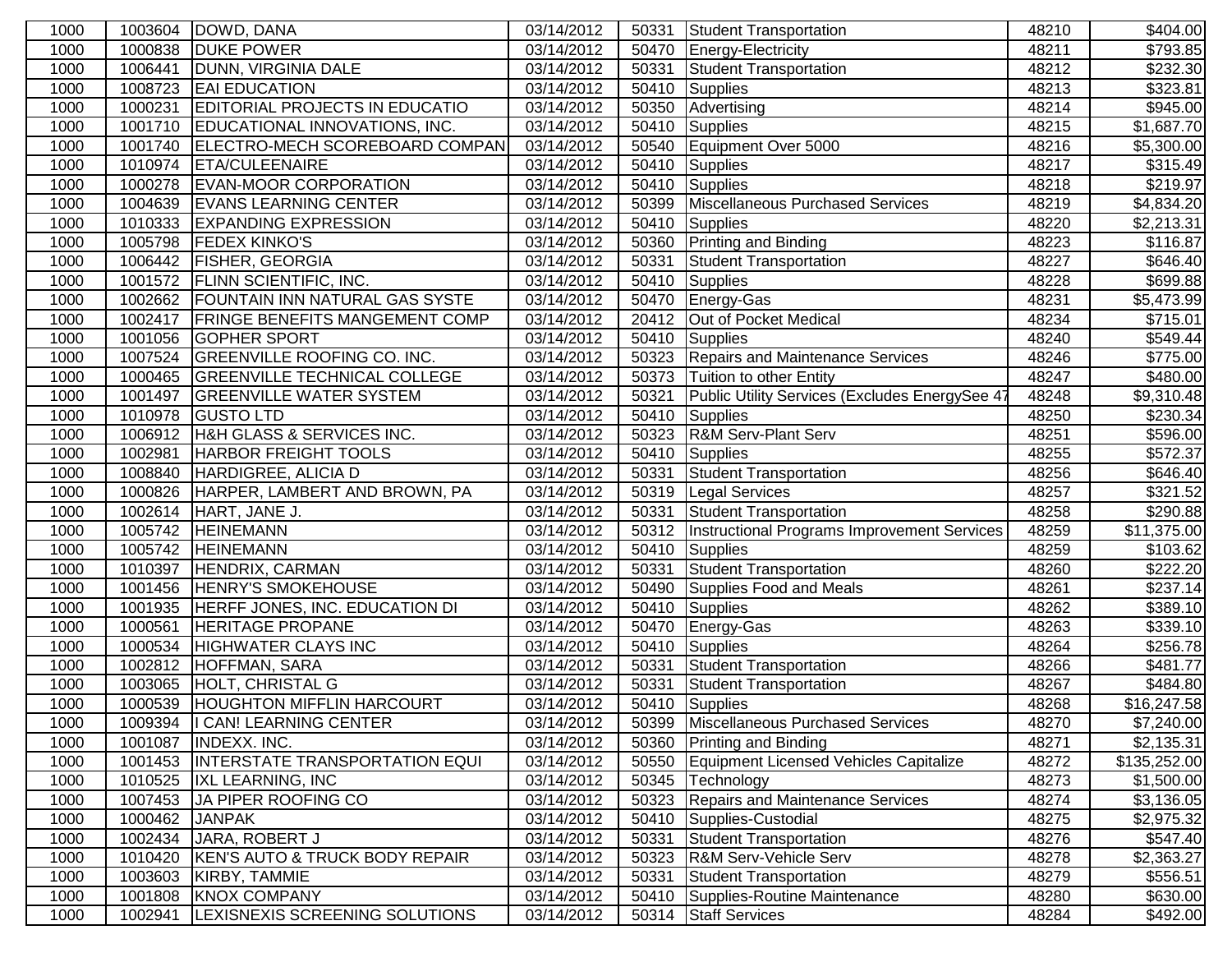| | | | | | | | |
|---|---|---|---|---|---|---|---|
| 1000 | 1003604 | DOWD, DANA | 03/14/2012 | 50331 | Student Transportation | 48210 | $404.00 |
| 1000 | 1000838 | DUKE POWER | 03/14/2012 | 50470 | Energy-Electricity | 48211 | $793.85 |
| 1000 | 1006441 | DUNN, VIRGINIA DALE | 03/14/2012 | 50331 | Student Transportation | 48212 | $232.30 |
| 1000 | 1008723 | EAI EDUCATION | 03/14/2012 | 50410 | Supplies | 48213 | $323.81 |
| 1000 | 1000231 | EDITORIAL PROJECTS IN EDUCATIO | 03/14/2012 | 50350 | Advertising | 48214 | $945.00 |
| 1000 | 1001710 | EDUCATIONAL INNOVATIONS, INC. | 03/14/2012 | 50410 | Supplies | 48215 | $1,687.70 |
| 1000 | 1001740 | ELECTRO-MECH SCOREBOARD COMPAN | 03/14/2012 | 50540 | Equipment Over 5000 | 48216 | $5,300.00 |
| 1000 | 1010974 | ETA/CULEENAIRE | 03/14/2012 | 50410 | Supplies | 48217 | $315.49 |
| 1000 | 1000278 | EVAN-MOOR CORPORATION | 03/14/2012 | 50410 | Supplies | 48218 | $219.97 |
| 1000 | 1004639 | EVANS LEARNING CENTER | 03/14/2012 | 50399 | Miscellaneous Purchased Services | 48219 | $4,834.20 |
| 1000 | 1010333 | EXPANDING EXPRESSION | 03/14/2012 | 50410 | Supplies | 48220 | $2,213.31 |
| 1000 | 1005798 | FEDEX KINKO'S | 03/14/2012 | 50360 | Printing and Binding | 48223 | $116.87 |
| 1000 | 1006442 | FISHER, GEORGIA | 03/14/2012 | 50331 | Student Transportation | 48227 | $646.40 |
| 1000 | 1001572 | FLINN SCIENTIFIC, INC. | 03/14/2012 | 50410 | Supplies | 48228 | $699.88 |
| 1000 | 1002662 | FOUNTAIN INN NATURAL GAS SYSTE | 03/14/2012 | 50470 | Energy-Gas | 48231 | $5,473.99 |
| 1000 | 1002417 | FRINGE BENEFITS MANGEMENT COMP | 03/14/2012 | 20412 | Out of Pocket Medical | 48234 | $715.01 |
| 1000 | 1001056 | GOPHER SPORT | 03/14/2012 | 50410 | Supplies | 48240 | $549.44 |
| 1000 | 1007524 | GREENVILLE ROOFING CO. INC. | 03/14/2012 | 50323 | Repairs and Maintenance Services | 48246 | $775.00 |
| 1000 | 1000465 | GREENVILLE TECHNICAL COLLEGE | 03/14/2012 | 50373 | Tuition to other Entity | 48247 | $480.00 |
| 1000 | 1001497 | GREENVILLE WATER SYSTEM | 03/14/2012 | 50321 | Public Utility Services (Excludes EnergySee 47 | 48248 | $9,310.48 |
| 1000 | 1010978 | GUSTO LTD | 03/14/2012 | 50410 | Supplies | 48250 | $230.34 |
| 1000 | 1006912 | H&H GLASS & SERVICES INC. | 03/14/2012 | 50323 | R&M Serv-Plant Serv | 48251 | $596.00 |
| 1000 | 1002981 | HARBOR FREIGHT TOOLS | 03/14/2012 | 50410 | Supplies | 48255 | $572.37 |
| 1000 | 1008840 | HARDIGREE, ALICIA D | 03/14/2012 | 50331 | Student Transportation | 48256 | $646.40 |
| 1000 | 1000826 | HARPER, LAMBERT AND BROWN, PA | 03/14/2012 | 50319 | Legal Services | 48257 | $321.52 |
| 1000 | 1002614 | HART, JANE J. | 03/14/2012 | 50331 | Student Transportation | 48258 | $290.88 |
| 1000 | 1005742 | HEINEMANN | 03/14/2012 | 50312 | Instructional Programs Improvement Services | 48259 | $11,375.00 |
| 1000 | 1005742 | HEINEMANN | 03/14/2012 | 50410 | Supplies | 48259 | $103.62 |
| 1000 | 1010397 | HENDRIX, CARMAN | 03/14/2012 | 50331 | Student Transportation | 48260 | $222.20 |
| 1000 | 1001456 | HENRY'S SMOKEHOUSE | 03/14/2012 | 50490 | Supplies Food and Meals | 48261 | $237.14 |
| 1000 | 1001935 | HERFF JONES, INC. EDUCATION DI | 03/14/2012 | 50410 | Supplies | 48262 | $389.10 |
| 1000 | 1000561 | HERITAGE PROPANE | 03/14/2012 | 50470 | Energy-Gas | 48263 | $339.10 |
| 1000 | 1000534 | HIGHWATER CLAYS INC | 03/14/2012 | 50410 | Supplies | 48264 | $256.78 |
| 1000 | 1002812 | HOFFMAN, SARA | 03/14/2012 | 50331 | Student Transportation | 48266 | $481.77 |
| 1000 | 1003065 | HOLT, CHRISTAL G | 03/14/2012 | 50331 | Student Transportation | 48267 | $484.80 |
| 1000 | 1000539 | HOUGHTON MIFFLIN HARCOURT | 03/14/2012 | 50410 | Supplies | 48268 | $16,247.58 |
| 1000 | 1009394 | I CAN! LEARNING CENTER | 03/14/2012 | 50399 | Miscellaneous Purchased Services | 48270 | $7,240.00 |
| 1000 | 1001087 | INDEXX. INC. | 03/14/2012 | 50360 | Printing and Binding | 48271 | $2,135.31 |
| 1000 | 1001453 | INTERSTATE TRANSPORTATION EQUI | 03/14/2012 | 50550 | Equipment Licensed Vehicles Capitalize | 48272 | $135,252.00 |
| 1000 | 1010525 | IXL LEARNING, INC | 03/14/2012 | 50345 | Technology | 48273 | $1,500.00 |
| 1000 | 1007453 | JA PIPER ROOFING CO | 03/14/2012 | 50323 | Repairs and Maintenance Services | 48274 | $3,136.05 |
| 1000 | 1000462 | JANPAK | 03/14/2012 | 50410 | Supplies-Custodial | 48275 | $2,975.32 |
| 1000 | 1002434 | JARA, ROBERT J | 03/14/2012 | 50331 | Student Transportation | 48276 | $547.40 |
| 1000 | 1010420 | KEN'S AUTO & TRUCK BODY REPAIR | 03/14/2012 | 50323 | R&M Serv-Vehicle Serv | 48278 | $2,363.27 |
| 1000 | 1003603 | KIRBY, TAMMIE | 03/14/2012 | 50331 | Student Transportation | 48279 | $556.51 |
| 1000 | 1001808 | KNOX COMPANY | 03/14/2012 | 50410 | Supplies-Routine Maintenance | 48280 | $630.00 |
| 1000 | 1002941 | LEXISNEXIS SCREENING SOLUTIONS | 03/14/2012 | 50314 | Staff Services | 48284 | $492.00 |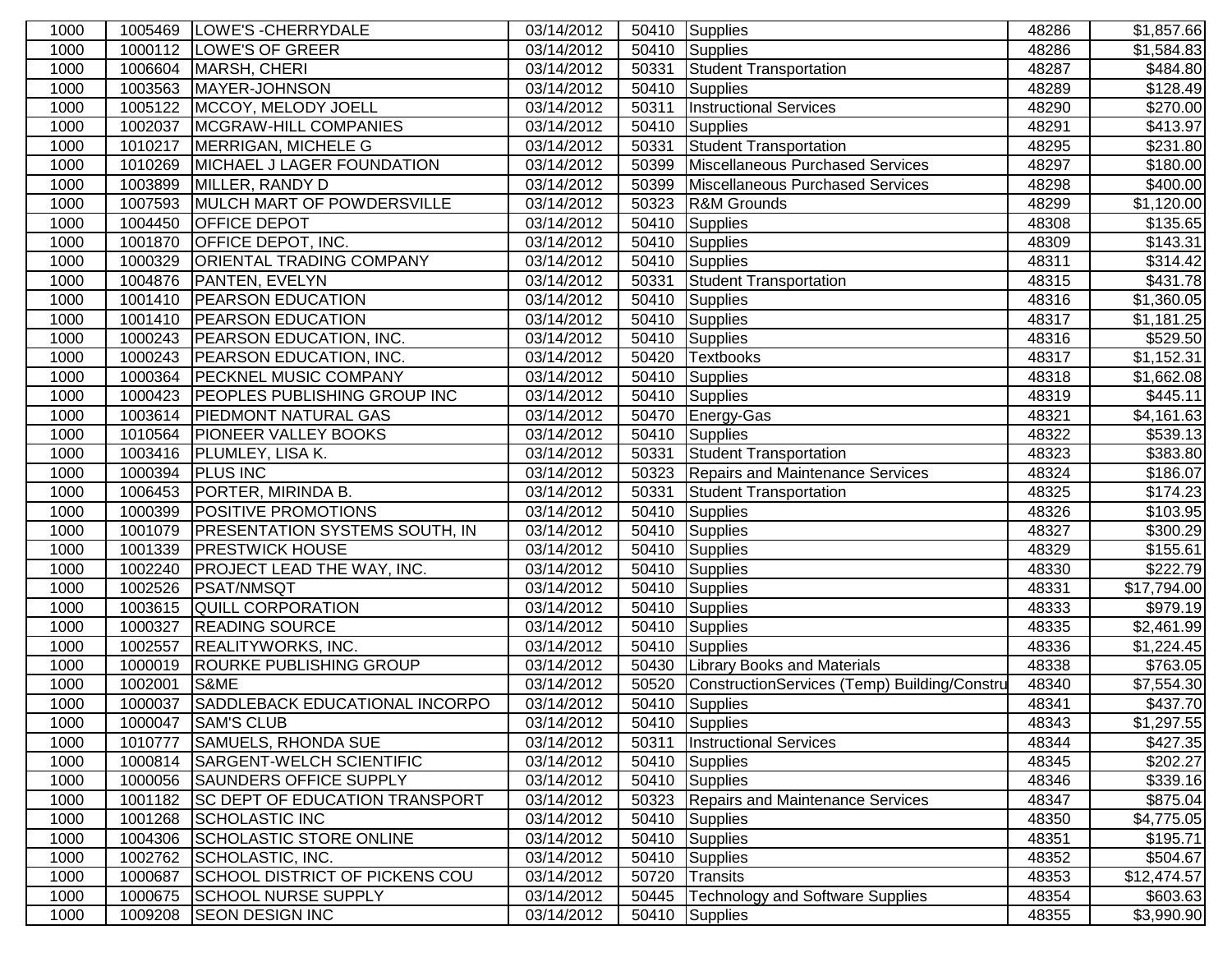| | | | | | | | |
|---|---|---|---|---|---|---|---|
| 1000 | 1005469 | LOWE'S -CHERRYDALE | 03/14/2012 | 50410 | Supplies | 48286 | $1,857.66 |
| 1000 | 1000112 | LOWE'S OF GREER | 03/14/2012 | 50410 | Supplies | 48286 | $1,584.83 |
| 1000 | 1006604 | MARSH, CHERI | 03/14/2012 | 50331 | Student Transportation | 48287 | $484.80 |
| 1000 | 1003563 | MAYER-JOHNSON | 03/14/2012 | 50410 | Supplies | 48289 | $128.49 |
| 1000 | 1005122 | MCCOY, MELODY JOELL | 03/14/2012 | 50311 | Instructional Services | 48290 | $270.00 |
| 1000 | 1002037 | MCGRAW-HILL COMPANIES | 03/14/2012 | 50410 | Supplies | 48291 | $413.97 |
| 1000 | 1010217 | MERRIGAN, MICHELE G | 03/14/2012 | 50331 | Student Transportation | 48295 | $231.80 |
| 1000 | 1010269 | MICHAEL J LAGER FOUNDATION | 03/14/2012 | 50399 | Miscellaneous Purchased Services | 48297 | $180.00 |
| 1000 | 1003899 | MILLER, RANDY D | 03/14/2012 | 50399 | Miscellaneous Purchased Services | 48298 | $400.00 |
| 1000 | 1007593 | MULCH MART OF POWDERSVILLE | 03/14/2012 | 50323 | R&M Grounds | 48299 | $1,120.00 |
| 1000 | 1004450 | OFFICE DEPOT | 03/14/2012 | 50410 | Supplies | 48308 | $135.65 |
| 1000 | 1001870 | OFFICE DEPOT, INC. | 03/14/2012 | 50410 | Supplies | 48309 | $143.31 |
| 1000 | 1000329 | ORIENTAL TRADING COMPANY | 03/14/2012 | 50410 | Supplies | 48311 | $314.42 |
| 1000 | 1004876 | PANTEN, EVELYN | 03/14/2012 | 50331 | Student Transportation | 48315 | $431.78 |
| 1000 | 1001410 | PEARSON EDUCATION | 03/14/2012 | 50410 | Supplies | 48316 | $1,360.05 |
| 1000 | 1001410 | PEARSON EDUCATION | 03/14/2012 | 50410 | Supplies | 48317 | $1,181.25 |
| 1000 | 1000243 | PEARSON EDUCATION, INC. | 03/14/2012 | 50410 | Supplies | 48316 | $529.50 |
| 1000 | 1000243 | PEARSON EDUCATION, INC. | 03/14/2012 | 50420 | Textbooks | 48317 | $1,152.31 |
| 1000 | 1000364 | PECKNEL MUSIC COMPANY | 03/14/2012 | 50410 | Supplies | 48318 | $1,662.08 |
| 1000 | 1000423 | PEOPLES PUBLISHING GROUP INC | 03/14/2012 | 50410 | Supplies | 48319 | $445.11 |
| 1000 | 1003614 | PIEDMONT NATURAL GAS | 03/14/2012 | 50470 | Energy-Gas | 48321 | $4,161.63 |
| 1000 | 1010564 | PIONEER VALLEY BOOKS | 03/14/2012 | 50410 | Supplies | 48322 | $539.13 |
| 1000 | 1003416 | PLUMLEY, LISA K. | 03/14/2012 | 50331 | Student Transportation | 48323 | $383.80 |
| 1000 | 1000394 | PLUS INC | 03/14/2012 | 50323 | Repairs and Maintenance Services | 48324 | $186.07 |
| 1000 | 1006453 | PORTER, MIRINDA B. | 03/14/2012 | 50331 | Student Transportation | 48325 | $174.23 |
| 1000 | 1000399 | POSITIVE PROMOTIONS | 03/14/2012 | 50410 | Supplies | 48326 | $103.95 |
| 1000 | 1001079 | PRESENTATION SYSTEMS SOUTH, IN | 03/14/2012 | 50410 | Supplies | 48327 | $300.29 |
| 1000 | 1001339 | PRESTWICK HOUSE | 03/14/2012 | 50410 | Supplies | 48329 | $155.61 |
| 1000 | 1002240 | PROJECT LEAD THE WAY, INC. | 03/14/2012 | 50410 | Supplies | 48330 | $222.79 |
| 1000 | 1002526 | PSAT/NMSQT | 03/14/2012 | 50410 | Supplies | 48331 | $17,794.00 |
| 1000 | 1003615 | QUILL CORPORATION | 03/14/2012 | 50410 | Supplies | 48333 | $979.19 |
| 1000 | 1000327 | READING SOURCE | 03/14/2012 | 50410 | Supplies | 48335 | $2,461.99 |
| 1000 | 1002557 | REALITYWORKS, INC. | 03/14/2012 | 50410 | Supplies | 48336 | $1,224.45 |
| 1000 | 1000019 | ROURKE PUBLISHING GROUP | 03/14/2012 | 50430 | Library Books and Materials | 48338 | $763.05 |
| 1000 | 1002001 | S&ME | 03/14/2012 | 50520 | ConstructionServices (Temp) Building/Constru | 48340 | $7,554.30 |
| 1000 | 1000037 | SADDLEBACK EDUCATIONAL INCORPO | 03/14/2012 | 50410 | Supplies | 48341 | $437.70 |
| 1000 | 1000047 | SAM'S CLUB | 03/14/2012 | 50410 | Supplies | 48343 | $1,297.55 |
| 1000 | 1010777 | SAMUELS, RHONDA SUE | 03/14/2012 | 50311 | Instructional Services | 48344 | $427.35 |
| 1000 | 1000814 | SARGENT-WELCH SCIENTIFIC | 03/14/2012 | 50410 | Supplies | 48345 | $202.27 |
| 1000 | 1000056 | SAUNDERS OFFICE SUPPLY | 03/14/2012 | 50410 | Supplies | 48346 | $339.16 |
| 1000 | 1001182 | SC DEPT OF EDUCATION TRANSPORT | 03/14/2012 | 50323 | Repairs and Maintenance Services | 48347 | $875.04 |
| 1000 | 1001268 | SCHOLASTIC INC | 03/14/2012 | 50410 | Supplies | 48350 | $4,775.05 |
| 1000 | 1004306 | SCHOLASTIC STORE ONLINE | 03/14/2012 | 50410 | Supplies | 48351 | $195.71 |
| 1000 | 1002762 | SCHOLASTIC, INC. | 03/14/2012 | 50410 | Supplies | 48352 | $504.67 |
| 1000 | 1000687 | SCHOOL DISTRICT OF PICKENS COU | 03/14/2012 | 50720 | Transits | 48353 | $12,474.57 |
| 1000 | 1000675 | SCHOOL NURSE SUPPLY | 03/14/2012 | 50445 | Technology and Software Supplies | 48354 | $603.63 |
| 1000 | 1009208 | SEON DESIGN INC | 03/14/2012 | 50410 | Supplies | 48355 | $3,990.90 |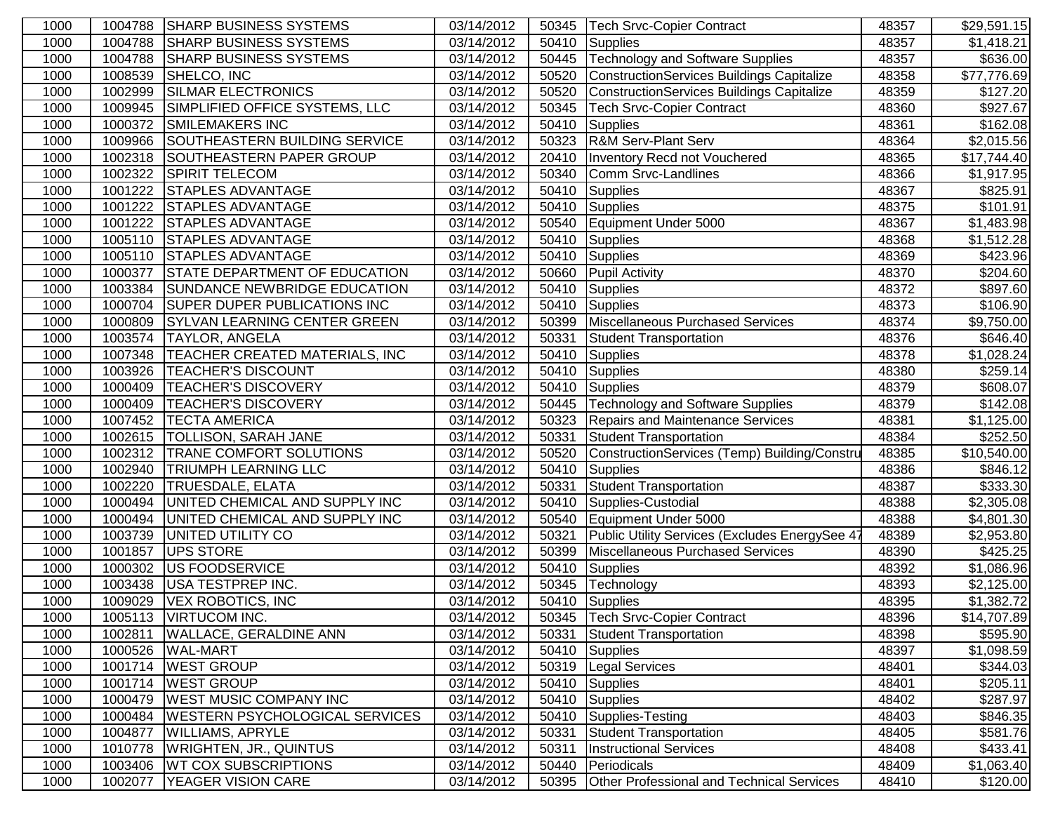| | | | | | | | |
|---|---|---|---|---|---|---|---|
| 1000 | 1004788 | SHARP BUSINESS SYSTEMS | 03/14/2012 | 50345 | Tech Srvc-Copier Contract | 48357 | $29,591.15 |
| 1000 | 1004788 | SHARP BUSINESS SYSTEMS | 03/14/2012 | 50410 | Supplies | 48357 | $1,418.21 |
| 1000 | 1004788 | SHARP BUSINESS SYSTEMS | 03/14/2012 | 50445 | Technology and Software Supplies | 48357 | $636.00 |
| 1000 | 1008539 | SHELCO, INC | 03/14/2012 | 50520 | ConstructionServices Buildings Capitalize | 48358 | $77,776.69 |
| 1000 | 1002999 | SILMAR ELECTRONICS | 03/14/2012 | 50520 | ConstructionServices Buildings Capitalize | 48359 | $127.20 |
| 1000 | 1009945 | SIMPLIFIED OFFICE SYSTEMS, LLC | 03/14/2012 | 50345 | Tech Srvc-Copier Contract | 48360 | $927.67 |
| 1000 | 1000372 | SMILEMAKERS INC | 03/14/2012 | 50410 | Supplies | 48361 | $162.08 |
| 1000 | 1009966 | SOUTHEASTERN BUILDING SERVICE | 03/14/2012 | 50323 | R&M Serv-Plant Serv | 48364 | $2,015.56 |
| 1000 | 1002318 | SOUTHEASTERN PAPER GROUP | 03/14/2012 | 20410 | Inventory Recd not Vouchered | 48365 | $17,744.40 |
| 1000 | 1002322 | SPIRIT TELECOM | 03/14/2012 | 50340 | Comm Srvc-Landlines | 48366 | $1,917.95 |
| 1000 | 1001222 | STAPLES ADVANTAGE | 03/14/2012 | 50410 | Supplies | 48367 | $825.91 |
| 1000 | 1001222 | STAPLES ADVANTAGE | 03/14/2012 | 50410 | Supplies | 48375 | $101.91 |
| 1000 | 1001222 | STAPLES ADVANTAGE | 03/14/2012 | 50540 | Equipment Under 5000 | 48367 | $1,483.98 |
| 1000 | 1005110 | STAPLES ADVANTAGE | 03/14/2012 | 50410 | Supplies | 48368 | $1,512.28 |
| 1000 | 1005110 | STAPLES ADVANTAGE | 03/14/2012 | 50410 | Supplies | 48369 | $423.96 |
| 1000 | 1000377 | STATE DEPARTMENT OF EDUCATION | 03/14/2012 | 50660 | Pupil Activity | 48370 | $204.60 |
| 1000 | 1003384 | SUNDANCE NEWBRIDGE EDUCATION | 03/14/2012 | 50410 | Supplies | 48372 | $897.60 |
| 1000 | 1000704 | SUPER DUPER PUBLICATIONS INC | 03/14/2012 | 50410 | Supplies | 48373 | $106.90 |
| 1000 | 1000809 | SYLVAN LEARNING CENTER GREEN | 03/14/2012 | 50399 | Miscellaneous Purchased Services | 48374 | $9,750.00 |
| 1000 | 1003574 | TAYLOR, ANGELA | 03/14/2012 | 50331 | Student Transportation | 48376 | $646.40 |
| 1000 | 1007348 | TEACHER CREATED MATERIALS, INC | 03/14/2012 | 50410 | Supplies | 48378 | $1,028.24 |
| 1000 | 1003926 | TEACHER'S DISCOUNT | 03/14/2012 | 50410 | Supplies | 48380 | $259.14 |
| 1000 | 1000409 | TEACHER'S DISCOVERY | 03/14/2012 | 50410 | Supplies | 48379 | $608.07 |
| 1000 | 1000409 | TEACHER'S DISCOVERY | 03/14/2012 | 50445 | Technology and Software Supplies | 48379 | $142.08 |
| 1000 | 1007452 | TECTA AMERICA | 03/14/2012 | 50323 | Repairs and Maintenance Services | 48381 | $1,125.00 |
| 1000 | 1002615 | TOLLISON, SARAH JANE | 03/14/2012 | 50331 | Student Transportation | 48384 | $252.50 |
| 1000 | 1002312 | TRANE COMFORT SOLUTIONS | 03/14/2012 | 50520 | ConstructionServices (Temp) Building/Constru | 48385 | $10,540.00 |
| 1000 | 1002940 | TRIUMPH LEARNING LLC | 03/14/2012 | 50410 | Supplies | 48386 | $846.12 |
| 1000 | 1002220 | TRUESDALE, ELATA | 03/14/2012 | 50331 | Student Transportation | 48387 | $333.30 |
| 1000 | 1000494 | UNITED CHEMICAL AND SUPPLY INC | 03/14/2012 | 50410 | Supplies-Custodial | 48388 | $2,305.08 |
| 1000 | 1000494 | UNITED CHEMICAL AND SUPPLY INC | 03/14/2012 | 50540 | Equipment Under 5000 | 48388 | $4,801.30 |
| 1000 | 1003739 | UNITED UTILITY CO | 03/14/2012 | 50321 | Public Utility Services (Excludes EnergySee 47 | 48389 | $2,953.80 |
| 1000 | 1001857 | UPS STORE | 03/14/2012 | 50399 | Miscellaneous Purchased Services | 48390 | $425.25 |
| 1000 | 1000302 | US FOODSERVICE | 03/14/2012 | 50410 | Supplies | 48392 | $1,086.96 |
| 1000 | 1003438 | USA TESTPREP INC. | 03/14/2012 | 50345 | Technology | 48393 | $2,125.00 |
| 1000 | 1009029 | VEX ROBOTICS, INC | 03/14/2012 | 50410 | Supplies | 48395 | $1,382.72 |
| 1000 | 1005113 | VIRTUCOM INC. | 03/14/2012 | 50345 | Tech Srvc-Copier Contract | 48396 | $14,707.89 |
| 1000 | 1002811 | WALLACE, GERALDINE ANN | 03/14/2012 | 50331 | Student Transportation | 48398 | $595.90 |
| 1000 | 1000526 | WAL-MART | 03/14/2012 | 50410 | Supplies | 48397 | $1,098.59 |
| 1000 | 1001714 | WEST GROUP | 03/14/2012 | 50319 | Legal Services | 48401 | $344.03 |
| 1000 | 1001714 | WEST GROUP | 03/14/2012 | 50410 | Supplies | 48401 | $205.11 |
| 1000 | 1000479 | WEST MUSIC COMPANY INC | 03/14/2012 | 50410 | Supplies | 48402 | $287.97 |
| 1000 | 1000484 | WESTERN PSYCHOLOGICAL SERVICES | 03/14/2012 | 50410 | Supplies-Testing | 48403 | $846.35 |
| 1000 | 1004877 | WILLIAMS, APRYLE | 03/14/2012 | 50331 | Student Transportation | 48405 | $581.76 |
| 1000 | 1010778 | WRIGHTEN, JR., QUINTUS | 03/14/2012 | 50311 | Instructional Services | 48408 | $433.41 |
| 1000 | 1003406 | WT COX SUBSCRIPTIONS | 03/14/2012 | 50440 | Periodicals | 48409 | $1,063.40 |
| 1000 | 1002077 | YEAGER VISION CARE | 03/14/2012 | 50395 | Other Professional and Technical Services | 48410 | $120.00 |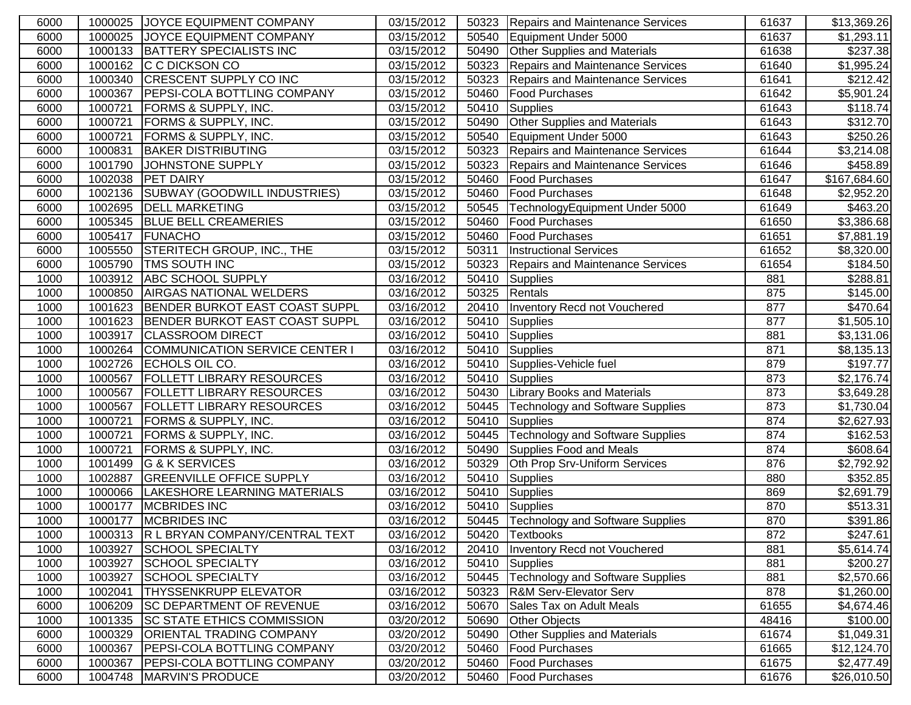| | | | | | | | |
|---|---|---|---|---|---|---|---|
| 6000 | 1000025 | JOYCE EQUIPMENT COMPANY | 03/15/2012 | 50323 | Repairs and Maintenance Services | 61637 | $13,369.26 |
| 6000 | 1000025 | JOYCE EQUIPMENT COMPANY | 03/15/2012 | 50540 | Equipment Under 5000 | 61637 | $1,293.11 |
| 6000 | 1000133 | BATTERY SPECIALISTS INC | 03/15/2012 | 50490 | Other Supplies and Materials | 61638 | $237.38 |
| 6000 | 1000162 | C C DICKSON CO | 03/15/2012 | 50323 | Repairs and Maintenance Services | 61640 | $1,995.24 |
| 6000 | 1000340 | CRESCENT SUPPLY CO INC | 03/15/2012 | 50323 | Repairs and Maintenance Services | 61641 | $212.42 |
| 6000 | 1000367 | PEPSI-COLA BOTTLING COMPANY | 03/15/2012 | 50460 | Food Purchases | 61642 | $5,901.24 |
| 6000 | 1000721 | FORMS & SUPPLY, INC. | 03/15/2012 | 50410 | Supplies | 61643 | $118.74 |
| 6000 | 1000721 | FORMS & SUPPLY, INC. | 03/15/2012 | 50490 | Other Supplies and Materials | 61643 | $312.70 |
| 6000 | 1000721 | FORMS & SUPPLY, INC. | 03/15/2012 | 50540 | Equipment Under 5000 | 61643 | $250.26 |
| 6000 | 1000831 | BAKER DISTRIBUTING | 03/15/2012 | 50323 | Repairs and Maintenance Services | 61644 | $3,214.08 |
| 6000 | 1001790 | JOHNSTONE SUPPLY | 03/15/2012 | 50323 | Repairs and Maintenance Services | 61646 | $458.89 |
| 6000 | 1002038 | PET DAIRY | 03/15/2012 | 50460 | Food Purchases | 61647 | $167,684.60 |
| 6000 | 1002136 | SUBWAY (GOODWILL INDUSTRIES) | 03/15/2012 | 50460 | Food Purchases | 61648 | $2,952.20 |
| 6000 | 1002695 | DELL MARKETING | 03/15/2012 | 50545 | TechnologyEquipment Under 5000 | 61649 | $463.20 |
| 6000 | 1005345 | BLUE BELL CREAMERIES | 03/15/2012 | 50460 | Food Purchases | 61650 | $3,386.68 |
| 6000 | 1005417 | FUNACHO | 03/15/2012 | 50460 | Food Purchases | 61651 | $7,881.19 |
| 6000 | 1005550 | STERITECH GROUP, INC., THE | 03/15/2012 | 50311 | Instructional Services | 61652 | $8,320.00 |
| 6000 | 1005790 | TMS SOUTH INC | 03/15/2012 | 50323 | Repairs and Maintenance Services | 61654 | $184.50 |
| 1000 | 1003912 | ABC SCHOOL SUPPLY | 03/16/2012 | 50410 | Supplies | 881 | $288.81 |
| 1000 | 1000850 | AIRGAS NATIONAL WELDERS | 03/16/2012 | 50325 | Rentals | 875 | $145.00 |
| 1000 | 1001623 | BENDER BURKOT EAST COAST SUPPL | 03/16/2012 | 20410 | Inventory Recd not Vouchered | 877 | $470.64 |
| 1000 | 1001623 | BENDER BURKOT EAST COAST SUPPL | 03/16/2012 | 50410 | Supplies | 877 | $1,505.10 |
| 1000 | 1003917 | CLASSROOM DIRECT | 03/16/2012 | 50410 | Supplies | 881 | $3,131.06 |
| 1000 | 1000264 | COMMUNICATION SERVICE CENTER I | 03/16/2012 | 50410 | Supplies | 871 | $8,135.13 |
| 1000 | 1002726 | ECHOLS OIL CO. | 03/16/2012 | 50410 | Supplies-Vehicle fuel | 879 | $197.77 |
| 1000 | 1000567 | FOLLETT LIBRARY RESOURCES | 03/16/2012 | 50410 | Supplies | 873 | $2,176.74 |
| 1000 | 1000567 | FOLLETT LIBRARY RESOURCES | 03/16/2012 | 50430 | Library Books and Materials | 873 | $3,649.28 |
| 1000 | 1000567 | FOLLETT LIBRARY RESOURCES | 03/16/2012 | 50445 | Technology and Software Supplies | 873 | $1,730.04 |
| 1000 | 1000721 | FORMS & SUPPLY, INC. | 03/16/2012 | 50410 | Supplies | 874 | $2,627.93 |
| 1000 | 1000721 | FORMS & SUPPLY, INC. | 03/16/2012 | 50445 | Technology and Software Supplies | 874 | $162.53 |
| 1000 | 1000721 | FORMS & SUPPLY, INC. | 03/16/2012 | 50490 | Supplies Food and Meals | 874 | $608.64 |
| 1000 | 1001499 | G & K SERVICES | 03/16/2012 | 50329 | Oth Prop Srv-Uniform Services | 876 | $2,792.92 |
| 1000 | 1002887 | GREENVILLE OFFICE SUPPLY | 03/16/2012 | 50410 | Supplies | 880 | $352.85 |
| 1000 | 1000066 | LAKESHORE LEARNING MATERIALS | 03/16/2012 | 50410 | Supplies | 869 | $2,691.79 |
| 1000 | 1000177 | MCBRIDES INC | 03/16/2012 | 50410 | Supplies | 870 | $513.31 |
| 1000 | 1000177 | MCBRIDES INC | 03/16/2012 | 50445 | Technology and Software Supplies | 870 | $391.86 |
| 1000 | 1000313 | R L BRYAN COMPANY/CENTRAL TEXT | 03/16/2012 | 50420 | Textbooks | 872 | $247.61 |
| 1000 | 1003927 | SCHOOL SPECIALTY | 03/16/2012 | 20410 | Inventory Recd not Vouchered | 881 | $5,614.74 |
| 1000 | 1003927 | SCHOOL SPECIALTY | 03/16/2012 | 50410 | Supplies | 881 | $200.27 |
| 1000 | 1003927 | SCHOOL SPECIALTY | 03/16/2012 | 50445 | Technology and Software Supplies | 881 | $2,570.66 |
| 1000 | 1002041 | THYSSENKRUPP ELEVATOR | 03/16/2012 | 50323 | R&M Serv-Elevator Serv | 878 | $1,260.00 |
| 6000 | 1006209 | SC DEPARTMENT OF REVENUE | 03/16/2012 | 50670 | Sales Tax on Adult Meals | 61655 | $4,674.46 |
| 1000 | 1001335 | SC STATE ETHICS COMMISSION | 03/20/2012 | 50690 | Other Objects | 48416 | $100.00 |
| 6000 | 1000329 | ORIENTAL TRADING COMPANY | 03/20/2012 | 50490 | Other Supplies and Materials | 61674 | $1,049.31 |
| 6000 | 1000367 | PEPSI-COLA BOTTLING COMPANY | 03/20/2012 | 50460 | Food Purchases | 61665 | $12,124.70 |
| 6000 | 1000367 | PEPSI-COLA BOTTLING COMPANY | 03/20/2012 | 50460 | Food Purchases | 61675 | $2,477.49 |
| 6000 | 1004748 | MARVIN'S PRODUCE | 03/20/2012 | 50460 | Food Purchases | 61676 | $26,010.50 |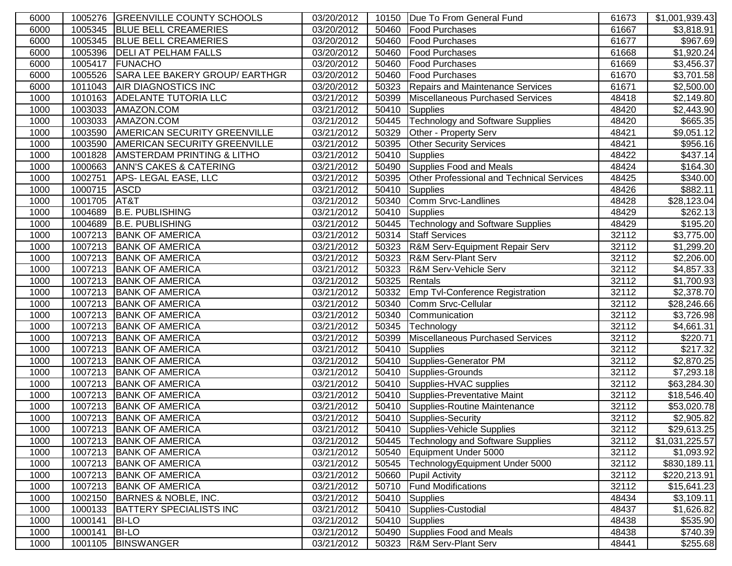| | | | | | | | |
|---|---|---|---|---|---|---|---|
| 6000 | 1005276 | GREENVILLE COUNTY SCHOOLS | 03/20/2012 | 10150 | Due To From General Fund | 61673 | $1,001,939.43 |
| 6000 | 1005345 | BLUE BELL CREAMERIES | 03/20/2012 | 50460 | Food Purchases | 61667 | $3,818.91 |
| 6000 | 1005345 | BLUE BELL CREAMERIES | 03/20/2012 | 50460 | Food Purchases | 61677 | $967.69 |
| 6000 | 1005396 | DELI AT PELHAM FALLS | 03/20/2012 | 50460 | Food Purchases | 61668 | $1,920.24 |
| 6000 | 1005417 | FUNACHO | 03/20/2012 | 50460 | Food Purchases | 61669 | $3,456.37 |
| 6000 | 1005526 | SARA LEE BAKERY GROUP/ EARTHGR | 03/20/2012 | 50460 | Food Purchases | 61670 | $3,701.58 |
| 6000 | 1011043 | AIR DIAGNOSTICS INC | 03/20/2012 | 50323 | Repairs and Maintenance Services | 61671 | $2,500.00 |
| 1000 | 1010163 | ADELANTE TUTORIA LLC | 03/21/2012 | 50399 | Miscellaneous Purchased Services | 48418 | $2,149.80 |
| 1000 | 1003033 | AMAZON.COM | 03/21/2012 | 50410 | Supplies | 48420 | $2,443.90 |
| 1000 | 1003033 | AMAZON.COM | 03/21/2012 | 50445 | Technology and Software Supplies | 48420 | $665.35 |
| 1000 | 1003590 | AMERICAN SECURITY GREENVILLE | 03/21/2012 | 50329 | Other - Property Serv | 48421 | $9,051.12 |
| 1000 | 1003590 | AMERICAN SECURITY GREENVILLE | 03/21/2012 | 50395 | Other Security Services | 48421 | $956.16 |
| 1000 | 1001828 | AMSTERDAM PRINTING & LITHO | 03/21/2012 | 50410 | Supplies | 48422 | $437.14 |
| 1000 | 1000663 | ANN'S CAKES & CATERING | 03/21/2012 | 50490 | Supplies Food and Meals | 48424 | $164.30 |
| 1000 | 1002751 | APS- LEGAL EASE, LLC | 03/21/2012 | 50395 | Other Professional and Technical Services | 48425 | $340.00 |
| 1000 | 1000715 | ASCD | 03/21/2012 | 50410 | Supplies | 48426 | $882.11 |
| 1000 | 1001705 | AT&T | 03/21/2012 | 50340 | Comm Srvc-Landlines | 48428 | $28,123.04 |
| 1000 | 1004689 | B.E. PUBLISHING | 03/21/2012 | 50410 | Supplies | 48429 | $262.13 |
| 1000 | 1004689 | B.E. PUBLISHING | 03/21/2012 | 50445 | Technology and Software Supplies | 48429 | $195.20 |
| 1000 | 1007213 | BANK OF AMERICA | 03/21/2012 | 50314 | Staff Services | 32112 | $3,775.00 |
| 1000 | 1007213 | BANK OF AMERICA | 03/21/2012 | 50323 | R&M Serv-Equipment Repair Serv | 32112 | $1,299.20 |
| 1000 | 1007213 | BANK OF AMERICA | 03/21/2012 | 50323 | R&M Serv-Plant Serv | 32112 | $2,206.00 |
| 1000 | 1007213 | BANK OF AMERICA | 03/21/2012 | 50323 | R&M Serv-Vehicle Serv | 32112 | $4,857.33 |
| 1000 | 1007213 | BANK OF AMERICA | 03/21/2012 | 50325 | Rentals | 32112 | $1,700.93 |
| 1000 | 1007213 | BANK OF AMERICA | 03/21/2012 | 50332 | Emp Tvl-Conference Registration | 32112 | $2,378.70 |
| 1000 | 1007213 | BANK OF AMERICA | 03/21/2012 | 50340 | Comm Srvc-Cellular | 32112 | $28,246.66 |
| 1000 | 1007213 | BANK OF AMERICA | 03/21/2012 | 50340 | Communication | 32112 | $3,726.98 |
| 1000 | 1007213 | BANK OF AMERICA | 03/21/2012 | 50345 | Technology | 32112 | $4,661.31 |
| 1000 | 1007213 | BANK OF AMERICA | 03/21/2012 | 50399 | Miscellaneous Purchased Services | 32112 | $220.71 |
| 1000 | 1007213 | BANK OF AMERICA | 03/21/2012 | 50410 | Supplies | 32112 | $217.32 |
| 1000 | 1007213 | BANK OF AMERICA | 03/21/2012 | 50410 | Supplies-Generator PM | 32112 | $2,870.25 |
| 1000 | 1007213 | BANK OF AMERICA | 03/21/2012 | 50410 | Supplies-Grounds | 32112 | $7,293.18 |
| 1000 | 1007213 | BANK OF AMERICA | 03/21/2012 | 50410 | Supplies-HVAC supplies | 32112 | $63,284.30 |
| 1000 | 1007213 | BANK OF AMERICA | 03/21/2012 | 50410 | Supplies-Preventative Maint | 32112 | $18,546.40 |
| 1000 | 1007213 | BANK OF AMERICA | 03/21/2012 | 50410 | Supplies-Routine Maintenance | 32112 | $53,020.78 |
| 1000 | 1007213 | BANK OF AMERICA | 03/21/2012 | 50410 | Supplies-Security | 32112 | $2,905.82 |
| 1000 | 1007213 | BANK OF AMERICA | 03/21/2012 | 50410 | Supplies-Vehicle Supplies | 32112 | $29,613.25 |
| 1000 | 1007213 | BANK OF AMERICA | 03/21/2012 | 50445 | Technology and Software Supplies | 32112 | $1,031,225.57 |
| 1000 | 1007213 | BANK OF AMERICA | 03/21/2012 | 50540 | Equipment Under 5000 | 32112 | $1,093.92 |
| 1000 | 1007213 | BANK OF AMERICA | 03/21/2012 | 50545 | TechnologyEquipment Under 5000 | 32112 | $830,189.11 |
| 1000 | 1007213 | BANK OF AMERICA | 03/21/2012 | 50660 | Pupil Activity | 32112 | $220,213.91 |
| 1000 | 1007213 | BANK OF AMERICA | 03/21/2012 | 50710 | Fund Modifications | 32112 | $15,641.23 |
| 1000 | 1002150 | BARNES & NOBLE, INC. | 03/21/2012 | 50410 | Supplies | 48434 | $3,109.11 |
| 1000 | 1000133 | BATTERY SPECIALISTS INC | 03/21/2012 | 50410 | Supplies-Custodial | 48437 | $1,626.82 |
| 1000 | 1000141 | BI-LO | 03/21/2012 | 50410 | Supplies | 48438 | $535.90 |
| 1000 | 1000141 | BI-LO | 03/21/2012 | 50490 | Supplies Food and Meals | 48438 | $740.39 |
| 1000 | 1001105 | BINSWANGER | 03/21/2012 | 50323 | R&M Serv-Plant Serv | 48441 | $255.68 |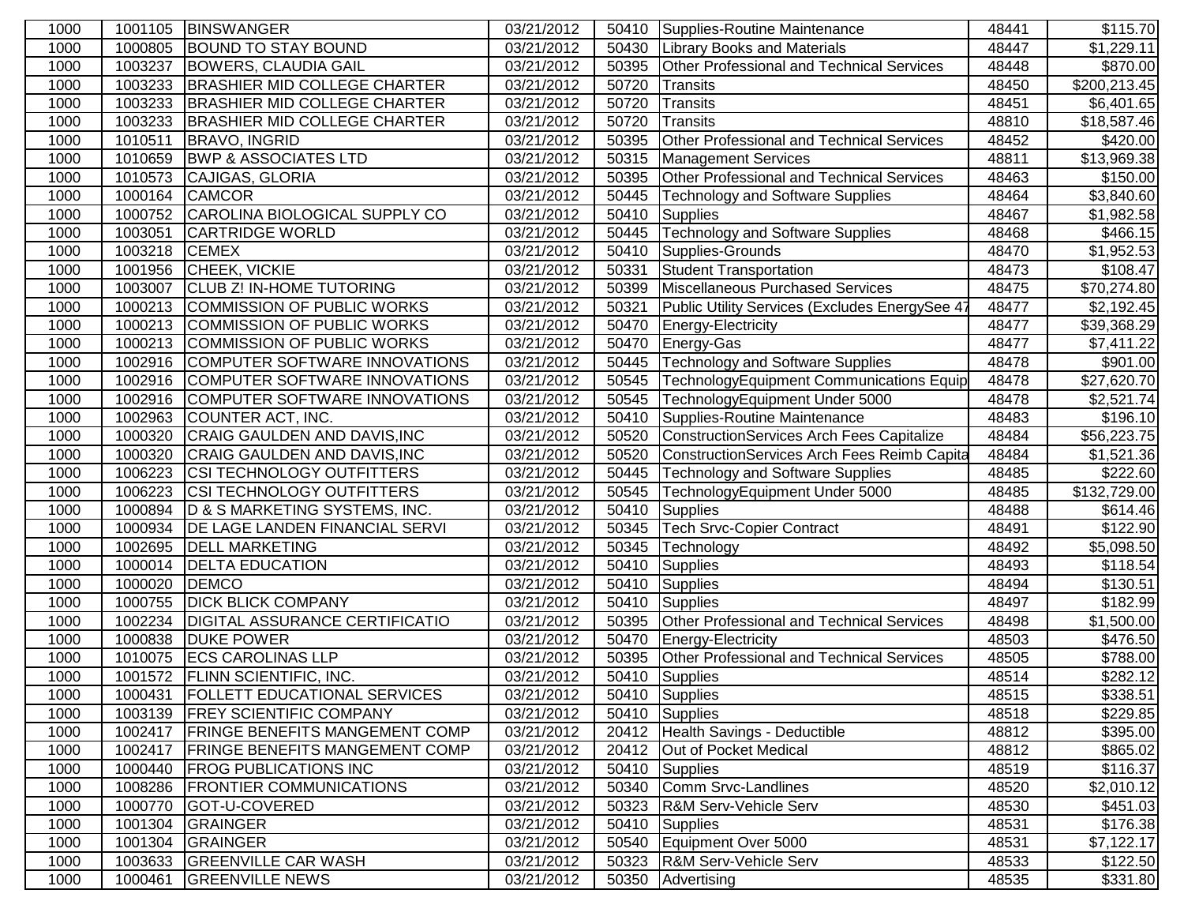| 1000 | 1001105 | BINSWANGER | 03/21/2012 | 50410 | Supplies-Routine Maintenance | 48441 | $115.70 |
|---|---|---|---|---|---|---|---|
| 1000 | 1000805 | BOUND TO STAY BOUND | 03/21/2012 | 50430 | Library Books and Materials | 48447 | $1,229.11 |
| 1000 | 1003237 | BOWERS, CLAUDIA GAIL | 03/21/2012 | 50395 | Other Professional and Technical Services | 48448 | $870.00 |
| 1000 | 1003233 | BRASHIER MID COLLEGE CHARTER | 03/21/2012 | 50720 | Transits | 48450 | $200,213.45 |
| 1000 | 1003233 | BRASHIER MID COLLEGE CHARTER | 03/21/2012 | 50720 | Transits | 48451 | $6,401.65 |
| 1000 | 1003233 | BRASHIER MID COLLEGE CHARTER | 03/21/2012 | 50720 | Transits | 48810 | $18,587.46 |
| 1000 | 1010511 | BRAVO, INGRID | 03/21/2012 | 50395 | Other Professional and Technical Services | 48452 | $420.00 |
| 1000 | 1010659 | BWP & ASSOCIATES LTD | 03/21/2012 | 50315 | Management Services | 48811 | $13,969.38 |
| 1000 | 1010573 | CAJIGAS, GLORIA | 03/21/2012 | 50395 | Other Professional and Technical Services | 48463 | $150.00 |
| 1000 | 1000164 | CAMCOR | 03/21/2012 | 50445 | Technology and Software Supplies | 48464 | $3,840.60 |
| 1000 | 1000752 | CAROLINA BIOLOGICAL SUPPLY CO | 03/21/2012 | 50410 | Supplies | 48467 | $1,982.58 |
| 1000 | 1003051 | CARTRIDGE WORLD | 03/21/2012 | 50445 | Technology and Software Supplies | 48468 | $466.15 |
| 1000 | 1003218 | CEMEX | 03/21/2012 | 50410 | Supplies-Grounds | 48470 | $1,952.53 |
| 1000 | 1001956 | CHEEK, VICKIE | 03/21/2012 | 50331 | Student Transportation | 48473 | $108.47 |
| 1000 | 1003007 | CLUB Z! IN-HOME TUTORING | 03/21/2012 | 50399 | Miscellaneous Purchased Services | 48475 | $70,274.80 |
| 1000 | 1000213 | COMMISSION OF PUBLIC WORKS | 03/21/2012 | 50321 | Public Utility Services (Excludes EnergySee 47 | 48477 | $2,192.45 |
| 1000 | 1000213 | COMMISSION OF PUBLIC WORKS | 03/21/2012 | 50470 | Energy-Electricity | 48477 | $39,368.29 |
| 1000 | 1000213 | COMMISSION OF PUBLIC WORKS | 03/21/2012 | 50470 | Energy-Gas | 48477 | $7,411.22 |
| 1000 | 1002916 | COMPUTER SOFTWARE INNOVATIONS | 03/21/2012 | 50445 | Technology and Software Supplies | 48478 | $901.00 |
| 1000 | 1002916 | COMPUTER SOFTWARE INNOVATIONS | 03/21/2012 | 50545 | TechnologyEquipment Communications Equip | 48478 | $27,620.70 |
| 1000 | 1002916 | COMPUTER SOFTWARE INNOVATIONS | 03/21/2012 | 50545 | TechnologyEquipment Under 5000 | 48478 | $2,521.74 |
| 1000 | 1002963 | COUNTER ACT, INC. | 03/21/2012 | 50410 | Supplies-Routine Maintenance | 48483 | $196.10 |
| 1000 | 1000320 | CRAIG GAULDEN AND DAVIS,INC | 03/21/2012 | 50520 | ConstructionServices Arch Fees Capitalize | 48484 | $56,223.75 |
| 1000 | 1000320 | CRAIG GAULDEN AND DAVIS,INC | 03/21/2012 | 50520 | ConstructionServices Arch Fees Reimb Capita | 48484 | $1,521.36 |
| 1000 | 1006223 | CSI TECHNOLOGY OUTFITTERS | 03/21/2012 | 50445 | Technology and Software Supplies | 48485 | $222.60 |
| 1000 | 1006223 | CSI TECHNOLOGY OUTFITTERS | 03/21/2012 | 50545 | TechnologyEquipment Under 5000 | 48485 | $132,729.00 |
| 1000 | 1000894 | D & S MARKETING SYSTEMS, INC. | 03/21/2012 | 50410 | Supplies | 48488 | $614.46 |
| 1000 | 1000934 | DE LAGE LANDEN FINANCIAL SERVI | 03/21/2012 | 50345 | Tech Srvc-Copier Contract | 48491 | $122.90 |
| 1000 | 1002695 | DELL MARKETING | 03/21/2012 | 50345 | Technology | 48492 | $5,098.50 |
| 1000 | 1000014 | DELTA EDUCATION | 03/21/2012 | 50410 | Supplies | 48493 | $118.54 |
| 1000 | 1000020 | DEMCO | 03/21/2012 | 50410 | Supplies | 48494 | $130.51 |
| 1000 | 1000755 | DICK BLICK COMPANY | 03/21/2012 | 50410 | Supplies | 48497 | $182.99 |
| 1000 | 1002234 | DIGITAL ASSURANCE CERTIFICATIO | 03/21/2012 | 50395 | Other Professional and Technical Services | 48498 | $1,500.00 |
| 1000 | 1000838 | DUKE POWER | 03/21/2012 | 50470 | Energy-Electricity | 48503 | $476.50 |
| 1000 | 1010075 | ECS CAROLINAS LLP | 03/21/2012 | 50395 | Other Professional and Technical Services | 48505 | $788.00 |
| 1000 | 1001572 | FLINN SCIENTIFIC, INC. | 03/21/2012 | 50410 | Supplies | 48514 | $282.12 |
| 1000 | 1000431 | FOLLETT EDUCATIONAL SERVICES | 03/21/2012 | 50410 | Supplies | 48515 | $338.51 |
| 1000 | 1003139 | FREY SCIENTIFIC COMPANY | 03/21/2012 | 50410 | Supplies | 48518 | $229.85 |
| 1000 | 1002417 | FRINGE BENEFITS MANGEMENT COMP | 03/21/2012 | 20412 | Health Savings - Deductible | 48812 | $395.00 |
| 1000 | 1002417 | FRINGE BENEFITS MANGEMENT COMP | 03/21/2012 | 20412 | Out of Pocket Medical | 48812 | $865.02 |
| 1000 | 1000440 | FROG PUBLICATIONS INC | 03/21/2012 | 50410 | Supplies | 48519 | $116.37 |
| 1000 | 1008286 | FRONTIER COMMUNICATIONS | 03/21/2012 | 50340 | Comm Srvc-Landlines | 48520 | $2,010.12 |
| 1000 | 1000770 | GOT-U-COVERED | 03/21/2012 | 50323 | R&M Serv-Vehicle Serv | 48530 | $451.03 |
| 1000 | 1001304 | GRAINGER | 03/21/2012 | 50410 | Supplies | 48531 | $176.38 |
| 1000 | 1001304 | GRAINGER | 03/21/2012 | 50540 | Equipment Over 5000 | 48531 | $7,122.17 |
| 1000 | 1003633 | GREENVILLE CAR WASH | 03/21/2012 | 50323 | R&M Serv-Vehicle Serv | 48533 | $122.50 |
| 1000 | 1000461 | GREENVILLE NEWS | 03/21/2012 | 50350 | Advertising | 48535 | $331.80 |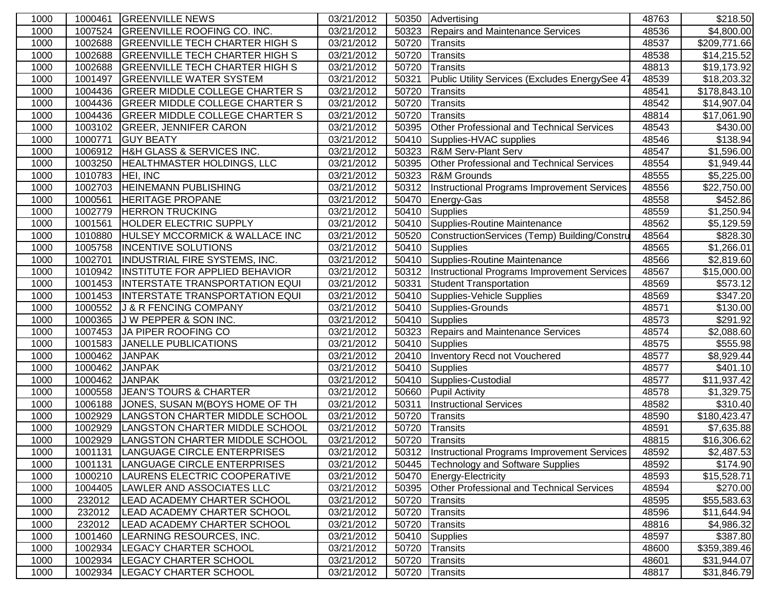| 1000 | 1000461 | GREENVILLE NEWS | 03/21/2012 | 50350 | Advertising | 48763 | $218.50 |
|---|---|---|---|---|---|---|---|
| 1000 | 1007524 | GREENVILLE ROOFING CO. INC. | 03/21/2012 | 50323 | Repairs and Maintenance Services | 48536 | $4,800.00 |
| 1000 | 1002688 | GREENVILLE TECH CHARTER HIGH S | 03/21/2012 | 50720 | Transits | 48537 | $209,771.66 |
| 1000 | 1002688 | GREENVILLE TECH CHARTER HIGH S | 03/21/2012 | 50720 | Transits | 48538 | $14,215.52 |
| 1000 | 1002688 | GREENVILLE TECH CHARTER HIGH S | 03/21/2012 | 50720 | Transits | 48813 | $19,173.92 |
| 1000 | 1001497 | GREENVILLE WATER SYSTEM | 03/21/2012 | 50321 | Public Utility Services (Excludes EnergySee 47 | 48539 | $18,203.32 |
| 1000 | 1004436 | GREER MIDDLE COLLEGE CHARTER S | 03/21/2012 | 50720 | Transits | 48541 | $178,843.10 |
| 1000 | 1004436 | GREER MIDDLE COLLEGE CHARTER S | 03/21/2012 | 50720 | Transits | 48542 | $14,907.04 |
| 1000 | 1004436 | GREER MIDDLE COLLEGE CHARTER S | 03/21/2012 | 50720 | Transits | 48814 | $17,061.90 |
| 1000 | 1003102 | GREER, JENNIFER CARON | 03/21/2012 | 50395 | Other Professional and Technical Services | 48543 | $430.00 |
| 1000 | 1000771 | GUY BEATY | 03/21/2012 | 50410 | Supplies-HVAC supplies | 48546 | $138.94 |
| 1000 | 1006912 | H&H GLASS & SERVICES INC. | 03/21/2012 | 50323 | R&M Serv-Plant Serv | 48547 | $1,596.00 |
| 1000 | 1003250 | HEALTHMASTER HOLDINGS, LLC | 03/21/2012 | 50395 | Other Professional and Technical Services | 48554 | $1,949.44 |
| 1000 | 1010783 | HEI, INC | 03/21/2012 | 50323 | R&M Grounds | 48555 | $5,225.00 |
| 1000 | 1002703 | HEINEMANN PUBLISHING | 03/21/2012 | 50312 | Instructional Programs Improvement Services | 48556 | $22,750.00 |
| 1000 | 1000561 | HERITAGE PROPANE | 03/21/2012 | 50470 | Energy-Gas | 48558 | $452.86 |
| 1000 | 1002779 | HERRON TRUCKING | 03/21/2012 | 50410 | Supplies | 48559 | $1,250.94 |
| 1000 | 1001561 | HOLDER ELECTRIC SUPPLY | 03/21/2012 | 50410 | Supplies-Routine Maintenance | 48562 | $5,129.59 |
| 1000 | 1010880 | HULSEY MCCORMICK & WALLACE INC | 03/21/2012 | 50520 | ConstructionServices (Temp) Building/Constru | 48564 | $828.30 |
| 1000 | 1005758 | INCENTIVE SOLUTIONS | 03/21/2012 | 50410 | Supplies | 48565 | $1,266.01 |
| 1000 | 1002701 | INDUSTRIAL FIRE SYSTEMS, INC. | 03/21/2012 | 50410 | Supplies-Routine Maintenance | 48566 | $2,819.60 |
| 1000 | 1010942 | INSTITUTE FOR APPLIED BEHAVIOR | 03/21/2012 | 50312 | Instructional Programs Improvement Services | 48567 | $15,000.00 |
| 1000 | 1001453 | INTERSTATE TRANSPORTATION EQUI | 03/21/2012 | 50331 | Student Transportation | 48569 | $573.12 |
| 1000 | 1001453 | INTERSTATE TRANSPORTATION EQUI | 03/21/2012 | 50410 | Supplies-Vehicle Supplies | 48569 | $347.20 |
| 1000 | 1000552 | J & R FENCING COMPANY | 03/21/2012 | 50410 | Supplies-Grounds | 48571 | $130.00 |
| 1000 | 1000365 | J W PEPPER & SON INC. | 03/21/2012 | 50410 | Supplies | 48573 | $291.92 |
| 1000 | 1007453 | JA PIPER ROOFING CO | 03/21/2012 | 50323 | Repairs and Maintenance Services | 48574 | $2,088.60 |
| 1000 | 1001583 | JANELLE PUBLICATIONS | 03/21/2012 | 50410 | Supplies | 48575 | $555.98 |
| 1000 | 1000462 | JANPAK | 03/21/2012 | 20410 | Inventory Recd not Vouchered | 48577 | $8,929.44 |
| 1000 | 1000462 | JANPAK | 03/21/2012 | 50410 | Supplies | 48577 | $401.10 |
| 1000 | 1000462 | JANPAK | 03/21/2012 | 50410 | Supplies-Custodial | 48577 | $11,937.42 |
| 1000 | 1000558 | JEAN'S TOURS & CHARTER | 03/21/2012 | 50660 | Pupil Activity | 48578 | $1,329.75 |
| 1000 | 1006188 | JONES, SUSAN M(BOYS HOME OF TH | 03/21/2012 | 50311 | Instructional Services | 48582 | $310.40 |
| 1000 | 1002929 | LANGSTON CHARTER MIDDLE SCHOOL | 03/21/2012 | 50720 | Transits | 48590 | $180,423.47 |
| 1000 | 1002929 | LANGSTON CHARTER MIDDLE SCHOOL | 03/21/2012 | 50720 | Transits | 48591 | $7,635.88 |
| 1000 | 1002929 | LANGSTON CHARTER MIDDLE SCHOOL | 03/21/2012 | 50720 | Transits | 48815 | $16,306.62 |
| 1000 | 1001131 | LANGUAGE CIRCLE ENTERPRISES | 03/21/2012 | 50312 | Instructional Programs Improvement Services | 48592 | $2,487.53 |
| 1000 | 1001131 | LANGUAGE CIRCLE ENTERPRISES | 03/21/2012 | 50445 | Technology and Software Supplies | 48592 | $174.90 |
| 1000 | 1000210 | LAURENS ELECTRIC COOPERATIVE | 03/21/2012 | 50470 | Energy-Electricity | 48593 | $15,528.71 |
| 1000 | 1004405 | LAWLER AND ASSOCIATES LLC | 03/21/2012 | 50395 | Other Professional and Technical Services | 48594 | $270.00 |
| 1000 | 232012 | LEAD ACADEMY CHARTER SCHOOL | 03/21/2012 | 50720 | Transits | 48595 | $55,583.63 |
| 1000 | 232012 | LEAD ACADEMY CHARTER SCHOOL | 03/21/2012 | 50720 | Transits | 48596 | $11,644.94 |
| 1000 | 232012 | LEAD ACADEMY CHARTER SCHOOL | 03/21/2012 | 50720 | Transits | 48816 | $4,986.32 |
| 1000 | 1001460 | LEARNING RESOURCES, INC. | 03/21/2012 | 50410 | Supplies | 48597 | $387.80 |
| 1000 | 1002934 | LEGACY CHARTER SCHOOL | 03/21/2012 | 50720 | Transits | 48600 | $359,389.46 |
| 1000 | 1002934 | LEGACY CHARTER SCHOOL | 03/21/2012 | 50720 | Transits | 48601 | $31,944.07 |
| 1000 | 1002934 | LEGACY CHARTER SCHOOL | 03/21/2012 | 50720 | Transits | 48817 | $31,846.79 |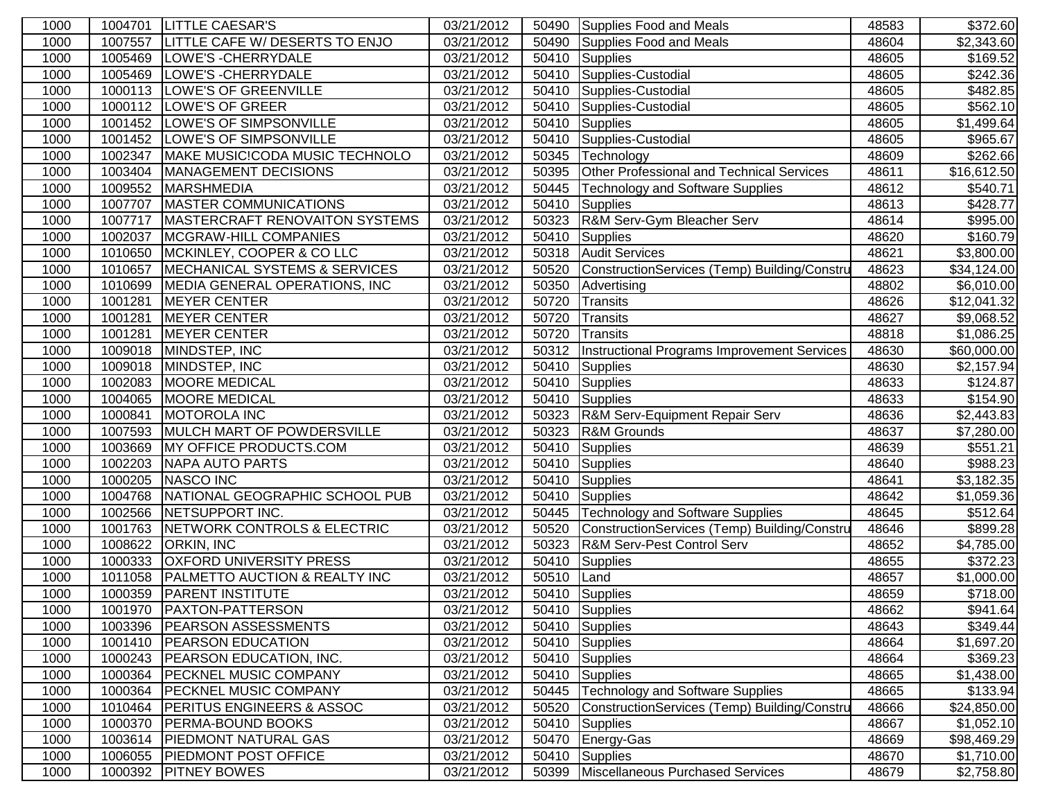| 1000 | 1004701 | LITTLE CAESAR'S | 03/21/2012 | 50490 | Supplies Food and Meals | 48583 | $372.60 |
|---|---|---|---|---|---|---|---|
| 1000 | 1007557 | LITTLE CAFE W/ DESERTS TO ENJO | 03/21/2012 | 50490 | Supplies Food and Meals | 48604 | $2,343.60 |
| 1000 | 1005469 | LOWE'S -CHERRYDALE | 03/21/2012 | 50410 | Supplies | 48605 | $169.52 |
| 1000 | 1005469 | LOWE'S -CHERRYDALE | 03/21/2012 | 50410 | Supplies-Custodial | 48605 | $242.36 |
| 1000 | 1000113 | LOWE'S OF GREENVILLE | 03/21/2012 | 50410 | Supplies-Custodial | 48605 | $482.85 |
| 1000 | 1000112 | LOWE'S OF GREER | 03/21/2012 | 50410 | Supplies-Custodial | 48605 | $562.10 |
| 1000 | 1001452 | LOWE'S OF SIMPSONVILLE | 03/21/2012 | 50410 | Supplies | 48605 | $1,499.64 |
| 1000 | 1001452 | LOWE'S OF SIMPSONVILLE | 03/21/2012 | 50410 | Supplies-Custodial | 48605 | $965.67 |
| 1000 | 1002347 | MAKE MUSIC!CODA MUSIC TECHNOLO | 03/21/2012 | 50345 | Technology | 48609 | $262.66 |
| 1000 | 1003404 | MANAGEMENT DECISIONS | 03/21/2012 | 50395 | Other Professional and Technical Services | 48611 | $16,612.50 |
| 1000 | 1009552 | MARSHMEDIA | 03/21/2012 | 50445 | Technology and Software Supplies | 48612 | $540.71 |
| 1000 | 1007707 | MASTER COMMUNICATIONS | 03/21/2012 | 50410 | Supplies | 48613 | $428.77 |
| 1000 | 1007717 | MASTERCRAFT RENOVAITON SYSTEMS | 03/21/2012 | 50323 | R&M Serv-Gym Bleacher Serv | 48614 | $995.00 |
| 1000 | 1002037 | MCGRAW-HILL COMPANIES | 03/21/2012 | 50410 | Supplies | 48620 | $160.79 |
| 1000 | 1010650 | MCKINLEY, COOPER & CO LLC | 03/21/2012 | 50318 | Audit Services | 48621 | $3,800.00 |
| 1000 | 1010657 | MECHANICAL SYSTEMS & SERVICES | 03/21/2012 | 50520 | ConstructionServices (Temp) Building/Constru | 48623 | $34,124.00 |
| 1000 | 1010699 | MEDIA GENERAL OPERATIONS, INC | 03/21/2012 | 50350 | Advertising | 48802 | $6,010.00 |
| 1000 | 1001281 | MEYER CENTER | 03/21/2012 | 50720 | Transits | 48626 | $12,041.32 |
| 1000 | 1001281 | MEYER CENTER | 03/21/2012 | 50720 | Transits | 48627 | $9,068.52 |
| 1000 | 1001281 | MEYER CENTER | 03/21/2012 | 50720 | Transits | 48818 | $1,086.25 |
| 1000 | 1009018 | MINDSTEP, INC | 03/21/2012 | 50312 | Instructional Programs Improvement Services | 48630 | $60,000.00 |
| 1000 | 1009018 | MINDSTEP, INC | 03/21/2012 | 50410 | Supplies | 48630 | $2,157.94 |
| 1000 | 1002083 | MOORE MEDICAL | 03/21/2012 | 50410 | Supplies | 48633 | $124.87 |
| 1000 | 1004065 | MOORE MEDICAL | 03/21/2012 | 50410 | Supplies | 48633 | $154.90 |
| 1000 | 1000841 | MOTOROLA INC | 03/21/2012 | 50323 | R&M Serv-Equipment Repair Serv | 48636 | $2,443.83 |
| 1000 | 1007593 | MULCH MART OF POWDERSVILLE | 03/21/2012 | 50323 | R&M Grounds | 48637 | $7,280.00 |
| 1000 | 1003669 | MY OFFICE PRODUCTS.COM | 03/21/2012 | 50410 | Supplies | 48639 | $551.21 |
| 1000 | 1002203 | NAPA AUTO PARTS | 03/21/2012 | 50410 | Supplies | 48640 | $988.23 |
| 1000 | 1000205 | NASCO INC | 03/21/2012 | 50410 | Supplies | 48641 | $3,182.35 |
| 1000 | 1004768 | NATIONAL GEOGRAPHIC SCHOOL PUB | 03/21/2012 | 50410 | Supplies | 48642 | $1,059.36 |
| 1000 | 1002566 | NETSUPPORT INC. | 03/21/2012 | 50445 | Technology and Software Supplies | 48645 | $512.64 |
| 1000 | 1001763 | NETWORK CONTROLS & ELECTRIC | 03/21/2012 | 50520 | ConstructionServices (Temp) Building/Constru | 48646 | $899.28 |
| 1000 | 1008622 | ORKIN, INC | 03/21/2012 | 50323 | R&M Serv-Pest Control Serv | 48652 | $4,785.00 |
| 1000 | 1000333 | OXFORD UNIVERSITY PRESS | 03/21/2012 | 50410 | Supplies | 48655 | $372.23 |
| 1000 | 1011058 | PALMETTO AUCTION & REALTY INC | 03/21/2012 | 50510 | Land | 48657 | $1,000.00 |
| 1000 | 1000359 | PARENT INSTITUTE | 03/21/2012 | 50410 | Supplies | 48659 | $718.00 |
| 1000 | 1001970 | PAXTON-PATTERSON | 03/21/2012 | 50410 | Supplies | 48662 | $941.64 |
| 1000 | 1003396 | PEARSON ASSESSMENTS | 03/21/2012 | 50410 | Supplies | 48643 | $349.44 |
| 1000 | 1001410 | PEARSON EDUCATION | 03/21/2012 | 50410 | Supplies | 48664 | $1,697.20 |
| 1000 | 1000243 | PEARSON EDUCATION, INC. | 03/21/2012 | 50410 | Supplies | 48664 | $369.23 |
| 1000 | 1000364 | PECKNEL MUSIC COMPANY | 03/21/2012 | 50410 | Supplies | 48665 | $1,438.00 |
| 1000 | 1000364 | PECKNEL MUSIC COMPANY | 03/21/2012 | 50445 | Technology and Software Supplies | 48665 | $133.94 |
| 1000 | 1010464 | PERITUS ENGINEERS & ASSOC | 03/21/2012 | 50520 | ConstructionServices (Temp) Building/Constru | 48666 | $24,850.00 |
| 1000 | 1000370 | PERMA-BOUND BOOKS | 03/21/2012 | 50410 | Supplies | 48667 | $1,052.10 |
| 1000 | 1003614 | PIEDMONT NATURAL GAS | 03/21/2012 | 50470 | Energy-Gas | 48669 | $98,469.29 |
| 1000 | 1006055 | PIEDMONT POST OFFICE | 03/21/2012 | 50410 | Supplies | 48670 | $1,710.00 |
| 1000 | 1000392 | PITNEY BOWES | 03/21/2012 | 50399 | Miscellaneous Purchased Services | 48679 | $2,758.80 |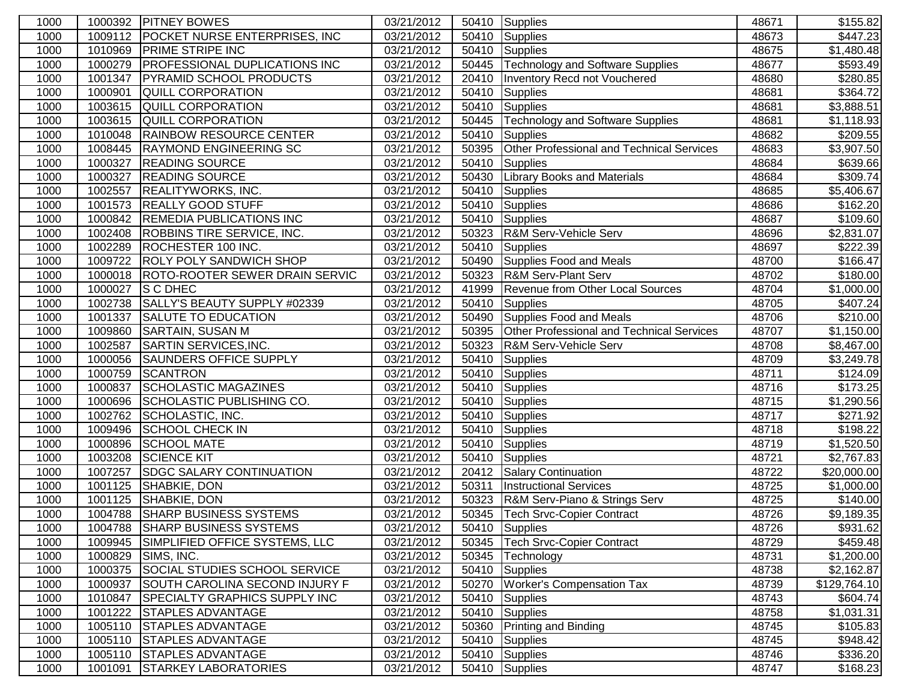| 1000 | 1000392 | PITNEY BOWES | 03/21/2012 | 50410 | Supplies | 48671 | $155.82 |
|---|---|---|---|---|---|---|---|
| 1000 | 1009112 | POCKET NURSE ENTERPRISES, INC | 03/21/2012 | 50410 | Supplies | 48673 | $447.23 |
| 1000 | 1010969 | PRIME STRIPE INC | 03/21/2012 | 50410 | Supplies | 48675 | $1,480.48 |
| 1000 | 1000279 | PROFESSIONAL DUPLICATIONS INC | 03/21/2012 | 50445 | Technology and Software Supplies | 48677 | $593.49 |
| 1000 | 1001347 | PYRAMID SCHOOL PRODUCTS | 03/21/2012 | 20410 | Inventory Recd not Vouchered | 48680 | $280.85 |
| 1000 | 1000901 | QUILL CORPORATION | 03/21/2012 | 50410 | Supplies | 48681 | $364.72 |
| 1000 | 1003615 | QUILL CORPORATION | 03/21/2012 | 50410 | Supplies | 48681 | $3,888.51 |
| 1000 | 1003615 | QUILL CORPORATION | 03/21/2012 | 50445 | Technology and Software Supplies | 48681 | $1,118.93 |
| 1000 | 1010048 | RAINBOW RESOURCE CENTER | 03/21/2012 | 50410 | Supplies | 48682 | $209.55 |
| 1000 | 1008445 | RAYMOND ENGINEERING SC | 03/21/2012 | 50395 | Other Professional and Technical Services | 48683 | $3,907.50 |
| 1000 | 1000327 | READING SOURCE | 03/21/2012 | 50410 | Supplies | 48684 | $639.66 |
| 1000 | 1000327 | READING SOURCE | 03/21/2012 | 50430 | Library Books and Materials | 48684 | $309.74 |
| 1000 | 1002557 | REALITYWORKS, INC. | 03/21/2012 | 50410 | Supplies | 48685 | $5,406.67 |
| 1000 | 1001573 | REALLY GOOD STUFF | 03/21/2012 | 50410 | Supplies | 48686 | $162.20 |
| 1000 | 1000842 | REMEDIA PUBLICATIONS INC | 03/21/2012 | 50410 | Supplies | 48687 | $109.60 |
| 1000 | 1002408 | ROBBINS TIRE SERVICE, INC. | 03/21/2012 | 50323 | R&M Serv-Vehicle Serv | 48696 | $2,831.07 |
| 1000 | 1002289 | ROCHESTER 100 INC. | 03/21/2012 | 50410 | Supplies | 48697 | $222.39 |
| 1000 | 1009722 | ROLY POLY SANDWICH SHOP | 03/21/2012 | 50490 | Supplies Food and Meals | 48700 | $166.47 |
| 1000 | 1000018 | ROTO-ROOTER SEWER DRAIN SERVIC | 03/21/2012 | 50323 | R&M Serv-Plant Serv | 48702 | $180.00 |
| 1000 | 1000027 | S C DHEC | 03/21/2012 | 41999 | Revenue from Other Local Sources | 48704 | $1,000.00 |
| 1000 | 1002738 | SALLY'S BEAUTY SUPPLY #02339 | 03/21/2012 | 50410 | Supplies | 48705 | $407.24 |
| 1000 | 1001337 | SALUTE TO EDUCATION | 03/21/2012 | 50490 | Supplies Food and Meals | 48706 | $210.00 |
| 1000 | 1009860 | SARTAIN, SUSAN M | 03/21/2012 | 50395 | Other Professional and Technical Services | 48707 | $1,150.00 |
| 1000 | 1002587 | SARTIN SERVICES,INC. | 03/21/2012 | 50323 | R&M Serv-Vehicle Serv | 48708 | $8,467.00 |
| 1000 | 1000056 | SAUNDERS OFFICE SUPPLY | 03/21/2012 | 50410 | Supplies | 48709 | $3,249.78 |
| 1000 | 1000759 | SCANTRON | 03/21/2012 | 50410 | Supplies | 48711 | $124.09 |
| 1000 | 1000837 | SCHOLASTIC MAGAZINES | 03/21/2012 | 50410 | Supplies | 48716 | $173.25 |
| 1000 | 1000696 | SCHOLASTIC PUBLISHING CO. | 03/21/2012 | 50410 | Supplies | 48715 | $1,290.56 |
| 1000 | 1002762 | SCHOLASTIC, INC. | 03/21/2012 | 50410 | Supplies | 48717 | $271.92 |
| 1000 | 1009496 | SCHOOL CHECK IN | 03/21/2012 | 50410 | Supplies | 48718 | $198.22 |
| 1000 | 1000896 | SCHOOL MATE | 03/21/2012 | 50410 | Supplies | 48719 | $1,520.50 |
| 1000 | 1003208 | SCIENCE KIT | 03/21/2012 | 50410 | Supplies | 48721 | $2,767.83 |
| 1000 | 1007257 | SDGC SALARY CONTINUATION | 03/21/2012 | 20412 | Salary Continuation | 48722 | $20,000.00 |
| 1000 | 1001125 | SHABKIE, DON | 03/21/2012 | 50311 | Instructional Services | 48725 | $1,000.00 |
| 1000 | 1001125 | SHABKIE, DON | 03/21/2012 | 50323 | R&M Serv-Piano & Strings Serv | 48725 | $140.00 |
| 1000 | 1004788 | SHARP BUSINESS SYSTEMS | 03/21/2012 | 50345 | Tech Srvc-Copier Contract | 48726 | $9,189.35 |
| 1000 | 1004788 | SHARP BUSINESS SYSTEMS | 03/21/2012 | 50410 | Supplies | 48726 | $931.62 |
| 1000 | 1009945 | SIMPLIFIED OFFICE SYSTEMS, LLC | 03/21/2012 | 50345 | Tech Srvc-Copier Contract | 48729 | $459.48 |
| 1000 | 1000829 | SIMS, INC. | 03/21/2012 | 50345 | Technology | 48731 | $1,200.00 |
| 1000 | 1000375 | SOCIAL STUDIES SCHOOL SERVICE | 03/21/2012 | 50410 | Supplies | 48738 | $2,162.87 |
| 1000 | 1000937 | SOUTH CAROLINA SECOND INJURY F | 03/21/2012 | 50270 | Worker's Compensation Tax | 48739 | $129,764.10 |
| 1000 | 1010847 | SPECIALTY GRAPHICS SUPPLY INC | 03/21/2012 | 50410 | Supplies | 48743 | $604.74 |
| 1000 | 1001222 | STAPLES ADVANTAGE | 03/21/2012 | 50410 | Supplies | 48758 | $1,031.31 |
| 1000 | 1005110 | STAPLES ADVANTAGE | 03/21/2012 | 50360 | Printing and Binding | 48745 | $105.83 |
| 1000 | 1005110 | STAPLES ADVANTAGE | 03/21/2012 | 50410 | Supplies | 48745 | $948.42 |
| 1000 | 1005110 | STAPLES ADVANTAGE | 03/21/2012 | 50410 | Supplies | 48746 | $336.20 |
| 1000 | 1001091 | STARKEY LABORATORIES | 03/21/2012 | 50410 | Supplies | 48747 | $168.23 |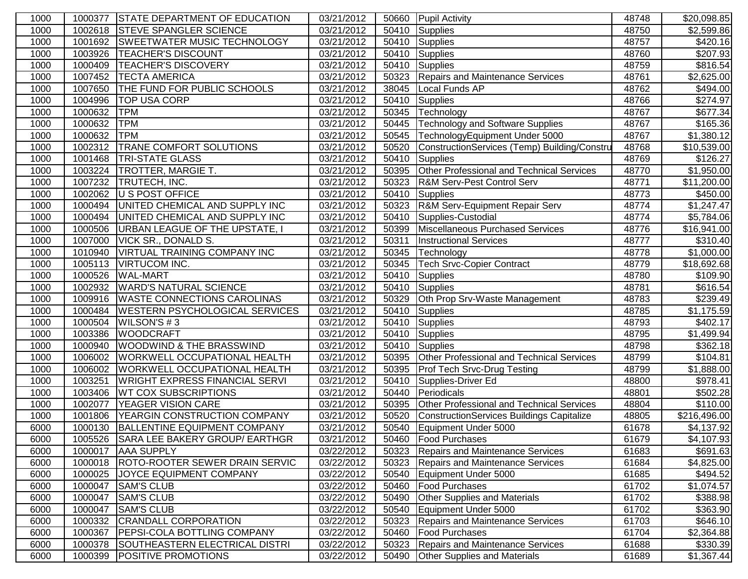| | | | | | | | |
|---|---|---|---|---|---|---|---|
| 1000 | 1000377 | STATE DEPARTMENT OF EDUCATION | 03/21/2012 | 50660 | Pupil Activity | 48748 | $20,098.85 |
| 1000 | 1002618 | STEVE SPANGLER SCIENCE | 03/21/2012 | 50410 | Supplies | 48750 | $2,599.86 |
| 1000 | 1001692 | SWEETWATER MUSIC TECHNOLOGY | 03/21/2012 | 50410 | Supplies | 48757 | $420.16 |
| 1000 | 1003926 | TEACHER'S DISCOUNT | 03/21/2012 | 50410 | Supplies | 48760 | $207.93 |
| 1000 | 1000409 | TEACHER'S DISCOVERY | 03/21/2012 | 50410 | Supplies | 48759 | $816.54 |
| 1000 | 1007452 | TECTA AMERICA | 03/21/2012 | 50323 | Repairs and Maintenance Services | 48761 | $2,625.00 |
| 1000 | 1007650 | THE FUND FOR PUBLIC SCHOOLS | 03/21/2012 | 38045 | Local Funds AP | 48762 | $494.00 |
| 1000 | 1004996 | TOP USA CORP | 03/21/2012 | 50410 | Supplies | 48766 | $274.97 |
| 1000 | 1000632 | TPM | 03/21/2012 | 50345 | Technology | 48767 | $677.34 |
| 1000 | 1000632 | TPM | 03/21/2012 | 50445 | Technology and Software Supplies | 48767 | $165.36 |
| 1000 | 1000632 | TPM | 03/21/2012 | 50545 | TechnologyEquipment Under 5000 | 48767 | $1,380.12 |
| 1000 | 1002312 | TRANE COMFORT SOLUTIONS | 03/21/2012 | 50520 | ConstructionServices (Temp) Building/Constru | 48768 | $10,539.00 |
| 1000 | 1001468 | TRI-STATE GLASS | 03/21/2012 | 50410 | Supplies | 48769 | $126.27 |
| 1000 | 1003224 | TROTTER, MARGIE T. | 03/21/2012 | 50395 | Other Professional and Technical Services | 48770 | $1,950.00 |
| 1000 | 1007232 | TRUTECH, INC. | 03/21/2012 | 50323 | R&M Serv-Pest Control Serv | 48771 | $11,200.00 |
| 1000 | 1002062 | U S POST OFFICE | 03/21/2012 | 50410 | Supplies | 48773 | $450.00 |
| 1000 | 1000494 | UNITED CHEMICAL AND SUPPLY INC | 03/21/2012 | 50323 | R&M Serv-Equipment Repair Serv | 48774 | $1,247.47 |
| 1000 | 1000494 | UNITED CHEMICAL AND SUPPLY INC | 03/21/2012 | 50410 | Supplies-Custodial | 48774 | $5,784.06 |
| 1000 | 1000506 | URBAN LEAGUE OF THE UPSTATE, I | 03/21/2012 | 50399 | Miscellaneous Purchased Services | 48776 | $16,941.00 |
| 1000 | 1007000 | VICK SR., DONALD S. | 03/21/2012 | 50311 | Instructional Services | 48777 | $310.40 |
| 1000 | 1010940 | VIRTUAL TRAINING COMPANY INC | 03/21/2012 | 50345 | Technology | 48778 | $1,000.00 |
| 1000 | 1005113 | VIRTUCOM INC. | 03/21/2012 | 50345 | Tech Srvc-Copier Contract | 48779 | $18,692.68 |
| 1000 | 1000526 | WAL-MART | 03/21/2012 | 50410 | Supplies | 48780 | $109.90 |
| 1000 | 1002932 | WARD'S NATURAL SCIENCE | 03/21/2012 | 50410 | Supplies | 48781 | $616.54 |
| 1000 | 1009916 | WASTE CONNECTIONS CAROLINAS | 03/21/2012 | 50329 | Oth Prop Srv-Waste Management | 48783 | $239.49 |
| 1000 | 1000484 | WESTERN PSYCHOLOGICAL SERVICES | 03/21/2012 | 50410 | Supplies | 48785 | $1,175.59 |
| 1000 | 1000504 | WILSON'S # 3 | 03/21/2012 | 50410 | Supplies | 48793 | $402.17 |
| 1000 | 1003386 | WOODCRAFT | 03/21/2012 | 50410 | Supplies | 48795 | $1,499.94 |
| 1000 | 1000940 | WOODWIND & THE BRASSWIND | 03/21/2012 | 50410 | Supplies | 48798 | $362.18 |
| 1000 | 1006002 | WORKWELL OCCUPATIONAL HEALTH | 03/21/2012 | 50395 | Other Professional and Technical Services | 48799 | $104.81 |
| 1000 | 1006002 | WORKWELL OCCUPATIONAL HEALTH | 03/21/2012 | 50395 | Prof Tech Srvc-Drug Testing | 48799 | $1,888.00 |
| 1000 | 1003251 | WRIGHT EXPRESS FINANCIAL SERVI | 03/21/2012 | 50410 | Supplies-Driver Ed | 48800 | $978.41 |
| 1000 | 1003406 | WT COX SUBSCRIPTIONS | 03/21/2012 | 50440 | Periodicals | 48801 | $502.28 |
| 1000 | 1002077 | YEAGER VISION CARE | 03/21/2012 | 50395 | Other Professional and Technical Services | 48804 | $110.00 |
| 1000 | 1001806 | YEARGIN CONSTRUCTION COMPANY | 03/21/2012 | 50520 | ConstructionServices Buildings Capitalize | 48805 | $216,496.00 |
| 6000 | 1000130 | BALLENTINE EQUIPMENT COMPANY | 03/21/2012 | 50540 | Equipment Under 5000 | 61678 | $4,137.92 |
| 6000 | 1005526 | SARA LEE BAKERY GROUP/ EARTHGR | 03/21/2012 | 50460 | Food Purchases | 61679 | $4,107.93 |
| 6000 | 1000017 | AAA SUPPLY | 03/22/2012 | 50323 | Repairs and Maintenance Services | 61683 | $691.63 |
| 6000 | 1000018 | ROTO-ROOTER SEWER DRAIN SERVIC | 03/22/2012 | 50323 | Repairs and Maintenance Services | 61684 | $4,825.00 |
| 6000 | 1000025 | JOYCE EQUIPMENT COMPANY | 03/22/2012 | 50540 | Equipment Under 5000 | 61685 | $494.52 |
| 6000 | 1000047 | SAM'S CLUB | 03/22/2012 | 50460 | Food Purchases | 61702 | $1,074.57 |
| 6000 | 1000047 | SAM'S CLUB | 03/22/2012 | 50490 | Other Supplies and Materials | 61702 | $388.98 |
| 6000 | 1000047 | SAM'S CLUB | 03/22/2012 | 50540 | Equipment Under 5000 | 61702 | $363.90 |
| 6000 | 1000332 | CRANDALL CORPORATION | 03/22/2012 | 50323 | Repairs and Maintenance Services | 61703 | $646.10 |
| 6000 | 1000367 | PEPSI-COLA BOTTLING COMPANY | 03/22/2012 | 50460 | Food Purchases | 61704 | $2,364.88 |
| 6000 | 1000378 | SOUTHEASTERN ELECTRICAL DISTRI | 03/22/2012 | 50323 | Repairs and Maintenance Services | 61688 | $330.39 |
| 6000 | 1000399 | POSITIVE PROMOTIONS | 03/22/2012 | 50490 | Other Supplies and Materials | 61689 | $1,367.44 |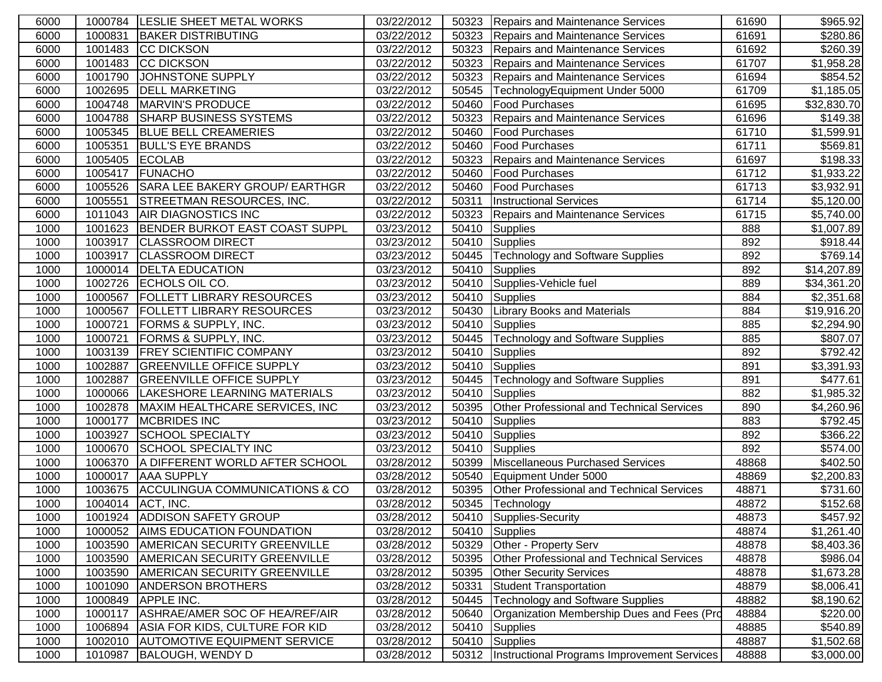| | | | | | | | |
|---|---|---|---|---|---|---|---|
| 6000 | 1000784 | LESLIE SHEET METAL WORKS | 03/22/2012 | 50323 | Repairs and Maintenance Services | 61690 | $965.92 |
| 6000 | 1000831 | BAKER DISTRIBUTING | 03/22/2012 | 50323 | Repairs and Maintenance Services | 61691 | $280.86 |
| 6000 | 1001483 | CC DICKSON | 03/22/2012 | 50323 | Repairs and Maintenance Services | 61692 | $260.39 |
| 6000 | 1001483 | CC DICKSON | 03/22/2012 | 50323 | Repairs and Maintenance Services | 61707 | $1,958.28 |
| 6000 | 1001790 | JOHNSTONE SUPPLY | 03/22/2012 | 50323 | Repairs and Maintenance Services | 61694 | $854.52 |
| 6000 | 1002695 | DELL MARKETING | 03/22/2012 | 50545 | TechnologyEquipment Under 5000 | 61709 | $1,185.05 |
| 6000 | 1004748 | MARVIN'S PRODUCE | 03/22/2012 | 50460 | Food Purchases | 61695 | $32,830.70 |
| 6000 | 1004788 | SHARP BUSINESS SYSTEMS | 03/22/2012 | 50323 | Repairs and Maintenance Services | 61696 | $149.38 |
| 6000 | 1005345 | BLUE BELL CREAMERIES | 03/22/2012 | 50460 | Food Purchases | 61710 | $1,599.91 |
| 6000 | 1005351 | BULL'S EYE BRANDS | 03/22/2012 | 50460 | Food Purchases | 61711 | $569.81 |
| 6000 | 1005405 | ECOLAB | 03/22/2012 | 50323 | Repairs and Maintenance Services | 61697 | $198.33 |
| 6000 | 1005417 | FUNACHO | 03/22/2012 | 50460 | Food Purchases | 61712 | $1,933.22 |
| 6000 | 1005526 | SARA LEE BAKERY GROUP/ EARTHGR | 03/22/2012 | 50460 | Food Purchases | 61713 | $3,932.91 |
| 6000 | 1005551 | STREETMAN RESOURCES, INC. | 03/22/2012 | 50311 | Instructional Services | 61714 | $5,120.00 |
| 6000 | 1011043 | AIR DIAGNOSTICS INC | 03/22/2012 | 50323 | Repairs and Maintenance Services | 61715 | $5,740.00 |
| 1000 | 1001623 | BENDER BURKOT EAST COAST SUPPL | 03/23/2012 | 50410 | Supplies | 888 | $1,007.89 |
| 1000 | 1003917 | CLASSROOM DIRECT | 03/23/2012 | 50410 | Supplies | 892 | $918.44 |
| 1000 | 1003917 | CLASSROOM DIRECT | 03/23/2012 | 50445 | Technology and Software Supplies | 892 | $769.14 |
| 1000 | 1000014 | DELTA EDUCATION | 03/23/2012 | 50410 | Supplies | 892 | $14,207.89 |
| 1000 | 1002726 | ECHOLS OIL CO. | 03/23/2012 | 50410 | Supplies-Vehicle fuel | 889 | $34,361.20 |
| 1000 | 1000567 | FOLLETT LIBRARY RESOURCES | 03/23/2012 | 50410 | Supplies | 884 | $2,351.68 |
| 1000 | 1000567 | FOLLETT LIBRARY RESOURCES | 03/23/2012 | 50430 | Library Books and Materials | 884 | $19,916.20 |
| 1000 | 1000721 | FORMS & SUPPLY, INC. | 03/23/2012 | 50410 | Supplies | 885 | $2,294.90 |
| 1000 | 1000721 | FORMS & SUPPLY, INC. | 03/23/2012 | 50445 | Technology and Software Supplies | 885 | $807.07 |
| 1000 | 1003139 | FREY SCIENTIFIC COMPANY | 03/23/2012 | 50410 | Supplies | 892 | $792.42 |
| 1000 | 1002887 | GREENVILLE OFFICE SUPPLY | 03/23/2012 | 50410 | Supplies | 891 | $3,391.93 |
| 1000 | 1002887 | GREENVILLE OFFICE SUPPLY | 03/23/2012 | 50445 | Technology and Software Supplies | 891 | $477.61 |
| 1000 | 1000066 | LAKESHORE LEARNING MATERIALS | 03/23/2012 | 50410 | Supplies | 882 | $1,985.32 |
| 1000 | 1002878 | MAXIM HEALTHCARE SERVICES, INC | 03/23/2012 | 50395 | Other Professional and Technical Services | 890 | $4,260.96 |
| 1000 | 1000177 | MCBRIDES INC | 03/23/2012 | 50410 | Supplies | 883 | $792.45 |
| 1000 | 1003927 | SCHOOL SPECIALTY | 03/23/2012 | 50410 | Supplies | 892 | $366.22 |
| 1000 | 1000670 | SCHOOL SPECIALTY INC | 03/23/2012 | 50410 | Supplies | 892 | $574.00 |
| 1000 | 1006370 | A DIFFERENT WORLD AFTER SCHOOL | 03/28/2012 | 50399 | Miscellaneous Purchased Services | 48868 | $402.50 |
| 1000 | 1000017 | AAA SUPPLY | 03/28/2012 | 50540 | Equipment Under 5000 | 48869 | $2,200.83 |
| 1000 | 1003675 | ACCULINGUA COMMUNICATIONS & CO | 03/28/2012 | 50395 | Other Professional and Technical Services | 48871 | $731.60 |
| 1000 | 1004014 | ACT, INC. | 03/28/2012 | 50345 | Technology | 48872 | $152.68 |
| 1000 | 1001924 | ADDISON SAFETY GROUP | 03/28/2012 | 50410 | Supplies-Security | 48873 | $457.92 |
| 1000 | 1000052 | AIMS EDUCATION FOUNDATION | 03/28/2012 | 50410 | Supplies | 48874 | $1,261.40 |
| 1000 | 1003590 | AMERICAN SECURITY GREENVILLE | 03/28/2012 | 50329 | Other - Property Serv | 48878 | $8,403.36 |
| 1000 | 1003590 | AMERICAN SECURITY GREENVILLE | 03/28/2012 | 50395 | Other Professional and Technical Services | 48878 | $986.04 |
| 1000 | 1003590 | AMERICAN SECURITY GREENVILLE | 03/28/2012 | 50395 | Other Security Services | 48878 | $1,673.28 |
| 1000 | 1001090 | ANDERSON BROTHERS | 03/28/2012 | 50331 | Student Transportation | 48879 | $8,006.41 |
| 1000 | 1000849 | APPLE INC. | 03/28/2012 | 50445 | Technology and Software Supplies | 48882 | $8,190.62 |
| 1000 | 1000117 | ASHRAE/AMER SOC OF HEA/REF/AIR | 03/28/2012 | 50640 | Organization Membership Dues and Fees (Pro | 48884 | $220.00 |
| 1000 | 1006894 | ASIA FOR KIDS, CULTURE FOR KID | 03/28/2012 | 50410 | Supplies | 48885 | $540.89 |
| 1000 | 1002010 | AUTOMOTIVE EQUIPMENT SERVICE | 03/28/2012 | 50410 | Supplies | 48887 | $1,502.68 |
| 1000 | 1010987 | BALOUGH, WENDY D | 03/28/2012 | 50312 | Instructional Programs Improvement Services | 48888 | $3,000.00 |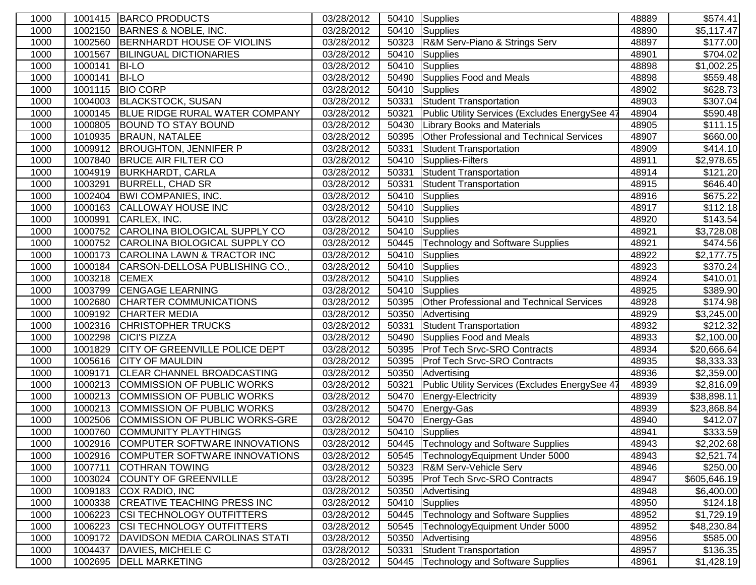| 1000 | 1001415 | BARCO PRODUCTS | 03/28/2012 | 50410 | Supplies | 48889 | $574.41 |
|---|---|---|---|---|---|---|---|
| 1000 | 1002150 | BARNES & NOBLE, INC. | 03/28/2012 | 50410 | Supplies | 48890 | $5,117.47 |
| 1000 | 1002560 | BERNHARDT HOUSE OF VIOLINS | 03/28/2012 | 50323 | R&M Serv-Piano & Strings Serv | 48897 | $177.00 |
| 1000 | 1001567 | BILINGUAL DICTIONARIES | 03/28/2012 | 50410 | Supplies | 48901 | $704.02 |
| 1000 | 1000141 | BI-LO | 03/28/2012 | 50410 | Supplies | 48898 | $1,002.25 |
| 1000 | 1000141 | BI-LO | 03/28/2012 | 50490 | Supplies Food and Meals | 48898 | $559.48 |
| 1000 | 1001115 | BIO CORP | 03/28/2012 | 50410 | Supplies | 48902 | $628.73 |
| 1000 | 1004003 | BLACKSTOCK, SUSAN | 03/28/2012 | 50331 | Student Transportation | 48903 | $307.04 |
| 1000 | 1000145 | BLUE RIDGE RURAL WATER COMPANY | 03/28/2012 | 50321 | Public Utility Services (Excludes EnergySee 47 | 48904 | $590.48 |
| 1000 | 1000805 | BOUND TO STAY BOUND | 03/28/2012 | 50430 | Library Books and Materials | 48905 | $111.15 |
| 1000 | 1010935 | BRAUN, NATALEE | 03/28/2012 | 50395 | Other Professional and Technical Services | 48907 | $660.00 |
| 1000 | 1009912 | BROUGHTON, JENNIFER P | 03/28/2012 | 50331 | Student Transportation | 48909 | $414.10 |
| 1000 | 1007840 | BRUCE AIR FILTER CO | 03/28/2012 | 50410 | Supplies-Filters | 48911 | $2,978.65 |
| 1000 | 1004919 | BURKHARDT, CARLA | 03/28/2012 | 50331 | Student Transportation | 48914 | $121.20 |
| 1000 | 1003291 | BURRELL, CHAD SR | 03/28/2012 | 50331 | Student Transportation | 48915 | $646.40 |
| 1000 | 1002404 | BWI COMPANIES, INC. | 03/28/2012 | 50410 | Supplies | 48916 | $675.22 |
| 1000 | 1000163 | CALLOWAY HOUSE INC | 03/28/2012 | 50410 | Supplies | 48917 | $112.18 |
| 1000 | 1000991 | CARLEX, INC. | 03/28/2012 | 50410 | Supplies | 48920 | $143.54 |
| 1000 | 1000752 | CAROLINA BIOLOGICAL SUPPLY CO | 03/28/2012 | 50410 | Supplies | 48921 | $3,728.08 |
| 1000 | 1000752 | CAROLINA BIOLOGICAL SUPPLY CO | 03/28/2012 | 50445 | Technology and Software Supplies | 48921 | $474.56 |
| 1000 | 1000173 | CAROLINA LAWN & TRACTOR INC | 03/28/2012 | 50410 | Supplies | 48922 | $2,177.75 |
| 1000 | 1000184 | CARSON-DELLOSA PUBLISHING CO., | 03/28/2012 | 50410 | Supplies | 48923 | $370.24 |
| 1000 | 1003218 | CEMEX | 03/28/2012 | 50410 | Supplies | 48924 | $410.01 |
| 1000 | 1003799 | CENGAGE LEARNING | 03/28/2012 | 50410 | Supplies | 48925 | $389.90 |
| 1000 | 1002680 | CHARTER COMMUNICATIONS | 03/28/2012 | 50395 | Other Professional and Technical Services | 48928 | $174.98 |
| 1000 | 1009192 | CHARTER MEDIA | 03/28/2012 | 50350 | Advertising | 48929 | $3,245.00 |
| 1000 | 1002316 | CHRISTOPHER TRUCKS | 03/28/2012 | 50331 | Student Transportation | 48932 | $212.32 |
| 1000 | 1002298 | CICI'S PIZZA | 03/28/2012 | 50490 | Supplies Food and Meals | 48933 | $2,100.00 |
| 1000 | 1001829 | CITY OF GREENVILLE POLICE DEPT | 03/28/2012 | 50395 | Prof Tech Srvc-SRO Contracts | 48934 | $20,666.64 |
| 1000 | 1005616 | CITY OF MAULDIN | 03/28/2012 | 50395 | Prof Tech Srvc-SRO Contracts | 48935 | $8,333.33 |
| 1000 | 1009171 | CLEAR CHANNEL BROADCASTING | 03/28/2012 | 50350 | Advertising | 48936 | $2,359.00 |
| 1000 | 1000213 | COMMISSION OF PUBLIC WORKS | 03/28/2012 | 50321 | Public Utility Services (Excludes EnergySee 47 | 48939 | $2,816.09 |
| 1000 | 1000213 | COMMISSION OF PUBLIC WORKS | 03/28/2012 | 50470 | Energy-Electricity | 48939 | $38,898.11 |
| 1000 | 1000213 | COMMISSION OF PUBLIC WORKS | 03/28/2012 | 50470 | Energy-Gas | 48939 | $23,868.84 |
| 1000 | 1002506 | COMMISSION OF PUBLIC WORKS-GRE | 03/28/2012 | 50470 | Energy-Gas | 48940 | $412.07 |
| 1000 | 1000760 | COMMUNITY PLAYTHINGS | 03/28/2012 | 50410 | Supplies | 48941 | $333.59 |
| 1000 | 1002916 | COMPUTER SOFTWARE INNOVATIONS | 03/28/2012 | 50445 | Technology and Software Supplies | 48943 | $2,202.68 |
| 1000 | 1002916 | COMPUTER SOFTWARE INNOVATIONS | 03/28/2012 | 50545 | TechnologyEquipment Under 5000 | 48943 | $2,521.74 |
| 1000 | 1007711 | COTHRAN TOWING | 03/28/2012 | 50323 | R&M Serv-Vehicle Serv | 48946 | $250.00 |
| 1000 | 1003024 | COUNTY OF GREENVILLE | 03/28/2012 | 50395 | Prof Tech Srvc-SRO Contracts | 48947 | $605,646.19 |
| 1000 | 1009183 | COX RADIO, INC | 03/28/2012 | 50350 | Advertising | 48948 | $6,400.00 |
| 1000 | 1000338 | CREATIVE TEACHING PRESS INC | 03/28/2012 | 50410 | Supplies | 48950 | $124.18 |
| 1000 | 1006223 | CSI TECHNOLOGY OUTFITTERS | 03/28/2012 | 50445 | Technology and Software Supplies | 48952 | $1,729.19 |
| 1000 | 1006223 | CSI TECHNOLOGY OUTFITTERS | 03/28/2012 | 50545 | TechnologyEquipment Under 5000 | 48952 | $48,230.84 |
| 1000 | 1009172 | DAVIDSON MEDIA CAROLINAS STATI | 03/28/2012 | 50350 | Advertising | 48956 | $585.00 |
| 1000 | 1004437 | DAVIES, MICHELE C | 03/28/2012 | 50331 | Student Transportation | 48957 | $136.35 |
| 1000 | 1002695 | DELL MARKETING | 03/28/2012 | 50445 | Technology and Software Supplies | 48961 | $1,428.19 |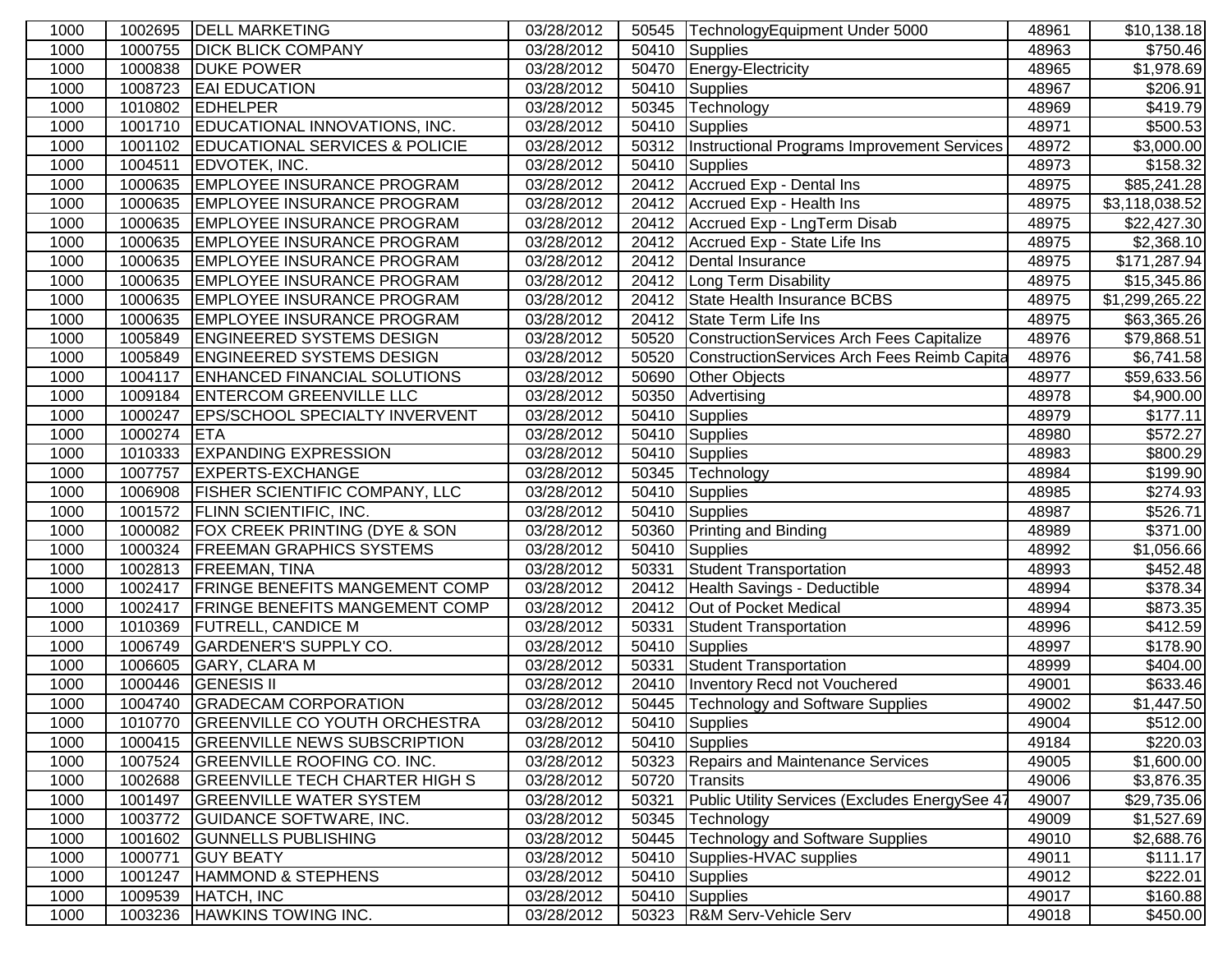| | | | | | | | |
|---|---|---|---|---|---|---|---|
| 1000 | 1002695 | DELL MARKETING | 03/28/2012 | 50545 | TechnologyEquipment Under 5000 | 48961 | $10,138.18 |
| 1000 | 1000755 | DICK BLICK COMPANY | 03/28/2012 | 50410 | Supplies | 48963 | $750.46 |
| 1000 | 1000838 | DUKE POWER | 03/28/2012 | 50470 | Energy-Electricity | 48965 | $1,978.69 |
| 1000 | 1008723 | EAI EDUCATION | 03/28/2012 | 50410 | Supplies | 48967 | $206.91 |
| 1000 | 1010802 | EDHELPER | 03/28/2012 | 50345 | Technology | 48969 | $419.79 |
| 1000 | 1001710 | EDUCATIONAL INNOVATIONS, INC. | 03/28/2012 | 50410 | Supplies | 48971 | $500.53 |
| 1000 | 1001102 | EDUCATIONAL SERVICES & POLICIE | 03/28/2012 | 50312 | Instructional Programs Improvement Services | 48972 | $3,000.00 |
| 1000 | 1004511 | EDVOTEK, INC. | 03/28/2012 | 50410 | Supplies | 48973 | $158.32 |
| 1000 | 1000635 | EMPLOYEE INSURANCE PROGRAM | 03/28/2012 | 20412 | Accrued Exp - Dental Ins | 48975 | $85,241.28 |
| 1000 | 1000635 | EMPLOYEE INSURANCE PROGRAM | 03/28/2012 | 20412 | Accrued Exp - Health Ins | 48975 | $3,118,038.52 |
| 1000 | 1000635 | EMPLOYEE INSURANCE PROGRAM | 03/28/2012 | 20412 | Accrued Exp - LngTerm Disab | 48975 | $22,427.30 |
| 1000 | 1000635 | EMPLOYEE INSURANCE PROGRAM | 03/28/2012 | 20412 | Accrued Exp - State Life Ins | 48975 | $2,368.10 |
| 1000 | 1000635 | EMPLOYEE INSURANCE PROGRAM | 03/28/2012 | 20412 | Dental Insurance | 48975 | $171,287.94 |
| 1000 | 1000635 | EMPLOYEE INSURANCE PROGRAM | 03/28/2012 | 20412 | Long Term Disability | 48975 | $15,345.86 |
| 1000 | 1000635 | EMPLOYEE INSURANCE PROGRAM | 03/28/2012 | 20412 | State Health Insurance BCBS | 48975 | $1,299,265.22 |
| 1000 | 1000635 | EMPLOYEE INSURANCE PROGRAM | 03/28/2012 | 20412 | State Term Life Ins | 48975 | $63,365.26 |
| 1000 | 1005849 | ENGINEERED SYSTEMS DESIGN | 03/28/2012 | 50520 | ConstructionServices Arch Fees Capitalize | 48976 | $79,868.51 |
| 1000 | 1005849 | ENGINEERED SYSTEMS DESIGN | 03/28/2012 | 50520 | ConstructionServices Arch Fees Reimb Capita | 48976 | $6,741.58 |
| 1000 | 1004117 | ENHANCED FINANCIAL SOLUTIONS | 03/28/2012 | 50690 | Other Objects | 48977 | $59,633.56 |
| 1000 | 1009184 | ENTERCOM GREENVILLE LLC | 03/28/2012 | 50350 | Advertising | 48978 | $4,900.00 |
| 1000 | 1000247 | EPS/SCHOOL SPECIALTY INVERVENT | 03/28/2012 | 50410 | Supplies | 48979 | $177.11 |
| 1000 | 1000274 | ETA | 03/28/2012 | 50410 | Supplies | 48980 | $572.27 |
| 1000 | 1010333 | EXPANDING EXPRESSION | 03/28/2012 | 50410 | Supplies | 48983 | $800.29 |
| 1000 | 1007757 | EXPERTS-EXCHANGE | 03/28/2012 | 50345 | Technology | 48984 | $199.90 |
| 1000 | 1006908 | FISHER SCIENTIFIC COMPANY, LLC | 03/28/2012 | 50410 | Supplies | 48985 | $274.93 |
| 1000 | 1001572 | FLINN SCIENTIFIC, INC. | 03/28/2012 | 50410 | Supplies | 48987 | $526.71 |
| 1000 | 1000082 | FOX CREEK PRINTING (DYE & SON | 03/28/2012 | 50360 | Printing and Binding | 48989 | $371.00 |
| 1000 | 1000324 | FREEMAN GRAPHICS SYSTEMS | 03/28/2012 | 50410 | Supplies | 48992 | $1,056.66 |
| 1000 | 1002813 | FREEMAN, TINA | 03/28/2012 | 50331 | Student Transportation | 48993 | $452.48 |
| 1000 | 1002417 | FRINGE BENEFITS MANGEMENT COMP | 03/28/2012 | 20412 | Health Savings - Deductible | 48994 | $378.34 |
| 1000 | 1002417 | FRINGE BENEFITS MANGEMENT COMP | 03/28/2012 | 20412 | Out of Pocket Medical | 48994 | $873.35 |
| 1000 | 1010369 | FUTRELL, CANDICE M | 03/28/2012 | 50331 | Student Transportation | 48996 | $412.59 |
| 1000 | 1006749 | GARDENER'S SUPPLY CO. | 03/28/2012 | 50410 | Supplies | 48997 | $178.90 |
| 1000 | 1006605 | GARY, CLARA M | 03/28/2012 | 50331 | Student Transportation | 48999 | $404.00 |
| 1000 | 1000446 | GENESIS II | 03/28/2012 | 20410 | Inventory Recd not Vouchered | 49001 | $633.46 |
| 1000 | 1004740 | GRADECAM CORPORATION | 03/28/2012 | 50445 | Technology and Software Supplies | 49002 | $1,447.50 |
| 1000 | 1010770 | GREENVILLE CO YOUTH ORCHESTRA | 03/28/2012 | 50410 | Supplies | 49004 | $512.00 |
| 1000 | 1000415 | GREENVILLE NEWS SUBSCRIPTION | 03/28/2012 | 50410 | Supplies | 49184 | $220.03 |
| 1000 | 1007524 | GREENVILLE ROOFING CO. INC. | 03/28/2012 | 50323 | Repairs and Maintenance Services | 49005 | $1,600.00 |
| 1000 | 1002688 | GREENVILLE TECH CHARTER HIGH S | 03/28/2012 | 50720 | Transits | 49006 | $3,876.35 |
| 1000 | 1001497 | GREENVILLE WATER SYSTEM | 03/28/2012 | 50321 | Public Utility Services (Excludes EnergySee 47 | 49007 | $29,735.06 |
| 1000 | 1003772 | GUIDANCE SOFTWARE, INC. | 03/28/2012 | 50345 | Technology | 49009 | $1,527.69 |
| 1000 | 1001602 | GUNNELLS PUBLISHING | 03/28/2012 | 50445 | Technology and Software Supplies | 49010 | $2,688.76 |
| 1000 | 1000771 | GUY BEATY | 03/28/2012 | 50410 | Supplies-HVAC supplies | 49011 | $111.17 |
| 1000 | 1001247 | HAMMOND & STEPHENS | 03/28/2012 | 50410 | Supplies | 49012 | $222.01 |
| 1000 | 1009539 | HATCH, INC | 03/28/2012 | 50410 | Supplies | 49017 | $160.88 |
| 1000 | 1003236 | HAWKINS TOWING INC. | 03/28/2012 | 50323 | R&M Serv-Vehicle Serv | 49018 | $450.00 |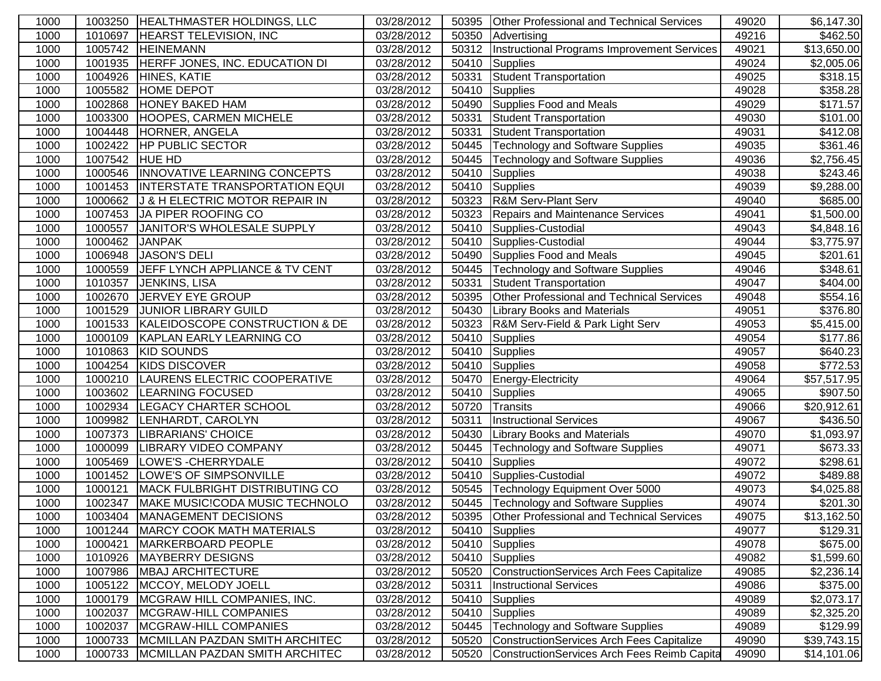| | | | | | | | |
|---|---|---|---|---|---|---|---|
| 1000 | 1003250 | HEALTHMASTER HOLDINGS, LLC | 03/28/2012 | 50395 | Other Professional and Technical Services | 49020 | $6,147.30 |
| 1000 | 1010697 | HEARST TELEVISION, INC | 03/28/2012 | 50350 | Advertising | 49216 | $462.50 |
| 1000 | 1005742 | HEINEMANN | 03/28/2012 | 50312 | Instructional Programs Improvement Services | 49021 | $13,650.00 |
| 1000 | 1001935 | HERFF JONES, INC. EDUCATION DI | 03/28/2012 | 50410 | Supplies | 49024 | $2,005.06 |
| 1000 | 1004926 | HINES, KATIE | 03/28/2012 | 50331 | Student Transportation | 49025 | $318.15 |
| 1000 | 1005582 | HOME DEPOT | 03/28/2012 | 50410 | Supplies | 49028 | $358.28 |
| 1000 | 1002868 | HONEY BAKED HAM | 03/28/2012 | 50490 | Supplies Food and Meals | 49029 | $171.57 |
| 1000 | 1003300 | HOOPES, CARMEN MICHELE | 03/28/2012 | 50331 | Student Transportation | 49030 | $101.00 |
| 1000 | 1004448 | HORNER, ANGELA | 03/28/2012 | 50331 | Student Transportation | 49031 | $412.08 |
| 1000 | 1002422 | HP PUBLIC SECTOR | 03/28/2012 | 50445 | Technology and Software Supplies | 49035 | $361.46 |
| 1000 | 1007542 | HUE HD | 03/28/2012 | 50445 | Technology and Software Supplies | 49036 | $2,756.45 |
| 1000 | 1000546 | INNOVATIVE LEARNING CONCEPTS | 03/28/2012 | 50410 | Supplies | 49038 | $243.46 |
| 1000 | 1001453 | INTERSTATE TRANSPORTATION EQUI | 03/28/2012 | 50410 | Supplies | 49039 | $9,288.00 |
| 1000 | 1000662 | J & H ELECTRIC MOTOR REPAIR IN | 03/28/2012 | 50323 | R&M Serv-Plant Serv | 49040 | $685.00 |
| 1000 | 1007453 | JA PIPER ROOFING CO | 03/28/2012 | 50323 | Repairs and Maintenance Services | 49041 | $1,500.00 |
| 1000 | 1000557 | JANITOR'S WHOLESALE SUPPLY | 03/28/2012 | 50410 | Supplies-Custodial | 49043 | $4,848.16 |
| 1000 | 1000462 | JANPAK | 03/28/2012 | 50410 | Supplies-Custodial | 49044 | $3,775.97 |
| 1000 | 1006948 | JASON'S DELI | 03/28/2012 | 50490 | Supplies Food and Meals | 49045 | $201.61 |
| 1000 | 1000559 | JEFF LYNCH APPLIANCE & TV CENT | 03/28/2012 | 50445 | Technology and Software Supplies | 49046 | $348.61 |
| 1000 | 1010357 | JENKINS, LISA | 03/28/2012 | 50331 | Student Transportation | 49047 | $404.00 |
| 1000 | 1002670 | JERVEY EYE GROUP | 03/28/2012 | 50395 | Other Professional and Technical Services | 49048 | $554.16 |
| 1000 | 1001529 | JUNIOR LIBRARY GUILD | 03/28/2012 | 50430 | Library Books and Materials | 49051 | $376.80 |
| 1000 | 1001533 | KALEIDOSCOPE CONSTRUCTION & DE | 03/28/2012 | 50323 | R&M Serv-Field & Park Light Serv | 49053 | $5,415.00 |
| 1000 | 1000109 | KAPLAN EARLY LEARNING CO | 03/28/2012 | 50410 | Supplies | 49054 | $177.86 |
| 1000 | 1010863 | KID SOUNDS | 03/28/2012 | 50410 | Supplies | 49057 | $640.23 |
| 1000 | 1004254 | KIDS DISCOVER | 03/28/2012 | 50410 | Supplies | 49058 | $772.53 |
| 1000 | 1000210 | LAURENS ELECTRIC COOPERATIVE | 03/28/2012 | 50470 | Energy-Electricity | 49064 | $57,517.95 |
| 1000 | 1003602 | LEARNING FOCUSED | 03/28/2012 | 50410 | Supplies | 49065 | $907.50 |
| 1000 | 1002934 | LEGACY CHARTER SCHOOL | 03/28/2012 | 50720 | Transits | 49066 | $20,912.61 |
| 1000 | 1009982 | LENHARDT, CAROLYN | 03/28/2012 | 50311 | Instructional Services | 49067 | $436.50 |
| 1000 | 1007373 | LIBRARIANS' CHOICE | 03/28/2012 | 50430 | Library Books and Materials | 49070 | $1,093.97 |
| 1000 | 1000099 | LIBRARY VIDEO COMPANY | 03/28/2012 | 50445 | Technology and Software Supplies | 49071 | $673.33 |
| 1000 | 1005469 | LOWE'S -CHERRYDALE | 03/28/2012 | 50410 | Supplies | 49072 | $298.61 |
| 1000 | 1001452 | LOWE'S OF SIMPSONVILLE | 03/28/2012 | 50410 | Supplies-Custodial | 49072 | $489.88 |
| 1000 | 1000121 | MACK FULBRIGHT DISTRIBUTING CO | 03/28/2012 | 50545 | Technology Equipment Over 5000 | 49073 | $4,025.88 |
| 1000 | 1002347 | MAKE MUSIC!CODA MUSIC TECHNOLO | 03/28/2012 | 50445 | Technology and Software Supplies | 49074 | $201.30 |
| 1000 | 1003404 | MANAGEMENT DECISIONS | 03/28/2012 | 50395 | Other Professional and Technical Services | 49075 | $13,162.50 |
| 1000 | 1001244 | MARCY COOK MATH MATERIALS | 03/28/2012 | 50410 | Supplies | 49077 | $129.31 |
| 1000 | 1000421 | MARKERBOARD PEOPLE | 03/28/2012 | 50410 | Supplies | 49078 | $675.00 |
| 1000 | 1010926 | MAYBERRY DESIGNS | 03/28/2012 | 50410 | Supplies | 49082 | $1,599.60 |
| 1000 | 1007986 | MBAJ ARCHITECTURE | 03/28/2012 | 50520 | ConstructionServices Arch Fees Capitalize | 49085 | $2,236.14 |
| 1000 | 1005122 | MCCOY, MELODY JOELL | 03/28/2012 | 50311 | Instructional Services | 49086 | $375.00 |
| 1000 | 1000179 | MCGRAW HILL COMPANIES, INC. | 03/28/2012 | 50410 | Supplies | 49089 | $2,073.17 |
| 1000 | 1002037 | MCGRAW-HILL COMPANIES | 03/28/2012 | 50410 | Supplies | 49089 | $2,325.20 |
| 1000 | 1002037 | MCGRAW-HILL COMPANIES | 03/28/2012 | 50445 | Technology and Software Supplies | 49089 | $129.99 |
| 1000 | 1000733 | MCMILLAN PAZDAN SMITH ARCHITEC | 03/28/2012 | 50520 | ConstructionServices Arch Fees Capitalize | 49090 | $39,743.15 |
| 1000 | 1000733 | MCMILLAN PAZDAN SMITH ARCHITEC | 03/28/2012 | 50520 | ConstructionServices Arch Fees Reimb Capita | 49090 | $14,101.06 |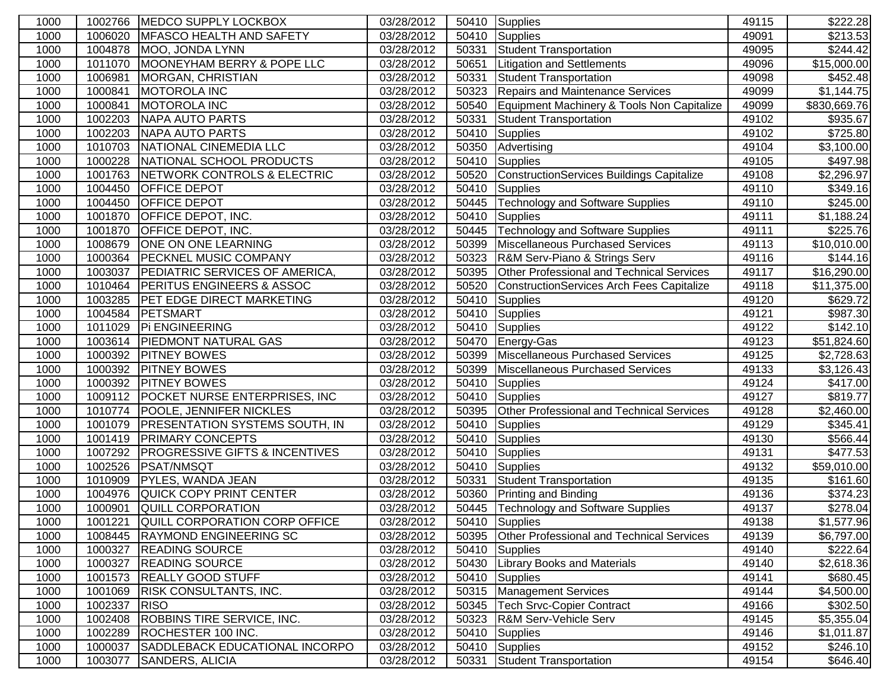| | | | | | | | |
|---|---|---|---|---|---|---|---|
| 1000 | 1002766 | MEDCO SUPPLY LOCKBOX | 03/28/2012 | 50410 | Supplies | 49115 | $222.28 |
| 1000 | 1006020 | MFASCO HEALTH AND SAFETY | 03/28/2012 | 50410 | Supplies | 49091 | $213.53 |
| 1000 | 1004878 | MOO, JONDA LYNN | 03/28/2012 | 50331 | Student Transportation | 49095 | $244.42 |
| 1000 | 1011070 | MOONEYHAM BERRY & POPE LLC | 03/28/2012 | 50651 | Litigation and Settlements | 49096 | $15,000.00 |
| 1000 | 1006981 | MORGAN, CHRISTIAN | 03/28/2012 | 50331 | Student Transportation | 49098 | $452.48 |
| 1000 | 1000841 | MOTOROLA INC | 03/28/2012 | 50323 | Repairs and Maintenance Services | 49099 | $1,144.75 |
| 1000 | 1000841 | MOTOROLA INC | 03/28/2012 | 50540 | Equipment Machinery & Tools Non Capitalize | 49099 | $830,669.76 |
| 1000 | 1002203 | NAPA AUTO PARTS | 03/28/2012 | 50331 | Student Transportation | 49102 | $935.67 |
| 1000 | 1002203 | NAPA AUTO PARTS | 03/28/2012 | 50410 | Supplies | 49102 | $725.80 |
| 1000 | 1010703 | NATIONAL CINEMEDIA LLC | 03/28/2012 | 50350 | Advertising | 49104 | $3,100.00 |
| 1000 | 1000228 | NATIONAL SCHOOL PRODUCTS | 03/28/2012 | 50410 | Supplies | 49105 | $497.98 |
| 1000 | 1001763 | NETWORK CONTROLS & ELECTRIC | 03/28/2012 | 50520 | ConstructionServices Buildings Capitalize | 49108 | $2,296.97 |
| 1000 | 1004450 | OFFICE DEPOT | 03/28/2012 | 50410 | Supplies | 49110 | $349.16 |
| 1000 | 1004450 | OFFICE DEPOT | 03/28/2012 | 50445 | Technology and Software Supplies | 49110 | $245.00 |
| 1000 | 1001870 | OFFICE DEPOT, INC. | 03/28/2012 | 50410 | Supplies | 49111 | $1,188.24 |
| 1000 | 1001870 | OFFICE DEPOT, INC. | 03/28/2012 | 50445 | Technology and Software Supplies | 49111 | $225.76 |
| 1000 | 1008679 | ONE ON ONE LEARNING | 03/28/2012 | 50399 | Miscellaneous Purchased Services | 49113 | $10,010.00 |
| 1000 | 1000364 | PECKNEL MUSIC COMPANY | 03/28/2012 | 50323 | R&M Serv-Piano & Strings Serv | 49116 | $144.16 |
| 1000 | 1003037 | PEDIATRIC SERVICES OF AMERICA, | 03/28/2012 | 50395 | Other Professional and Technical Services | 49117 | $16,290.00 |
| 1000 | 1010464 | PERITUS ENGINEERS & ASSOC | 03/28/2012 | 50520 | ConstructionServices Arch Fees Capitalize | 49118 | $11,375.00 |
| 1000 | 1003285 | PET EDGE DIRECT MARKETING | 03/28/2012 | 50410 | Supplies | 49120 | $629.72 |
| 1000 | 1004584 | PETSMART | 03/28/2012 | 50410 | Supplies | 49121 | $987.30 |
| 1000 | 1011029 | Pi ENGINEERING | 03/28/2012 | 50410 | Supplies | 49122 | $142.10 |
| 1000 | 1003614 | PIEDMONT NATURAL GAS | 03/28/2012 | 50470 | Energy-Gas | 49123 | $51,824.60 |
| 1000 | 1000392 | PITNEY BOWES | 03/28/2012 | 50399 | Miscellaneous Purchased Services | 49125 | $2,728.63 |
| 1000 | 1000392 | PITNEY BOWES | 03/28/2012 | 50399 | Miscellaneous Purchased Services | 49133 | $3,126.43 |
| 1000 | 1000392 | PITNEY BOWES | 03/28/2012 | 50410 | Supplies | 49124 | $417.00 |
| 1000 | 1009112 | POCKET NURSE ENTERPRISES, INC | 03/28/2012 | 50410 | Supplies | 49127 | $819.77 |
| 1000 | 1010774 | POOLE, JENNIFER NICKLES | 03/28/2012 | 50395 | Other Professional and Technical Services | 49128 | $2,460.00 |
| 1000 | 1001079 | PRESENTATION SYSTEMS SOUTH, IN | 03/28/2012 | 50410 | Supplies | 49129 | $345.41 |
| 1000 | 1001419 | PRIMARY CONCEPTS | 03/28/2012 | 50410 | Supplies | 49130 | $566.44 |
| 1000 | 1007292 | PROGRESSIVE GIFTS & INCENTIVES | 03/28/2012 | 50410 | Supplies | 49131 | $477.53 |
| 1000 | 1002526 | PSAT/NMSQT | 03/28/2012 | 50410 | Supplies | 49132 | $59,010.00 |
| 1000 | 1010909 | PYLES, WANDA JEAN | 03/28/2012 | 50331 | Student Transportation | 49135 | $161.60 |
| 1000 | 1004976 | QUICK COPY PRINT CENTER | 03/28/2012 | 50360 | Printing and Binding | 49136 | $374.23 |
| 1000 | 1000901 | QUILL CORPORATION | 03/28/2012 | 50445 | Technology and Software Supplies | 49137 | $278.04 |
| 1000 | 1001221 | QUILL CORPORATION CORP OFFICE | 03/28/2012 | 50410 | Supplies | 49138 | $1,577.96 |
| 1000 | 1008445 | RAYMOND ENGINEERING SC | 03/28/2012 | 50395 | Other Professional and Technical Services | 49139 | $6,797.00 |
| 1000 | 1000327 | READING SOURCE | 03/28/2012 | 50410 | Supplies | 49140 | $222.64 |
| 1000 | 1000327 | READING SOURCE | 03/28/2012 | 50430 | Library Books and Materials | 49140 | $2,618.36 |
| 1000 | 1001573 | REALLY GOOD STUFF | 03/28/2012 | 50410 | Supplies | 49141 | $680.45 |
| 1000 | 1001069 | RISK CONSULTANTS, INC. | 03/28/2012 | 50315 | Management Services | 49144 | $4,500.00 |
| 1000 | 1002337 | RISO | 03/28/2012 | 50345 | Tech Srvc-Copier Contract | 49166 | $302.50 |
| 1000 | 1002408 | ROBBINS TIRE SERVICE, INC. | 03/28/2012 | 50323 | R&M Serv-Vehicle Serv | 49145 | $5,355.04 |
| 1000 | 1002289 | ROCHESTER 100 INC. | 03/28/2012 | 50410 | Supplies | 49146 | $1,011.87 |
| 1000 | 1000037 | SADDLEBACK EDUCATIONAL INCORPO | 03/28/2012 | 50410 | Supplies | 49152 | $246.10 |
| 1000 | 1003077 | SANDERS, ALICIA | 03/28/2012 | 50331 | Student Transportation | 49154 | $646.40 |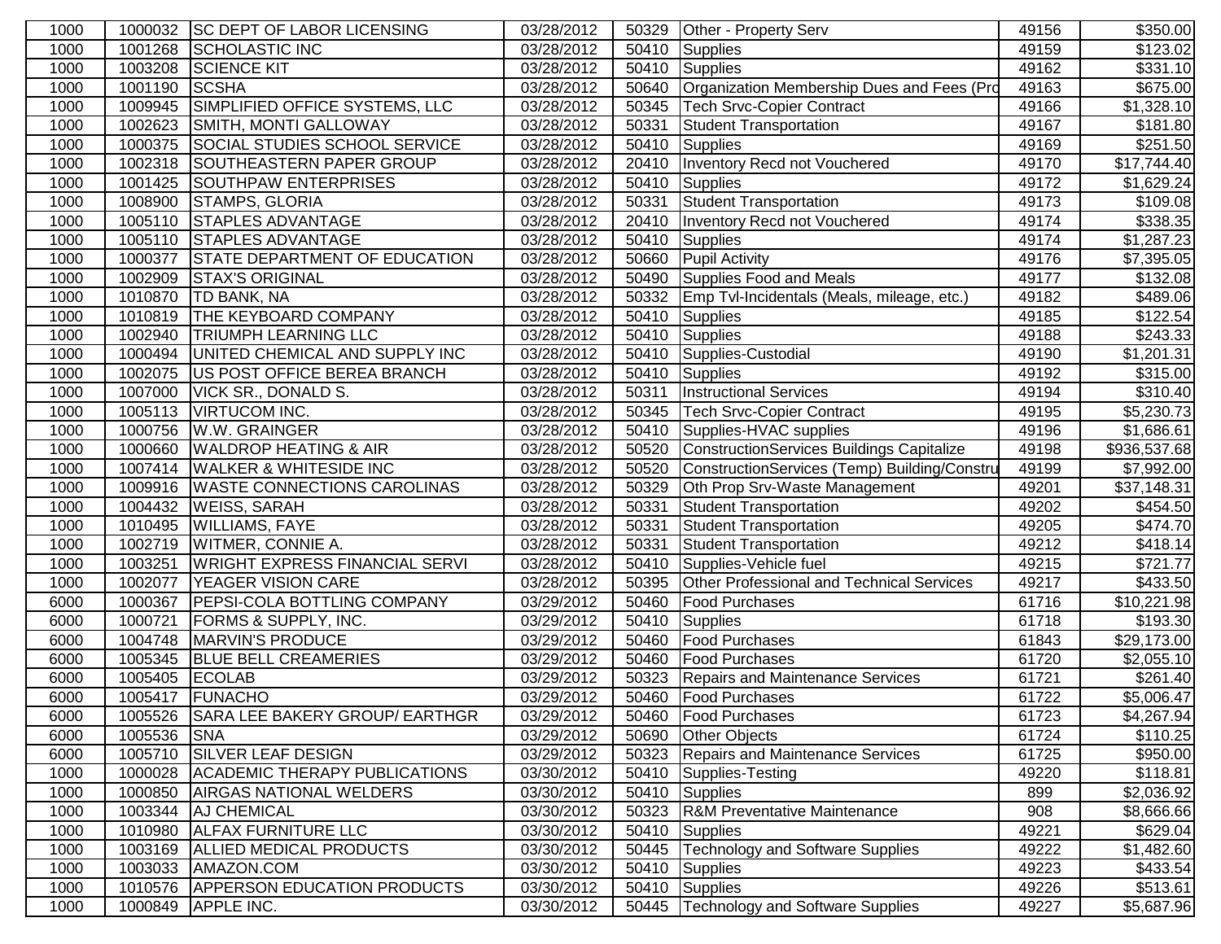| | | | | | | | |
|---|---|---|---|---|---|---|---|
| 1000 | 1000032 | SC DEPT OF LABOR LICENSING | 03/28/2012 | 50329 | Other - Property Serv | 49156 | $350.00 |
| 1000 | 1001268 | SCHOLASTIC INC | 03/28/2012 | 50410 | Supplies | 49159 | $123.02 |
| 1000 | 1003208 | SCIENCE KIT | 03/28/2012 | 50410 | Supplies | 49162 | $331.10 |
| 1000 | 1001190 | SCSHA | 03/28/2012 | 50640 | Organization Membership Dues and Fees (Pro | 49163 | $675.00 |
| 1000 | 1009945 | SIMPLIFIED OFFICE SYSTEMS, LLC | 03/28/2012 | 50345 | Tech Srvc-Copier Contract | 49166 | $1,328.10 |
| 1000 | 1002623 | SMITH, MONTI GALLOWAY | 03/28/2012 | 50331 | Student Transportation | 49167 | $181.80 |
| 1000 | 1000375 | SOCIAL STUDIES SCHOOL SERVICE | 03/28/2012 | 50410 | Supplies | 49169 | $251.50 |
| 1000 | 1002318 | SOUTHEASTERN PAPER GROUP | 03/28/2012 | 20410 | Inventory Recd not Vouchered | 49170 | $17,744.40 |
| 1000 | 1001425 | SOUTHPAW ENTERPRISES | 03/28/2012 | 50410 | Supplies | 49172 | $1,629.24 |
| 1000 | 1008900 | STAMPS, GLORIA | 03/28/2012 | 50331 | Student Transportation | 49173 | $109.08 |
| 1000 | 1005110 | STAPLES ADVANTAGE | 03/28/2012 | 20410 | Inventory Recd not Vouchered | 49174 | $338.35 |
| 1000 | 1005110 | STAPLES ADVANTAGE | 03/28/2012 | 50410 | Supplies | 49174 | $1,287.23 |
| 1000 | 1000377 | STATE DEPARTMENT OF EDUCATION | 03/28/2012 | 50660 | Pupil Activity | 49176 | $7,395.05 |
| 1000 | 1002909 | STAX'S ORIGINAL | 03/28/2012 | 50490 | Supplies Food and Meals | 49177 | $132.08 |
| 1000 | 1010870 | TD BANK, NA | 03/28/2012 | 50332 | Emp Tvl-Incidentals (Meals, mileage, etc.) | 49182 | $489.06 |
| 1000 | 1010819 | THE KEYBOARD COMPANY | 03/28/2012 | 50410 | Supplies | 49185 | $122.54 |
| 1000 | 1002940 | TRIUMPH LEARNING LLC | 03/28/2012 | 50410 | Supplies | 49188 | $243.33 |
| 1000 | 1000494 | UNITED CHEMICAL AND SUPPLY INC | 03/28/2012 | 50410 | Supplies-Custodial | 49190 | $1,201.31 |
| 1000 | 1002075 | US POST OFFICE BEREA BRANCH | 03/28/2012 | 50410 | Supplies | 49192 | $315.00 |
| 1000 | 1007000 | VICK SR., DONALD S. | 03/28/2012 | 50311 | Instructional Services | 49194 | $310.40 |
| 1000 | 1005113 | VIRTUCOM INC. | 03/28/2012 | 50345 | Tech Srvc-Copier Contract | 49195 | $5,230.73 |
| 1000 | 1000756 | W.W. GRAINGER | 03/28/2012 | 50410 | Supplies-HVAC supplies | 49196 | $1,686.61 |
| 1000 | 1000660 | WALDROP HEATING & AIR | 03/28/2012 | 50520 | ConstructionServices Buildings Capitalize | 49198 | $936,537.68 |
| 1000 | 1007414 | WALKER & WHITESIDE INC | 03/28/2012 | 50520 | ConstructionServices (Temp) Building/Constru | 49199 | $7,992.00 |
| 1000 | 1009916 | WASTE CONNECTIONS CAROLINAS | 03/28/2012 | 50329 | Oth Prop Srv-Waste Management | 49201 | $37,148.31 |
| 1000 | 1004432 | WEISS, SARAH | 03/28/2012 | 50331 | Student Transportation | 49202 | $454.50 |
| 1000 | 1010495 | WILLIAMS, FAYE | 03/28/2012 | 50331 | Student Transportation | 49205 | $474.70 |
| 1000 | 1002719 | WITMER, CONNIE A. | 03/28/2012 | 50331 | Student Transportation | 49212 | $418.14 |
| 1000 | 1003251 | WRIGHT EXPRESS FINANCIAL SERVI | 03/28/2012 | 50410 | Supplies-Vehicle fuel | 49215 | $721.77 |
| 1000 | 1002077 | YEAGER VISION CARE | 03/28/2012 | 50395 | Other Professional and Technical Services | 49217 | $433.50 |
| 6000 | 1000367 | PEPSI-COLA BOTTLING COMPANY | 03/29/2012 | 50460 | Food Purchases | 61716 | $10,221.98 |
| 6000 | 1000721 | FORMS & SUPPLY, INC. | 03/29/2012 | 50410 | Supplies | 61718 | $193.30 |
| 6000 | 1004748 | MARVIN'S PRODUCE | 03/29/2012 | 50460 | Food Purchases | 61843 | $29,173.00 |
| 6000 | 1005345 | BLUE BELL CREAMERIES | 03/29/2012 | 50460 | Food Purchases | 61720 | $2,055.10 |
| 6000 | 1005405 | ECOLAB | 03/29/2012 | 50323 | Repairs and Maintenance Services | 61721 | $261.40 |
| 6000 | 1005417 | FUNACHO | 03/29/2012 | 50460 | Food Purchases | 61722 | $5,006.47 |
| 6000 | 1005526 | SARA LEE BAKERY GROUP/ EARTHGR | 03/29/2012 | 50460 | Food Purchases | 61723 | $4,267.94 |
| 6000 | 1005536 | SNA | 03/29/2012 | 50690 | Other Objects | 61724 | $110.25 |
| 6000 | 1005710 | SILVER LEAF DESIGN | 03/29/2012 | 50323 | Repairs and Maintenance Services | 61725 | $950.00 |
| 1000 | 1000028 | ACADEMIC THERAPY PUBLICATIONS | 03/30/2012 | 50410 | Supplies-Testing | 49220 | $118.81 |
| 1000 | 1000850 | AIRGAS NATIONAL WELDERS | 03/30/2012 | 50410 | Supplies | 899 | $2,036.92 |
| 1000 | 1003344 | AJ CHEMICAL | 03/30/2012 | 50323 | R&M Preventative Maintenance | 908 | $8,666.66 |
| 1000 | 1010980 | ALFAX FURNITURE LLC | 03/30/2012 | 50410 | Supplies | 49221 | $629.04 |
| 1000 | 1003169 | ALLIED MEDICAL PRODUCTS | 03/30/2012 | 50445 | Technology and Software Supplies | 49222 | $1,482.60 |
| 1000 | 1003033 | AMAZON.COM | 03/30/2012 | 50410 | Supplies | 49223 | $433.54 |
| 1000 | 1010576 | APPERSON EDUCATION PRODUCTS | 03/30/2012 | 50410 | Supplies | 49226 | $513.61 |
| 1000 | 1000849 | APPLE INC. | 03/30/2012 | 50445 | Technology and Software Supplies | 49227 | $5,687.96 |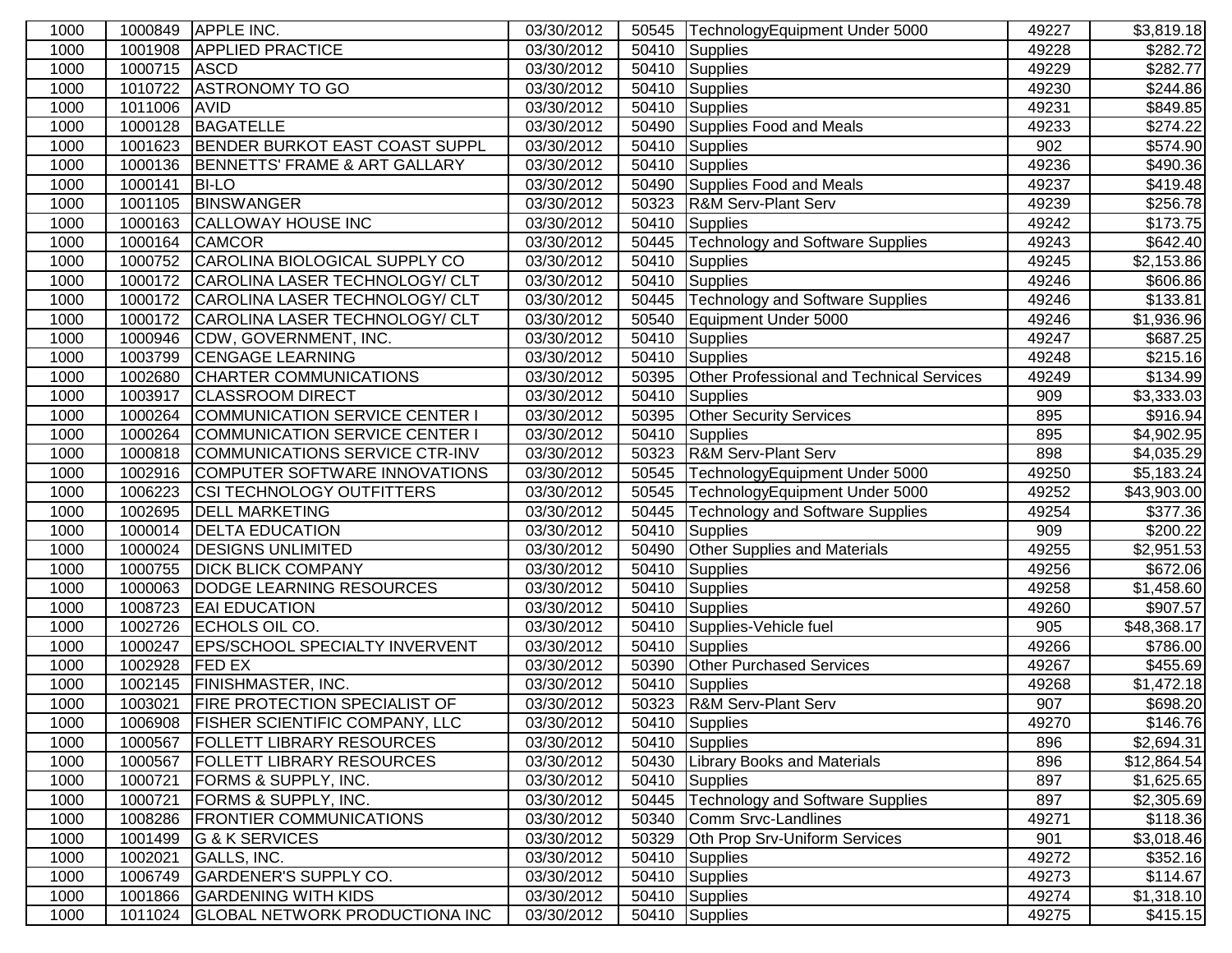| | | | | | | | |
|---|---|---|---|---|---|---|---|
| 1000 | 1000849 | APPLE INC. | 03/30/2012 | 50545 | TechnologyEquipment Under 5000 | 49227 | $3,819.18 |
| 1000 | 1001908 | APPLIED PRACTICE | 03/30/2012 | 50410 | Supplies | 49228 | $282.72 |
| 1000 | 1000715 | ASCD | 03/30/2012 | 50410 | Supplies | 49229 | $282.77 |
| 1000 | 1010722 | ASTRONOMY TO GO | 03/30/2012 | 50410 | Supplies | 49230 | $244.86 |
| 1000 | 1011006 | AVID | 03/30/2012 | 50410 | Supplies | 49231 | $849.85 |
| 1000 | 1000128 | BAGATELLE | 03/30/2012 | 50490 | Supplies Food and Meals | 49233 | $274.22 |
| 1000 | 1001623 | BENDER BURKOT EAST COAST SUPPL | 03/30/2012 | 50410 | Supplies | 902 | $574.90 |
| 1000 | 1000136 | BENNETTS' FRAME & ART GALLARY | 03/30/2012 | 50410 | Supplies | 49236 | $490.36 |
| 1000 | 1000141 | BI-LO | 03/30/2012 | 50490 | Supplies Food and Meals | 49237 | $419.48 |
| 1000 | 1001105 | BINSWANGER | 03/30/2012 | 50323 | R&M Serv-Plant Serv | 49239 | $256.78 |
| 1000 | 1000163 | CALLOWAY HOUSE INC | 03/30/2012 | 50410 | Supplies | 49242 | $173.75 |
| 1000 | 1000164 | CAMCOR | 03/30/2012 | 50445 | Technology and Software Supplies | 49243 | $642.40 |
| 1000 | 1000752 | CAROLINA BIOLOGICAL SUPPLY CO | 03/30/2012 | 50410 | Supplies | 49245 | $2,153.86 |
| 1000 | 1000172 | CAROLINA LASER TECHNOLOGY/ CLT | 03/30/2012 | 50410 | Supplies | 49246 | $606.86 |
| 1000 | 1000172 | CAROLINA LASER TECHNOLOGY/ CLT | 03/30/2012 | 50445 | Technology and Software Supplies | 49246 | $133.81 |
| 1000 | 1000172 | CAROLINA LASER TECHNOLOGY/ CLT | 03/30/2012 | 50540 | Equipment Under 5000 | 49246 | $1,936.96 |
| 1000 | 1000946 | CDW, GOVERNMENT, INC. | 03/30/2012 | 50410 | Supplies | 49247 | $687.25 |
| 1000 | 1003799 | CENGAGE LEARNING | 03/30/2012 | 50410 | Supplies | 49248 | $215.16 |
| 1000 | 1002680 | CHARTER COMMUNICATIONS | 03/30/2012 | 50395 | Other Professional and Technical Services | 49249 | $134.99 |
| 1000 | 1003917 | CLASSROOM DIRECT | 03/30/2012 | 50410 | Supplies | 909 | $3,333.03 |
| 1000 | 1000264 | COMMUNICATION SERVICE CENTER I | 03/30/2012 | 50395 | Other Security Services | 895 | $916.94 |
| 1000 | 1000264 | COMMUNICATION SERVICE CENTER I | 03/30/2012 | 50410 | Supplies | 895 | $4,902.95 |
| 1000 | 1000818 | COMMUNICATIONS SERVICE CTR-INV | 03/30/2012 | 50323 | R&M Serv-Plant Serv | 898 | $4,035.29 |
| 1000 | 1002916 | COMPUTER SOFTWARE INNOVATIONS | 03/30/2012 | 50545 | TechnologyEquipment Under 5000 | 49250 | $5,183.24 |
| 1000 | 1006223 | CSI TECHNOLOGY OUTFITTERS | 03/30/2012 | 50545 | TechnologyEquipment Under 5000 | 49252 | $43,903.00 |
| 1000 | 1002695 | DELL MARKETING | 03/30/2012 | 50445 | Technology and Software Supplies | 49254 | $377.36 |
| 1000 | 1000014 | DELTA EDUCATION | 03/30/2012 | 50410 | Supplies | 909 | $200.22 |
| 1000 | 1000024 | DESIGNS UNLIMITED | 03/30/2012 | 50490 | Other Supplies and Materials | 49255 | $2,951.53 |
| 1000 | 1000755 | DICK BLICK COMPANY | 03/30/2012 | 50410 | Supplies | 49256 | $672.06 |
| 1000 | 1000063 | DODGE LEARNING RESOURCES | 03/30/2012 | 50410 | Supplies | 49258 | $1,458.60 |
| 1000 | 1008723 | EAI EDUCATION | 03/30/2012 | 50410 | Supplies | 49260 | $907.57 |
| 1000 | 1002726 | ECHOLS OIL CO. | 03/30/2012 | 50410 | Supplies-Vehicle fuel | 905 | $48,368.17 |
| 1000 | 1000247 | EPS/SCHOOL SPECIALTY INVERVENT | 03/30/2012 | 50410 | Supplies | 49266 | $786.00 |
| 1000 | 1002928 | FED EX | 03/30/2012 | 50390 | Other Purchased Services | 49267 | $455.69 |
| 1000 | 1002145 | FINISHMASTER, INC. | 03/30/2012 | 50410 | Supplies | 49268 | $1,472.18 |
| 1000 | 1003021 | FIRE PROTECTION SPECIALIST OF | 03/30/2012 | 50323 | R&M Serv-Plant Serv | 907 | $698.20 |
| 1000 | 1006908 | FISHER SCIENTIFIC COMPANY, LLC | 03/30/2012 | 50410 | Supplies | 49270 | $146.76 |
| 1000 | 1000567 | FOLLETT LIBRARY RESOURCES | 03/30/2012 | 50410 | Supplies | 896 | $2,694.31 |
| 1000 | 1000567 | FOLLETT LIBRARY RESOURCES | 03/30/2012 | 50430 | Library Books and Materials | 896 | $12,864.54 |
| 1000 | 1000721 | FORMS & SUPPLY, INC. | 03/30/2012 | 50410 | Supplies | 897 | $1,625.65 |
| 1000 | 1000721 | FORMS & SUPPLY, INC. | 03/30/2012 | 50445 | Technology and Software Supplies | 897 | $2,305.69 |
| 1000 | 1008286 | FRONTIER COMMUNICATIONS | 03/30/2012 | 50340 | Comm Srvc-Landlines | 49271 | $118.36 |
| 1000 | 1001499 | G & K SERVICES | 03/30/2012 | 50329 | Oth Prop Srv-Uniform Services | 901 | $3,018.46 |
| 1000 | 1002021 | GALLS, INC. | 03/30/2012 | 50410 | Supplies | 49272 | $352.16 |
| 1000 | 1006749 | GARDENER'S SUPPLY CO. | 03/30/2012 | 50410 | Supplies | 49273 | $114.67 |
| 1000 | 1001866 | GARDENING WITH KIDS | 03/30/2012 | 50410 | Supplies | 49274 | $1,318.10 |
| 1000 | 1011024 | GLOBAL NETWORK PRODUCTIONA INC | 03/30/2012 | 50410 | Supplies | 49275 | $415.15 |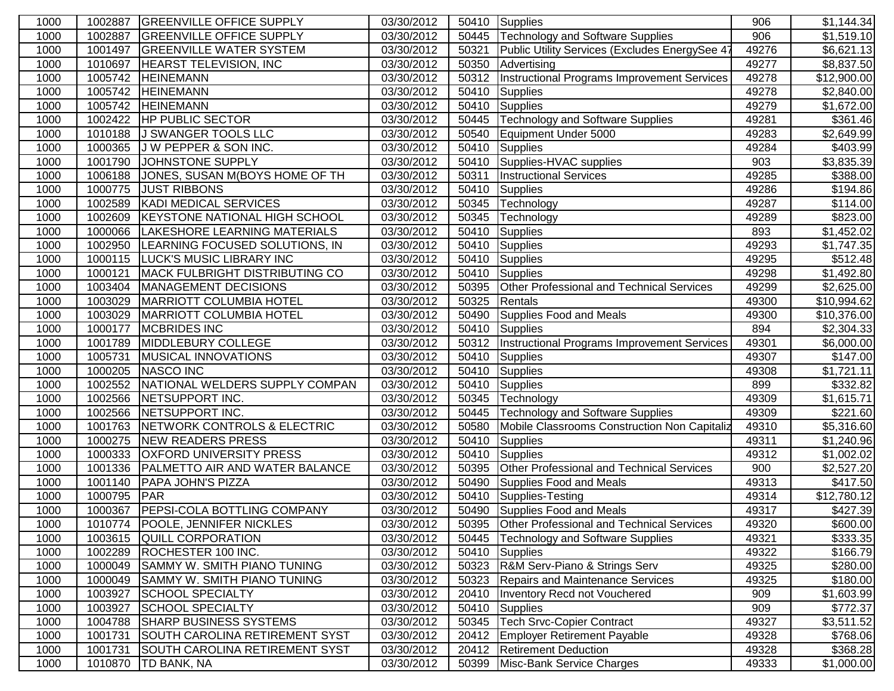| | | | | | | | |
|---|---|---|---|---|---|---|---|
| 1000 | 1002887 | GREENVILLE OFFICE SUPPLY | 03/30/2012 | 50410 | Supplies | 906 | $1,144.34 |
| 1000 | 1002887 | GREENVILLE OFFICE SUPPLY | 03/30/2012 | 50445 | Technology and Software Supplies | 906 | $1,519.10 |
| 1000 | 1001497 | GREENVILLE WATER SYSTEM | 03/30/2012 | 50321 | Public Utility Services (Excludes EnergySee 47 | 49276 | $6,621.13 |
| 1000 | 1010697 | HEARST TELEVISION, INC | 03/30/2012 | 50350 | Advertising | 49277 | $8,837.50 |
| 1000 | 1005742 | HEINEMANN | 03/30/2012 | 50312 | Instructional Programs Improvement Services | 49278 | $12,900.00 |
| 1000 | 1005742 | HEINEMANN | 03/30/2012 | 50410 | Supplies | 49278 | $2,840.00 |
| 1000 | 1005742 | HEINEMANN | 03/30/2012 | 50410 | Supplies | 49279 | $1,672.00 |
| 1000 | 1002422 | HP PUBLIC SECTOR | 03/30/2012 | 50445 | Technology and Software Supplies | 49281 | $361.46 |
| 1000 | 1010188 | J SWANGER TOOLS LLC | 03/30/2012 | 50540 | Equipment Under 5000 | 49283 | $2,649.99 |
| 1000 | 1000365 | J W PEPPER & SON INC. | 03/30/2012 | 50410 | Supplies | 49284 | $403.99 |
| 1000 | 1001790 | JOHNSTONE SUPPLY | 03/30/2012 | 50410 | Supplies-HVAC supplies | 903 | $3,835.39 |
| 1000 | 1006188 | JONES, SUSAN M(BOYS HOME OF TH | 03/30/2012 | 50311 | Instructional Services | 49285 | $388.00 |
| 1000 | 1000775 | JUST RIBBONS | 03/30/2012 | 50410 | Supplies | 49286 | $194.86 |
| 1000 | 1002589 | KADI MEDICAL SERVICES | 03/30/2012 | 50345 | Technology | 49287 | $114.00 |
| 1000 | 1002609 | KEYSTONE NATIONAL HIGH SCHOOL | 03/30/2012 | 50345 | Technology | 49289 | $823.00 |
| 1000 | 1000066 | LAKESHORE LEARNING MATERIALS | 03/30/2012 | 50410 | Supplies | 893 | $1,452.02 |
| 1000 | 1002950 | LEARNING FOCUSED SOLUTIONS, IN | 03/30/2012 | 50410 | Supplies | 49293 | $1,747.35 |
| 1000 | 1000115 | LUCK'S MUSIC LIBRARY INC | 03/30/2012 | 50410 | Supplies | 49295 | $512.48 |
| 1000 | 1000121 | MACK FULBRIGHT DISTRIBUTING CO | 03/30/2012 | 50410 | Supplies | 49298 | $1,492.80 |
| 1000 | 1003404 | MANAGEMENT DECISIONS | 03/30/2012 | 50395 | Other Professional and Technical Services | 49299 | $2,625.00 |
| 1000 | 1003029 | MARRIOTT COLUMBIA HOTEL | 03/30/2012 | 50325 | Rentals | 49300 | $10,994.62 |
| 1000 | 1003029 | MARRIOTT COLUMBIA HOTEL | 03/30/2012 | 50490 | Supplies Food and Meals | 49300 | $10,376.00 |
| 1000 | 1000177 | MCBRIDES INC | 03/30/2012 | 50410 | Supplies | 894 | $2,304.33 |
| 1000 | 1001789 | MIDDLEBURY COLLEGE | 03/30/2012 | 50312 | Instructional Programs Improvement Services | 49301 | $6,000.00 |
| 1000 | 1005731 | MUSICAL INNOVATIONS | 03/30/2012 | 50410 | Supplies | 49307 | $147.00 |
| 1000 | 1000205 | NASCO INC | 03/30/2012 | 50410 | Supplies | 49308 | $1,721.11 |
| 1000 | 1002552 | NATIONAL WELDERS SUPPLY COMPAN | 03/30/2012 | 50410 | Supplies | 899 | $332.82 |
| 1000 | 1002566 | NETSUPPORT INC. | 03/30/2012 | 50345 | Technology | 49309 | $1,615.71 |
| 1000 | 1002566 | NETSUPPORT INC. | 03/30/2012 | 50445 | Technology and Software Supplies | 49309 | $221.60 |
| 1000 | 1001763 | NETWORK CONTROLS & ELECTRIC | 03/30/2012 | 50580 | Mobile Classrooms Construction Non Capitaliz | 49310 | $5,316.60 |
| 1000 | 1000275 | NEW READERS PRESS | 03/30/2012 | 50410 | Supplies | 49311 | $1,240.96 |
| 1000 | 1000333 | OXFORD UNIVERSITY PRESS | 03/30/2012 | 50410 | Supplies | 49312 | $1,002.02 |
| 1000 | 1001336 | PALMETTO AIR AND WATER BALANCE | 03/30/2012 | 50395 | Other Professional and Technical Services | 900 | $2,527.20 |
| 1000 | 1001140 | PAPA JOHN'S PIZZA | 03/30/2012 | 50490 | Supplies Food and Meals | 49313 | $417.50 |
| 1000 | 1000795 | PAR | 03/30/2012 | 50410 | Supplies-Testing | 49314 | $12,780.12 |
| 1000 | 1000367 | PEPSI-COLA BOTTLING COMPANY | 03/30/2012 | 50490 | Supplies Food and Meals | 49317 | $427.39 |
| 1000 | 1010774 | POOLE, JENNIFER NICKLES | 03/30/2012 | 50395 | Other Professional and Technical Services | 49320 | $600.00 |
| 1000 | 1003615 | QUILL CORPORATION | 03/30/2012 | 50445 | Technology and Software Supplies | 49321 | $333.35 |
| 1000 | 1002289 | ROCHESTER 100 INC. | 03/30/2012 | 50410 | Supplies | 49322 | $166.79 |
| 1000 | 1000049 | SAMMY W. SMITH PIANO TUNING | 03/30/2012 | 50323 | R&M Serv-Piano & Strings Serv | 49325 | $280.00 |
| 1000 | 1000049 | SAMMY W. SMITH PIANO TUNING | 03/30/2012 | 50323 | Repairs and Maintenance Services | 49325 | $180.00 |
| 1000 | 1003927 | SCHOOL SPECIALTY | 03/30/2012 | 20410 | Inventory Recd not Vouchered | 909 | $1,603.99 |
| 1000 | 1003927 | SCHOOL SPECIALTY | 03/30/2012 | 50410 | Supplies | 909 | $772.37 |
| 1000 | 1004788 | SHARP BUSINESS SYSTEMS | 03/30/2012 | 50345 | Tech Srvc-Copier Contract | 49327 | $3,511.52 |
| 1000 | 1001731 | SOUTH CAROLINA RETIREMENT SYST | 03/30/2012 | 20412 | Employer Retirement Payable | 49328 | $768.06 |
| 1000 | 1001731 | SOUTH CAROLINA RETIREMENT SYST | 03/30/2012 | 20412 | Retirement Deduction | 49328 | $368.28 |
| 1000 | 1010870 | TD BANK, NA | 03/30/2012 | 50399 | Misc-Bank Service Charges | 49333 | $1,000.00 |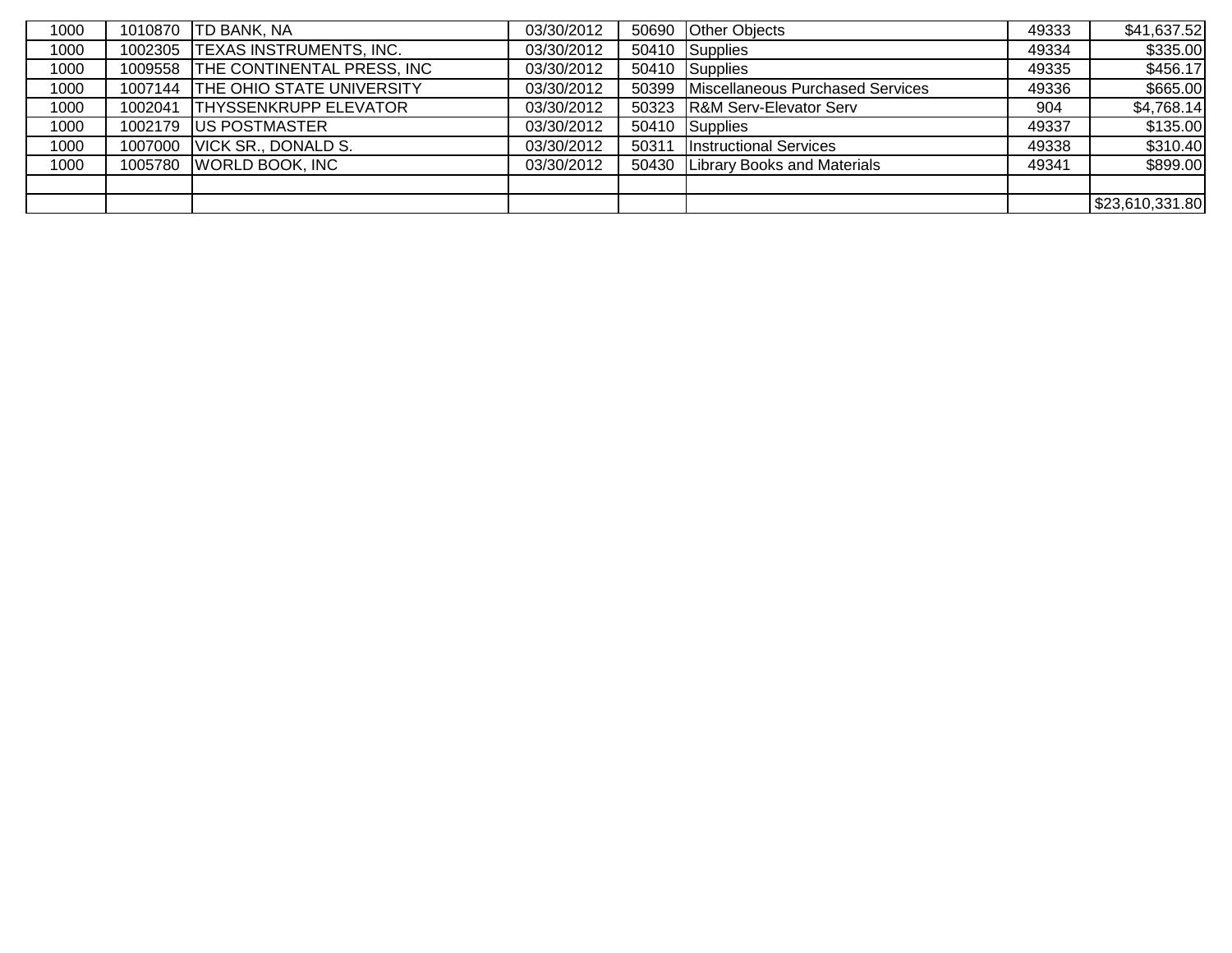| | | | | | | | |
|---|---|---|---|---|---|---|---|
| 1000 | 1010870 | TD BANK, NA | 03/30/2012 | 50690 | Other Objects | 49333 | $41,637.52 |
| 1000 | 1002305 | TEXAS INSTRUMENTS, INC. | 03/30/2012 | 50410 | Supplies | 49334 | $335.00 |
| 1000 | 1009558 | THE CONTINENTAL PRESS, INC | 03/30/2012 | 50410 | Supplies | 49335 | $456.17 |
| 1000 | 1007144 | THE OHIO STATE UNIVERSITY | 03/30/2012 | 50399 | Miscellaneous Purchased Services | 49336 | $665.00 |
| 1000 | 1002041 | THYSSENKRUPP ELEVATOR | 03/30/2012 | 50323 | R&M Serv-Elevator Serv | 904 | $4,768.14 |
| 1000 | 1002179 | US POSTMASTER | 03/30/2012 | 50410 | Supplies | 49337 | $135.00 |
| 1000 | 1007000 | VICK SR., DONALD S. | 03/30/2012 | 50311 | Instructional Services | 49338 | $310.40 |
| 1000 | 1005780 | WORLD BOOK, INC | 03/30/2012 | 50430 | Library Books and Materials | 49341 | $899.00 |
| | | | | | | | |
| | | | | | | | $23,610,331.80 |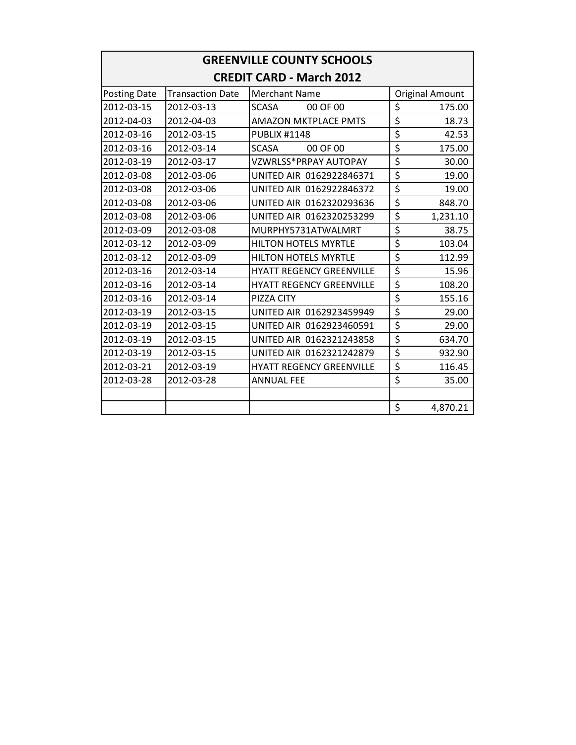| GREENVILLE COUNTY SCHOOLS | | | |
|---|---|---|---|
| CREDIT CARD - March 2012 | | | |
| Posting Date | Transaction Date | Merchant Name | Original Amount |
| 2012-03-15 | 2012-03-13 | SCASA 00 OF 00 | $ 175.00 |
| 2012-04-03 | 2012-04-03 | AMAZON MKTPLACE PMTS | $ 18.73 |
| 2012-03-16 | 2012-03-15 | PUBLIX #1148 | $ 42.53 |
| 2012-03-16 | 2012-03-14 | SCASA 00 OF 00 | $ 175.00 |
| 2012-03-19 | 2012-03-17 | VZWRLSS*PRPAY AUTOPAY | $ 30.00 |
| 2012-03-08 | 2012-03-06 | UNITED AIR 0162922846371 | $ 19.00 |
| 2012-03-08 | 2012-03-06 | UNITED AIR 0162922846372 | $ 19.00 |
| 2012-03-08 | 2012-03-06 | UNITED AIR 0162320293636 | $ 848.70 |
| 2012-03-08 | 2012-03-06 | UNITED AIR 0162320253299 | $ 1,231.10 |
| 2012-03-09 | 2012-03-08 | MURPHY5731ATWALMRT | $ 38.75 |
| 2012-03-12 | 2012-03-09 | HILTON HOTELS MYRTLE | $ 103.04 |
| 2012-03-12 | 2012-03-09 | HILTON HOTELS MYRTLE | $ 112.99 |
| 2012-03-16 | 2012-03-14 | HYATT REGENCY GREENVILLE | $ 15.96 |
| 2012-03-16 | 2012-03-14 | HYATT REGENCY GREENVILLE | $ 108.20 |
| 2012-03-16 | 2012-03-14 | PIZZA CITY | $ 155.16 |
| 2012-03-19 | 2012-03-15 | UNITED AIR 0162923459949 | $ 29.00 |
| 2012-03-19 | 2012-03-15 | UNITED AIR 0162923460591 | $ 29.00 |
| 2012-03-19 | 2012-03-15 | UNITED AIR 0162321243858 | $ 634.70 |
| 2012-03-19 | 2012-03-15 | UNITED AIR 0162321242879 | $ 932.90 |
| 2012-03-21 | 2012-03-19 | HYATT REGENCY GREENVILLE | $ 116.45 |
| 2012-03-28 | 2012-03-28 | ANNUAL FEE | $ 35.00 |
| | | | |
| | | | $ 4,870.21 |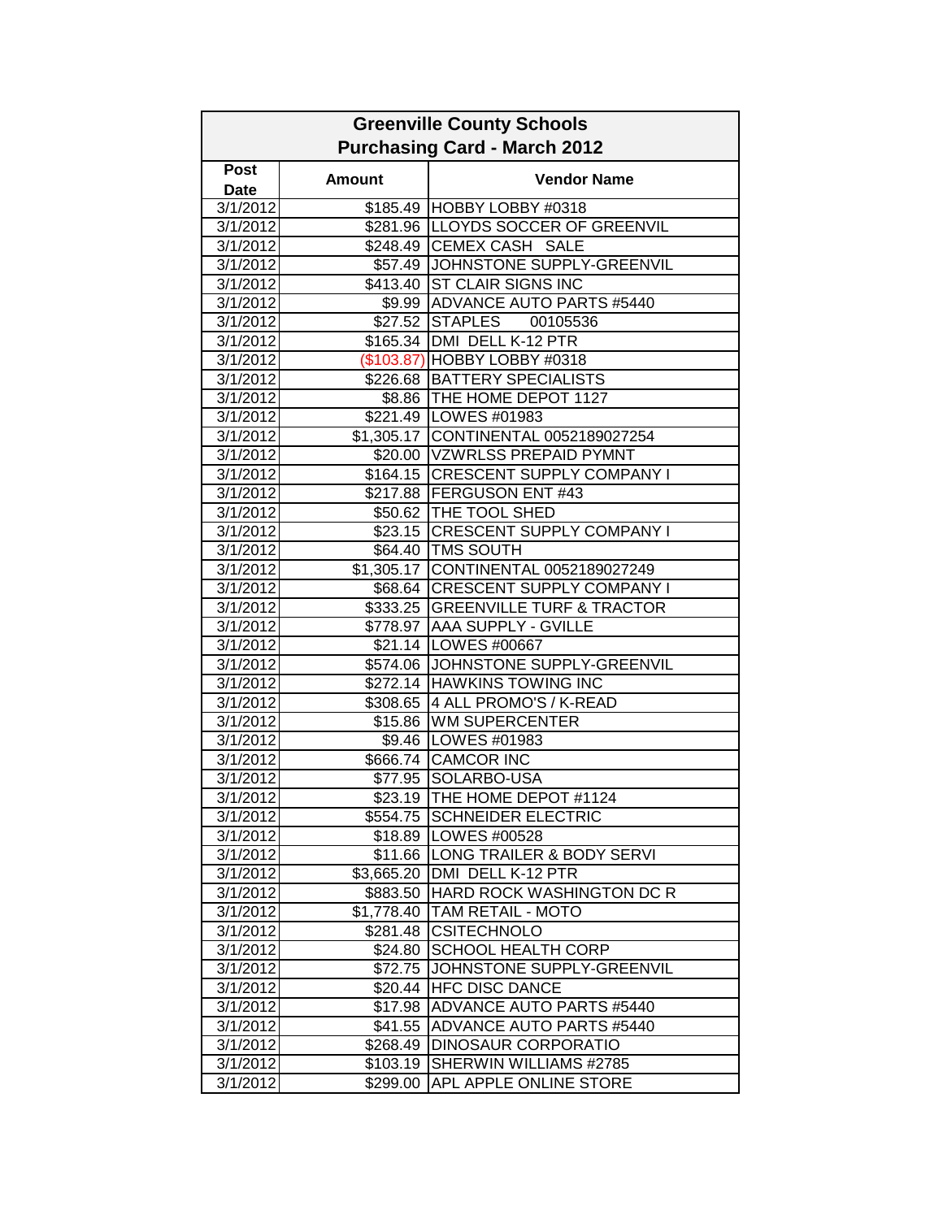# Greenville County Schools
## Purchasing Card - March 2012

| Post Date | Amount | Vendor Name |
|---|---|---|
| 3/1/2012 | $185.49 | HOBBY LOBBY #0318 |
| 3/1/2012 | $281.96 | LLOYDS SOCCER OF GREENVIL |
| 3/1/2012 | $248.49 | CEMEX CASH SALE |
| 3/1/2012 | $57.49 | JOHNSTONE SUPPLY-GREENVIL |
| 3/1/2012 | $413.40 | ST CLAIR SIGNS INC |
| 3/1/2012 | $9.99 | ADVANCE AUTO PARTS #5440 |
| 3/1/2012 | $27.52 | STAPLES 00105536 |
| 3/1/2012 | $165.34 | DMI DELL K-12 PTR |
| 3/1/2012 | ($103.87) | HOBBY LOBBY #0318 |
| 3/1/2012 | $226.68 | BATTERY SPECIALISTS |
| 3/1/2012 | $8.86 | THE HOME DEPOT 1127 |
| 3/1/2012 | $221.49 | LOWES #01983 |
| 3/1/2012 | $1,305.17 | CONTINENTAL 0052189027254 |
| 3/1/2012 | $20.00 | VZWRLSS PREPAID PYMNT |
| 3/1/2012 | $164.15 | CRESCENT SUPPLY COMPANY I |
| 3/1/2012 | $217.88 | FERGUSON ENT #43 |
| 3/1/2012 | $50.62 | THE TOOL SHED |
| 3/1/2012 | $23.15 | CRESCENT SUPPLY COMPANY I |
| 3/1/2012 | $64.40 | TMS SOUTH |
| 3/1/2012 | $1,305.17 | CONTINENTAL 0052189027249 |
| 3/1/2012 | $68.64 | CRESCENT SUPPLY COMPANY I |
| 3/1/2012 | $333.25 | GREENVILLE TURF & TRACTOR |
| 3/1/2012 | $778.97 | AAA SUPPLY - GVILLE |
| 3/1/2012 | $21.14 | LOWES #00667 |
| 3/1/2012 | $574.06 | JOHNSTONE SUPPLY-GREENVIL |
| 3/1/2012 | $272.14 | HAWKINS TOWING INC |
| 3/1/2012 | $308.65 | 4 ALL PROMO'S / K-READ |
| 3/1/2012 | $15.86 | WM SUPERCENTER |
| 3/1/2012 | $9.46 | LOWES #01983 |
| 3/1/2012 | $666.74 | CAMCOR INC |
| 3/1/2012 | $77.95 | SOLARBO-USA |
| 3/1/2012 | $23.19 | THE HOME DEPOT #1124 |
| 3/1/2012 | $554.75 | SCHNEIDER ELECTRIC |
| 3/1/2012 | $18.89 | LOWES #00528 |
| 3/1/2012 | $11.66 | LONG TRAILER & BODY SERVI |
| 3/1/2012 | $3,665.20 | DMI DELL K-12 PTR |
| 3/1/2012 | $883.50 | HARD ROCK WASHINGTON DC R |
| 3/1/2012 | $1,778.40 | TAM RETAIL - MOTO |
| 3/1/2012 | $281.48 | CSITECHNOLO |
| 3/1/2012 | $24.80 | SCHOOL HEALTH CORP |
| 3/1/2012 | $72.75 | JOHNSTONE SUPPLY-GREENVIL |
| 3/1/2012 | $20.44 | HFC DISC DANCE |
| 3/1/2012 | $17.98 | ADVANCE AUTO PARTS #5440 |
| 3/1/2012 | $41.55 | ADVANCE AUTO PARTS #5440 |
| 3/1/2012 | $268.49 | DINOSAUR CORPORATIO |
| 3/1/2012 | $103.19 | SHERWIN WILLIAMS #2785 |
| 3/1/2012 | $299.00 | APL APPLE ONLINE STORE |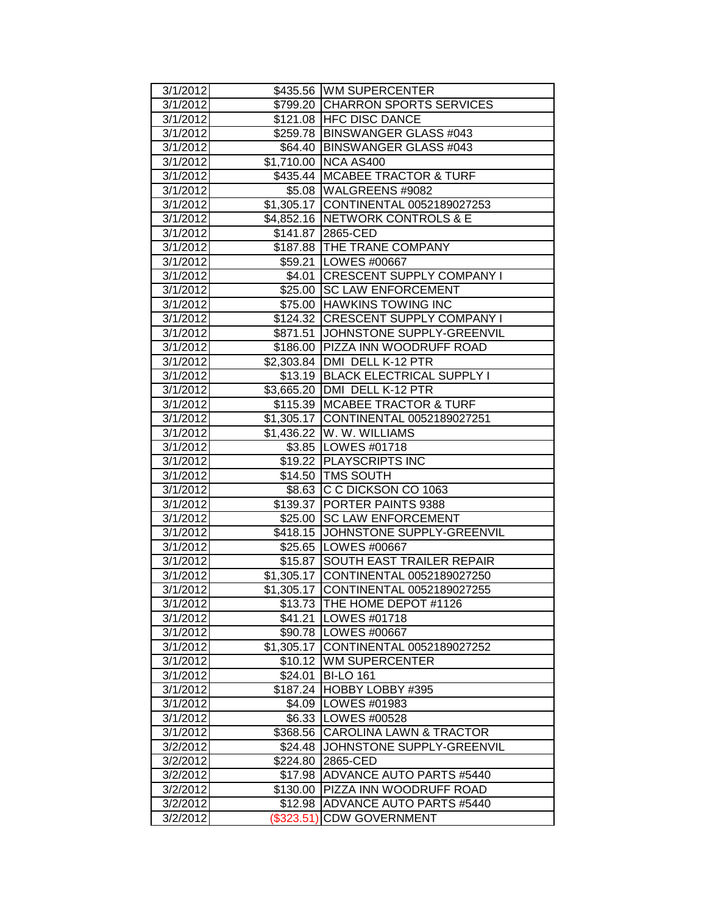| 3/1/2012 | $435.56 | WM SUPERCENTER |
|---|---|---|
| 3/1/2012 | $799.20 | CHARRON SPORTS SERVICES |
| 3/1/2012 | $121.08 | HFC DISC DANCE |
| 3/1/2012 | $259.78 | BINSWANGER GLASS #043 |
| 3/1/2012 | $64.40 | BINSWANGER GLASS #043 |
| 3/1/2012 | $1,710.00 | NCA AS400 |
| 3/1/2012 | $435.44 | MCABEE TRACTOR & TURF |
| 3/1/2012 | $5.08 | WALGREENS #9082 |
| 3/1/2012 | $1,305.17 | CONTINENTAL 0052189027253 |
| 3/1/2012 | $4,852.16 | NETWORK CONTROLS & E |
| 3/1/2012 | $141.87 | 2865-CED |
| 3/1/2012 | $187.88 | THE TRANE COMPANY |
| 3/1/2012 | $59.21 | LOWES #00667 |
| 3/1/2012 | $4.01 | CRESCENT SUPPLY COMPANY I |
| 3/1/2012 | $25.00 | SC LAW ENFORCEMENT |
| 3/1/2012 | $75.00 | HAWKINS TOWING INC |
| 3/1/2012 | $124.32 | CRESCENT SUPPLY COMPANY I |
| 3/1/2012 | $871.51 | JOHNSTONE SUPPLY-GREENVIL |
| 3/1/2012 | $186.00 | PIZZA INN WOODRUFF ROAD |
| 3/1/2012 | $2,303.84 | DMI DELL K-12 PTR |
| 3/1/2012 | $13.19 | BLACK ELECTRICAL SUPPLY I |
| 3/1/2012 | $3,665.20 | DMI DELL K-12 PTR |
| 3/1/2012 | $115.39 | MCABEE TRACTOR & TURF |
| 3/1/2012 | $1,305.17 | CONTINENTAL 0052189027251 |
| 3/1/2012 | $1,436.22 | W. W. WILLIAMS |
| 3/1/2012 | $3.85 | LOWES #01718 |
| 3/1/2012 | $19.22 | PLAYSCRIPTS INC |
| 3/1/2012 | $14.50 | TMS SOUTH |
| 3/1/2012 | $8.63 | C C DICKSON CO 1063 |
| 3/1/2012 | $139.37 | PORTER PAINTS 9388 |
| 3/1/2012 | $25.00 | SC LAW ENFORCEMENT |
| 3/1/2012 | $418.15 | JOHNSTONE SUPPLY-GREENVIL |
| 3/1/2012 | $25.65 | LOWES #00667 |
| 3/1/2012 | $15.87 | SOUTH EAST TRAILER REPAIR |
| 3/1/2012 | $1,305.17 | CONTINENTAL 0052189027250 |
| 3/1/2012 | $1,305.17 | CONTINENTAL 0052189027255 |
| 3/1/2012 | $13.73 | THE HOME DEPOT #1126 |
| 3/1/2012 | $41.21 | LOWES #01718 |
| 3/1/2012 | $90.78 | LOWES #00667 |
| 3/1/2012 | $1,305.17 | CONTINENTAL 0052189027252 |
| 3/1/2012 | $10.12 | WM SUPERCENTER |
| 3/1/2012 | $24.01 | BI-LO 161 |
| 3/1/2012 | $187.24 | HOBBY LOBBY #395 |
| 3/1/2012 | $4.09 | LOWES #01983 |
| 3/1/2012 | $6.33 | LOWES #00528 |
| 3/1/2012 | $368.56 | CAROLINA LAWN & TRACTOR |
| 3/2/2012 | $24.48 | JOHNSTONE SUPPLY-GREENVIL |
| 3/2/2012 | $224.80 | 2865-CED |
| 3/2/2012 | $17.98 | ADVANCE AUTO PARTS #5440 |
| 3/2/2012 | $130.00 | PIZZA INN WOODRUFF ROAD |
| 3/2/2012 | $12.98 | ADVANCE AUTO PARTS #5440 |
| 3/2/2012 | ($323.51) | CDW GOVERNMENT |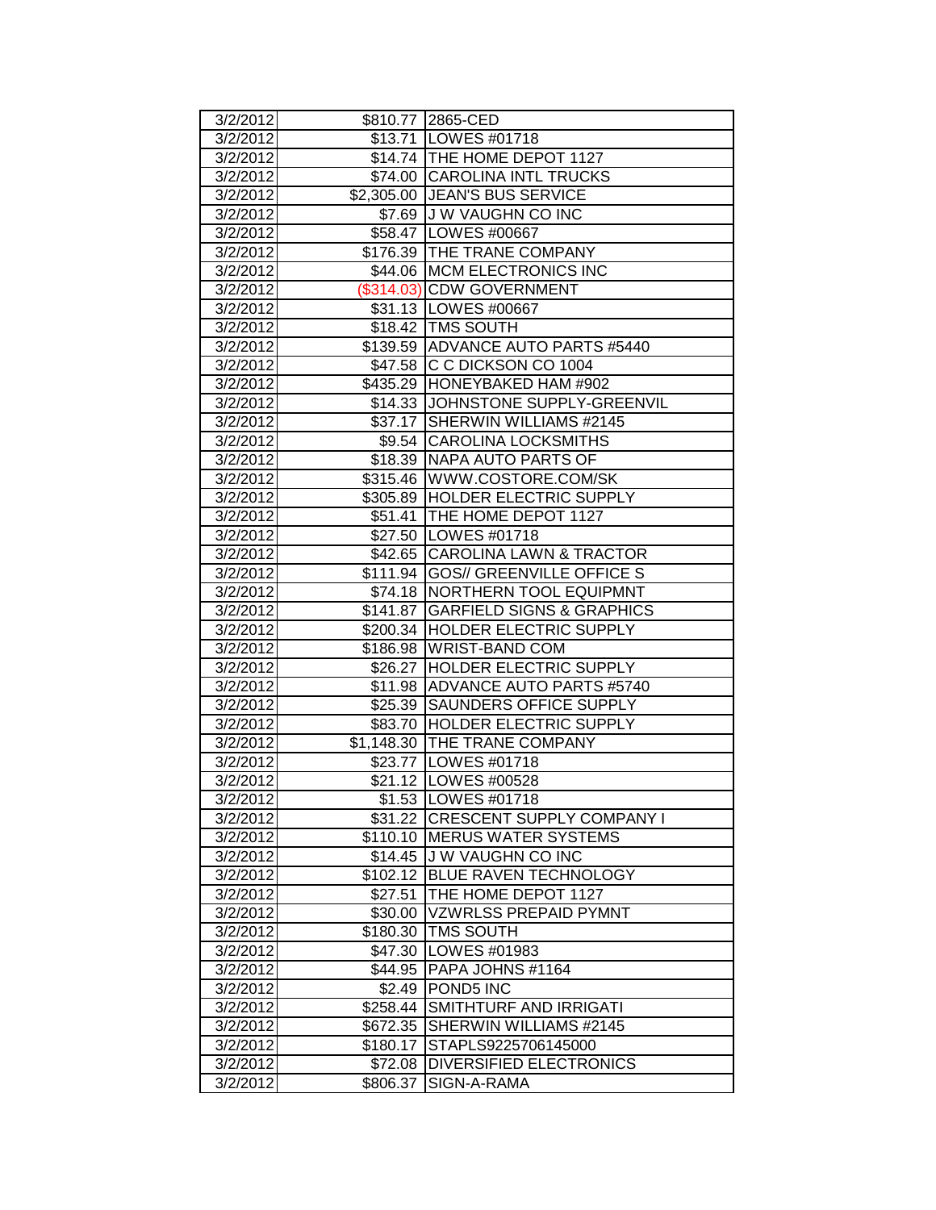| | | |
|---|---|---|
| 3/2/2012 | $810.77 | 2865-CED |
| 3/2/2012 | $13.71 | LOWES #01718 |
| 3/2/2012 | $14.74 | THE HOME DEPOT 1127 |
| 3/2/2012 | $74.00 | CAROLINA INTL TRUCKS |
| 3/2/2012 | $2,305.00 | JEAN'S BUS SERVICE |
| 3/2/2012 | $7.69 | J W VAUGHN CO INC |
| 3/2/2012 | $58.47 | LOWES #00667 |
| 3/2/2012 | $176.39 | THE TRANE COMPANY |
| 3/2/2012 | $44.06 | MCM ELECTRONICS INC |
| 3/2/2012 | ($314.03) | CDW GOVERNMENT |
| 3/2/2012 | $31.13 | LOWES #00667 |
| 3/2/2012 | $18.42 | TMS SOUTH |
| 3/2/2012 | $139.59 | ADVANCE AUTO PARTS #5440 |
| 3/2/2012 | $47.58 | C C DICKSON CO 1004 |
| 3/2/2012 | $435.29 | HONEYBAKED HAM #902 |
| 3/2/2012 | $14.33 | JOHNSTONE SUPPLY-GREENVIL |
| 3/2/2012 | $37.17 | SHERWIN WILLIAMS #2145 |
| 3/2/2012 | $9.54 | CAROLINA LOCKSMITHS |
| 3/2/2012 | $18.39 | NAPA AUTO PARTS OF |
| 3/2/2012 | $315.46 | WWW.COSTORE.COM/SK |
| 3/2/2012 | $305.89 | HOLDER ELECTRIC SUPPLY |
| 3/2/2012 | $51.41 | THE HOME DEPOT 1127 |
| 3/2/2012 | $27.50 | LOWES #01718 |
| 3/2/2012 | $42.65 | CAROLINA LAWN & TRACTOR |
| 3/2/2012 | $111.94 | GOS// GREENVILLE OFFICE S |
| 3/2/2012 | $74.18 | NORTHERN TOOL EQUIPMNT |
| 3/2/2012 | $141.87 | GARFIELD SIGNS & GRAPHICS |
| 3/2/2012 | $200.34 | HOLDER ELECTRIC SUPPLY |
| 3/2/2012 | $186.98 | WRIST-BAND COM |
| 3/2/2012 | $26.27 | HOLDER ELECTRIC SUPPLY |
| 3/2/2012 | $11.98 | ADVANCE AUTO PARTS #5740 |
| 3/2/2012 | $25.39 | SAUNDERS OFFICE SUPPLY |
| 3/2/2012 | $83.70 | HOLDER ELECTRIC SUPPLY |
| 3/2/2012 | $1,148.30 | THE TRANE COMPANY |
| 3/2/2012 | $23.77 | LOWES #01718 |
| 3/2/2012 | $21.12 | LOWES #00528 |
| 3/2/2012 | $1.53 | LOWES #01718 |
| 3/2/2012 | $31.22 | CRESCENT SUPPLY COMPANY I |
| 3/2/2012 | $110.10 | MERUS WATER SYSTEMS |
| 3/2/2012 | $14.45 | J W VAUGHN CO INC |
| 3/2/2012 | $102.12 | BLUE RAVEN TECHNOLOGY |
| 3/2/2012 | $27.51 | THE HOME DEPOT 1127 |
| 3/2/2012 | $30.00 | VZWRLSS PREPAID PYMNT |
| 3/2/2012 | $180.30 | TMS SOUTH |
| 3/2/2012 | $47.30 | LOWES #01983 |
| 3/2/2012 | $44.95 | PAPA JOHNS #1164 |
| 3/2/2012 | $2.49 | POND5 INC |
| 3/2/2012 | $258.44 | SMITHTURF AND IRRIGATI |
| 3/2/2012 | $672.35 | SHERWIN WILLIAMS #2145 |
| 3/2/2012 | $180.17 | STAPLS9225706145000 |
| 3/2/2012 | $72.08 | DIVERSIFIED ELECTRONICS |
| 3/2/2012 | $806.37 | SIGN-A-RAMA |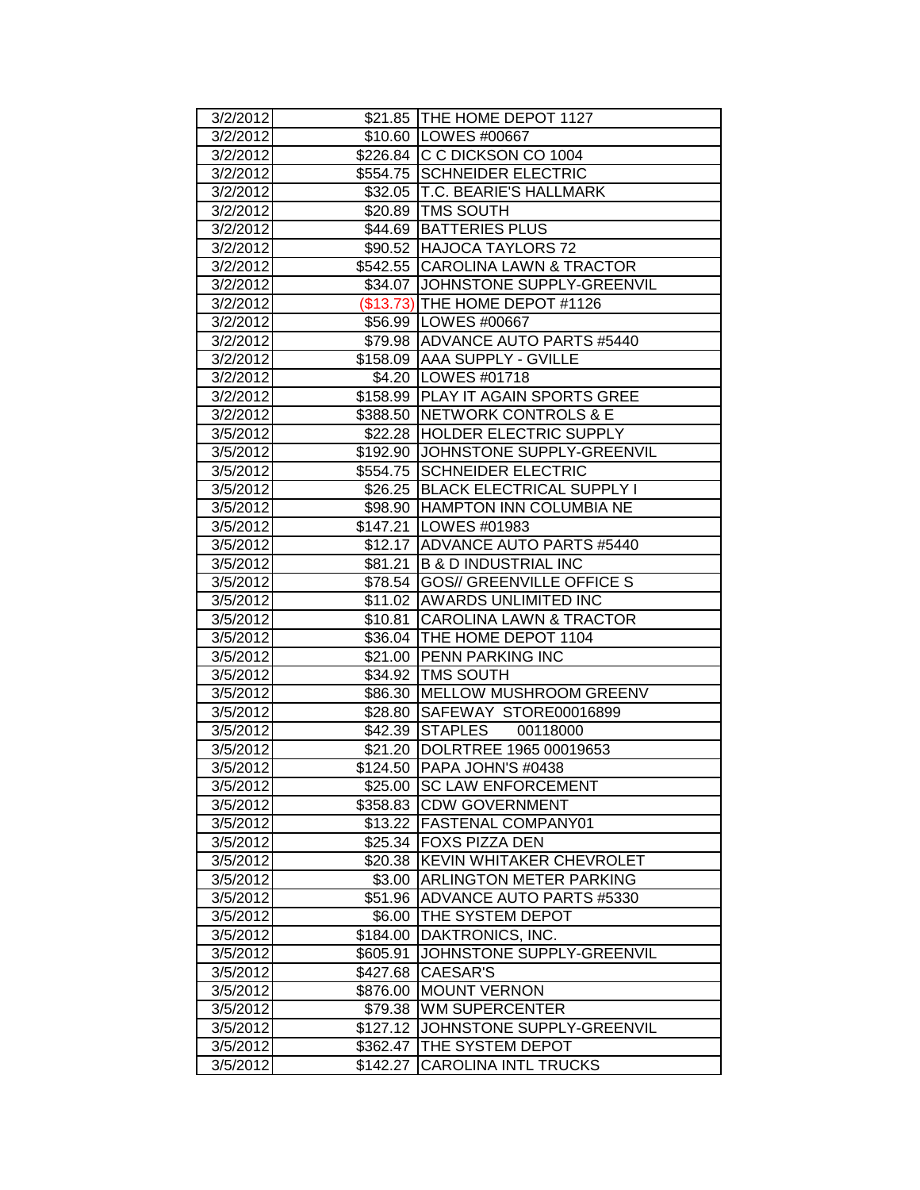| | | |
|---|---|---|
| 3/2/2012 | $21.85 | THE HOME DEPOT 1127 |
| 3/2/2012 | $10.60 | LOWES #00667 |
| 3/2/2012 | $226.84 | C C DICKSON CO 1004 |
| 3/2/2012 | $554.75 | SCHNEIDER ELECTRIC |
| 3/2/2012 | $32.05 | T.C. BEARIE'S HALLMARK |
| 3/2/2012 | $20.89 | TMS SOUTH |
| 3/2/2012 | $44.69 | BATTERIES PLUS |
| 3/2/2012 | $90.52 | HAJOCA TAYLORS 72 |
| 3/2/2012 | $542.55 | CAROLINA LAWN & TRACTOR |
| 3/2/2012 | $34.07 | JOHNSTONE SUPPLY-GREENVIL |
| 3/2/2012 | ($13.73) | THE HOME DEPOT #1126 |
| 3/2/2012 | $56.99 | LOWES #00667 |
| 3/2/2012 | $79.98 | ADVANCE AUTO PARTS #5440 |
| 3/2/2012 | $158.09 | AAA SUPPLY - GVILLE |
| 3/2/2012 | $4.20 | LOWES #01718 |
| 3/2/2012 | $158.99 | PLAY IT AGAIN SPORTS GREE |
| 3/2/2012 | $388.50 | NETWORK CONTROLS & E |
| 3/5/2012 | $22.28 | HOLDER ELECTRIC SUPPLY |
| 3/5/2012 | $192.90 | JOHNSTONE SUPPLY-GREENVIL |
| 3/5/2012 | $554.75 | SCHNEIDER ELECTRIC |
| 3/5/2012 | $26.25 | BLACK ELECTRICAL SUPPLY I |
| 3/5/2012 | $98.90 | HAMPTON INN COLUMBIA NE |
| 3/5/2012 | $147.21 | LOWES #01983 |
| 3/5/2012 | $12.17 | ADVANCE AUTO PARTS #5440 |
| 3/5/2012 | $81.21 | B & D INDUSTRIAL INC |
| 3/5/2012 | $78.54 | GOS// GREENVILLE OFFICE S |
| 3/5/2012 | $11.02 | AWARDS UNLIMITED INC |
| 3/5/2012 | $10.81 | CAROLINA LAWN & TRACTOR |
| 3/5/2012 | $36.04 | THE HOME DEPOT 1104 |
| 3/5/2012 | $21.00 | PENN PARKING INC |
| 3/5/2012 | $34.92 | TMS SOUTH |
| 3/5/2012 | $86.30 | MELLOW MUSHROOM GREENV |
| 3/5/2012 | $28.80 | SAFEWAY STORE00016899 |
| 3/5/2012 | $42.39 | STAPLES 00118000 |
| 3/5/2012 | $21.20 | DOLRTREE 1965 00019653 |
| 3/5/2012 | $124.50 | PAPA JOHN'S #0438 |
| 3/5/2012 | $25.00 | SC LAW ENFORCEMENT |
| 3/5/2012 | $358.83 | CDW GOVERNMENT |
| 3/5/2012 | $13.22 | FASTENAL COMPANY01 |
| 3/5/2012 | $25.34 | FOXS PIZZA DEN |
| 3/5/2012 | $20.38 | KEVIN WHITAKER CHEVROLET |
| 3/5/2012 | $3.00 | ARLINGTON METER PARKING |
| 3/5/2012 | $51.96 | ADVANCE AUTO PARTS #5330 |
| 3/5/2012 | $6.00 | THE SYSTEM DEPOT |
| 3/5/2012 | $184.00 | DAKTRONICS, INC. |
| 3/5/2012 | $605.91 | JOHNSTONE SUPPLY-GREENVIL |
| 3/5/2012 | $427.68 | CAESAR'S |
| 3/5/2012 | $876.00 | MOUNT VERNON |
| 3/5/2012 | $79.38 | WM SUPERCENTER |
| 3/5/2012 | $127.12 | JOHNSTONE SUPPLY-GREENVIL |
| 3/5/2012 | $362.47 | THE SYSTEM DEPOT |
| 3/5/2012 | $142.27 | CAROLINA INTL TRUCKS |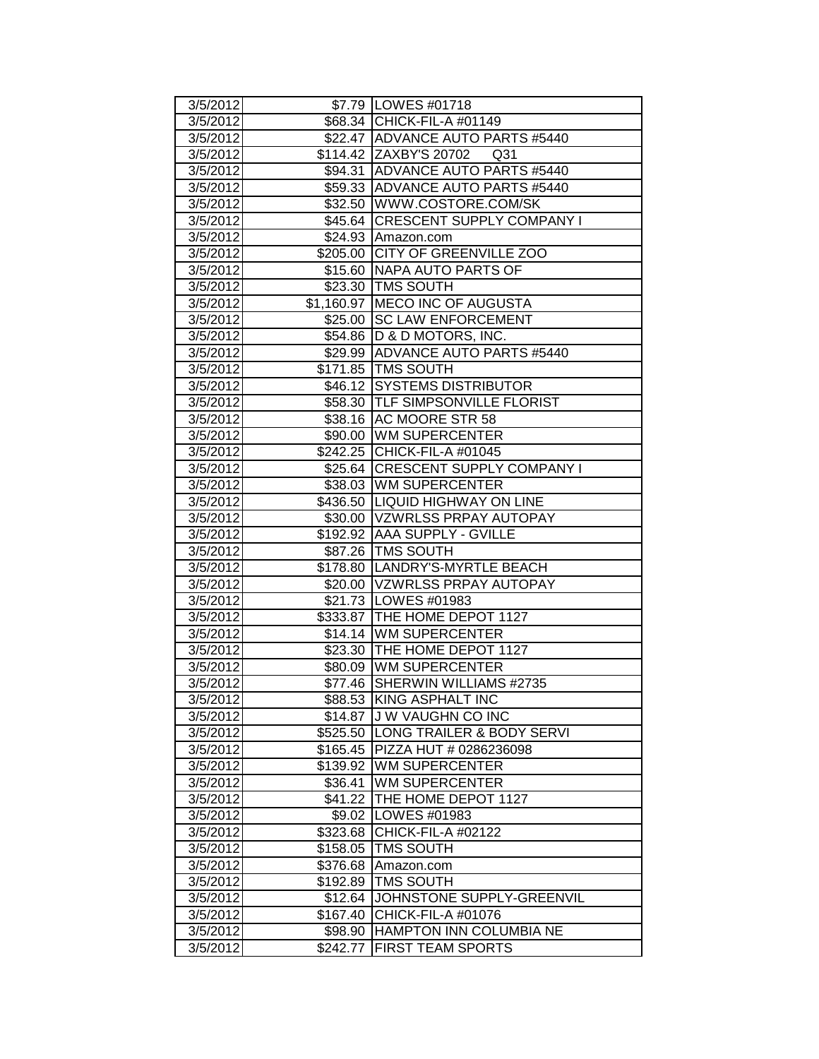| 3/5/2012 | $7.79 | LOWES #01718 |
|---|---|---|
| 3/5/2012 | $68.34 | CHICK-FIL-A #01149 |
| 3/5/2012 | $22.47 | ADVANCE AUTO PARTS #5440 |
| 3/5/2012 | $114.42 | ZAXBY'S 20702 Q31 |
| 3/5/2012 | $94.31 | ADVANCE AUTO PARTS #5440 |
| 3/5/2012 | $59.33 | ADVANCE AUTO PARTS #5440 |
| 3/5/2012 | $32.50 | WWW.COSTORE.COM/SK |
| 3/5/2012 | $45.64 | CRESCENT SUPPLY COMPANY I |
| 3/5/2012 | $24.93 | Amazon.com |
| 3/5/2012 | $205.00 | CITY OF GREENVILLE ZOO |
| 3/5/2012 | $15.60 | NAPA AUTO PARTS OF |
| 3/5/2012 | $23.30 | TMS SOUTH |
| 3/5/2012 | $1,160.97 | MECO INC OF AUGUSTA |
| 3/5/2012 | $25.00 | SC LAW ENFORCEMENT |
| 3/5/2012 | $54.86 | D & D MOTORS, INC. |
| 3/5/2012 | $29.99 | ADVANCE AUTO PARTS #5440 |
| 3/5/2012 | $171.85 | TMS SOUTH |
| 3/5/2012 | $46.12 | SYSTEMS DISTRIBUTOR |
| 3/5/2012 | $58.30 | TLF SIMPSONVILLE FLORIST |
| 3/5/2012 | $38.16 | AC MOORE STR 58 |
| 3/5/2012 | $90.00 | WM SUPERCENTER |
| 3/5/2012 | $242.25 | CHICK-FIL-A #01045 |
| 3/5/2012 | $25.64 | CRESCENT SUPPLY COMPANY I |
| 3/5/2012 | $38.03 | WM SUPERCENTER |
| 3/5/2012 | $436.50 | LIQUID HIGHWAY ON LINE |
| 3/5/2012 | $30.00 | VZWRLSS PRPAY AUTOPAY |
| 3/5/2012 | $192.92 | AAA SUPPLY - GVILLE |
| 3/5/2012 | $87.26 | TMS SOUTH |
| 3/5/2012 | $178.80 | LANDRY'S-MYRTLE BEACH |
| 3/5/2012 | $20.00 | VZWRLSS PRPAY AUTOPAY |
| 3/5/2012 | $21.73 | LOWES #01983 |
| 3/5/2012 | $333.87 | THE HOME DEPOT 1127 |
| 3/5/2012 | $14.14 | WM SUPERCENTER |
| 3/5/2012 | $23.30 | THE HOME DEPOT 1127 |
| 3/5/2012 | $80.09 | WM SUPERCENTER |
| 3/5/2012 | $77.46 | SHERWIN WILLIAMS #2735 |
| 3/5/2012 | $88.53 | KING ASPHALT INC |
| 3/5/2012 | $14.87 | J W VAUGHN CO INC |
| 3/5/2012 | $525.50 | LONG TRAILER & BODY SERVI |
| 3/5/2012 | $165.45 | PIZZA HUT # 0286236098 |
| 3/5/2012 | $139.92 | WM SUPERCENTER |
| 3/5/2012 | $36.41 | WM SUPERCENTER |
| 3/5/2012 | $41.22 | THE HOME DEPOT 1127 |
| 3/5/2012 | $9.02 | LOWES #01983 |
| 3/5/2012 | $323.68 | CHICK-FIL-A #02122 |
| 3/5/2012 | $158.05 | TMS SOUTH |
| 3/5/2012 | $376.68 | Amazon.com |
| 3/5/2012 | $192.89 | TMS SOUTH |
| 3/5/2012 | $12.64 | JOHNSTONE SUPPLY-GREENVIL |
| 3/5/2012 | $167.40 | CHICK-FIL-A #01076 |
| 3/5/2012 | $98.90 | HAMPTON INN COLUMBIA NE |
| 3/5/2012 | $242.77 | FIRST TEAM SPORTS |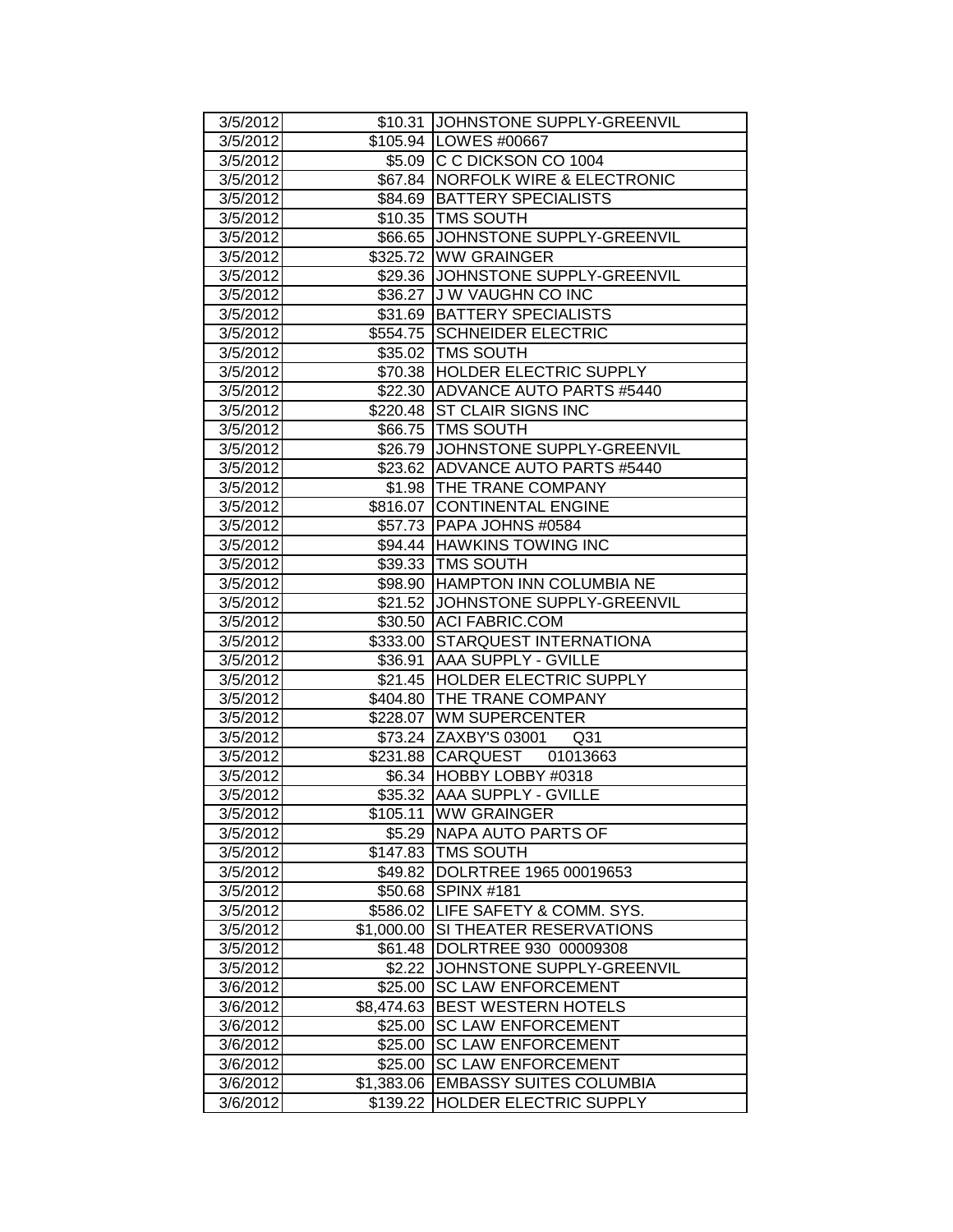| | | |
|---|---|---|
| 3/5/2012 | $10.31 | JOHNSTONE SUPPLY-GREENVIL |
| 3/5/2012 | $105.94 | LOWES #00667 |
| 3/5/2012 | $5.09 | C C DICKSON CO 1004 |
| 3/5/2012 | $67.84 | NORFOLK WIRE & ELECTRONIC |
| 3/5/2012 | $84.69 | BATTERY SPECIALISTS |
| 3/5/2012 | $10.35 | TMS SOUTH |
| 3/5/2012 | $66.65 | JOHNSTONE SUPPLY-GREENVIL |
| 3/5/2012 | $325.72 | WW GRAINGER |
| 3/5/2012 | $29.36 | JOHNSTONE SUPPLY-GREENVIL |
| 3/5/2012 | $36.27 | J W VAUGHN CO INC |
| 3/5/2012 | $31.69 | BATTERY SPECIALISTS |
| 3/5/2012 | $554.75 | SCHNEIDER ELECTRIC |
| 3/5/2012 | $35.02 | TMS SOUTH |
| 3/5/2012 | $70.38 | HOLDER ELECTRIC SUPPLY |
| 3/5/2012 | $22.30 | ADVANCE AUTO PARTS #5440 |
| 3/5/2012 | $220.48 | ST CLAIR SIGNS INC |
| 3/5/2012 | $66.75 | TMS SOUTH |
| 3/5/2012 | $26.79 | JOHNSTONE SUPPLY-GREENVIL |
| 3/5/2012 | $23.62 | ADVANCE AUTO PARTS #5440 |
| 3/5/2012 | $1.98 | THE TRANE COMPANY |
| 3/5/2012 | $816.07 | CONTINENTAL ENGINE |
| 3/5/2012 | $57.73 | PAPA JOHNS #0584 |
| 3/5/2012 | $94.44 | HAWKINS TOWING INC |
| 3/5/2012 | $39.33 | TMS SOUTH |
| 3/5/2012 | $98.90 | HAMPTON INN COLUMBIA NE |
| 3/5/2012 | $21.52 | JOHNSTONE SUPPLY-GREENVIL |
| 3/5/2012 | $30.50 | ACI FABRIC.COM |
| 3/5/2012 | $333.00 | STARQUEST INTERNATIONA |
| 3/5/2012 | $36.91 | AAA SUPPLY - GVILLE |
| 3/5/2012 | $21.45 | HOLDER ELECTRIC SUPPLY |
| 3/5/2012 | $404.80 | THE TRANE COMPANY |
| 3/5/2012 | $228.07 | WM SUPERCENTER |
| 3/5/2012 | $73.24 | ZAXBY'S 03001 Q31 |
| 3/5/2012 | $231.88 | CARQUEST 01013663 |
| 3/5/2012 | $6.34 | HOBBY LOBBY #0318 |
| 3/5/2012 | $35.32 | AAA SUPPLY - GVILLE |
| 3/5/2012 | $105.11 | WW GRAINGER |
| 3/5/2012 | $5.29 | NAPA AUTO PARTS OF |
| 3/5/2012 | $147.83 | TMS SOUTH |
| 3/5/2012 | $49.82 | DOLRTREE 1965 00019653 |
| 3/5/2012 | $50.68 | SPINX #181 |
| 3/5/2012 | $586.02 | LIFE SAFETY & COMM. SYS. |
| 3/5/2012 | $1,000.00 | SI THEATER RESERVATIONS |
| 3/5/2012 | $61.48 | DOLRTREE 930 00009308 |
| 3/5/2012 | $2.22 | JOHNSTONE SUPPLY-GREENVIL |
| 3/6/2012 | $25.00 | SC LAW ENFORCEMENT |
| 3/6/2012 | $8,474.63 | BEST WESTERN HOTELS |
| 3/6/2012 | $25.00 | SC LAW ENFORCEMENT |
| 3/6/2012 | $25.00 | SC LAW ENFORCEMENT |
| 3/6/2012 | $25.00 | SC LAW ENFORCEMENT |
| 3/6/2012 | $1,383.06 | EMBASSY SUITES COLUMBIA |
| 3/6/2012 | $139.22 | HOLDER ELECTRIC SUPPLY |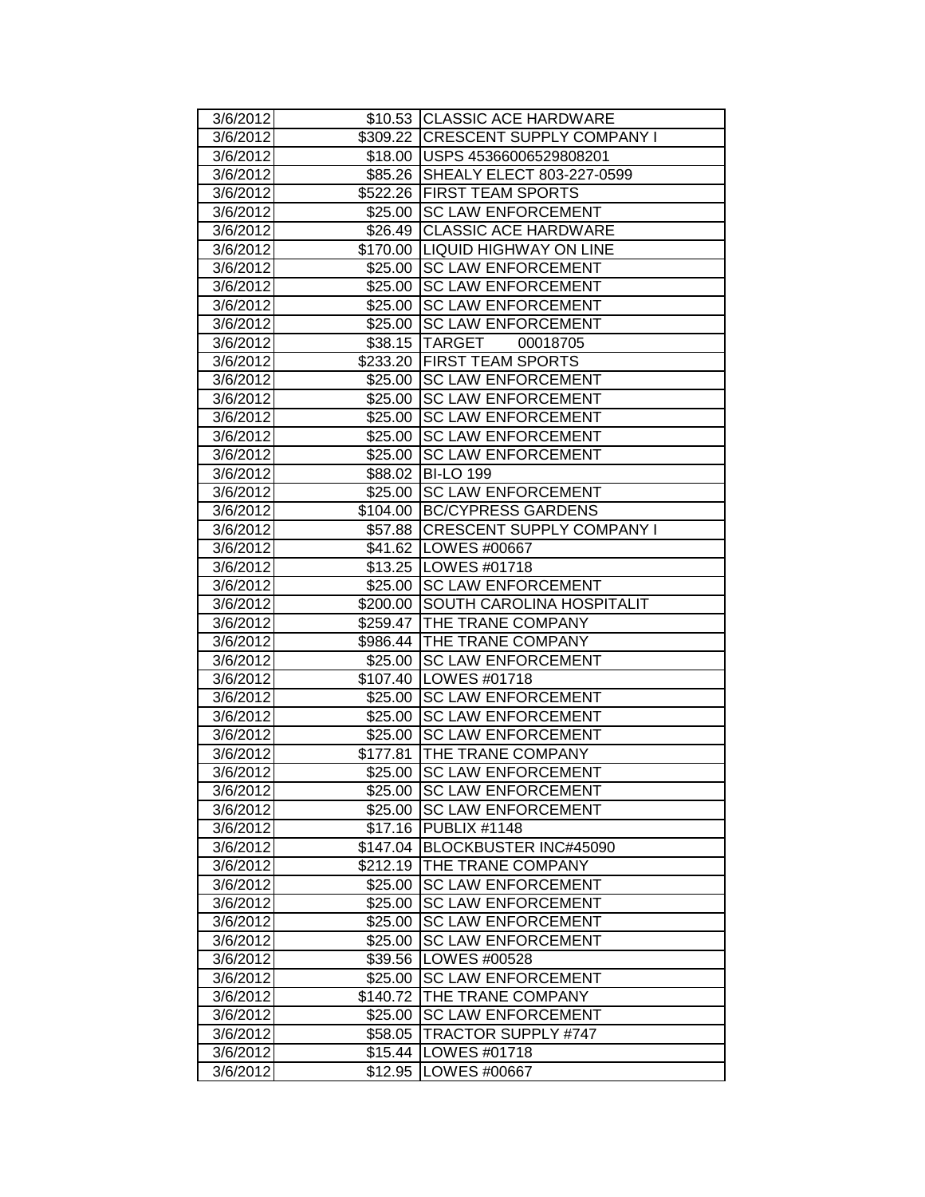| 3/6/2012 | $10.53 | CLASSIC ACE HARDWARE |
|---|---|---|
| 3/6/2012 | $309.22 | CRESCENT SUPPLY COMPANY I |
| 3/6/2012 | $18.00 | USPS 45366006529808201 |
| 3/6/2012 | $85.26 | SHEALY ELECT 803-227-0599 |
| 3/6/2012 | $522.26 | FIRST TEAM SPORTS |
| 3/6/2012 | $25.00 | SC LAW ENFORCEMENT |
| 3/6/2012 | $26.49 | CLASSIC ACE HARDWARE |
| 3/6/2012 | $170.00 | LIQUID HIGHWAY ON LINE |
| 3/6/2012 | $25.00 | SC LAW ENFORCEMENT |
| 3/6/2012 | $25.00 | SC LAW ENFORCEMENT |
| 3/6/2012 | $25.00 | SC LAW ENFORCEMENT |
| 3/6/2012 | $25.00 | SC LAW ENFORCEMENT |
| 3/6/2012 | $38.15 | TARGET 00018705 |
| 3/6/2012 | $233.20 | FIRST TEAM SPORTS |
| 3/6/2012 | $25.00 | SC LAW ENFORCEMENT |
| 3/6/2012 | $25.00 | SC LAW ENFORCEMENT |
| 3/6/2012 | $25.00 | SC LAW ENFORCEMENT |
| 3/6/2012 | $25.00 | SC LAW ENFORCEMENT |
| 3/6/2012 | $25.00 | SC LAW ENFORCEMENT |
| 3/6/2012 | $88.02 | BI-LO 199 |
| 3/6/2012 | $25.00 | SC LAW ENFORCEMENT |
| 3/6/2012 | $104.00 | BC/CYPRESS GARDENS |
| 3/6/2012 | $57.88 | CRESCENT SUPPLY COMPANY I |
| 3/6/2012 | $41.62 | LOWES #00667 |
| 3/6/2012 | $13.25 | LOWES #01718 |
| 3/6/2012 | $25.00 | SC LAW ENFORCEMENT |
| 3/6/2012 | $200.00 | SOUTH CAROLINA HOSPITALIT |
| 3/6/2012 | $259.47 | THE TRANE COMPANY |
| 3/6/2012 | $986.44 | THE TRANE COMPANY |
| 3/6/2012 | $25.00 | SC LAW ENFORCEMENT |
| 3/6/2012 | $107.40 | LOWES #01718 |
| 3/6/2012 | $25.00 | SC LAW ENFORCEMENT |
| 3/6/2012 | $25.00 | SC LAW ENFORCEMENT |
| 3/6/2012 | $25.00 | SC LAW ENFORCEMENT |
| 3/6/2012 | $177.81 | THE TRANE COMPANY |
| 3/6/2012 | $25.00 | SC LAW ENFORCEMENT |
| 3/6/2012 | $25.00 | SC LAW ENFORCEMENT |
| 3/6/2012 | $25.00 | SC LAW ENFORCEMENT |
| 3/6/2012 | $17.16 | PUBLIX #1148 |
| 3/6/2012 | $147.04 | BLOCKBUSTER INC#45090 |
| 3/6/2012 | $212.19 | THE TRANE COMPANY |
| 3/6/2012 | $25.00 | SC LAW ENFORCEMENT |
| 3/6/2012 | $25.00 | SC LAW ENFORCEMENT |
| 3/6/2012 | $25.00 | SC LAW ENFORCEMENT |
| 3/6/2012 | $25.00 | SC LAW ENFORCEMENT |
| 3/6/2012 | $39.56 | LOWES #00528 |
| 3/6/2012 | $25.00 | SC LAW ENFORCEMENT |
| 3/6/2012 | $140.72 | THE TRANE COMPANY |
| 3/6/2012 | $25.00 | SC LAW ENFORCEMENT |
| 3/6/2012 | $58.05 | TRACTOR SUPPLY #747 |
| 3/6/2012 | $15.44 | LOWES #01718 |
| 3/6/2012 | $12.95 | LOWES #00667 |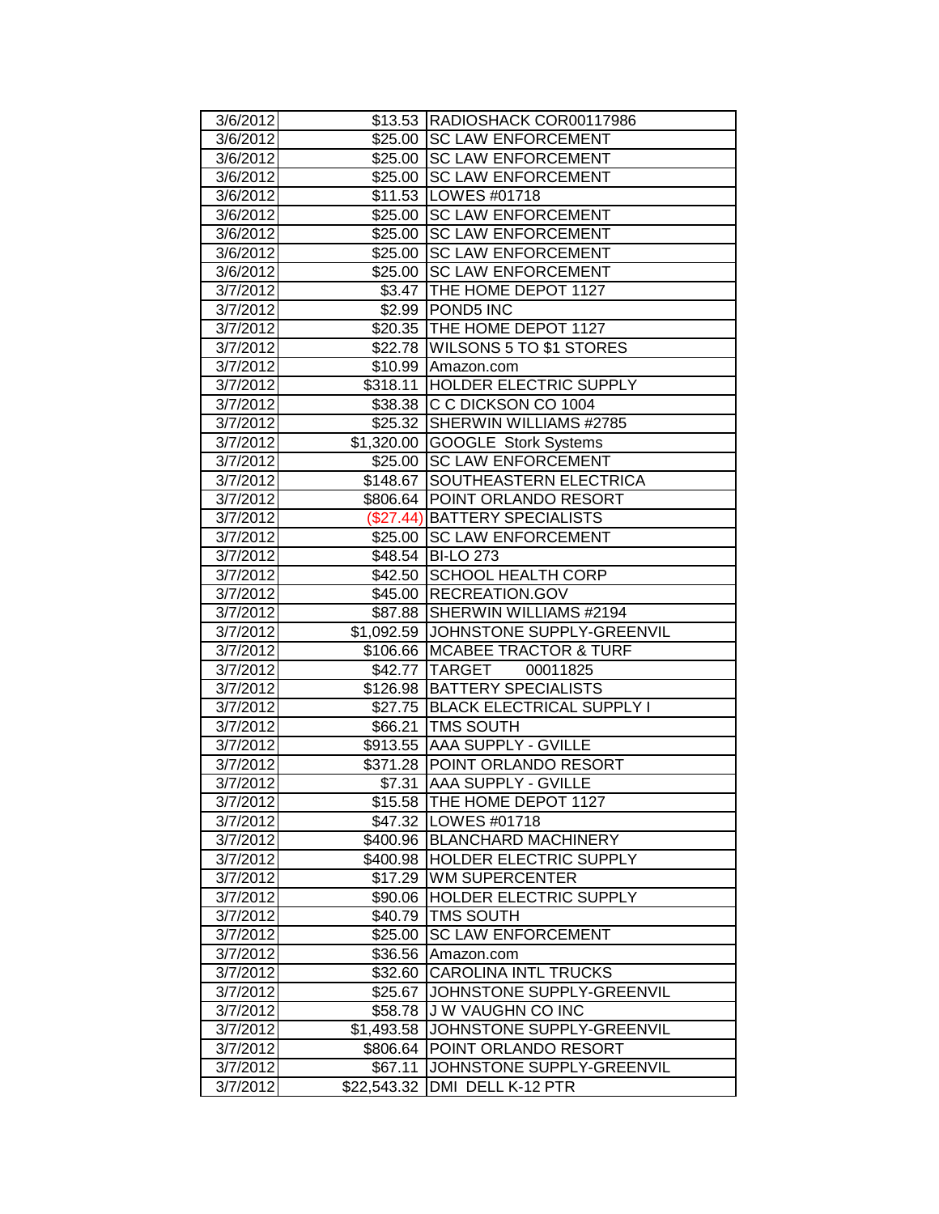| | | |
|---|---|---|
| 3/6/2012 | $13.53 | RADIOSHACK COR00117986 |
| 3/6/2012 | $25.00 | SC LAW ENFORCEMENT |
| 3/6/2012 | $25.00 | SC LAW ENFORCEMENT |
| 3/6/2012 | $25.00 | SC LAW ENFORCEMENT |
| 3/6/2012 | $11.53 | LOWES #01718 |
| 3/6/2012 | $25.00 | SC LAW ENFORCEMENT |
| 3/6/2012 | $25.00 | SC LAW ENFORCEMENT |
| 3/6/2012 | $25.00 | SC LAW ENFORCEMENT |
| 3/6/2012 | $25.00 | SC LAW ENFORCEMENT |
| 3/7/2012 | $3.47 | THE HOME DEPOT 1127 |
| 3/7/2012 | $2.99 | POND5 INC |
| 3/7/2012 | $20.35 | THE HOME DEPOT 1127 |
| 3/7/2012 | $22.78 | WILSONS 5 TO $1 STORES |
| 3/7/2012 | $10.99 | Amazon.com |
| 3/7/2012 | $318.11 | HOLDER ELECTRIC SUPPLY |
| 3/7/2012 | $38.38 | C C DICKSON CO 1004 |
| 3/7/2012 | $25.32 | SHERWIN WILLIAMS #2785 |
| 3/7/2012 | $1,320.00 | GOOGLE Stork Systems |
| 3/7/2012 | $25.00 | SC LAW ENFORCEMENT |
| 3/7/2012 | $148.67 | SOUTHEASTERN ELECTRICA |
| 3/7/2012 | $806.64 | POINT ORLANDO RESORT |
| 3/7/2012 | ($27.44) | BATTERY SPECIALISTS |
| 3/7/2012 | $25.00 | SC LAW ENFORCEMENT |
| 3/7/2012 | $48.54 | BI-LO 273 |
| 3/7/2012 | $42.50 | SCHOOL HEALTH CORP |
| 3/7/2012 | $45.00 | RECREATION.GOV |
| 3/7/2012 | $87.88 | SHERWIN WILLIAMS #2194 |
| 3/7/2012 | $1,092.59 | JOHNSTONE SUPPLY-GREENVIL |
| 3/7/2012 | $106.66 | MCABEE TRACTOR & TURF |
| 3/7/2012 | $42.77 | TARGET 00011825 |
| 3/7/2012 | $126.98 | BATTERY SPECIALISTS |
| 3/7/2012 | $27.75 | BLACK ELECTRICAL SUPPLY I |
| 3/7/2012 | $66.21 | TMS SOUTH |
| 3/7/2012 | $913.55 | AAA SUPPLY - GVILLE |
| 3/7/2012 | $371.28 | POINT ORLANDO RESORT |
| 3/7/2012 | $7.31 | AAA SUPPLY - GVILLE |
| 3/7/2012 | $15.58 | THE HOME DEPOT 1127 |
| 3/7/2012 | $47.32 | LOWES #01718 |
| 3/7/2012 | $400.96 | BLANCHARD MACHINERY |
| 3/7/2012 | $400.98 | HOLDER ELECTRIC SUPPLY |
| 3/7/2012 | $17.29 | WM SUPERCENTER |
| 3/7/2012 | $90.06 | HOLDER ELECTRIC SUPPLY |
| 3/7/2012 | $40.79 | TMS SOUTH |
| 3/7/2012 | $25.00 | SC LAW ENFORCEMENT |
| 3/7/2012 | $36.56 | Amazon.com |
| 3/7/2012 | $32.60 | CAROLINA INTL TRUCKS |
| 3/7/2012 | $25.67 | JOHNSTONE SUPPLY-GREENVIL |
| 3/7/2012 | $58.78 | J W VAUGHN CO INC |
| 3/7/2012 | $1,493.58 | JOHNSTONE SUPPLY-GREENVIL |
| 3/7/2012 | $806.64 | POINT ORLANDO RESORT |
| 3/7/2012 | $67.11 | JOHNSTONE SUPPLY-GREENVIL |
| 3/7/2012 | $22,543.32 | DMI DELL K-12 PTR |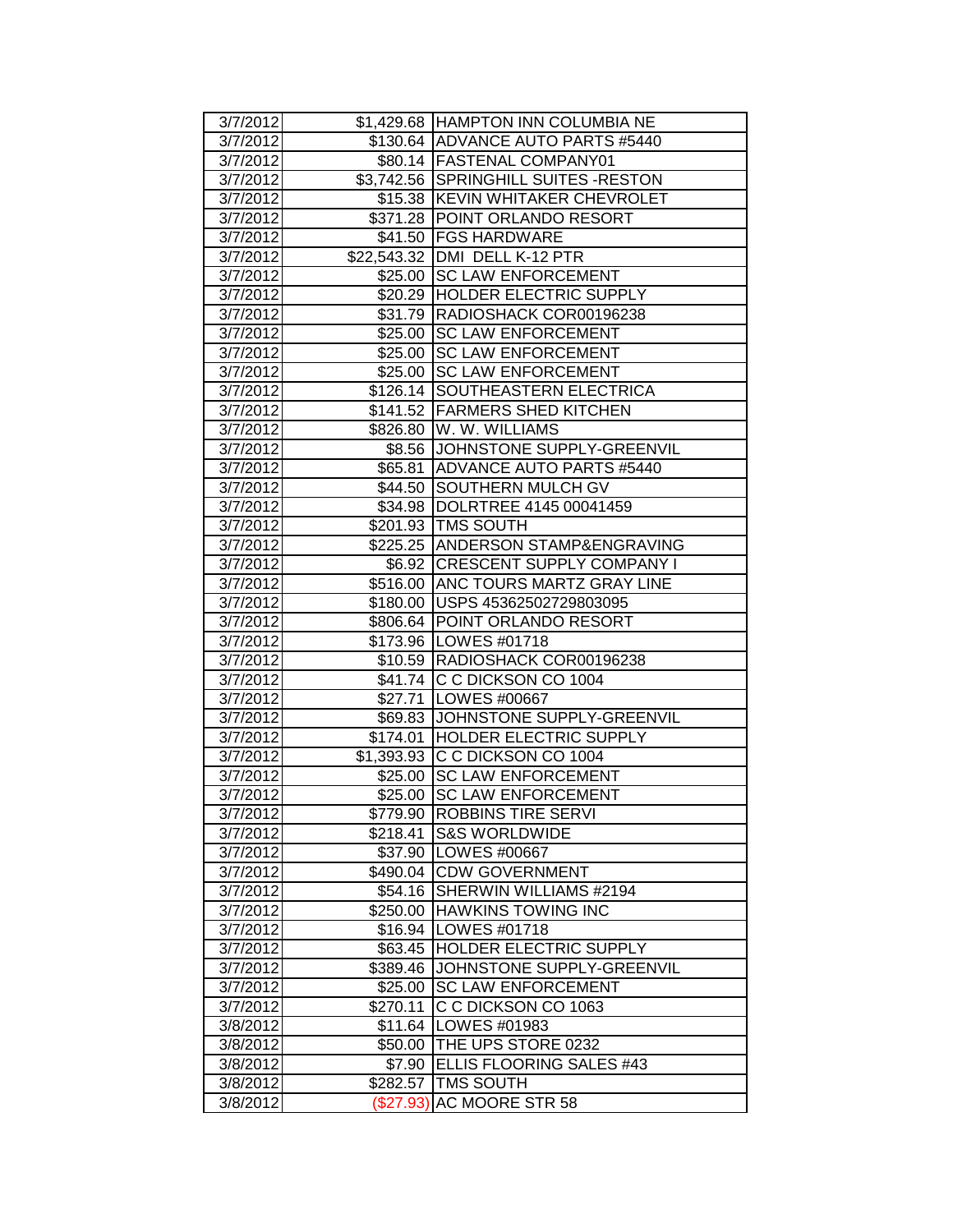| 3/7/2012 | $1,429.68 | HAMPTON INN COLUMBIA NE |
|---|---|---|
| 3/7/2012 | $130.64 | ADVANCE AUTO PARTS #5440 |
| 3/7/2012 | $80.14 | FASTENAL COMPANY01 |
| 3/7/2012 | $3,742.56 | SPRINGHILL SUITES -RESTON |
| 3/7/2012 | $15.38 | KEVIN WHITAKER CHEVROLET |
| 3/7/2012 | $371.28 | POINT ORLANDO RESORT |
| 3/7/2012 | $41.50 | FGS HARDWARE |
| 3/7/2012 | $22,543.32 | DMI DELL K-12 PTR |
| 3/7/2012 | $25.00 | SC LAW ENFORCEMENT |
| 3/7/2012 | $20.29 | HOLDER ELECTRIC SUPPLY |
| 3/7/2012 | $31.79 | RADIOSHACK COR00196238 |
| 3/7/2012 | $25.00 | SC LAW ENFORCEMENT |
| 3/7/2012 | $25.00 | SC LAW ENFORCEMENT |
| 3/7/2012 | $25.00 | SC LAW ENFORCEMENT |
| 3/7/2012 | $126.14 | SOUTHEASTERN ELECTRICA |
| 3/7/2012 | $141.52 | FARMERS SHED KITCHEN |
| 3/7/2012 | $826.80 | W. W. WILLIAMS |
| 3/7/2012 | $8.56 | JOHNSTONE SUPPLY-GREENVIL |
| 3/7/2012 | $65.81 | ADVANCE AUTO PARTS #5440 |
| 3/7/2012 | $44.50 | SOUTHERN MULCH GV |
| 3/7/2012 | $34.98 | DOLRTREE 4145 00041459 |
| 3/7/2012 | $201.93 | TMS SOUTH |
| 3/7/2012 | $225.25 | ANDERSON STAMP&ENGRAVING |
| 3/7/2012 | $6.92 | CRESCENT SUPPLY COMPANY I |
| 3/7/2012 | $516.00 | ANC TOURS MARTZ GRAY LINE |
| 3/7/2012 | $180.00 | USPS 45362502729803095 |
| 3/7/2012 | $806.64 | POINT ORLANDO RESORT |
| 3/7/2012 | $173.96 | LOWES #01718 |
| 3/7/2012 | $10.59 | RADIOSHACK COR00196238 |
| 3/7/2012 | $41.74 | C C DICKSON CO 1004 |
| 3/7/2012 | $27.71 | LOWES #00667 |
| 3/7/2012 | $69.83 | JOHNSTONE SUPPLY-GREENVIL |
| 3/7/2012 | $174.01 | HOLDER ELECTRIC SUPPLY |
| 3/7/2012 | $1,393.93 | C C DICKSON CO 1004 |
| 3/7/2012 | $25.00 | SC LAW ENFORCEMENT |
| 3/7/2012 | $25.00 | SC LAW ENFORCEMENT |
| 3/7/2012 | $779.90 | ROBBINS TIRE SERVI |
| 3/7/2012 | $218.41 | S&S WORLDWIDE |
| 3/7/2012 | $37.90 | LOWES #00667 |
| 3/7/2012 | $490.04 | CDW GOVERNMENT |
| 3/7/2012 | $54.16 | SHERWIN WILLIAMS #2194 |
| 3/7/2012 | $250.00 | HAWKINS TOWING INC |
| 3/7/2012 | $16.94 | LOWES #01718 |
| 3/7/2012 | $63.45 | HOLDER ELECTRIC SUPPLY |
| 3/7/2012 | $389.46 | JOHNSTONE SUPPLY-GREENVIL |
| 3/7/2012 | $25.00 | SC LAW ENFORCEMENT |
| 3/7/2012 | $270.11 | C C DICKSON CO 1063 |
| 3/8/2012 | $11.64 | LOWES #01983 |
| 3/8/2012 | $50.00 | THE UPS STORE 0232 |
| 3/8/2012 | $7.90 | ELLIS FLOORING SALES #43 |
| 3/8/2012 | $282.57 | TMS SOUTH |
| 3/8/2012 | ($27.93) | AC MOORE STR 58 |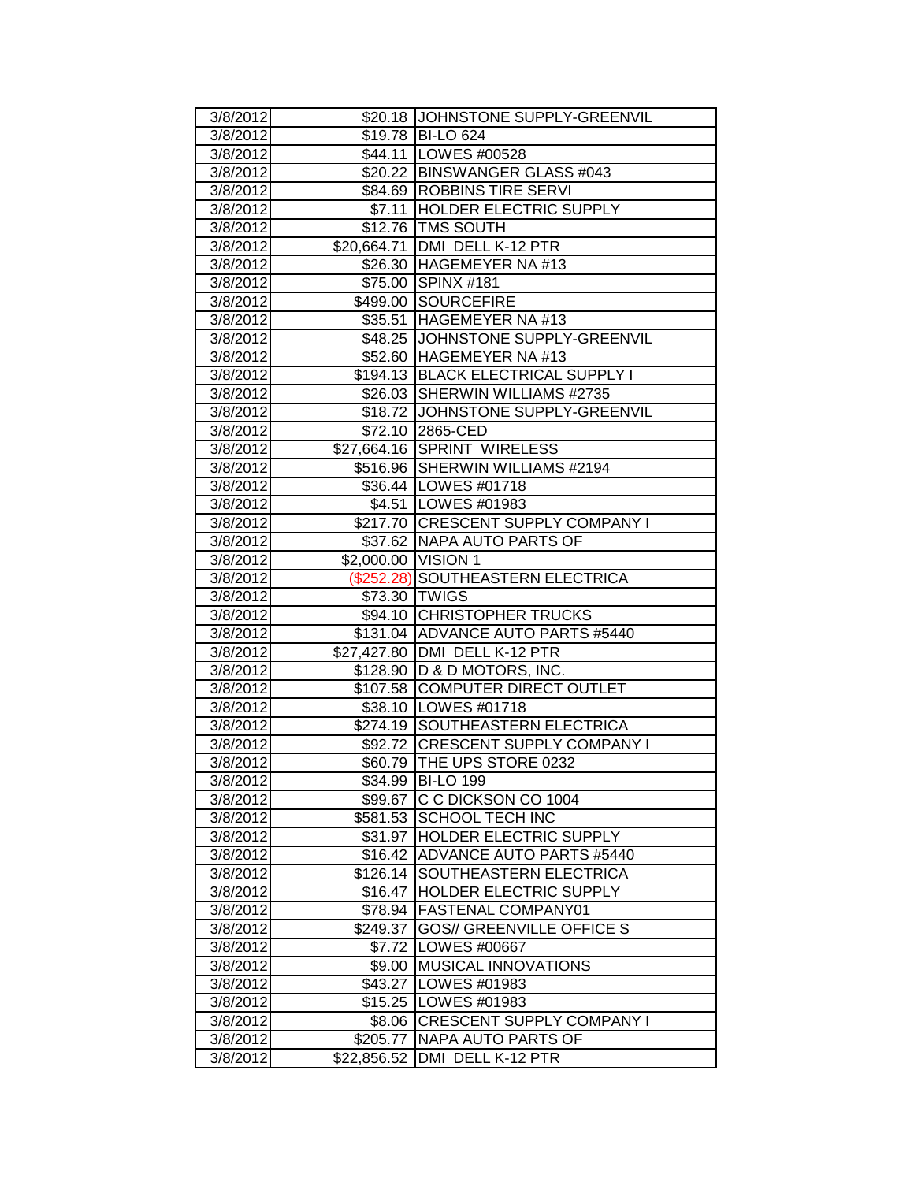| 3/8/2012 | $20.18 | JOHNSTONE SUPPLY-GREENVIL |
|---|---|---|
| 3/8/2012 | $19.78 | BI-LO 624 |
| 3/8/2012 | $44.11 | LOWES #00528 |
| 3/8/2012 | $20.22 | BINSWANGER GLASS #043 |
| 3/8/2012 | $84.69 | ROBBINS TIRE SERVI |
| 3/8/2012 | $7.11 | HOLDER ELECTRIC SUPPLY |
| 3/8/2012 | $12.76 | TMS SOUTH |
| 3/8/2012 | $20,664.71 | DMI DELL K-12 PTR |
| 3/8/2012 | $26.30 | HAGEMEYER NA #13 |
| 3/8/2012 | $75.00 | SPINX #181 |
| 3/8/2012 | $499.00 | SOURCEFIRE |
| 3/8/2012 | $35.51 | HAGEMEYER NA #13 |
| 3/8/2012 | $48.25 | JOHNSTONE SUPPLY-GREENVIL |
| 3/8/2012 | $52.60 | HAGEMEYER NA #13 |
| 3/8/2012 | $194.13 | BLACK ELECTRICAL SUPPLY I |
| 3/8/2012 | $26.03 | SHERWIN WILLIAMS #2735 |
| 3/8/2012 | $18.72 | JOHNSTONE SUPPLY-GREENVIL |
| 3/8/2012 | $72.10 | 2865-CED |
| 3/8/2012 | $27,664.16 | SPRINT WIRELESS |
| 3/8/2012 | $516.96 | SHERWIN WILLIAMS #2194 |
| 3/8/2012 | $36.44 | LOWES #01718 |
| 3/8/2012 | $4.51 | LOWES #01983 |
| 3/8/2012 | $217.70 | CRESCENT SUPPLY COMPANY I |
| 3/8/2012 | $37.62 | NAPA AUTO PARTS OF |
| 3/8/2012 | $2,000.00 | VISION 1 |
| 3/8/2012 | ($252.28) | SOUTHEASTERN ELECTRICA |
| 3/8/2012 | $73.30 | TWIGS |
| 3/8/2012 | $94.10 | CHRISTOPHER TRUCKS |
| 3/8/2012 | $131.04 | ADVANCE AUTO PARTS #5440 |
| 3/8/2012 | $27,427.80 | DMI DELL K-12 PTR |
| 3/8/2012 | $128.90 | D & D MOTORS, INC. |
| 3/8/2012 | $107.58 | COMPUTER DIRECT OUTLET |
| 3/8/2012 | $38.10 | LOWES #01718 |
| 3/8/2012 | $274.19 | SOUTHEASTERN ELECTRICA |
| 3/8/2012 | $92.72 | CRESCENT SUPPLY COMPANY I |
| 3/8/2012 | $60.79 | THE UPS STORE 0232 |
| 3/8/2012 | $34.99 | BI-LO 199 |
| 3/8/2012 | $99.67 | C C DICKSON CO 1004 |
| 3/8/2012 | $581.53 | SCHOOL TECH INC |
| 3/8/2012 | $31.97 | HOLDER ELECTRIC SUPPLY |
| 3/8/2012 | $16.42 | ADVANCE AUTO PARTS #5440 |
| 3/8/2012 | $126.14 | SOUTHEASTERN ELECTRICA |
| 3/8/2012 | $16.47 | HOLDER ELECTRIC SUPPLY |
| 3/8/2012 | $78.94 | FASTENAL COMPANY01 |
| 3/8/2012 | $249.37 | GOS// GREENVILLE OFFICE S |
| 3/8/2012 | $7.72 | LOWES #00667 |
| 3/8/2012 | $9.00 | MUSICAL INNOVATIONS |
| 3/8/2012 | $43.27 | LOWES #01983 |
| 3/8/2012 | $15.25 | LOWES #01983 |
| 3/8/2012 | $8.06 | CRESCENT SUPPLY COMPANY I |
| 3/8/2012 | $205.77 | NAPA AUTO PARTS OF |
| 3/8/2012 | $22,856.52 | DMI DELL K-12 PTR |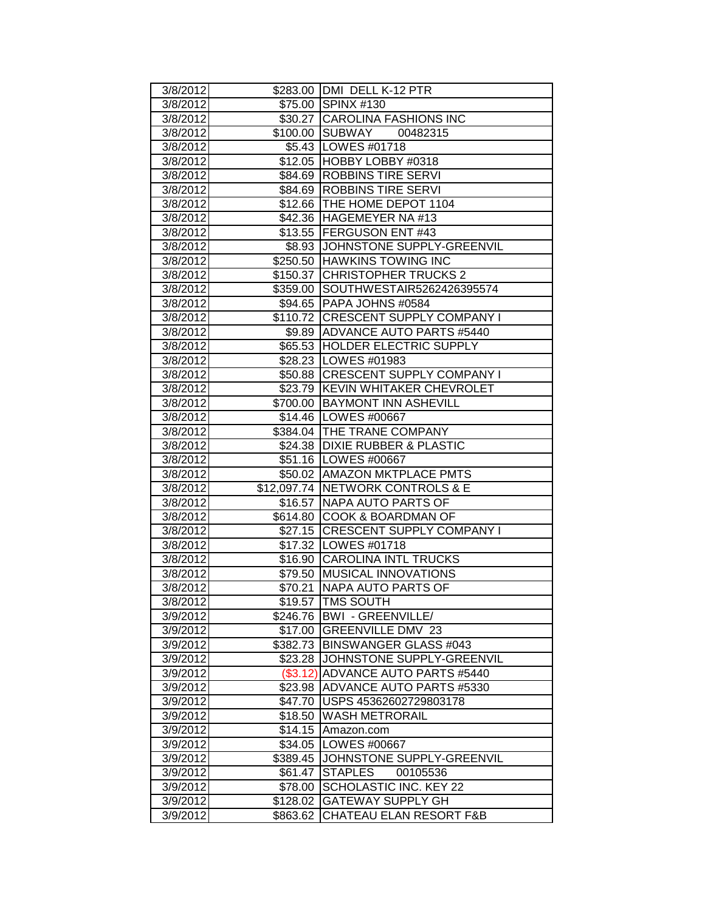| | | |
|---|---|---|
| 3/8/2012 | $283.00 | DMI DELL K-12 PTR |
| 3/8/2012 | $75.00 | SPINX #130 |
| 3/8/2012 | $30.27 | CAROLINA FASHIONS INC |
| 3/8/2012 | $100.00 | SUBWAY 00482315 |
| 3/8/2012 | $5.43 | LOWES #01718 |
| 3/8/2012 | $12.05 | HOBBY LOBBY #0318 |
| 3/8/2012 | $84.69 | ROBBINS TIRE SERVI |
| 3/8/2012 | $84.69 | ROBBINS TIRE SERVI |
| 3/8/2012 | $12.66 | THE HOME DEPOT 1104 |
| 3/8/2012 | $42.36 | HAGEMEYER NA #13 |
| 3/8/2012 | $13.55 | FERGUSON ENT #43 |
| 3/8/2012 | $8.93 | JOHNSTONE SUPPLY-GREENVIL |
| 3/8/2012 | $250.50 | HAWKINS TOWING INC |
| 3/8/2012 | $150.37 | CHRISTOPHER TRUCKS 2 |
| 3/8/2012 | $359.00 | SOUTHWESTAIR5262426395574 |
| 3/8/2012 | $94.65 | PAPA JOHNS #0584 |
| 3/8/2012 | $110.72 | CRESCENT SUPPLY COMPANY I |
| 3/8/2012 | $9.89 | ADVANCE AUTO PARTS #5440 |
| 3/8/2012 | $65.53 | HOLDER ELECTRIC SUPPLY |
| 3/8/2012 | $28.23 | LOWES #01983 |
| 3/8/2012 | $50.88 | CRESCENT SUPPLY COMPANY I |
| 3/8/2012 | $23.79 | KEVIN WHITAKER CHEVROLET |
| 3/8/2012 | $700.00 | BAYMONT INN ASHEVILL |
| 3/8/2012 | $14.46 | LOWES #00667 |
| 3/8/2012 | $384.04 | THE TRANE COMPANY |
| 3/8/2012 | $24.38 | DIXIE RUBBER & PLASTIC |
| 3/8/2012 | $51.16 | LOWES #00667 |
| 3/8/2012 | $50.02 | AMAZON MKTPLACE PMTS |
| 3/8/2012 | $12,097.74 | NETWORK CONTROLS & E |
| 3/8/2012 | $16.57 | NAPA AUTO PARTS OF |
| 3/8/2012 | $614.80 | COOK & BOARDMAN OF |
| 3/8/2012 | $27.15 | CRESCENT SUPPLY COMPANY I |
| 3/8/2012 | $17.32 | LOWES #01718 |
| 3/8/2012 | $16.90 | CAROLINA INTL TRUCKS |
| 3/8/2012 | $79.50 | MUSICAL INNOVATIONS |
| 3/8/2012 | $70.21 | NAPA AUTO PARTS OF |
| 3/8/2012 | $19.57 | TMS SOUTH |
| 3/9/2012 | $246.76 | BWI - GREENVILLE/ |
| 3/9/2012 | $17.00 | GREENVILLE DMV 23 |
| 3/9/2012 | $382.73 | BINSWANGER GLASS #043 |
| 3/9/2012 | $23.28 | JOHNSTONE SUPPLY-GREENVIL |
| 3/9/2012 | ($3.12) | ADVANCE AUTO PARTS #5440 |
| 3/9/2012 | $23.98 | ADVANCE AUTO PARTS #5330 |
| 3/9/2012 | $47.70 | USPS 45362602729803178 |
| 3/9/2012 | $18.50 | WASH METRORAIL |
| 3/9/2012 | $14.15 | Amazon.com |
| 3/9/2012 | $34.05 | LOWES #00667 |
| 3/9/2012 | $389.45 | JOHNSTONE SUPPLY-GREENVIL |
| 3/9/2012 | $61.47 | STAPLES 00105536 |
| 3/9/2012 | $78.00 | SCHOLASTIC INC. KEY 22 |
| 3/9/2012 | $128.02 | GATEWAY SUPPLY GH |
| 3/9/2012 | $863.62 | CHATEAU ELAN RESORT F&B |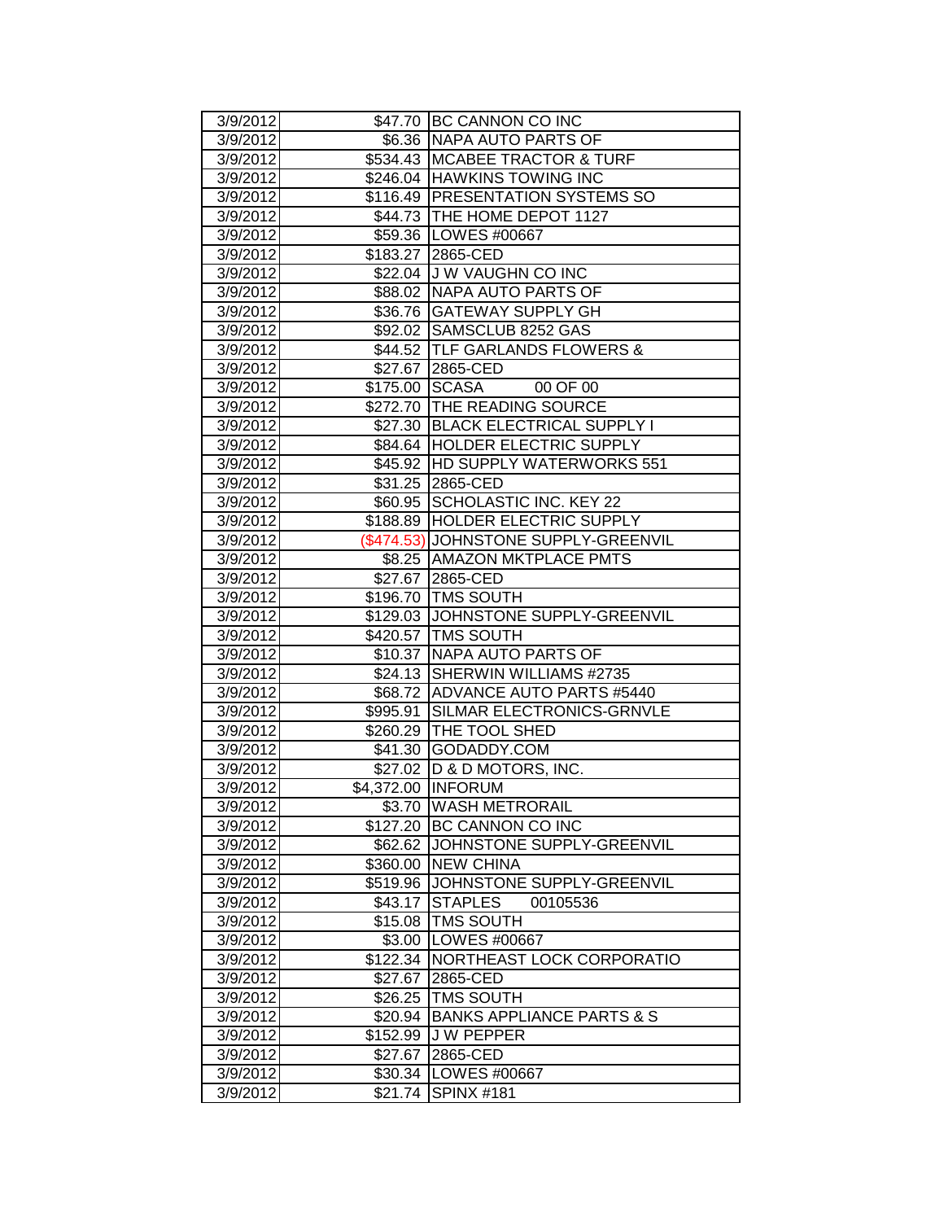| | | |
|---|---|---|
| 3/9/2012 | $47.70 | BC CANNON CO INC |
| 3/9/2012 | $6.36 | NAPA AUTO PARTS OF |
| 3/9/2012 | $534.43 | MCABEE TRACTOR & TURF |
| 3/9/2012 | $246.04 | HAWKINS TOWING INC |
| 3/9/2012 | $116.49 | PRESENTATION SYSTEMS SO |
| 3/9/2012 | $44.73 | THE HOME DEPOT 1127 |
| 3/9/2012 | $59.36 | LOWES #00667 |
| 3/9/2012 | $183.27 | 2865-CED |
| 3/9/2012 | $22.04 | J W VAUGHN CO INC |
| 3/9/2012 | $88.02 | NAPA AUTO PARTS OF |
| 3/9/2012 | $36.76 | GATEWAY SUPPLY GH |
| 3/9/2012 | $92.02 | SAMSCLUB 8252 GAS |
| 3/9/2012 | $44.52 | TLF GARLANDS FLOWERS & |
| 3/9/2012 | $27.67 | 2865-CED |
| 3/9/2012 | $175.00 | SCASA 00 OF 00 |
| 3/9/2012 | $272.70 | THE READING SOURCE |
| 3/9/2012 | $27.30 | BLACK ELECTRICAL SUPPLY I |
| 3/9/2012 | $84.64 | HOLDER ELECTRIC SUPPLY |
| 3/9/2012 | $45.92 | HD SUPPLY WATERWORKS 551 |
| 3/9/2012 | $31.25 | 2865-CED |
| 3/9/2012 | $60.95 | SCHOLASTIC INC. KEY 22 |
| 3/9/2012 | $188.89 | HOLDER ELECTRIC SUPPLY |
| 3/9/2012 | ($474.53) | JOHNSTONE SUPPLY-GREENVIL |
| 3/9/2012 | $8.25 | AMAZON MKTPLACE PMTS |
| 3/9/2012 | $27.67 | 2865-CED |
| 3/9/2012 | $196.70 | TMS SOUTH |
| 3/9/2012 | $129.03 | JOHNSTONE SUPPLY-GREENVIL |
| 3/9/2012 | $420.57 | TMS SOUTH |
| 3/9/2012 | $10.37 | NAPA AUTO PARTS OF |
| 3/9/2012 | $24.13 | SHERWIN WILLIAMS #2735 |
| 3/9/2012 | $68.72 | ADVANCE AUTO PARTS #5440 |
| 3/9/2012 | $995.91 | SILMAR ELECTRONICS-GRNVLE |
| 3/9/2012 | $260.29 | THE TOOL SHED |
| 3/9/2012 | $41.30 | GODADDY.COM |
| 3/9/2012 | $27.02 | D & D MOTORS, INC. |
| 3/9/2012 | $4,372.00 | INFORUM |
| 3/9/2012 | $3.70 | WASH METRORAIL |
| 3/9/2012 | $127.20 | BC CANNON CO INC |
| 3/9/2012 | $62.62 | JOHNSTONE SUPPLY-GREENVIL |
| 3/9/2012 | $360.00 | NEW CHINA |
| 3/9/2012 | $519.96 | JOHNSTONE SUPPLY-GREENVIL |
| 3/9/2012 | $43.17 | STAPLES 00105536 |
| 3/9/2012 | $15.08 | TMS SOUTH |
| 3/9/2012 | $3.00 | LOWES #00667 |
| 3/9/2012 | $122.34 | NORTHEAST LOCK CORPORATIO |
| 3/9/2012 | $27.67 | 2865-CED |
| 3/9/2012 | $26.25 | TMS SOUTH |
| 3/9/2012 | $20.94 | BANKS APPLIANCE PARTS & S |
| 3/9/2012 | $152.99 | J W PEPPER |
| 3/9/2012 | $27.67 | 2865-CED |
| 3/9/2012 | $30.34 | LOWES #00667 |
| 3/9/2012 | $21.74 | SPINX #181 |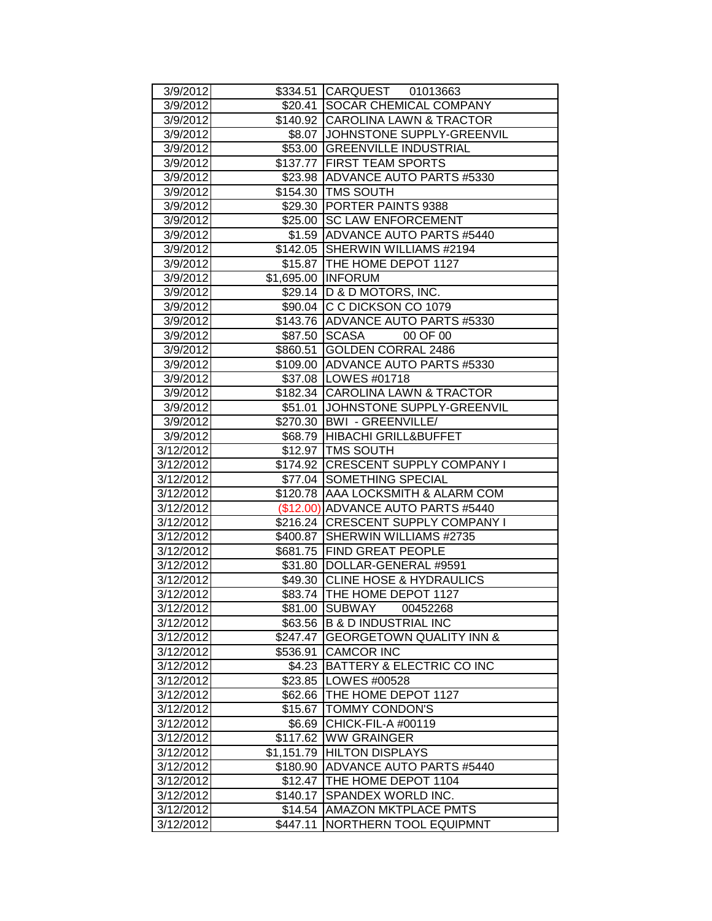| | | |
|---|---|---|
| 3/9/2012 | $334.51 | CARQUEST 01013663 |
| 3/9/2012 | $20.41 | SOCAR CHEMICAL COMPANY |
| 3/9/2012 | $140.92 | CAROLINA LAWN & TRACTOR |
| 3/9/2012 | $8.07 | JOHNSTONE SUPPLY-GREENVIL |
| 3/9/2012 | $53.00 | GREENVILLE INDUSTRIAL |
| 3/9/2012 | $137.77 | FIRST TEAM SPORTS |
| 3/9/2012 | $23.98 | ADVANCE AUTO PARTS #5330 |
| 3/9/2012 | $154.30 | TMS SOUTH |
| 3/9/2012 | $29.30 | PORTER PAINTS 9388 |
| 3/9/2012 | $25.00 | SC LAW ENFORCEMENT |
| 3/9/2012 | $1.59 | ADVANCE AUTO PARTS #5440 |
| 3/9/2012 | $142.05 | SHERWIN WILLIAMS #2194 |
| 3/9/2012 | $15.87 | THE HOME DEPOT 1127 |
| 3/9/2012 | $1,695.00 | INFORUM |
| 3/9/2012 | $29.14 | D & D MOTORS, INC. |
| 3/9/2012 | $90.04 | C C DICKSON CO 1079 |
| 3/9/2012 | $143.76 | ADVANCE AUTO PARTS #5330 |
| 3/9/2012 | $87.50 | SCASA 00 OF 00 |
| 3/9/2012 | $860.51 | GOLDEN CORRAL 2486 |
| 3/9/2012 | $109.00 | ADVANCE AUTO PARTS #5330 |
| 3/9/2012 | $37.08 | LOWES #01718 |
| 3/9/2012 | $182.34 | CAROLINA LAWN & TRACTOR |
| 3/9/2012 | $51.01 | JOHNSTONE SUPPLY-GREENVIL |
| 3/9/2012 | $270.30 | BWI - GREENVILLE/ |
| 3/9/2012 | $68.79 | HIBACHI GRILL&BUFFET |
| 3/12/2012 | $12.97 | TMS SOUTH |
| 3/12/2012 | $174.92 | CRESCENT SUPPLY COMPANY I |
| 3/12/2012 | $77.04 | SOMETHING SPECIAL |
| 3/12/2012 | $120.78 | AAA LOCKSMITH & ALARM COM |
| 3/12/2012 | ($12.00) | ADVANCE AUTO PARTS #5440 |
| 3/12/2012 | $216.24 | CRESCENT SUPPLY COMPANY I |
| 3/12/2012 | $400.87 | SHERWIN WILLIAMS #2735 |
| 3/12/2012 | $681.75 | FIND GREAT PEOPLE |
| 3/12/2012 | $31.80 | DOLLAR-GENERAL #9591 |
| 3/12/2012 | $49.30 | CLINE HOSE & HYDRAULICS |
| 3/12/2012 | $83.74 | THE HOME DEPOT 1127 |
| 3/12/2012 | $81.00 | SUBWAY 00452268 |
| 3/12/2012 | $63.56 | B & D INDUSTRIAL INC |
| 3/12/2012 | $247.47 | GEORGETOWN QUALITY INN & |
| 3/12/2012 | $536.91 | CAMCOR INC |
| 3/12/2012 | $4.23 | BATTERY & ELECTRIC CO INC |
| 3/12/2012 | $23.85 | LOWES #00528 |
| 3/12/2012 | $62.66 | THE HOME DEPOT 1127 |
| 3/12/2012 | $15.67 | TOMMY CONDON'S |
| 3/12/2012 | $6.69 | CHICK-FIL-A #00119 |
| 3/12/2012 | $117.62 | WW GRAINGER |
| 3/12/2012 | $1,151.79 | HILTON DISPLAYS |
| 3/12/2012 | $180.90 | ADVANCE AUTO PARTS #5440 |
| 3/12/2012 | $12.47 | THE HOME DEPOT 1104 |
| 3/12/2012 | $140.17 | SPANDEX WORLD INC. |
| 3/12/2012 | $14.54 | AMAZON MKTPLACE PMTS |
| 3/12/2012 | $447.11 | NORTHERN TOOL EQUIPMNT |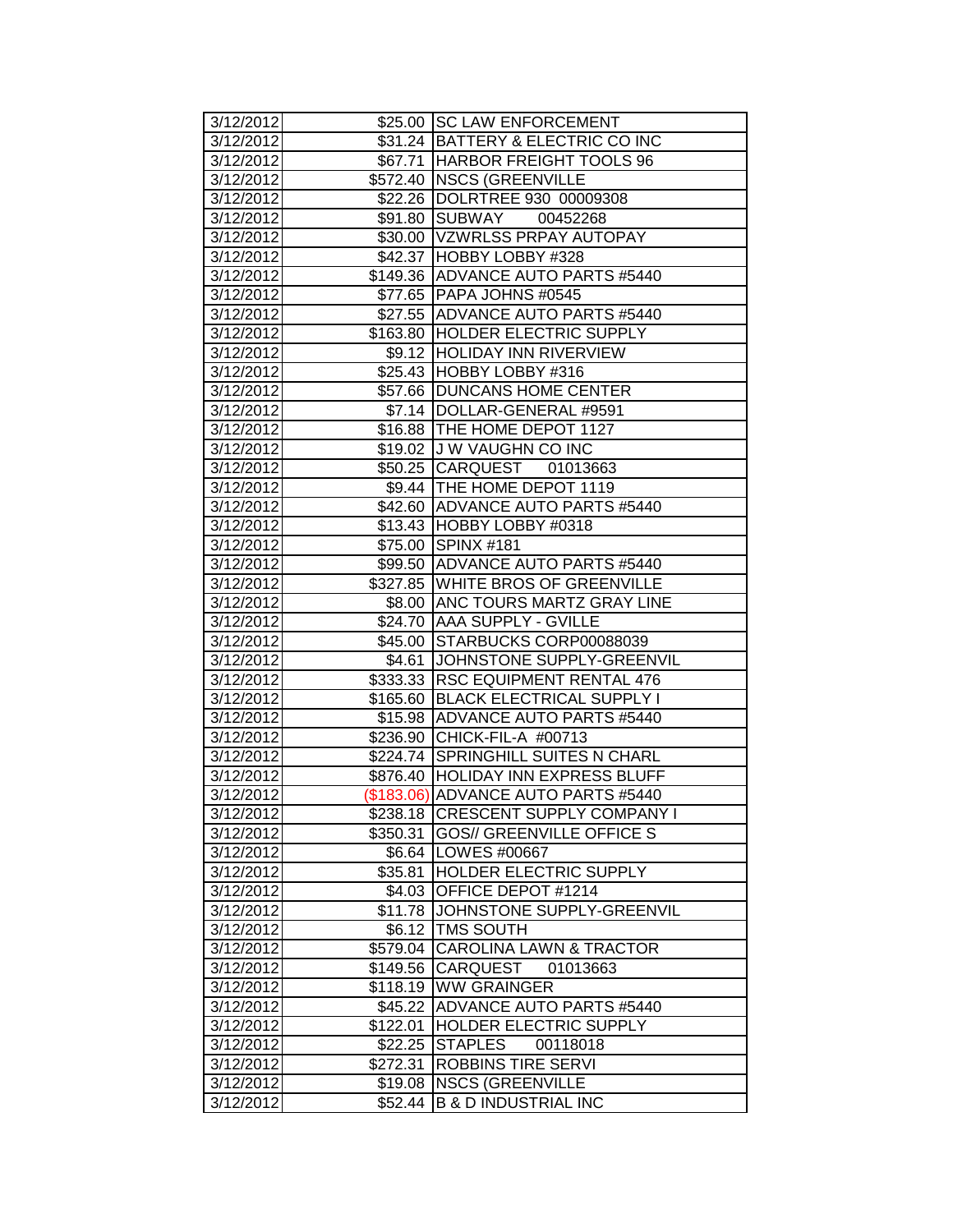| | | |
|---|---|---|
| 3/12/2012 | $25.00 | SC LAW ENFORCEMENT |
| 3/12/2012 | $31.24 | BATTERY & ELECTRIC CO INC |
| 3/12/2012 | $67.71 | HARBOR FREIGHT TOOLS 96 |
| 3/12/2012 | $572.40 | NSCS (GREENVILLE |
| 3/12/2012 | $22.26 | DOLRTREE 930 00009308 |
| 3/12/2012 | $91.80 | SUBWAY 00452268 |
| 3/12/2012 | $30.00 | VZWRLSS PRPAY AUTOPAY |
| 3/12/2012 | $42.37 | HOBBY LOBBY #328 |
| 3/12/2012 | $149.36 | ADVANCE AUTO PARTS #5440 |
| 3/12/2012 | $77.65 | PAPA JOHNS #0545 |
| 3/12/2012 | $27.55 | ADVANCE AUTO PARTS #5440 |
| 3/12/2012 | $163.80 | HOLDER ELECTRIC SUPPLY |
| 3/12/2012 | $9.12 | HOLIDAY INN RIVERVIEW |
| 3/12/2012 | $25.43 | HOBBY LOBBY #316 |
| 3/12/2012 | $57.66 | DUNCANS HOME CENTER |
| 3/12/2012 | $7.14 | DOLLAR-GENERAL #9591 |
| 3/12/2012 | $16.88 | THE HOME DEPOT 1127 |
| 3/12/2012 | $19.02 | J W VAUGHN CO INC |
| 3/12/2012 | $50.25 | CARQUEST 01013663 |
| 3/12/2012 | $9.44 | THE HOME DEPOT 1119 |
| 3/12/2012 | $42.60 | ADVANCE AUTO PARTS #5440 |
| 3/12/2012 | $13.43 | HOBBY LOBBY #0318 |
| 3/12/2012 | $75.00 | SPINX #181 |
| 3/12/2012 | $99.50 | ADVANCE AUTO PARTS #5440 |
| 3/12/2012 | $327.85 | WHITE BROS OF GREENVILLE |
| 3/12/2012 | $8.00 | ANC TOURS MARTZ GRAY LINE |
| 3/12/2012 | $24.70 | AAA SUPPLY - GVILLE |
| 3/12/2012 | $45.00 | STARBUCKS CORP00088039 |
| 3/12/2012 | $4.61 | JOHNSTONE SUPPLY-GREENVIL |
| 3/12/2012 | $333.33 | RSC EQUIPMENT RENTAL 476 |
| 3/12/2012 | $165.60 | BLACK ELECTRICAL SUPPLY I |
| 3/12/2012 | $15.98 | ADVANCE AUTO PARTS #5440 |
| 3/12/2012 | $236.90 | CHICK-FIL-A #00713 |
| 3/12/2012 | $224.74 | SPRINGHILL SUITES N CHARL |
| 3/12/2012 | $876.40 | HOLIDAY INN EXPRESS BLUFF |
| 3/12/2012 | ($183.06) | ADVANCE AUTO PARTS #5440 |
| 3/12/2012 | $238.18 | CRESCENT SUPPLY COMPANY I |
| 3/12/2012 | $350.31 | GOS// GREENVILLE OFFICE S |
| 3/12/2012 | $6.64 | LOWES #00667 |
| 3/12/2012 | $35.81 | HOLDER ELECTRIC SUPPLY |
| 3/12/2012 | $4.03 | OFFICE DEPOT #1214 |
| 3/12/2012 | $11.78 | JOHNSTONE SUPPLY-GREENVIL |
| 3/12/2012 | $6.12 | TMS SOUTH |
| 3/12/2012 | $579.04 | CAROLINA LAWN & TRACTOR |
| 3/12/2012 | $149.56 | CARQUEST 01013663 |
| 3/12/2012 | $118.19 | WW GRAINGER |
| 3/12/2012 | $45.22 | ADVANCE AUTO PARTS #5440 |
| 3/12/2012 | $122.01 | HOLDER ELECTRIC SUPPLY |
| 3/12/2012 | $22.25 | STAPLES 00118018 |
| 3/12/2012 | $272.31 | ROBBINS TIRE SERVI |
| 3/12/2012 | $19.08 | NSCS (GREENVILLE |
| 3/12/2012 | $52.44 | B & D INDUSTRIAL INC |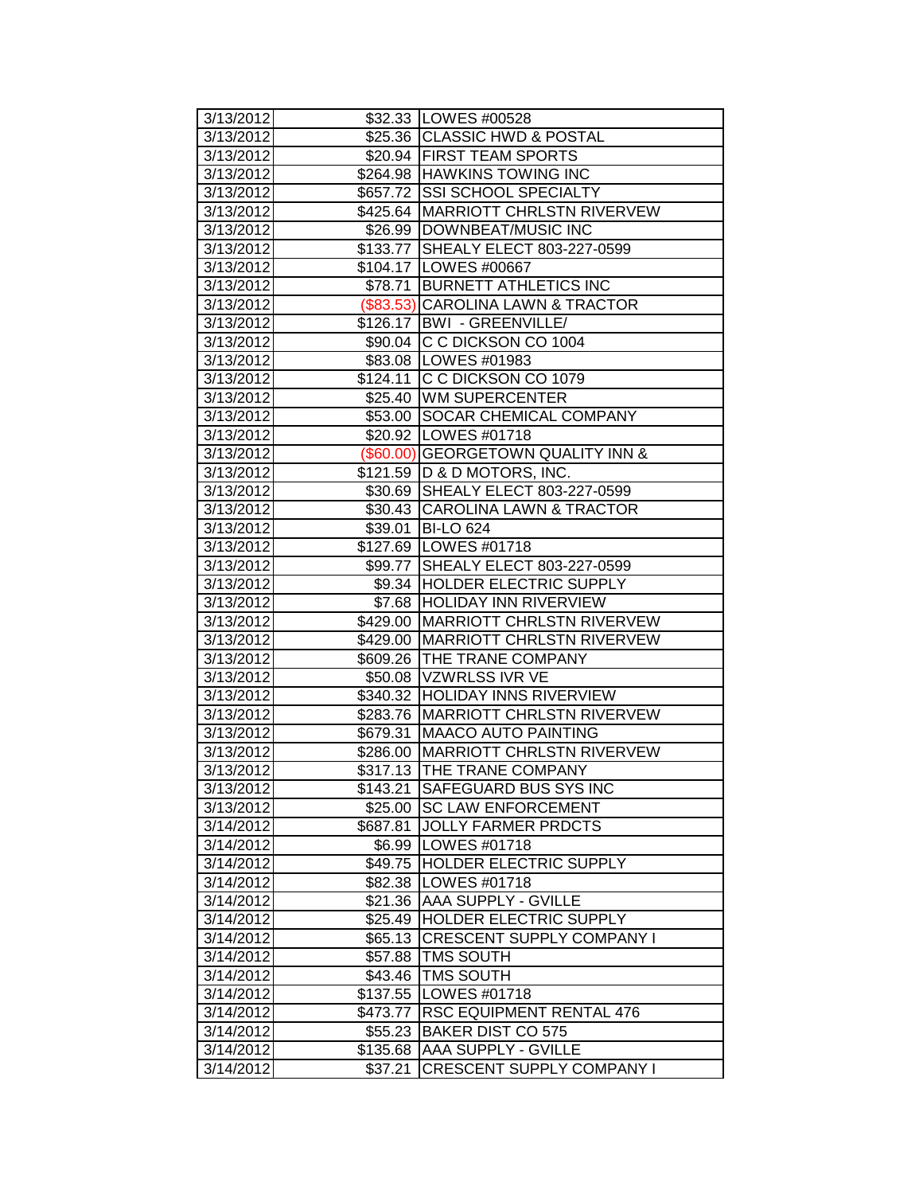| | | |
|---|---|---|
| 3/13/2012 | $32.33 | LOWES #00528 |
| 3/13/2012 | $25.36 | CLASSIC HWD & POSTAL |
| 3/13/2012 | $20.94 | FIRST TEAM SPORTS |
| 3/13/2012 | $264.98 | HAWKINS TOWING INC |
| 3/13/2012 | $657.72 | SSI SCHOOL SPECIALTY |
| 3/13/2012 | $425.64 | MARRIOTT CHRLSTN RIVERVEW |
| 3/13/2012 | $26.99 | DOWNBEAT/MUSIC INC |
| 3/13/2012 | $133.77 | SHEALY ELECT 803-227-0599 |
| 3/13/2012 | $104.17 | LOWES #00667 |
| 3/13/2012 | $78.71 | BURNETT ATHLETICS INC |
| 3/13/2012 | ($83.53) | CAROLINA LAWN & TRACTOR |
| 3/13/2012 | $126.17 | BWI - GREENVILLE/ |
| 3/13/2012 | $90.04 | C C DICKSON CO 1004 |
| 3/13/2012 | $83.08 | LOWES #01983 |
| 3/13/2012 | $124.11 | C C DICKSON CO 1079 |
| 3/13/2012 | $25.40 | WM SUPERCENTER |
| 3/13/2012 | $53.00 | SOCAR CHEMICAL COMPANY |
| 3/13/2012 | $20.92 | LOWES #01718 |
| 3/13/2012 | ($60.00) | GEORGETOWN QUALITY INN & |
| 3/13/2012 | $121.59 | D & D MOTORS, INC. |
| 3/13/2012 | $30.69 | SHEALY ELECT 803-227-0599 |
| 3/13/2012 | $30.43 | CAROLINA LAWN & TRACTOR |
| 3/13/2012 | $39.01 | BI-LO 624 |
| 3/13/2012 | $127.69 | LOWES #01718 |
| 3/13/2012 | $99.77 | SHEALY ELECT 803-227-0599 |
| 3/13/2012 | $9.34 | HOLDER ELECTRIC SUPPLY |
| 3/13/2012 | $7.68 | HOLIDAY INN RIVERVIEW |
| 3/13/2012 | $429.00 | MARRIOTT CHRLSTN RIVERVEW |
| 3/13/2012 | $429.00 | MARRIOTT CHRLSTN RIVERVEW |
| 3/13/2012 | $609.26 | THE TRANE COMPANY |
| 3/13/2012 | $50.08 | VZWRLSS IVR VE |
| 3/13/2012 | $340.32 | HOLIDAY INNS RIVERVIEW |
| 3/13/2012 | $283.76 | MARRIOTT CHRLSTN RIVERVEW |
| 3/13/2012 | $679.31 | MAACO AUTO PAINTING |
| 3/13/2012 | $286.00 | MARRIOTT CHRLSTN RIVERVEW |
| 3/13/2012 | $317.13 | THE TRANE COMPANY |
| 3/13/2012 | $143.21 | SAFEGUARD BUS SYS INC |
| 3/13/2012 | $25.00 | SC LAW ENFORCEMENT |
| 3/14/2012 | $687.81 | JOLLY FARMER PRDCTS |
| 3/14/2012 | $6.99 | LOWES #01718 |
| 3/14/2012 | $49.75 | HOLDER ELECTRIC SUPPLY |
| 3/14/2012 | $82.38 | LOWES #01718 |
| 3/14/2012 | $21.36 | AAA SUPPLY - GVILLE |
| 3/14/2012 | $25.49 | HOLDER ELECTRIC SUPPLY |
| 3/14/2012 | $65.13 | CRESCENT SUPPLY COMPANY I |
| 3/14/2012 | $57.88 | TMS SOUTH |
| 3/14/2012 | $43.46 | TMS SOUTH |
| 3/14/2012 | $137.55 | LOWES #01718 |
| 3/14/2012 | $473.77 | RSC EQUIPMENT RENTAL 476 |
| 3/14/2012 | $55.23 | BAKER DIST CO 575 |
| 3/14/2012 | $135.68 | AAA SUPPLY - GVILLE |
| 3/14/2012 | $37.21 | CRESCENT SUPPLY COMPANY I |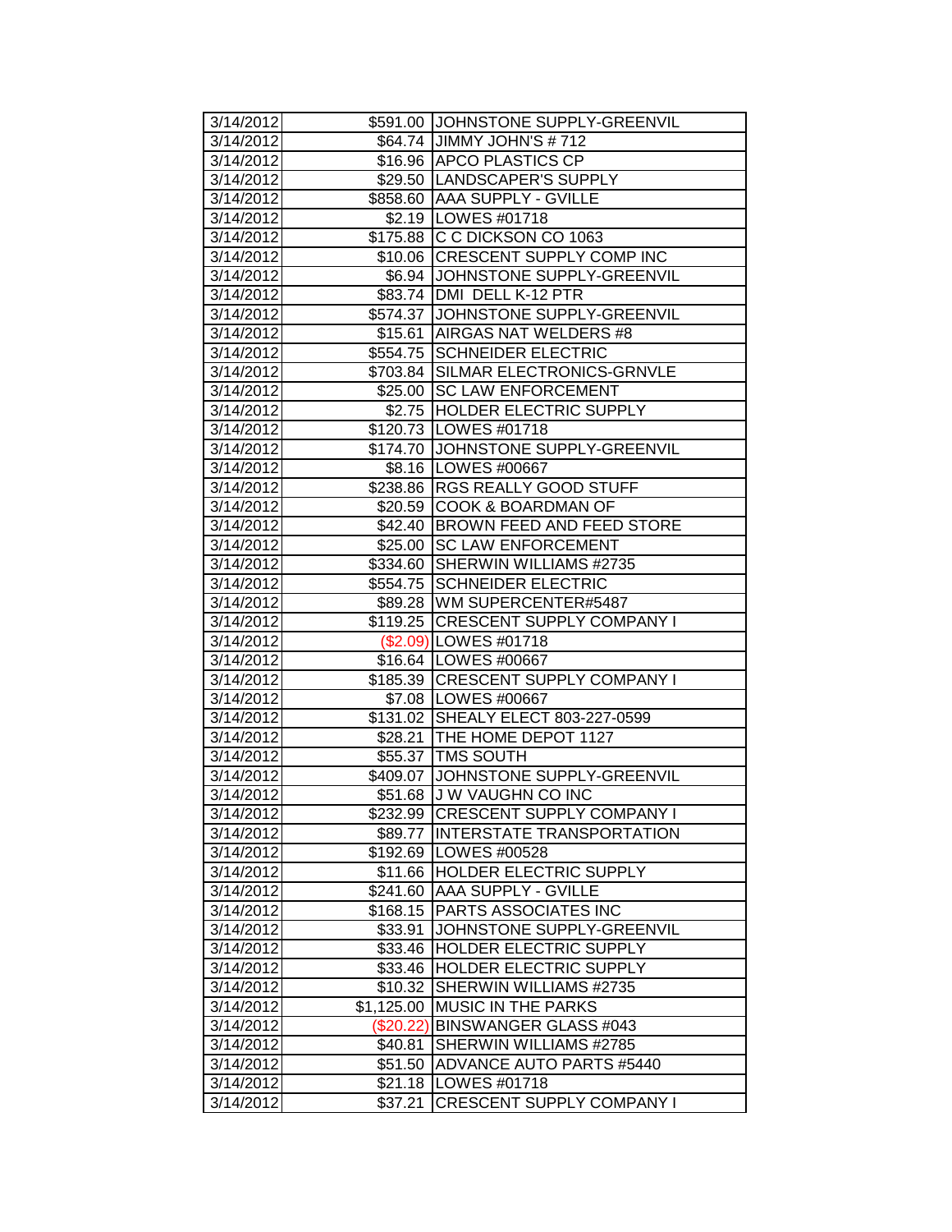| 3/14/2012 | $591.00 | JOHNSTONE SUPPLY-GREENVIL |
|---|---|---|
| 3/14/2012 | $64.74 | JIMMY JOHN'S # 712 |
| 3/14/2012 | $16.96 | APCO PLASTICS CP |
| 3/14/2012 | $29.50 | LANDSCAPER'S SUPPLY |
| 3/14/2012 | $858.60 | AAA SUPPLY - GVILLE |
| 3/14/2012 | $2.19 | LOWES #01718 |
| 3/14/2012 | $175.88 | C C DICKSON CO 1063 |
| 3/14/2012 | $10.06 | CRESCENT SUPPLY COMP INC |
| 3/14/2012 | $6.94 | JOHNSTONE SUPPLY-GREENVIL |
| 3/14/2012 | $83.74 | DMI DELL K-12 PTR |
| 3/14/2012 | $574.37 | JOHNSTONE SUPPLY-GREENVIL |
| 3/14/2012 | $15.61 | AIRGAS NAT WELDERS #8 |
| 3/14/2012 | $554.75 | SCHNEIDER ELECTRIC |
| 3/14/2012 | $703.84 | SILMAR ELECTRONICS-GRNVLE |
| 3/14/2012 | $25.00 | SC LAW ENFORCEMENT |
| 3/14/2012 | $2.75 | HOLDER ELECTRIC SUPPLY |
| 3/14/2012 | $120.73 | LOWES #01718 |
| 3/14/2012 | $174.70 | JOHNSTONE SUPPLY-GREENVIL |
| 3/14/2012 | $8.16 | LOWES #00667 |
| 3/14/2012 | $238.86 | RGS REALLY GOOD STUFF |
| 3/14/2012 | $20.59 | COOK & BOARDMAN OF |
| 3/14/2012 | $42.40 | BROWN FEED AND FEED STORE |
| 3/14/2012 | $25.00 | SC LAW ENFORCEMENT |
| 3/14/2012 | $334.60 | SHERWIN WILLIAMS #2735 |
| 3/14/2012 | $554.75 | SCHNEIDER ELECTRIC |
| 3/14/2012 | $89.28 | WM SUPERCENTER#5487 |
| 3/14/2012 | $119.25 | CRESCENT SUPPLY COMPANY I |
| 3/14/2012 | ($2.09) | LOWES #01718 |
| 3/14/2012 | $16.64 | LOWES #00667 |
| 3/14/2012 | $185.39 | CRESCENT SUPPLY COMPANY I |
| 3/14/2012 | $7.08 | LOWES #00667 |
| 3/14/2012 | $131.02 | SHEALY ELECT 803-227-0599 |
| 3/14/2012 | $28.21 | THE HOME DEPOT 1127 |
| 3/14/2012 | $55.37 | TMS SOUTH |
| 3/14/2012 | $409.07 | JOHNSTONE SUPPLY-GREENVIL |
| 3/14/2012 | $51.68 | J W VAUGHN CO INC |
| 3/14/2012 | $232.99 | CRESCENT SUPPLY COMPANY I |
| 3/14/2012 | $89.77 | INTERSTATE TRANSPORTATION |
| 3/14/2012 | $192.69 | LOWES #00528 |
| 3/14/2012 | $11.66 | HOLDER ELECTRIC SUPPLY |
| 3/14/2012 | $241.60 | AAA SUPPLY - GVILLE |
| 3/14/2012 | $168.15 | PARTS ASSOCIATES INC |
| 3/14/2012 | $33.91 | JOHNSTONE SUPPLY-GREENVIL |
| 3/14/2012 | $33.46 | HOLDER ELECTRIC SUPPLY |
| 3/14/2012 | $33.46 | HOLDER ELECTRIC SUPPLY |
| 3/14/2012 | $10.32 | SHERWIN WILLIAMS #2735 |
| 3/14/2012 | $1,125.00 | MUSIC IN THE PARKS |
| 3/14/2012 | ($20.22) | BINSWANGER GLASS #043 |
| 3/14/2012 | $40.81 | SHERWIN WILLIAMS #2785 |
| 3/14/2012 | $51.50 | ADVANCE AUTO PARTS #5440 |
| 3/14/2012 | $21.18 | LOWES #01718 |
| 3/14/2012 | $37.21 | CRESCENT SUPPLY COMPANY I |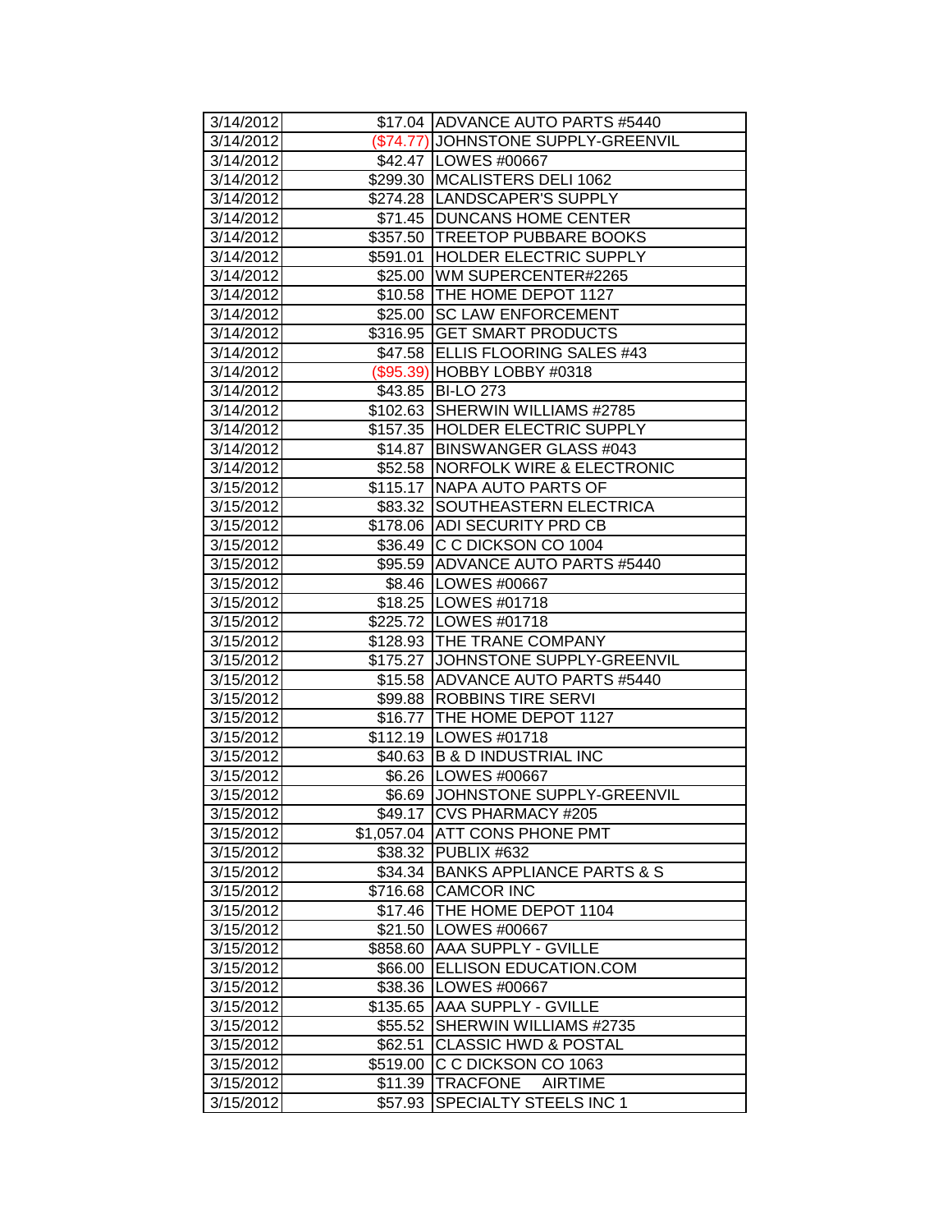| | | |
|---|---|---|
| 3/14/2012 | $17.04 | ADVANCE AUTO PARTS #5440 |
| 3/14/2012 | ($74.77) | JOHNSTONE SUPPLY-GREENVIL |
| 3/14/2012 | $42.47 | LOWES #00667 |
| 3/14/2012 | $299.30 | MCALISTERS DELI 1062 |
| 3/14/2012 | $274.28 | LANDSCAPER'S SUPPLY |
| 3/14/2012 | $71.45 | DUNCANS HOME CENTER |
| 3/14/2012 | $357.50 | TREETOP PUBBARE BOOKS |
| 3/14/2012 | $591.01 | HOLDER ELECTRIC SUPPLY |
| 3/14/2012 | $25.00 | WM SUPERCENTER#2265 |
| 3/14/2012 | $10.58 | THE HOME DEPOT 1127 |
| 3/14/2012 | $25.00 | SC LAW ENFORCEMENT |
| 3/14/2012 | $316.95 | GET SMART PRODUCTS |
| 3/14/2012 | $47.58 | ELLIS FLOORING SALES #43 |
| 3/14/2012 | ($95.39) | HOBBY LOBBY #0318 |
| 3/14/2012 | $43.85 | BI-LO 273 |
| 3/14/2012 | $102.63 | SHERWIN WILLIAMS #2785 |
| 3/14/2012 | $157.35 | HOLDER ELECTRIC SUPPLY |
| 3/14/2012 | $14.87 | BINSWANGER GLASS #043 |
| 3/14/2012 | $52.58 | NORFOLK WIRE & ELECTRONIC |
| 3/15/2012 | $115.17 | NAPA AUTO PARTS OF |
| 3/15/2012 | $83.32 | SOUTHEASTERN ELECTRICA |
| 3/15/2012 | $178.06 | ADI SECURITY PRD CB |
| 3/15/2012 | $36.49 | C C DICKSON CO 1004 |
| 3/15/2012 | $95.59 | ADVANCE AUTO PARTS #5440 |
| 3/15/2012 | $8.46 | LOWES #00667 |
| 3/15/2012 | $18.25 | LOWES #01718 |
| 3/15/2012 | $225.72 | LOWES #01718 |
| 3/15/2012 | $128.93 | THE TRANE COMPANY |
| 3/15/2012 | $175.27 | JOHNSTONE SUPPLY-GREENVIL |
| 3/15/2012 | $15.58 | ADVANCE AUTO PARTS #5440 |
| 3/15/2012 | $99.88 | ROBBINS TIRE SERVI |
| 3/15/2012 | $16.77 | THE HOME DEPOT 1127 |
| 3/15/2012 | $112.19 | LOWES #01718 |
| 3/15/2012 | $40.63 | B & D INDUSTRIAL INC |
| 3/15/2012 | $6.26 | LOWES #00667 |
| 3/15/2012 | $6.69 | JOHNSTONE SUPPLY-GREENVIL |
| 3/15/2012 | $49.17 | CVS PHARMACY #205 |
| 3/15/2012 | $1,057.04 | ATT CONS PHONE PMT |
| 3/15/2012 | $38.32 | PUBLIX #632 |
| 3/15/2012 | $34.34 | BANKS APPLIANCE PARTS & S |
| 3/15/2012 | $716.68 | CAMCOR INC |
| 3/15/2012 | $17.46 | THE HOME DEPOT 1104 |
| 3/15/2012 | $21.50 | LOWES #00667 |
| 3/15/2012 | $858.60 | AAA SUPPLY - GVILLE |
| 3/15/2012 | $66.00 | ELLISON EDUCATION.COM |
| 3/15/2012 | $38.36 | LOWES #00667 |
| 3/15/2012 | $135.65 | AAA SUPPLY - GVILLE |
| 3/15/2012 | $55.52 | SHERWIN WILLIAMS #2735 |
| 3/15/2012 | $62.51 | CLASSIC HWD & POSTAL |
| 3/15/2012 | $519.00 | C C DICKSON CO 1063 |
| 3/15/2012 | $11.39 | TRACFONE AIRTIME |
| 3/15/2012 | $57.93 | SPECIALTY STEELS INC 1 |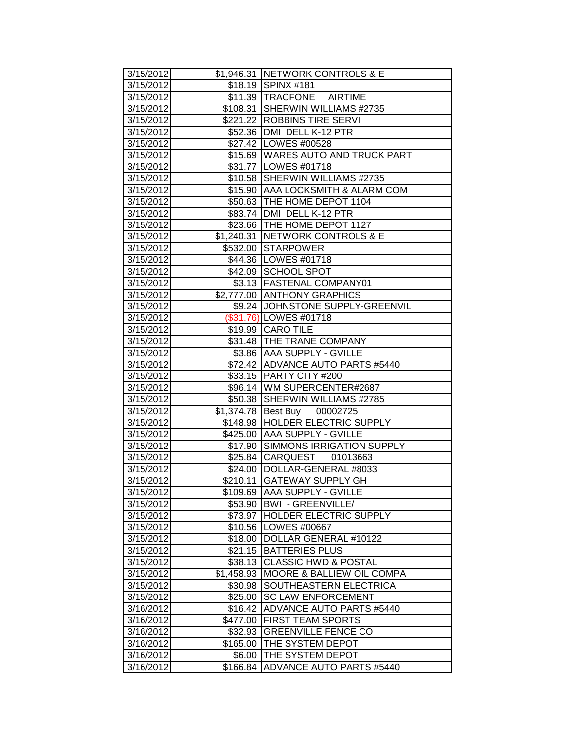| | | |
|---|---|---|
| 3/15/2012 | $1,946.31 | NETWORK CONTROLS & E |
| 3/15/2012 | $18.19 | SPINX #181 |
| 3/15/2012 | $11.39 | TRACFONE AIRTIME |
| 3/15/2012 | $108.31 | SHERWIN WILLIAMS #2735 |
| 3/15/2012 | $221.22 | ROBBINS TIRE SERVI |
| 3/15/2012 | $52.36 | DMI DELL K-12 PTR |
| 3/15/2012 | $27.42 | LOWES #00528 |
| 3/15/2012 | $15.69 | WARES AUTO AND TRUCK PART |
| 3/15/2012 | $31.77 | LOWES #01718 |
| 3/15/2012 | $10.58 | SHERWIN WILLIAMS #2735 |
| 3/15/2012 | $15.90 | AAA LOCKSMITH & ALARM COM |
| 3/15/2012 | $50.63 | THE HOME DEPOT 1104 |
| 3/15/2012 | $83.74 | DMI DELL K-12 PTR |
| 3/15/2012 | $23.66 | THE HOME DEPOT 1127 |
| 3/15/2012 | $1,240.31 | NETWORK CONTROLS & E |
| 3/15/2012 | $532.00 | STARPOWER |
| 3/15/2012 | $44.36 | LOWES #01718 |
| 3/15/2012 | $42.09 | SCHOOL SPOT |
| 3/15/2012 | $3.13 | FASTENAL COMPANY01 |
| 3/15/2012 | $2,777.00 | ANTHONY GRAPHICS |
| 3/15/2012 | $9.24 | JOHNSTONE SUPPLY-GREENVIL |
| 3/15/2012 | ($31.76) | LOWES #01718 |
| 3/15/2012 | $19.99 | CARO TILE |
| 3/15/2012 | $31.48 | THE TRANE COMPANY |
| 3/15/2012 | $3.86 | AAA SUPPLY - GVILLE |
| 3/15/2012 | $72.42 | ADVANCE AUTO PARTS #5440 |
| 3/15/2012 | $33.15 | PARTY CITY #200 |
| 3/15/2012 | $96.14 | WM SUPERCENTER#2687 |
| 3/15/2012 | $50.38 | SHERWIN WILLIAMS #2785 |
| 3/15/2012 | $1,374.78 | Best Buy 00002725 |
| 3/15/2012 | $148.98 | HOLDER ELECTRIC SUPPLY |
| 3/15/2012 | $425.00 | AAA SUPPLY - GVILLE |
| 3/15/2012 | $17.90 | SIMMONS IRRIGATION SUPPLY |
| 3/15/2012 | $25.84 | CARQUEST 01013663 |
| 3/15/2012 | $24.00 | DOLLAR-GENERAL #8033 |
| 3/15/2012 | $210.11 | GATEWAY SUPPLY GH |
| 3/15/2012 | $109.69 | AAA SUPPLY - GVILLE |
| 3/15/2012 | $53.90 | BWI - GREENVILLE/ |
| 3/15/2012 | $73.97 | HOLDER ELECTRIC SUPPLY |
| 3/15/2012 | $10.56 | LOWES #00667 |
| 3/15/2012 | $18.00 | DOLLAR GENERAL #10122 |
| 3/15/2012 | $21.15 | BATTERIES PLUS |
| 3/15/2012 | $38.13 | CLASSIC HWD & POSTAL |
| 3/15/2012 | $1,458.93 | MOORE & BALLIEW OIL COMPA |
| 3/15/2012 | $30.98 | SOUTHEASTERN ELECTRICA |
| 3/15/2012 | $25.00 | SC LAW ENFORCEMENT |
| 3/16/2012 | $16.42 | ADVANCE AUTO PARTS #5440 |
| 3/16/2012 | $477.00 | FIRST TEAM SPORTS |
| 3/16/2012 | $32.93 | GREENVILLE FENCE CO |
| 3/16/2012 | $165.00 | THE SYSTEM DEPOT |
| 3/16/2012 | $6.00 | THE SYSTEM DEPOT |
| 3/16/2012 | $166.84 | ADVANCE AUTO PARTS #5440 |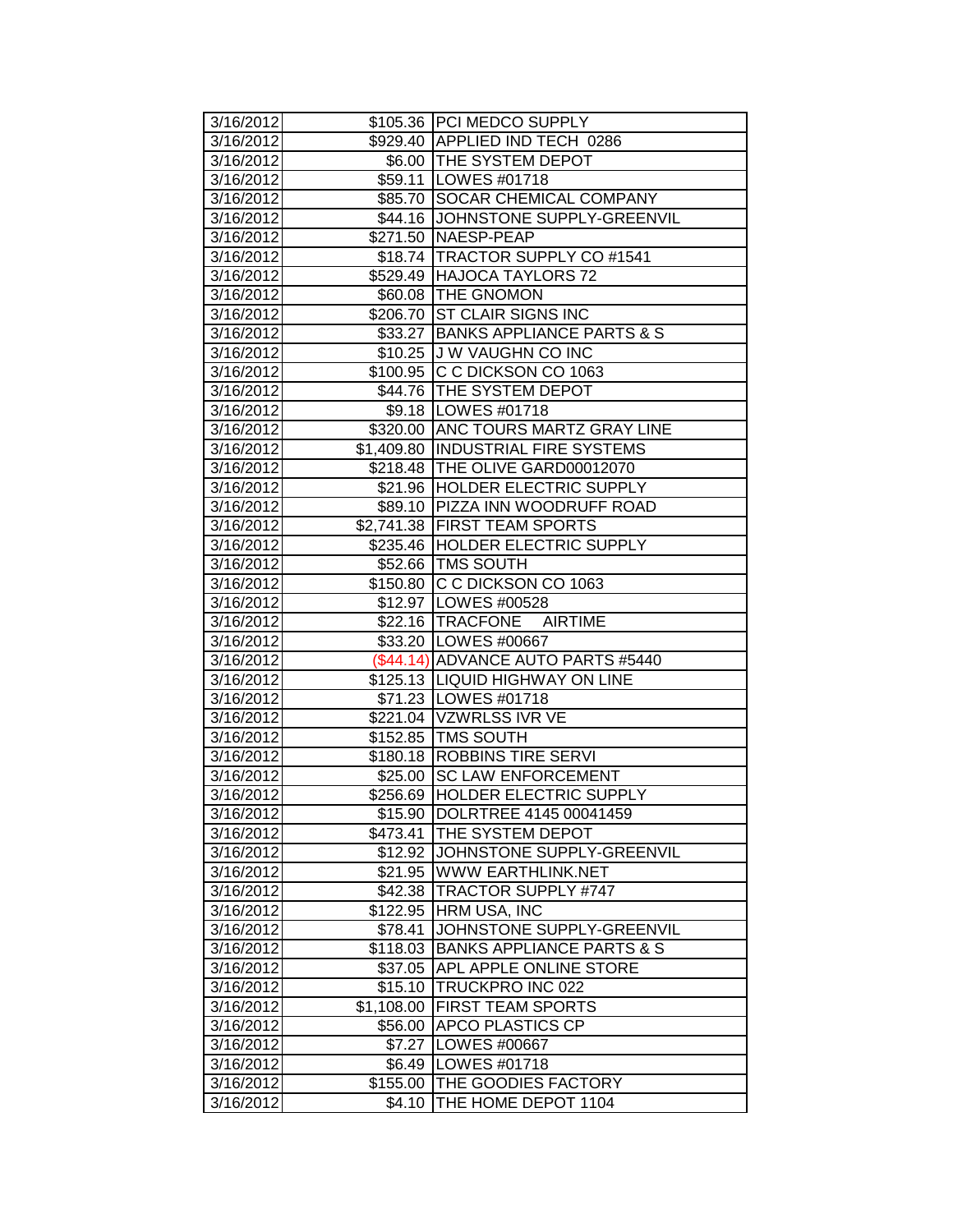| | | |
|---|---|---|
| 3/16/2012 | $105.36 | PCI MEDCO SUPPLY |
| 3/16/2012 | $929.40 | APPLIED IND TECH 0286 |
| 3/16/2012 | $6.00 | THE SYSTEM DEPOT |
| 3/16/2012 | $59.11 | LOWES #01718 |
| 3/16/2012 | $85.70 | SOCAR CHEMICAL COMPANY |
| 3/16/2012 | $44.16 | JOHNSTONE SUPPLY-GREENVIL |
| 3/16/2012 | $271.50 | NAESP-PEAP |
| 3/16/2012 | $18.74 | TRACTOR SUPPLY CO #1541 |
| 3/16/2012 | $529.49 | HAJOCA TAYLORS 72 |
| 3/16/2012 | $60.08 | THE GNOMON |
| 3/16/2012 | $206.70 | ST CLAIR SIGNS INC |
| 3/16/2012 | $33.27 | BANKS APPLIANCE PARTS & S |
| 3/16/2012 | $10.25 | J W VAUGHN CO INC |
| 3/16/2012 | $100.95 | C C DICKSON CO 1063 |
| 3/16/2012 | $44.76 | THE SYSTEM DEPOT |
| 3/16/2012 | $9.18 | LOWES #01718 |
| 3/16/2012 | $320.00 | ANC TOURS MARTZ GRAY LINE |
| 3/16/2012 | $1,409.80 | INDUSTRIAL FIRE SYSTEMS |
| 3/16/2012 | $218.48 | THE OLIVE GARD00012070 |
| 3/16/2012 | $21.96 | HOLDER ELECTRIC SUPPLY |
| 3/16/2012 | $89.10 | PIZZA INN WOODRUFF ROAD |
| 3/16/2012 | $2,741.38 | FIRST TEAM SPORTS |
| 3/16/2012 | $235.46 | HOLDER ELECTRIC SUPPLY |
| 3/16/2012 | $52.66 | TMS SOUTH |
| 3/16/2012 | $150.80 | C C DICKSON CO 1063 |
| 3/16/2012 | $12.97 | LOWES #00528 |
| 3/16/2012 | $22.16 | TRACFONE AIRTIME |
| 3/16/2012 | $33.20 | LOWES #00667 |
| 3/16/2012 | ($44.14) | ADVANCE AUTO PARTS #5440 |
| 3/16/2012 | $125.13 | LIQUID HIGHWAY ON LINE |
| 3/16/2012 | $71.23 | LOWES #01718 |
| 3/16/2012 | $221.04 | VZWRLSS IVR VE |
| 3/16/2012 | $152.85 | TMS SOUTH |
| 3/16/2012 | $180.18 | ROBBINS TIRE SERVI |
| 3/16/2012 | $25.00 | SC LAW ENFORCEMENT |
| 3/16/2012 | $256.69 | HOLDER ELECTRIC SUPPLY |
| 3/16/2012 | $15.90 | DOLRTREE 4145 00041459 |
| 3/16/2012 | $473.41 | THE SYSTEM DEPOT |
| 3/16/2012 | $12.92 | JOHNSTONE SUPPLY-GREENVIL |
| 3/16/2012 | $21.95 | WWW EARTHLINK.NET |
| 3/16/2012 | $42.38 | TRACTOR SUPPLY #747 |
| 3/16/2012 | $122.95 | HRM USA, INC |
| 3/16/2012 | $78.41 | JOHNSTONE SUPPLY-GREENVIL |
| 3/16/2012 | $118.03 | BANKS APPLIANCE PARTS & S |
| 3/16/2012 | $37.05 | APL APPLE ONLINE STORE |
| 3/16/2012 | $15.10 | TRUCKPRO INC 022 |
| 3/16/2012 | $1,108.00 | FIRST TEAM SPORTS |
| 3/16/2012 | $56.00 | APCO PLASTICS CP |
| 3/16/2012 | $7.27 | LOWES #00667 |
| 3/16/2012 | $6.49 | LOWES #01718 |
| 3/16/2012 | $155.00 | THE GOODIES FACTORY |
| 3/16/2012 | $4.10 | THE HOME DEPOT 1104 |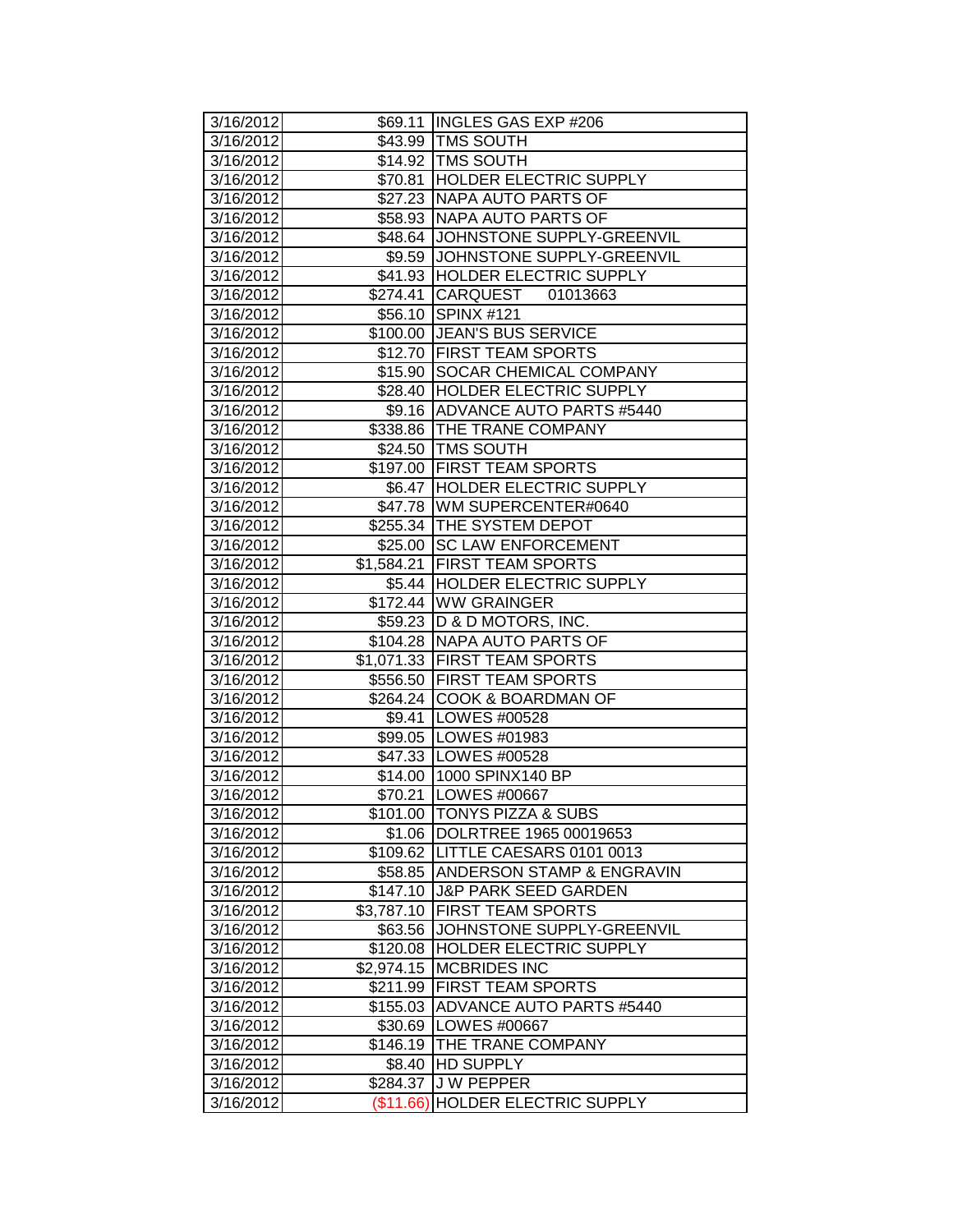| 3/16/2012 | $69.11 | INGLES GAS EXP #206 |
|---|---|---|
| 3/16/2012 | $43.99 | TMS SOUTH |
| 3/16/2012 | $14.92 | TMS SOUTH |
| 3/16/2012 | $70.81 | HOLDER ELECTRIC SUPPLY |
| 3/16/2012 | $27.23 | NAPA AUTO PARTS OF |
| 3/16/2012 | $58.93 | NAPA AUTO PARTS OF |
| 3/16/2012 | $48.64 | JOHNSTONE SUPPLY-GREENVIL |
| 3/16/2012 | $9.59 | JOHNSTONE SUPPLY-GREENVIL |
| 3/16/2012 | $41.93 | HOLDER ELECTRIC SUPPLY |
| 3/16/2012 | $274.41 | CARQUEST 01013663 |
| 3/16/2012 | $56.10 | SPINX #121 |
| 3/16/2012 | $100.00 | JEAN'S BUS SERVICE |
| 3/16/2012 | $12.70 | FIRST TEAM SPORTS |
| 3/16/2012 | $15.90 | SOCAR CHEMICAL COMPANY |
| 3/16/2012 | $28.40 | HOLDER ELECTRIC SUPPLY |
| 3/16/2012 | $9.16 | ADVANCE AUTO PARTS #5440 |
| 3/16/2012 | $338.86 | THE TRANE COMPANY |
| 3/16/2012 | $24.50 | TMS SOUTH |
| 3/16/2012 | $197.00 | FIRST TEAM SPORTS |
| 3/16/2012 | $6.47 | HOLDER ELECTRIC SUPPLY |
| 3/16/2012 | $47.78 | WM SUPERCENTER#0640 |
| 3/16/2012 | $255.34 | THE SYSTEM DEPOT |
| 3/16/2012 | $25.00 | SC LAW ENFORCEMENT |
| 3/16/2012 | $1,584.21 | FIRST TEAM SPORTS |
| 3/16/2012 | $5.44 | HOLDER ELECTRIC SUPPLY |
| 3/16/2012 | $172.44 | WW GRAINGER |
| 3/16/2012 | $59.23 | D & D MOTORS, INC. |
| 3/16/2012 | $104.28 | NAPA AUTO PARTS OF |
| 3/16/2012 | $1,071.33 | FIRST TEAM SPORTS |
| 3/16/2012 | $556.50 | FIRST TEAM SPORTS |
| 3/16/2012 | $264.24 | COOK & BOARDMAN OF |
| 3/16/2012 | $9.41 | LOWES #00528 |
| 3/16/2012 | $99.05 | LOWES #01983 |
| 3/16/2012 | $47.33 | LOWES #00528 |
| 3/16/2012 | $14.00 | 1000 SPINX140 BP |
| 3/16/2012 | $70.21 | LOWES #00667 |
| 3/16/2012 | $101.00 | TONYS PIZZA & SUBS |
| 3/16/2012 | $1.06 | DOLRTREE 1965 00019653 |
| 3/16/2012 | $109.62 | LITTLE CAESARS 0101 0013 |
| 3/16/2012 | $58.85 | ANDERSON STAMP & ENGRAVIN |
| 3/16/2012 | $147.10 | J&P PARK SEED GARDEN |
| 3/16/2012 | $3,787.10 | FIRST TEAM SPORTS |
| 3/16/2012 | $63.56 | JOHNSTONE SUPPLY-GREENVIL |
| 3/16/2012 | $120.08 | HOLDER ELECTRIC SUPPLY |
| 3/16/2012 | $2,974.15 | MCBRIDES INC |
| 3/16/2012 | $211.99 | FIRST TEAM SPORTS |
| 3/16/2012 | $155.03 | ADVANCE AUTO PARTS #5440 |
| 3/16/2012 | $30.69 | LOWES #00667 |
| 3/16/2012 | $146.19 | THE TRANE COMPANY |
| 3/16/2012 | $8.40 | HD SUPPLY |
| 3/16/2012 | $284.37 | J W PEPPER |
| 3/16/2012 | ($11.66) | HOLDER ELECTRIC SUPPLY |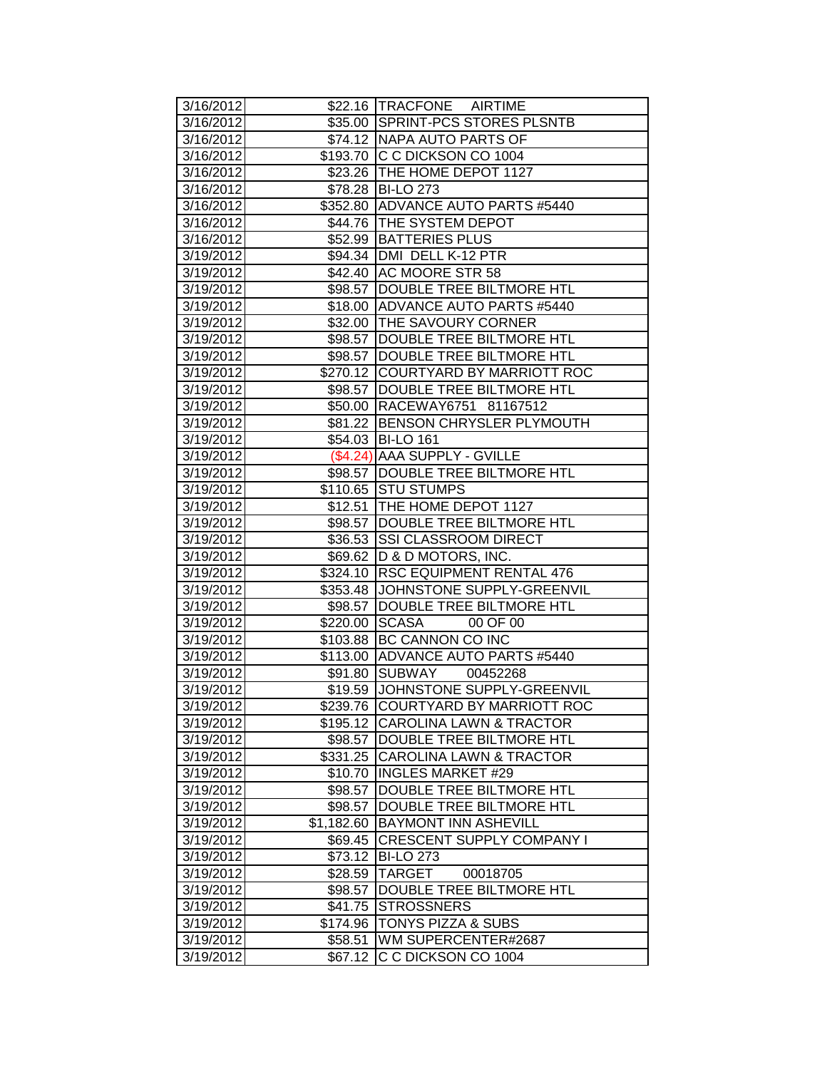| 3/16/2012 | $22.16 | TRACFONE AIRTIME |
|---|---|---|
| 3/16/2012 | $35.00 | SPRINT-PCS STORES PLSNTB |
| 3/16/2012 | $74.12 | NAPA AUTO PARTS OF |
| 3/16/2012 | $193.70 | C C DICKSON CO 1004 |
| 3/16/2012 | $23.26 | THE HOME DEPOT 1127 |
| 3/16/2012 | $78.28 | BI-LO 273 |
| 3/16/2012 | $352.80 | ADVANCE AUTO PARTS #5440 |
| 3/16/2012 | $44.76 | THE SYSTEM DEPOT |
| 3/16/2012 | $52.99 | BATTERIES PLUS |
| 3/19/2012 | $94.34 | DMI DELL K-12 PTR |
| 3/19/2012 | $42.40 | AC MOORE STR 58 |
| 3/19/2012 | $98.57 | DOUBLE TREE BILTMORE HTL |
| 3/19/2012 | $18.00 | ADVANCE AUTO PARTS #5440 |
| 3/19/2012 | $32.00 | THE SAVOURY CORNER |
| 3/19/2012 | $98.57 | DOUBLE TREE BILTMORE HTL |
| 3/19/2012 | $98.57 | DOUBLE TREE BILTMORE HTL |
| 3/19/2012 | $270.12 | COURTYARD BY MARRIOTT ROC |
| 3/19/2012 | $98.57 | DOUBLE TREE BILTMORE HTL |
| 3/19/2012 | $50.00 | RACEWAY6751 81167512 |
| 3/19/2012 | $81.22 | BENSON CHRYSLER PLYMOUTH |
| 3/19/2012 | $54.03 | BI-LO 161 |
| 3/19/2012 | ($4.24) | AAA SUPPLY - GVILLE |
| 3/19/2012 | $98.57 | DOUBLE TREE BILTMORE HTL |
| 3/19/2012 | $110.65 | STU STUMPS |
| 3/19/2012 | $12.51 | THE HOME DEPOT 1127 |
| 3/19/2012 | $98.57 | DOUBLE TREE BILTMORE HTL |
| 3/19/2012 | $36.53 | SSI CLASSROOM DIRECT |
| 3/19/2012 | $69.62 | D & D MOTORS, INC. |
| 3/19/2012 | $324.10 | RSC EQUIPMENT RENTAL 476 |
| 3/19/2012 | $353.48 | JOHNSTONE SUPPLY-GREENVIL |
| 3/19/2012 | $98.57 | DOUBLE TREE BILTMORE HTL |
| 3/19/2012 | $220.00 | SCASA 00 OF 00 |
| 3/19/2012 | $103.88 | BC CANNON CO INC |
| 3/19/2012 | $113.00 | ADVANCE AUTO PARTS #5440 |
| 3/19/2012 | $91.80 | SUBWAY 00452268 |
| 3/19/2012 | $19.59 | JOHNSTONE SUPPLY-GREENVIL |
| 3/19/2012 | $239.76 | COURTYARD BY MARRIOTT ROC |
| 3/19/2012 | $195.12 | CAROLINA LAWN & TRACTOR |
| 3/19/2012 | $98.57 | DOUBLE TREE BILTMORE HTL |
| 3/19/2012 | $331.25 | CAROLINA LAWN & TRACTOR |
| 3/19/2012 | $10.70 | INGLES MARKET #29 |
| 3/19/2012 | $98.57 | DOUBLE TREE BILTMORE HTL |
| 3/19/2012 | $98.57 | DOUBLE TREE BILTMORE HTL |
| 3/19/2012 | $1,182.60 | BAYMONT INN ASHEVILL |
| 3/19/2012 | $69.45 | CRESCENT SUPPLY COMPANY I |
| 3/19/2012 | $73.12 | BI-LO 273 |
| 3/19/2012 | $28.59 | TARGET 00018705 |
| 3/19/2012 | $98.57 | DOUBLE TREE BILTMORE HTL |
| 3/19/2012 | $41.75 | STROSSNERS |
| 3/19/2012 | $174.96 | TONYS PIZZA & SUBS |
| 3/19/2012 | $58.51 | WM SUPERCENTER#2687 |
| 3/19/2012 | $67.12 | C C DICKSON CO 1004 |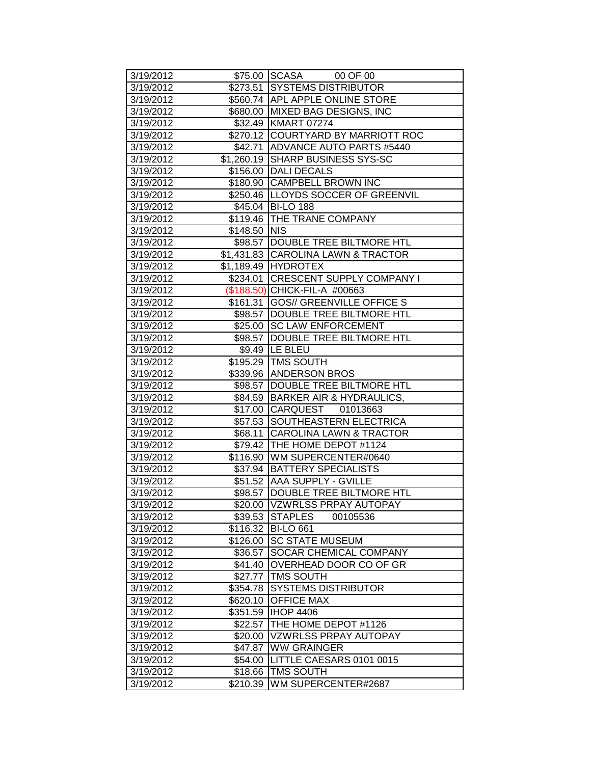| | | |
|---|---|---|
| 3/19/2012 | $75.00 | SCASA 00 OF 00 |
| 3/19/2012 | $273.51 | SYSTEMS DISTRIBUTOR |
| 3/19/2012 | $560.74 | APL APPLE ONLINE STORE |
| 3/19/2012 | $680.00 | MIXED BAG DESIGNS, INC |
| 3/19/2012 | $32.49 | KMART 07274 |
| 3/19/2012 | $270.12 | COURTYARD BY MARRIOTT ROC |
| 3/19/2012 | $42.71 | ADVANCE AUTO PARTS #5440 |
| 3/19/2012 | $1,260.19 | SHARP BUSINESS SYS-SC |
| 3/19/2012 | $156.00 | DALI DECALS |
| 3/19/2012 | $180.90 | CAMPBELL BROWN INC |
| 3/19/2012 | $250.46 | LLOYDS SOCCER OF GREENVIL |
| 3/19/2012 | $45.04 | BI-LO 188 |
| 3/19/2012 | $119.46 | THE TRANE COMPANY |
| 3/19/2012 | $148.50 | NIS |
| 3/19/2012 | $98.57 | DOUBLE TREE BILTMORE HTL |
| 3/19/2012 | $1,431.83 | CAROLINA LAWN & TRACTOR |
| 3/19/2012 | $1,189.49 | HYDROTEX |
| 3/19/2012 | $234.01 | CRESCENT SUPPLY COMPANY I |
| 3/19/2012 | ($188.50) | CHICK-FIL-A #00663 |
| 3/19/2012 | $161.31 | GOS// GREENVILLE OFFICE S |
| 3/19/2012 | $98.57 | DOUBLE TREE BILTMORE HTL |
| 3/19/2012 | $25.00 | SC LAW ENFORCEMENT |
| 3/19/2012 | $98.57 | DOUBLE TREE BILTMORE HTL |
| 3/19/2012 | $9.49 | LE BLEU |
| 3/19/2012 | $195.29 | TMS SOUTH |
| 3/19/2012 | $339.96 | ANDERSON BROS |
| 3/19/2012 | $98.57 | DOUBLE TREE BILTMORE HTL |
| 3/19/2012 | $84.59 | BARKER AIR & HYDRAULICS, |
| 3/19/2012 | $17.00 | CARQUEST 01013663 |
| 3/19/2012 | $57.53 | SOUTHEASTERN ELECTRICA |
| 3/19/2012 | $68.11 | CAROLINA LAWN & TRACTOR |
| 3/19/2012 | $79.42 | THE HOME DEPOT #1124 |
| 3/19/2012 | $116.90 | WM SUPERCENTER#0640 |
| 3/19/2012 | $37.94 | BATTERY SPECIALISTS |
| 3/19/2012 | $51.52 | AAA SUPPLY - GVILLE |
| 3/19/2012 | $98.57 | DOUBLE TREE BILTMORE HTL |
| 3/19/2012 | $20.00 | VZWRLSS PRPAY AUTOPAY |
| 3/19/2012 | $39.53 | STAPLES 00105536 |
| 3/19/2012 | $116.32 | BI-LO 661 |
| 3/19/2012 | $126.00 | SC STATE MUSEUM |
| 3/19/2012 | $36.57 | SOCAR CHEMICAL COMPANY |
| 3/19/2012 | $41.40 | OVERHEAD DOOR CO OF GR |
| 3/19/2012 | $27.77 | TMS SOUTH |
| 3/19/2012 | $354.78 | SYSTEMS DISTRIBUTOR |
| 3/19/2012 | $620.10 | OFFICE MAX |
| 3/19/2012 | $351.59 | IHOP 4406 |
| 3/19/2012 | $22.57 | THE HOME DEPOT #1126 |
| 3/19/2012 | $20.00 | VZWRLSS PRPAY AUTOPAY |
| 3/19/2012 | $47.87 | WW GRAINGER |
| 3/19/2012 | $54.00 | LITTLE CAESARS 0101 0015 |
| 3/19/2012 | $18.66 | TMS SOUTH |
| 3/19/2012 | $210.39 | WM SUPERCENTER#2687 |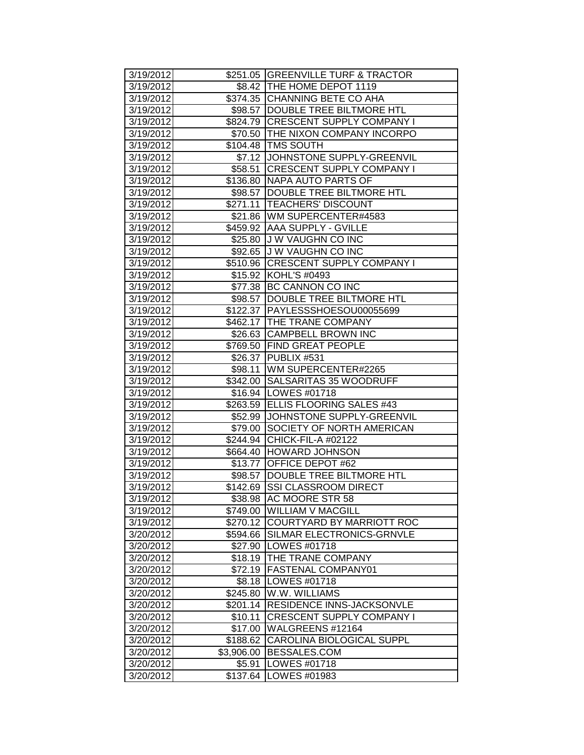| | | |
|---|---|---|
| 3/19/2012 | $251.05 | GREENVILLE TURF & TRACTOR |
| 3/19/2012 | $8.42 | THE HOME DEPOT 1119 |
| 3/19/2012 | $374.35 | CHANNING BETE CO AHA |
| 3/19/2012 | $98.57 | DOUBLE TREE BILTMORE HTL |
| 3/19/2012 | $824.79 | CRESCENT SUPPLY COMPANY I |
| 3/19/2012 | $70.50 | THE NIXON COMPANY INCORPO |
| 3/19/2012 | $104.48 | TMS SOUTH |
| 3/19/2012 | $7.12 | JOHNSTONE SUPPLY-GREENVIL |
| 3/19/2012 | $58.51 | CRESCENT SUPPLY COMPANY I |
| 3/19/2012 | $136.80 | NAPA AUTO PARTS OF |
| 3/19/2012 | $98.57 | DOUBLE TREE BILTMORE HTL |
| 3/19/2012 | $271.11 | TEACHERS' DISCOUNT |
| 3/19/2012 | $21.86 | WM SUPERCENTER#4583 |
| 3/19/2012 | $459.92 | AAA SUPPLY - GVILLE |
| 3/19/2012 | $25.80 | J W VAUGHN CO INC |
| 3/19/2012 | $92.65 | J W VAUGHN CO INC |
| 3/19/2012 | $510.96 | CRESCENT SUPPLY COMPANY I |
| 3/19/2012 | $15.92 | KOHL'S #0493 |
| 3/19/2012 | $77.38 | BC CANNON CO INC |
| 3/19/2012 | $98.57 | DOUBLE TREE BILTMORE HTL |
| 3/19/2012 | $122.37 | PAYLESSSHOESOU00055699 |
| 3/19/2012 | $462.17 | THE TRANE COMPANY |
| 3/19/2012 | $26.63 | CAMPBELL BROWN INC |
| 3/19/2012 | $769.50 | FIND GREAT PEOPLE |
| 3/19/2012 | $26.37 | PUBLIX #531 |
| 3/19/2012 | $98.11 | WM SUPERCENTER#2265 |
| 3/19/2012 | $342.00 | SALSARITAS 35 WOODRUFF |
| 3/19/2012 | $16.94 | LOWES #01718 |
| 3/19/2012 | $263.59 | ELLIS FLOORING SALES #43 |
| 3/19/2012 | $52.99 | JOHNSTONE SUPPLY-GREENVIL |
| 3/19/2012 | $79.00 | SOCIETY OF NORTH AMERICAN |
| 3/19/2012 | $244.94 | CHICK-FIL-A #02122 |
| 3/19/2012 | $664.40 | HOWARD JOHNSON |
| 3/19/2012 | $13.77 | OFFICE DEPOT #62 |
| 3/19/2012 | $98.57 | DOUBLE TREE BILTMORE HTL |
| 3/19/2012 | $142.69 | SSI CLASSROOM DIRECT |
| 3/19/2012 | $38.98 | AC MOORE STR 58 |
| 3/19/2012 | $749.00 | WILLIAM V MACGILL |
| 3/19/2012 | $270.12 | COURTYARD BY MARRIOTT ROC |
| 3/20/2012 | $594.66 | SILMAR ELECTRONICS-GRNVLE |
| 3/20/2012 | $27.90 | LOWES #01718 |
| 3/20/2012 | $18.19 | THE TRANE COMPANY |
| 3/20/2012 | $72.19 | FASTENAL COMPANY01 |
| 3/20/2012 | $8.18 | LOWES #01718 |
| 3/20/2012 | $245.80 | W.W. WILLIAMS |
| 3/20/2012 | $201.14 | RESIDENCE INNS-JACKSONVLE |
| 3/20/2012 | $10.11 | CRESCENT SUPPLY COMPANY I |
| 3/20/2012 | $17.00 | WALGREENS #12164 |
| 3/20/2012 | $188.62 | CAROLINA BIOLOGICAL SUPPL |
| 3/20/2012 | $3,906.00 | BESSALES.COM |
| 3/20/2012 | $5.91 | LOWES #01718 |
| 3/20/2012 | $137.64 | LOWES #01983 |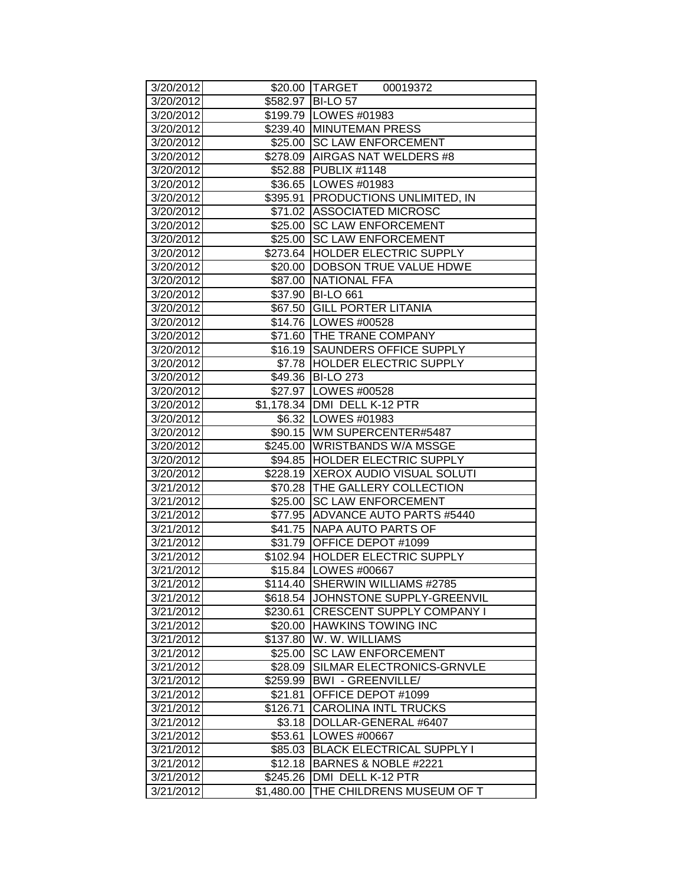| | | |
|---|---|---|
| 3/20/2012 | $20.00 | TARGET 00019372 |
| 3/20/2012 | $582.97 | BI-LO 57 |
| 3/20/2012 | $199.79 | LOWES #01983 |
| 3/20/2012 | $239.40 | MINUTEMAN PRESS |
| 3/20/2012 | $25.00 | SC LAW ENFORCEMENT |
| 3/20/2012 | $278.09 | AIRGAS NAT WELDERS #8 |
| 3/20/2012 | $52.88 | PUBLIX #1148 |
| 3/20/2012 | $36.65 | LOWES #01983 |
| 3/20/2012 | $395.91 | PRODUCTIONS UNLIMITED, IN |
| 3/20/2012 | $71.02 | ASSOCIATED MICROSC |
| 3/20/2012 | $25.00 | SC LAW ENFORCEMENT |
| 3/20/2012 | $25.00 | SC LAW ENFORCEMENT |
| 3/20/2012 | $273.64 | HOLDER ELECTRIC SUPPLY |
| 3/20/2012 | $20.00 | DOBSON TRUE VALUE HDWE |
| 3/20/2012 | $87.00 | NATIONAL FFA |
| 3/20/2012 | $37.90 | BI-LO 661 |
| 3/20/2012 | $67.50 | GILL PORTER LITANIA |
| 3/20/2012 | $14.76 | LOWES #00528 |
| 3/20/2012 | $71.60 | THE TRANE COMPANY |
| 3/20/2012 | $16.19 | SAUNDERS OFFICE SUPPLY |
| 3/20/2012 | $7.78 | HOLDER ELECTRIC SUPPLY |
| 3/20/2012 | $49.36 | BI-LO 273 |
| 3/20/2012 | $27.97 | LOWES #00528 |
| 3/20/2012 | $1,178.34 | DMI DELL K-12 PTR |
| 3/20/2012 | $6.32 | LOWES #01983 |
| 3/20/2012 | $90.15 | WM SUPERCENTER#5487 |
| 3/20/2012 | $245.00 | WRISTBANDS W/A MSSGE |
| 3/20/2012 | $94.85 | HOLDER ELECTRIC SUPPLY |
| 3/20/2012 | $228.19 | XEROX AUDIO VISUAL SOLUTI |
| 3/21/2012 | $70.28 | THE GALLERY COLLECTION |
| 3/21/2012 | $25.00 | SC LAW ENFORCEMENT |
| 3/21/2012 | $77.95 | ADVANCE AUTO PARTS #5440 |
| 3/21/2012 | $41.75 | NAPA AUTO PARTS OF |
| 3/21/2012 | $31.79 | OFFICE DEPOT #1099 |
| 3/21/2012 | $102.94 | HOLDER ELECTRIC SUPPLY |
| 3/21/2012 | $15.84 | LOWES #00667 |
| 3/21/2012 | $114.40 | SHERWIN WILLIAMS #2785 |
| 3/21/2012 | $618.54 | JOHNSTONE SUPPLY-GREENVIL |
| 3/21/2012 | $230.61 | CRESCENT SUPPLY COMPANY I |
| 3/21/2012 | $20.00 | HAWKINS TOWING INC |
| 3/21/2012 | $137.80 | W. W. WILLIAMS |
| 3/21/2012 | $25.00 | SC LAW ENFORCEMENT |
| 3/21/2012 | $28.09 | SILMAR ELECTRONICS-GRNVLE |
| 3/21/2012 | $259.99 | BWI - GREENVILLE/ |
| 3/21/2012 | $21.81 | OFFICE DEPOT #1099 |
| 3/21/2012 | $126.71 | CAROLINA INTL TRUCKS |
| 3/21/2012 | $3.18 | DOLLAR-GENERAL #6407 |
| 3/21/2012 | $53.61 | LOWES #00667 |
| 3/21/2012 | $85.03 | BLACK ELECTRICAL SUPPLY I |
| 3/21/2012 | $12.18 | BARNES & NOBLE #2221 |
| 3/21/2012 | $245.26 | DMI DELL K-12 PTR |
| 3/21/2012 | $1,480.00 | THE CHILDRENS MUSEUM OF T |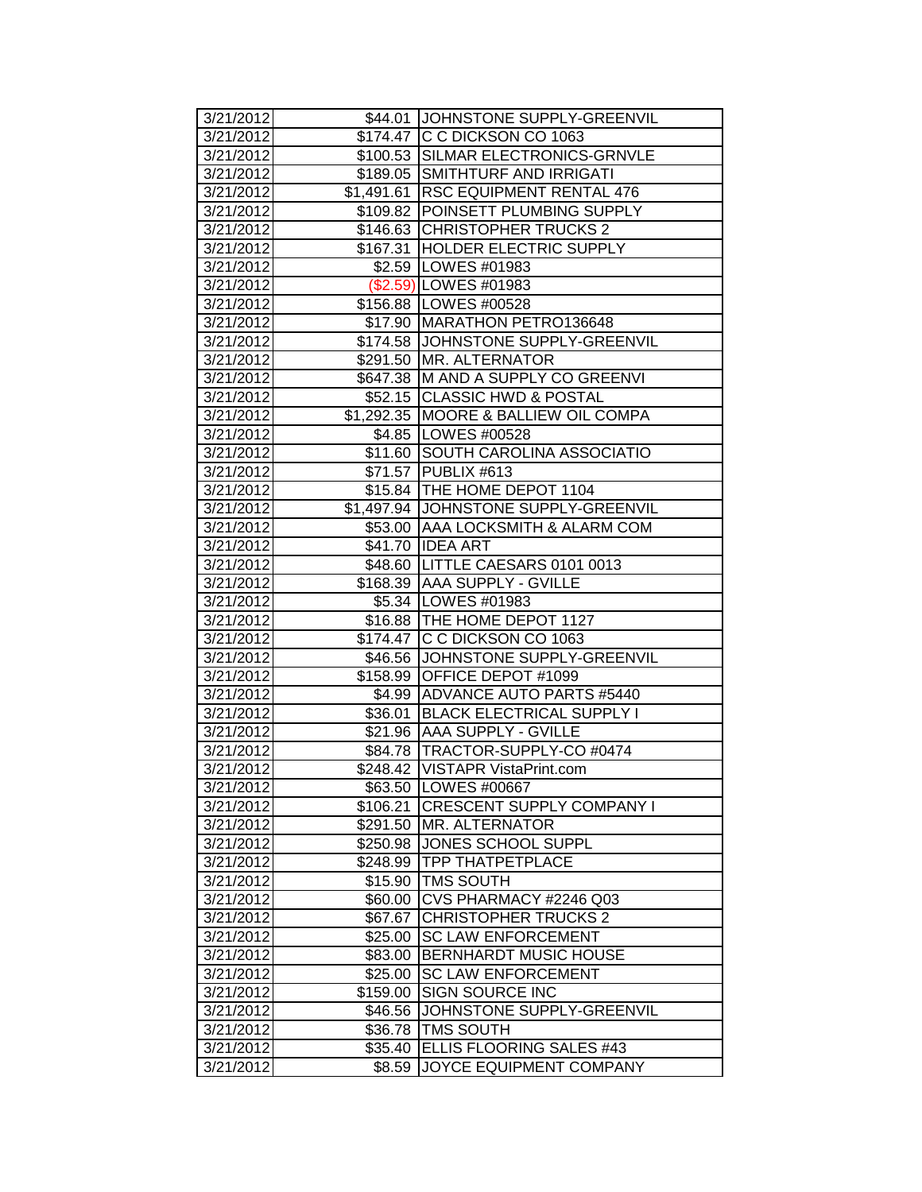| | | |
|---|---|---|
| 3/21/2012 | $44.01 | JOHNSTONE SUPPLY-GREENVIL |
| 3/21/2012 | $174.47 | C C DICKSON CO 1063 |
| 3/21/2012 | $100.53 | SILMAR ELECTRONICS-GRNVLE |
| 3/21/2012 | $189.05 | SMITHTURF AND IRRIGATI |
| 3/21/2012 | $1,491.61 | RSC EQUIPMENT RENTAL 476 |
| 3/21/2012 | $109.82 | POINSETT PLUMBING SUPPLY |
| 3/21/2012 | $146.63 | CHRISTOPHER TRUCKS 2 |
| 3/21/2012 | $167.31 | HOLDER ELECTRIC SUPPLY |
| 3/21/2012 | $2.59 | LOWES #01983 |
| 3/21/2012 | ($2.59) | LOWES #01983 |
| 3/21/2012 | $156.88 | LOWES #00528 |
| 3/21/2012 | $17.90 | MARATHON PETRO136648 |
| 3/21/2012 | $174.58 | JOHNSTONE SUPPLY-GREENVIL |
| 3/21/2012 | $291.50 | MR. ALTERNATOR |
| 3/21/2012 | $647.38 | M AND A SUPPLY CO GREENVI |
| 3/21/2012 | $52.15 | CLASSIC HWD & POSTAL |
| 3/21/2012 | $1,292.35 | MOORE & BALLIEW OIL COMPA |
| 3/21/2012 | $4.85 | LOWES #00528 |
| 3/21/2012 | $11.60 | SOUTH CAROLINA ASSOCIATIO |
| 3/21/2012 | $71.57 | PUBLIX #613 |
| 3/21/2012 | $15.84 | THE HOME DEPOT 1104 |
| 3/21/2012 | $1,497.94 | JOHNSTONE SUPPLY-GREENVIL |
| 3/21/2012 | $53.00 | AAA LOCKSMITH & ALARM COM |
| 3/21/2012 | $41.70 | IDEA ART |
| 3/21/2012 | $48.60 | LITTLE CAESARS 0101 0013 |
| 3/21/2012 | $168.39 | AAA SUPPLY - GVILLE |
| 3/21/2012 | $5.34 | LOWES #01983 |
| 3/21/2012 | $16.88 | THE HOME DEPOT 1127 |
| 3/21/2012 | $174.47 | C C DICKSON CO 1063 |
| 3/21/2012 | $46.56 | JOHNSTONE SUPPLY-GREENVIL |
| 3/21/2012 | $158.99 | OFFICE DEPOT #1099 |
| 3/21/2012 | $4.99 | ADVANCE AUTO PARTS #5440 |
| 3/21/2012 | $36.01 | BLACK ELECTRICAL SUPPLY I |
| 3/21/2012 | $21.96 | AAA SUPPLY - GVILLE |
| 3/21/2012 | $84.78 | TRACTOR-SUPPLY-CO #0474 |
| 3/21/2012 | $248.42 | VISTAPR VistaPrint.com |
| 3/21/2012 | $63.50 | LOWES #00667 |
| 3/21/2012 | $106.21 | CRESCENT SUPPLY COMPANY I |
| 3/21/2012 | $291.50 | MR. ALTERNATOR |
| 3/21/2012 | $250.98 | JONES SCHOOL SUPPL |
| 3/21/2012 | $248.99 | TPP THATPETPLACE |
| 3/21/2012 | $15.90 | TMS SOUTH |
| 3/21/2012 | $60.00 | CVS PHARMACY #2246 Q03 |
| 3/21/2012 | $67.67 | CHRISTOPHER TRUCKS 2 |
| 3/21/2012 | $25.00 | SC LAW ENFORCEMENT |
| 3/21/2012 | $83.00 | BERNHARDT MUSIC HOUSE |
| 3/21/2012 | $25.00 | SC LAW ENFORCEMENT |
| 3/21/2012 | $159.00 | SIGN SOURCE INC |
| 3/21/2012 | $46.56 | JOHNSTONE SUPPLY-GREENVIL |
| 3/21/2012 | $36.78 | TMS SOUTH |
| 3/21/2012 | $35.40 | ELLIS FLOORING SALES #43 |
| 3/21/2012 | $8.59 | JOYCE EQUIPMENT COMPANY |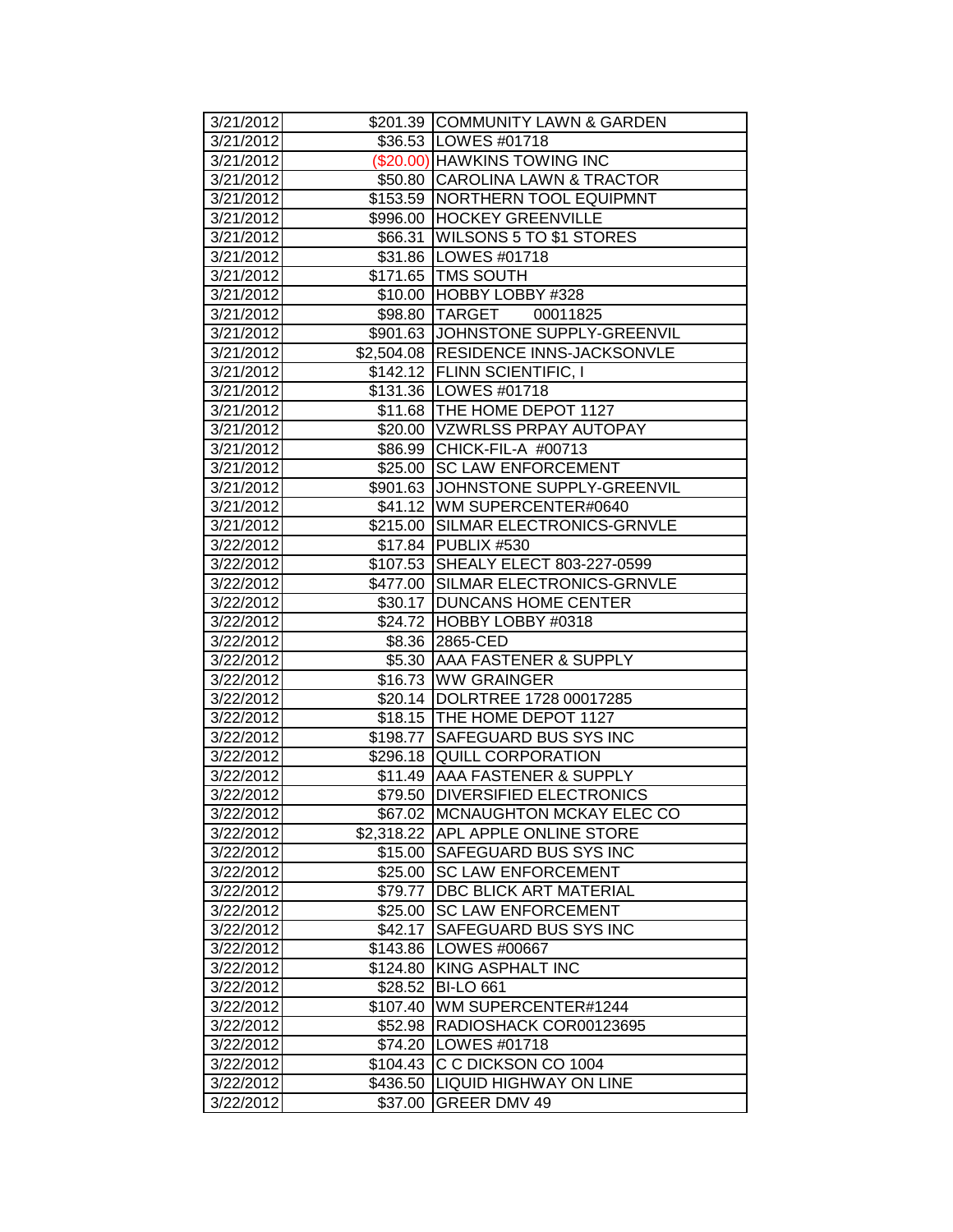| | | |
|---|---|---|
| 3/21/2012 | $201.39 | COMMUNITY LAWN & GARDEN |
| 3/21/2012 | $36.53 | LOWES #01718 |
| 3/21/2012 | ($20.00) | HAWKINS TOWING INC |
| 3/21/2012 | $50.80 | CAROLINA LAWN & TRACTOR |
| 3/21/2012 | $153.59 | NORTHERN TOOL EQUIPMNT |
| 3/21/2012 | $996.00 | HOCKEY GREENVILLE |
| 3/21/2012 | $66.31 | WILSONS 5 TO $1 STORES |
| 3/21/2012 | $31.86 | LOWES #01718 |
| 3/21/2012 | $171.65 | TMS SOUTH |
| 3/21/2012 | $10.00 | HOBBY LOBBY #328 |
| 3/21/2012 | $98.80 | TARGET 00011825 |
| 3/21/2012 | $901.63 | JOHNSTONE SUPPLY-GREENVIL |
| 3/21/2012 | $2,504.08 | RESIDENCE INNS-JACKSONVLE |
| 3/21/2012 | $142.12 | FLINN SCIENTIFIC, I |
| 3/21/2012 | $131.36 | LOWES #01718 |
| 3/21/2012 | $11.68 | THE HOME DEPOT 1127 |
| 3/21/2012 | $20.00 | VZWRLSS PRPAY AUTOPAY |
| 3/21/2012 | $86.99 | CHICK-FIL-A #00713 |
| 3/21/2012 | $25.00 | SC LAW ENFORCEMENT |
| 3/21/2012 | $901.63 | JOHNSTONE SUPPLY-GREENVIL |
| 3/21/2012 | $41.12 | WM SUPERCENTER#0640 |
| 3/21/2012 | $215.00 | SILMAR ELECTRONICS-GRNVLE |
| 3/22/2012 | $17.84 | PUBLIX #530 |
| 3/22/2012 | $107.53 | SHEALY ELECT 803-227-0599 |
| 3/22/2012 | $477.00 | SILMAR ELECTRONICS-GRNVLE |
| 3/22/2012 | $30.17 | DUNCANS HOME CENTER |
| 3/22/2012 | $24.72 | HOBBY LOBBY #0318 |
| 3/22/2012 | $8.36 | 2865-CED |
| 3/22/2012 | $5.30 | AAA FASTENER & SUPPLY |
| 3/22/2012 | $16.73 | WW GRAINGER |
| 3/22/2012 | $20.14 | DOLRTREE 1728 00017285 |
| 3/22/2012 | $18.15 | THE HOME DEPOT 1127 |
| 3/22/2012 | $198.77 | SAFEGUARD BUS SYS INC |
| 3/22/2012 | $296.18 | QUILL CORPORATION |
| 3/22/2012 | $11.49 | AAA FASTENER & SUPPLY |
| 3/22/2012 | $79.50 | DIVERSIFIED ELECTRONICS |
| 3/22/2012 | $67.02 | MCNAUGHTON MCKAY ELEC CO |
| 3/22/2012 | $2,318.22 | APL APPLE ONLINE STORE |
| 3/22/2012 | $15.00 | SAFEGUARD BUS SYS INC |
| 3/22/2012 | $25.00 | SC LAW ENFORCEMENT |
| 3/22/2012 | $79.77 | DBC BLICK ART MATERIAL |
| 3/22/2012 | $25.00 | SC LAW ENFORCEMENT |
| 3/22/2012 | $42.17 | SAFEGUARD BUS SYS INC |
| 3/22/2012 | $143.86 | LOWES #00667 |
| 3/22/2012 | $124.80 | KING ASPHALT INC |
| 3/22/2012 | $28.52 | BI-LO 661 |
| 3/22/2012 | $107.40 | WM SUPERCENTER#1244 |
| 3/22/2012 | $52.98 | RADIOSHACK COR00123695 |
| 3/22/2012 | $74.20 | LOWES #01718 |
| 3/22/2012 | $104.43 | C C DICKSON CO 1004 |
| 3/22/2012 | $436.50 | LIQUID HIGHWAY ON LINE |
| 3/22/2012 | $37.00 | GREER DMV 49 |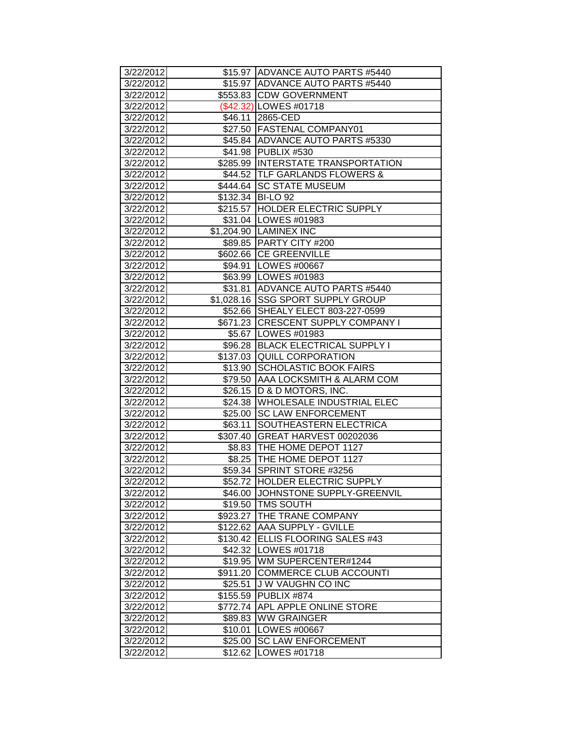| | | |
|---|---|---|
| 3/22/2012 | $15.97 | ADVANCE AUTO PARTS #5440 |
| 3/22/2012 | $15.97 | ADVANCE AUTO PARTS #5440 |
| 3/22/2012 | $553.83 | CDW GOVERNMENT |
| 3/22/2012 | ($42.32) | LOWES #01718 |
| 3/22/2012 | $46.11 | 2865-CED |
| 3/22/2012 | $27.50 | FASTENAL COMPANY01 |
| 3/22/2012 | $45.84 | ADVANCE AUTO PARTS #5330 |
| 3/22/2012 | $41.98 | PUBLIX #530 |
| 3/22/2012 | $285.99 | INTERSTATE TRANSPORTATION |
| 3/22/2012 | $44.52 | TLF GARLANDS FLOWERS & |
| 3/22/2012 | $444.64 | SC STATE MUSEUM |
| 3/22/2012 | $132.34 | BI-LO 92 |
| 3/22/2012 | $215.57 | HOLDER ELECTRIC SUPPLY |
| 3/22/2012 | $31.04 | LOWES #01983 |
| 3/22/2012 | $1,204.90 | LAMINEX INC |
| 3/22/2012 | $89.85 | PARTY CITY #200 |
| 3/22/2012 | $602.66 | CE GREENVILLE |
| 3/22/2012 | $94.91 | LOWES #00667 |
| 3/22/2012 | $63.99 | LOWES #01983 |
| 3/22/2012 | $31.81 | ADVANCE AUTO PARTS #5440 |
| 3/22/2012 | $1,028.16 | SSG SPORT SUPPLY GROUP |
| 3/22/2012 | $52.66 | SHEALY ELECT 803-227-0599 |
| 3/22/2012 | $671.23 | CRESCENT SUPPLY COMPANY I |
| 3/22/2012 | $5.67 | LOWES #01983 |
| 3/22/2012 | $96.28 | BLACK ELECTRICAL SUPPLY I |
| 3/22/2012 | $137.03 | QUILL CORPORATION |
| 3/22/2012 | $13.90 | SCHOLASTIC BOOK FAIRS |
| 3/22/2012 | $79.50 | AAA LOCKSMITH & ALARM COM |
| 3/22/2012 | $26.15 | D & D MOTORS, INC. |
| 3/22/2012 | $24.38 | WHOLESALE INDUSTRIAL ELEC |
| 3/22/2012 | $25.00 | SC LAW ENFORCEMENT |
| 3/22/2012 | $63.11 | SOUTHEASTERN ELECTRICA |
| 3/22/2012 | $307.40 | GREAT HARVEST 00202036 |
| 3/22/2012 | $8.83 | THE HOME DEPOT 1127 |
| 3/22/2012 | $8.25 | THE HOME DEPOT 1127 |
| 3/22/2012 | $59.34 | SPRINT STORE #3256 |
| 3/22/2012 | $52.72 | HOLDER ELECTRIC SUPPLY |
| 3/22/2012 | $46.00 | JOHNSTONE SUPPLY-GREENVIL |
| 3/22/2012 | $19.50 | TMS SOUTH |
| 3/22/2012 | $923.27 | THE TRANE COMPANY |
| 3/22/2012 | $122.62 | AAA SUPPLY - GVILLE |
| 3/22/2012 | $130.42 | ELLIS FLOORING SALES #43 |
| 3/22/2012 | $42.32 | LOWES #01718 |
| 3/22/2012 | $19.95 | WM SUPERCENTER#1244 |
| 3/22/2012 | $911.20 | COMMERCE CLUB ACCOUNTI |
| 3/22/2012 | $25.51 | J W VAUGHN CO INC |
| 3/22/2012 | $155.59 | PUBLIX #874 |
| 3/22/2012 | $772.74 | APL APPLE ONLINE STORE |
| 3/22/2012 | $89.83 | WW GRAINGER |
| 3/22/2012 | $10.01 | LOWES #00667 |
| 3/22/2012 | $25.00 | SC LAW ENFORCEMENT |
| 3/22/2012 | $12.62 | LOWES #01718 |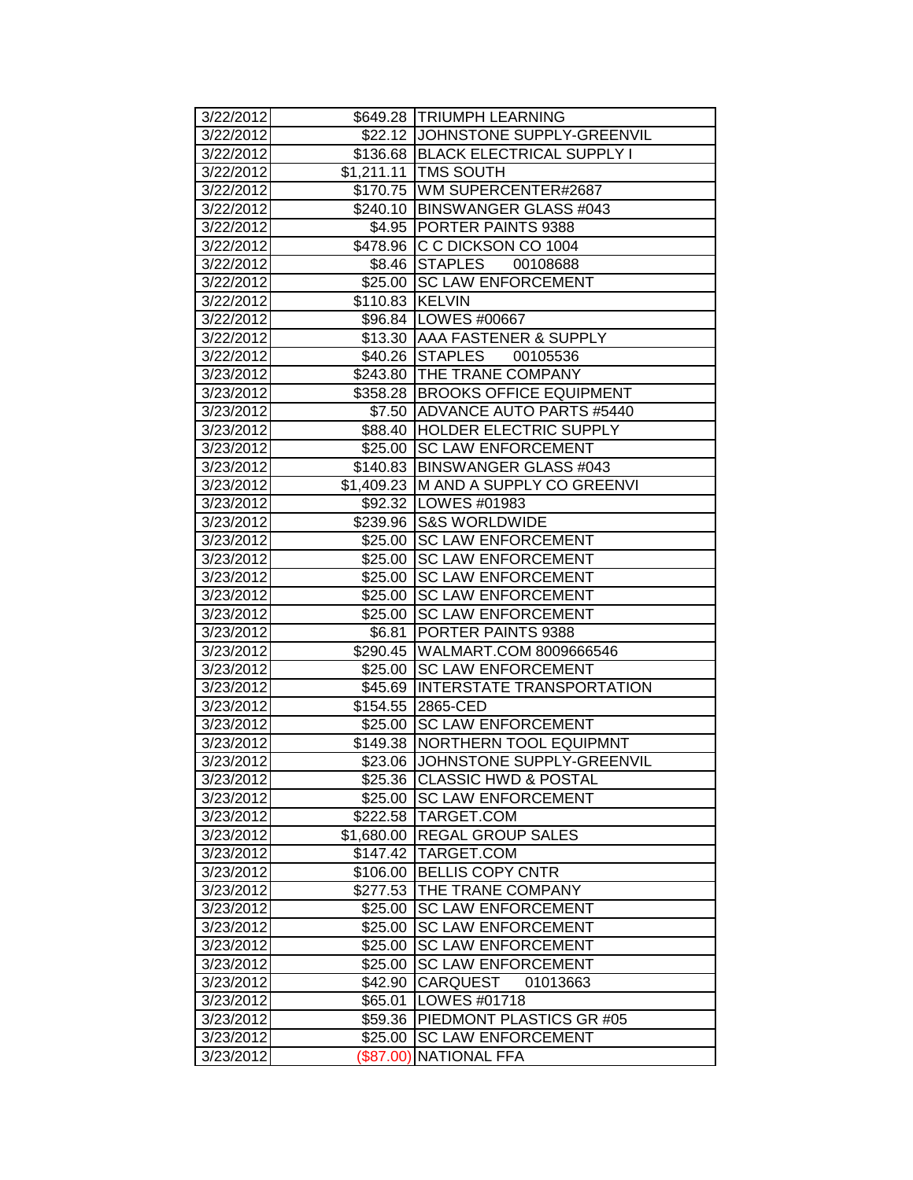| | | |
|---|---|---|
| 3/22/2012 | $649.28 | TRIUMPH LEARNING |
| 3/22/2012 | $22.12 | JOHNSTONE SUPPLY-GREENVIL |
| 3/22/2012 | $136.68 | BLACK ELECTRICAL SUPPLY I |
| 3/22/2012 | $1,211.11 | TMS SOUTH |
| 3/22/2012 | $170.75 | WM SUPERCENTER#2687 |
| 3/22/2012 | $240.10 | BINSWANGER GLASS #043 |
| 3/22/2012 | $4.95 | PORTER PAINTS 9388 |
| 3/22/2012 | $478.96 | C C DICKSON CO 1004 |
| 3/22/2012 | $8.46 | STAPLES 00108688 |
| 3/22/2012 | $25.00 | SC LAW ENFORCEMENT |
| 3/22/2012 | $110.83 | KELVIN |
| 3/22/2012 | $96.84 | LOWES #00667 |
| 3/22/2012 | $13.30 | AAA FASTENER & SUPPLY |
| 3/22/2012 | $40.26 | STAPLES 00105536 |
| 3/23/2012 | $243.80 | THE TRANE COMPANY |
| 3/23/2012 | $358.28 | BROOKS OFFICE EQUIPMENT |
| 3/23/2012 | $7.50 | ADVANCE AUTO PARTS #5440 |
| 3/23/2012 | $88.40 | HOLDER ELECTRIC SUPPLY |
| 3/23/2012 | $25.00 | SC LAW ENFORCEMENT |
| 3/23/2012 | $140.83 | BINSWANGER GLASS #043 |
| 3/23/2012 | $1,409.23 | M AND A SUPPLY CO GREENVI |
| 3/23/2012 | $92.32 | LOWES #01983 |
| 3/23/2012 | $239.96 | S&S WORLDWIDE |
| 3/23/2012 | $25.00 | SC LAW ENFORCEMENT |
| 3/23/2012 | $25.00 | SC LAW ENFORCEMENT |
| 3/23/2012 | $25.00 | SC LAW ENFORCEMENT |
| 3/23/2012 | $25.00 | SC LAW ENFORCEMENT |
| 3/23/2012 | $25.00 | SC LAW ENFORCEMENT |
| 3/23/2012 | $6.81 | PORTER PAINTS 9388 |
| 3/23/2012 | $290.45 | WALMART.COM 8009666546 |
| 3/23/2012 | $25.00 | SC LAW ENFORCEMENT |
| 3/23/2012 | $45.69 | INTERSTATE TRANSPORTATION |
| 3/23/2012 | $154.55 | 2865-CED |
| 3/23/2012 | $25.00 | SC LAW ENFORCEMENT |
| 3/23/2012 | $149.38 | NORTHERN TOOL EQUIPMNT |
| 3/23/2012 | $23.06 | JOHNSTONE SUPPLY-GREENVIL |
| 3/23/2012 | $25.36 | CLASSIC HWD & POSTAL |
| 3/23/2012 | $25.00 | SC LAW ENFORCEMENT |
| 3/23/2012 | $222.58 | TARGET.COM |
| 3/23/2012 | $1,680.00 | REGAL GROUP SALES |
| 3/23/2012 | $147.42 | TARGET.COM |
| 3/23/2012 | $106.00 | BELLIS COPY CNTR |
| 3/23/2012 | $277.53 | THE TRANE COMPANY |
| 3/23/2012 | $25.00 | SC LAW ENFORCEMENT |
| 3/23/2012 | $25.00 | SC LAW ENFORCEMENT |
| 3/23/2012 | $25.00 | SC LAW ENFORCEMENT |
| 3/23/2012 | $25.00 | SC LAW ENFORCEMENT |
| 3/23/2012 | $42.90 | CARQUEST 01013663 |
| 3/23/2012 | $65.01 | LOWES #01718 |
| 3/23/2012 | $59.36 | PIEDMONT PLASTICS GR #05 |
| 3/23/2012 | $25.00 | SC LAW ENFORCEMENT |
| 3/23/2012 | ($87.00) | NATIONAL FFA |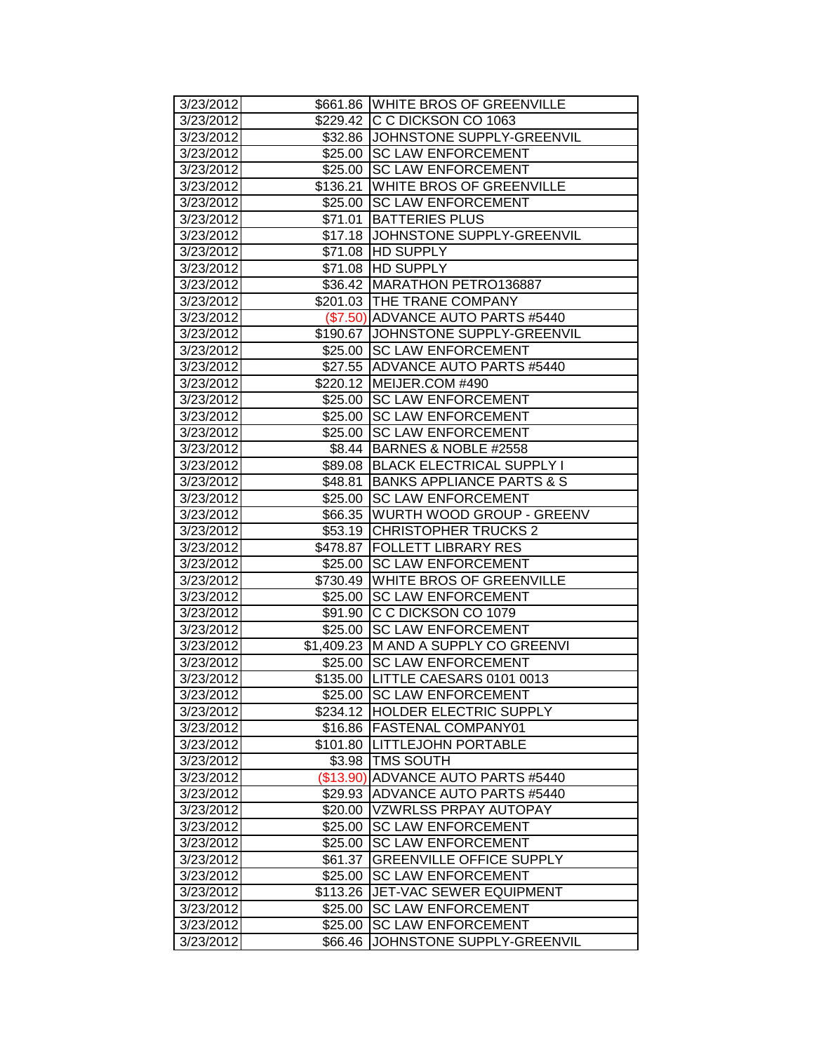| 3/23/2012 | $661.86 | WHITE BROS OF GREENVILLE |
|---|---|---|
| 3/23/2012 | $229.42 | C C DICKSON CO 1063 |
| 3/23/2012 | $32.86 | JOHNSTONE SUPPLY-GREENVIL |
| 3/23/2012 | $25.00 | SC LAW ENFORCEMENT |
| 3/23/2012 | $25.00 | SC LAW ENFORCEMENT |
| 3/23/2012 | $136.21 | WHITE BROS OF GREENVILLE |
| 3/23/2012 | $25.00 | SC LAW ENFORCEMENT |
| 3/23/2012 | $71.01 | BATTERIES PLUS |
| 3/23/2012 | $17.18 | JOHNSTONE SUPPLY-GREENVIL |
| 3/23/2012 | $71.08 | HD SUPPLY |
| 3/23/2012 | $71.08 | HD SUPPLY |
| 3/23/2012 | $36.42 | MARATHON PETRO136887 |
| 3/23/2012 | $201.03 | THE TRANE COMPANY |
| 3/23/2012 | ($7.50) | ADVANCE AUTO PARTS #5440 |
| 3/23/2012 | $190.67 | JOHNSTONE SUPPLY-GREENVIL |
| 3/23/2012 | $25.00 | SC LAW ENFORCEMENT |
| 3/23/2012 | $27.55 | ADVANCE AUTO PARTS #5440 |
| 3/23/2012 | $220.12 | MEIJER.COM #490 |
| 3/23/2012 | $25.00 | SC LAW ENFORCEMENT |
| 3/23/2012 | $25.00 | SC LAW ENFORCEMENT |
| 3/23/2012 | $25.00 | SC LAW ENFORCEMENT |
| 3/23/2012 | $8.44 | BARNES & NOBLE #2558 |
| 3/23/2012 | $89.08 | BLACK ELECTRICAL SUPPLY I |
| 3/23/2012 | $48.81 | BANKS APPLIANCE PARTS & S |
| 3/23/2012 | $25.00 | SC LAW ENFORCEMENT |
| 3/23/2012 | $66.35 | WURTH WOOD GROUP - GREENV |
| 3/23/2012 | $53.19 | CHRISTOPHER TRUCKS 2 |
| 3/23/2012 | $478.87 | FOLLETT LIBRARY RES |
| 3/23/2012 | $25.00 | SC LAW ENFORCEMENT |
| 3/23/2012 | $730.49 | WHITE BROS OF GREENVILLE |
| 3/23/2012 | $25.00 | SC LAW ENFORCEMENT |
| 3/23/2012 | $91.90 | C C DICKSON CO 1079 |
| 3/23/2012 | $25.00 | SC LAW ENFORCEMENT |
| 3/23/2012 | $1,409.23 | M AND A SUPPLY CO GREENVI |
| 3/23/2012 | $25.00 | SC LAW ENFORCEMENT |
| 3/23/2012 | $135.00 | LITTLE CAESARS 0101 0013 |
| 3/23/2012 | $25.00 | SC LAW ENFORCEMENT |
| 3/23/2012 | $234.12 | HOLDER ELECTRIC SUPPLY |
| 3/23/2012 | $16.86 | FASTENAL COMPANY01 |
| 3/23/2012 | $101.80 | LITTLEJOHN PORTABLE |
| 3/23/2012 | $3.98 | TMS SOUTH |
| 3/23/2012 | ($13.90) | ADVANCE AUTO PARTS #5440 |
| 3/23/2012 | $29.93 | ADVANCE AUTO PARTS #5440 |
| 3/23/2012 | $20.00 | VZWRLSS PRPAY AUTOPAY |
| 3/23/2012 | $25.00 | SC LAW ENFORCEMENT |
| 3/23/2012 | $25.00 | SC LAW ENFORCEMENT |
| 3/23/2012 | $61.37 | GREENVILLE OFFICE SUPPLY |
| 3/23/2012 | $25.00 | SC LAW ENFORCEMENT |
| 3/23/2012 | $113.26 | JET-VAC SEWER EQUIPMENT |
| 3/23/2012 | $25.00 | SC LAW ENFORCEMENT |
| 3/23/2012 | $25.00 | SC LAW ENFORCEMENT |
| 3/23/2012 | $66.46 | JOHNSTONE SUPPLY-GREENVIL |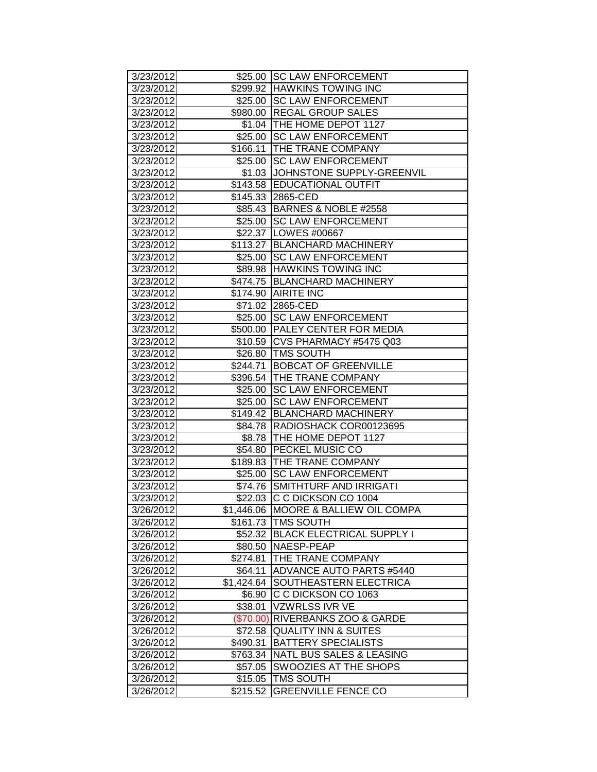| | | |
|---|---|---|
| 3/23/2012 | $25.00 | SC LAW ENFORCEMENT |
| 3/23/2012 | $299.92 | HAWKINS TOWING INC |
| 3/23/2012 | $25.00 | SC LAW ENFORCEMENT |
| 3/23/2012 | $980.00 | REGAL GROUP SALES |
| 3/23/2012 | $1.04 | THE HOME DEPOT 1127 |
| 3/23/2012 | $25.00 | SC LAW ENFORCEMENT |
| 3/23/2012 | $166.11 | THE TRANE COMPANY |
| 3/23/2012 | $25.00 | SC LAW ENFORCEMENT |
| 3/23/2012 | $1.03 | JOHNSTONE SUPPLY-GREENVIL |
| 3/23/2012 | $143.58 | EDUCATIONAL OUTFIT |
| 3/23/2012 | $145.33 | 2865-CED |
| 3/23/2012 | $85.43 | BARNES & NOBLE #2558 |
| 3/23/2012 | $25.00 | SC LAW ENFORCEMENT |
| 3/23/2012 | $22.37 | LOWES #00667 |
| 3/23/2012 | $113.27 | BLANCHARD MACHINERY |
| 3/23/2012 | $25.00 | SC LAW ENFORCEMENT |
| 3/23/2012 | $89.98 | HAWKINS TOWING INC |
| 3/23/2012 | $474.75 | BLANCHARD MACHINERY |
| 3/23/2012 | $174.90 | AIRITE INC |
| 3/23/2012 | $71.02 | 2865-CED |
| 3/23/2012 | $25.00 | SC LAW ENFORCEMENT |
| 3/23/2012 | $500.00 | PALEY CENTER FOR MEDIA |
| 3/23/2012 | $10.59 | CVS PHARMACY #5475 Q03 |
| 3/23/2012 | $26.80 | TMS SOUTH |
| 3/23/2012 | $244.71 | BOBCAT OF GREENVILLE |
| 3/23/2012 | $396.54 | THE TRANE COMPANY |
| 3/23/2012 | $25.00 | SC LAW ENFORCEMENT |
| 3/23/2012 | $25.00 | SC LAW ENFORCEMENT |
| 3/23/2012 | $149.42 | BLANCHARD MACHINERY |
| 3/23/2012 | $84.78 | RADIOSHACK COR00123695 |
| 3/23/2012 | $8.78 | THE HOME DEPOT 1127 |
| 3/23/2012 | $54.80 | PECKEL MUSIC CO |
| 3/23/2012 | $189.83 | THE TRANE COMPANY |
| 3/23/2012 | $25.00 | SC LAW ENFORCEMENT |
| 3/23/2012 | $74.76 | SMITHTURF AND IRRIGATI |
| 3/23/2012 | $22.03 | C C DICKSON CO 1004 |
| 3/26/2012 | $1,446.06 | MOORE & BALLIEW OIL COMPA |
| 3/26/2012 | $161.73 | TMS SOUTH |
| 3/26/2012 | $52.32 | BLACK ELECTRICAL SUPPLY I |
| 3/26/2012 | $80.50 | NAESP-PEAP |
| 3/26/2012 | $274.81 | THE TRANE COMPANY |
| 3/26/2012 | $64.11 | ADVANCE AUTO PARTS #5440 |
| 3/26/2012 | $1,424.64 | SOUTHEASTERN ELECTRICA |
| 3/26/2012 | $6.90 | C C DICKSON CO 1063 |
| 3/26/2012 | $38.01 | VZWRLSS IVR VE |
| 3/26/2012 | ($70.00) | RIVERBANKS ZOO & GARDE |
| 3/26/2012 | $72.58 | QUALITY INN & SUITES |
| 3/26/2012 | $490.31 | BATTERY SPECIALISTS |
| 3/26/2012 | $763.34 | NATL BUS SALES & LEASING |
| 3/26/2012 | $57.05 | SWOOZIES AT THE SHOPS |
| 3/26/2012 | $15.05 | TMS SOUTH |
| 3/26/2012 | $215.52 | GREENVILLE FENCE CO |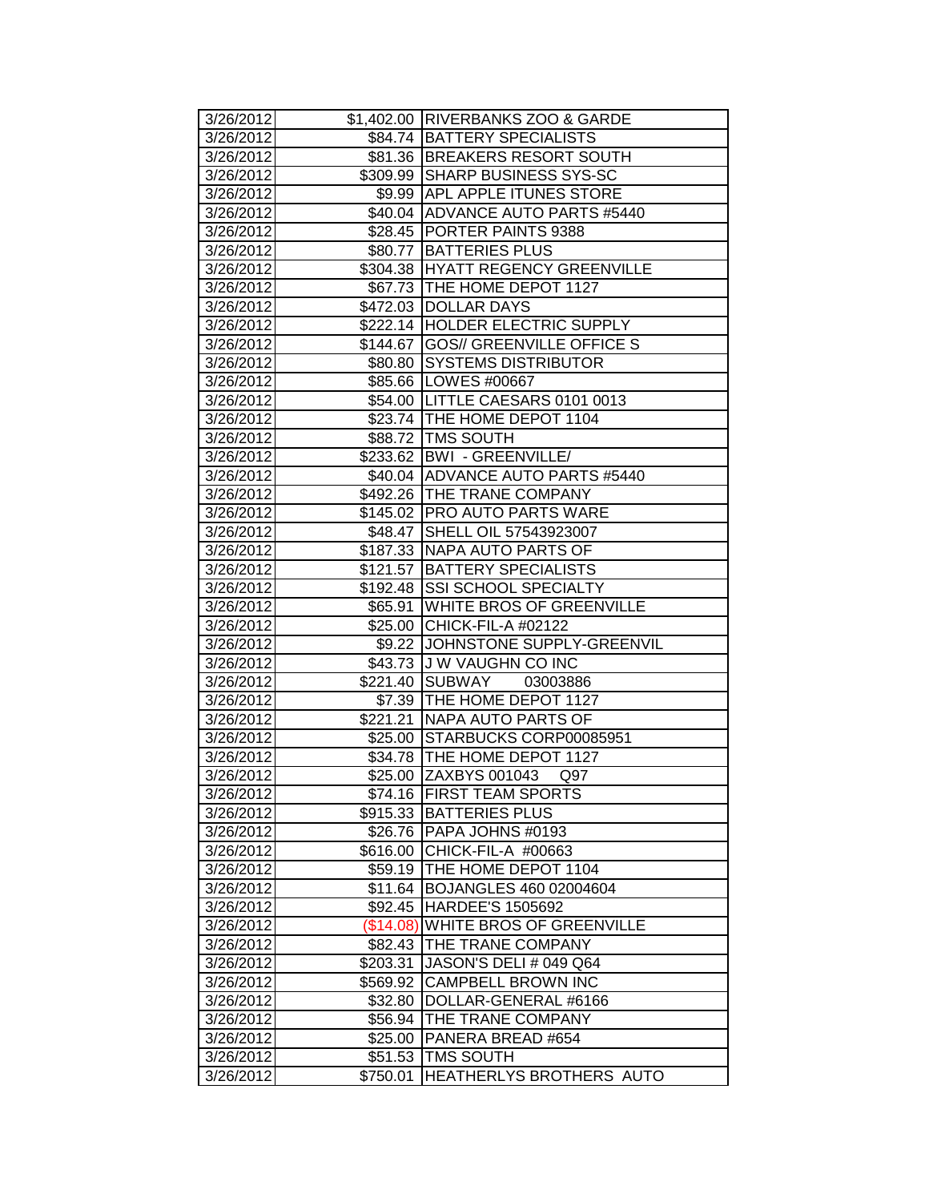| | | |
|---|---|---|
| 3/26/2012 | $1,402.00 | RIVERBANKS ZOO & GARDE |
| 3/26/2012 | $84.74 | BATTERY SPECIALISTS |
| 3/26/2012 | $81.36 | BREAKERS RESORT SOUTH |
| 3/26/2012 | $309.99 | SHARP BUSINESS SYS-SC |
| 3/26/2012 | $9.99 | APL APPLE ITUNES STORE |
| 3/26/2012 | $40.04 | ADVANCE AUTO PARTS #5440 |
| 3/26/2012 | $28.45 | PORTER PAINTS 9388 |
| 3/26/2012 | $80.77 | BATTERIES PLUS |
| 3/26/2012 | $304.38 | HYATT REGENCY GREENVILLE |
| 3/26/2012 | $67.73 | THE HOME DEPOT 1127 |
| 3/26/2012 | $472.03 | DOLLAR DAYS |
| 3/26/2012 | $222.14 | HOLDER ELECTRIC SUPPLY |
| 3/26/2012 | $144.67 | GOS// GREENVILLE OFFICE S |
| 3/26/2012 | $80.80 | SYSTEMS DISTRIBUTOR |
| 3/26/2012 | $85.66 | LOWES #00667 |
| 3/26/2012 | $54.00 | LITTLE CAESARS 0101 0013 |
| 3/26/2012 | $23.74 | THE HOME DEPOT 1104 |
| 3/26/2012 | $88.72 | TMS SOUTH |
| 3/26/2012 | $233.62 | BWI - GREENVILLE/ |
| 3/26/2012 | $40.04 | ADVANCE AUTO PARTS #5440 |
| 3/26/2012 | $492.26 | THE TRANE COMPANY |
| 3/26/2012 | $145.02 | PRO AUTO PARTS WARE |
| 3/26/2012 | $48.47 | SHELL OIL 57543923007 |
| 3/26/2012 | $187.33 | NAPA AUTO PARTS OF |
| 3/26/2012 | $121.57 | BATTERY SPECIALISTS |
| 3/26/2012 | $192.48 | SSI SCHOOL SPECIALTY |
| 3/26/2012 | $65.91 | WHITE BROS OF GREENVILLE |
| 3/26/2012 | $25.00 | CHICK-FIL-A #02122 |
| 3/26/2012 | $9.22 | JOHNSTONE SUPPLY-GREENVIL |
| 3/26/2012 | $43.73 | J W VAUGHN CO INC |
| 3/26/2012 | $221.40 | SUBWAY 03003886 |
| 3/26/2012 | $7.39 | THE HOME DEPOT 1127 |
| 3/26/2012 | $221.21 | NAPA AUTO PARTS OF |
| 3/26/2012 | $25.00 | STARBUCKS CORP00085951 |
| 3/26/2012 | $34.78 | THE HOME DEPOT 1127 |
| 3/26/2012 | $25.00 | ZAXBYS 001043 Q97 |
| 3/26/2012 | $74.16 | FIRST TEAM SPORTS |
| 3/26/2012 | $915.33 | BATTERIES PLUS |
| 3/26/2012 | $26.76 | PAPA JOHNS #0193 |
| 3/26/2012 | $616.00 | CHICK-FIL-A #00663 |
| 3/26/2012 | $59.19 | THE HOME DEPOT 1104 |
| 3/26/2012 | $11.64 | BOJANGLES 460 02004604 |
| 3/26/2012 | $92.45 | HARDEE'S 1505692 |
| 3/26/2012 | ($14.08) | WHITE BROS OF GREENVILLE |
| 3/26/2012 | $82.43 | THE TRANE COMPANY |
| 3/26/2012 | $203.31 | JASON'S DELI # 049 Q64 |
| 3/26/2012 | $569.92 | CAMPBELL BROWN INC |
| 3/26/2012 | $32.80 | DOLLAR-GENERAL #6166 |
| 3/26/2012 | $56.94 | THE TRANE COMPANY |
| 3/26/2012 | $25.00 | PANERA BREAD #654 |
| 3/26/2012 | $51.53 | TMS SOUTH |
| 3/26/2012 | $750.01 | HEATHERLYS BROTHERS AUTO |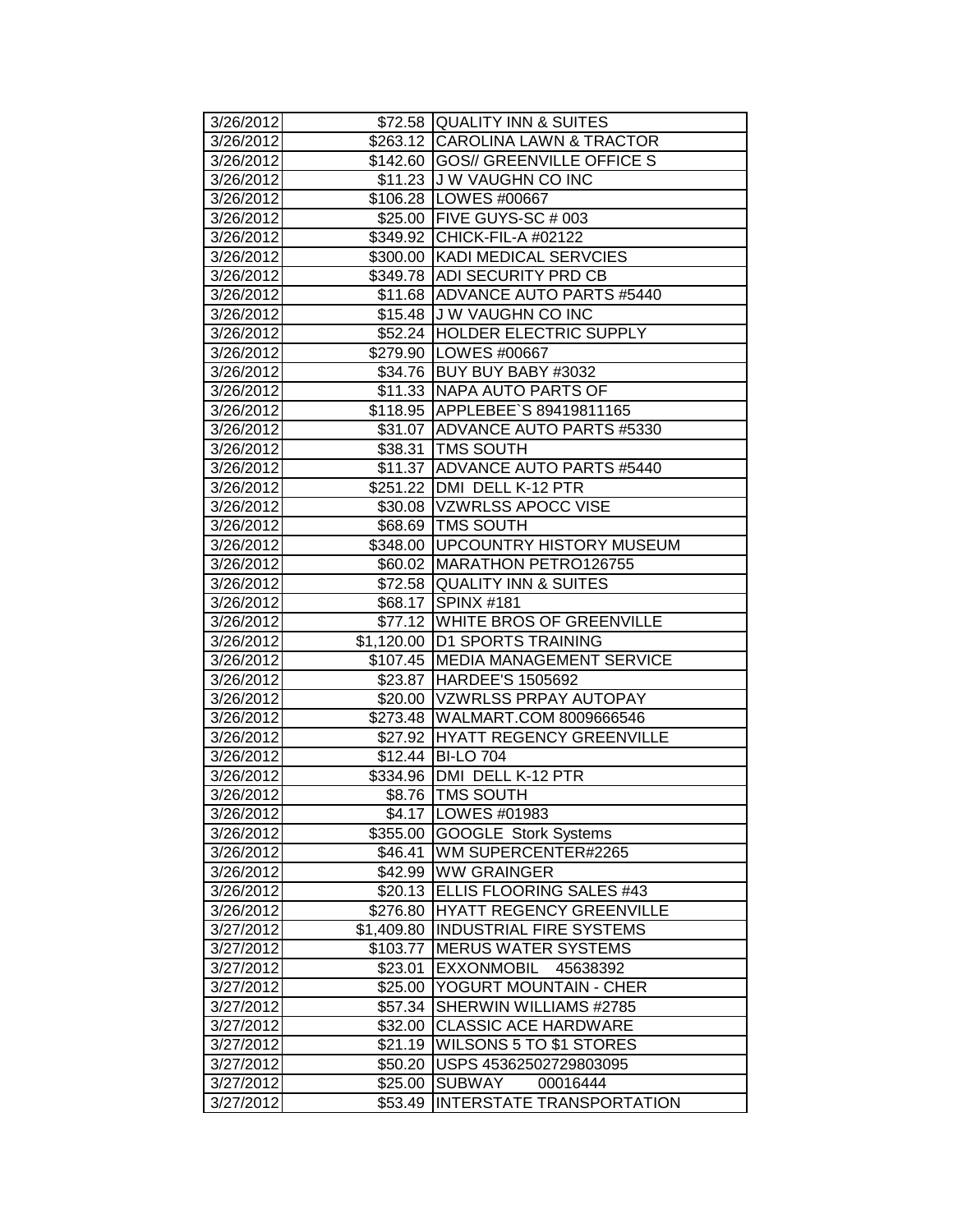| | | |
|---|---|---|
| 3/26/2012 | $72.58 | QUALITY INN & SUITES |
| 3/26/2012 | $263.12 | CAROLINA LAWN & TRACTOR |
| 3/26/2012 | $142.60 | GOS// GREENVILLE OFFICE S |
| 3/26/2012 | $11.23 | J W VAUGHN CO INC |
| 3/26/2012 | $106.28 | LOWES #00667 |
| 3/26/2012 | $25.00 | FIVE GUYS-SC # 003 |
| 3/26/2012 | $349.92 | CHICK-FIL-A #02122 |
| 3/26/2012 | $300.00 | KADI MEDICAL SERVCIES |
| 3/26/2012 | $349.78 | ADI SECURITY PRD CB |
| 3/26/2012 | $11.68 | ADVANCE AUTO PARTS #5440 |
| 3/26/2012 | $15.48 | J W VAUGHN CO INC |
| 3/26/2012 | $52.24 | HOLDER ELECTRIC SUPPLY |
| 3/26/2012 | $279.90 | LOWES #00667 |
| 3/26/2012 | $34.76 | BUY BUY BABY #3032 |
| 3/26/2012 | $11.33 | NAPA AUTO PARTS OF |
| 3/26/2012 | $118.95 | APPLEBEE`S 89419811165 |
| 3/26/2012 | $31.07 | ADVANCE AUTO PARTS #5330 |
| 3/26/2012 | $38.31 | TMS SOUTH |
| 3/26/2012 | $11.37 | ADVANCE AUTO PARTS #5440 |
| 3/26/2012 | $251.22 | DMI DELL K-12 PTR |
| 3/26/2012 | $30.08 | VZWRLSS APOCC VISE |
| 3/26/2012 | $68.69 | TMS SOUTH |
| 3/26/2012 | $348.00 | UPCOUNTRY HISTORY MUSEUM |
| 3/26/2012 | $60.02 | MARATHON PETRO126755 |
| 3/26/2012 | $72.58 | QUALITY INN & SUITES |
| 3/26/2012 | $68.17 | SPINX #181 |
| 3/26/2012 | $77.12 | WHITE BROS OF GREENVILLE |
| 3/26/2012 | $1,120.00 | D1 SPORTS TRAINING |
| 3/26/2012 | $107.45 | MEDIA MANAGEMENT SERVICE |
| 3/26/2012 | $23.87 | HARDEE'S 1505692 |
| 3/26/2012 | $20.00 | VZWRLSS PRPAY AUTOPAY |
| 3/26/2012 | $273.48 | WALMART.COM 8009666546 |
| 3/26/2012 | $27.92 | HYATT REGENCY GREENVILLE |
| 3/26/2012 | $12.44 | BI-LO 704 |
| 3/26/2012 | $334.96 | DMI DELL K-12 PTR |
| 3/26/2012 | $8.76 | TMS SOUTH |
| 3/26/2012 | $4.17 | LOWES #01983 |
| 3/26/2012 | $355.00 | GOOGLE Stork Systems |
| 3/26/2012 | $46.41 | WM SUPERCENTER#2265 |
| 3/26/2012 | $42.99 | WW GRAINGER |
| 3/26/2012 | $20.13 | ELLIS FLOORING SALES #43 |
| 3/26/2012 | $276.80 | HYATT REGENCY GREENVILLE |
| 3/27/2012 | $1,409.80 | INDUSTRIAL FIRE SYSTEMS |
| 3/27/2012 | $103.77 | MERUS WATER SYSTEMS |
| 3/27/2012 | $23.01 | EXXONMOBIL 45638392 |
| 3/27/2012 | $25.00 | YOGURT MOUNTAIN - CHER |
| 3/27/2012 | $57.34 | SHERWIN WILLIAMS #2785 |
| 3/27/2012 | $32.00 | CLASSIC ACE HARDWARE |
| 3/27/2012 | $21.19 | WILSONS 5 TO $1 STORES |
| 3/27/2012 | $50.20 | USPS 45362502729803095 |
| 3/27/2012 | $25.00 | SUBWAY 00016444 |
| 3/27/2012 | $53.49 | INTERSTATE TRANSPORTATION |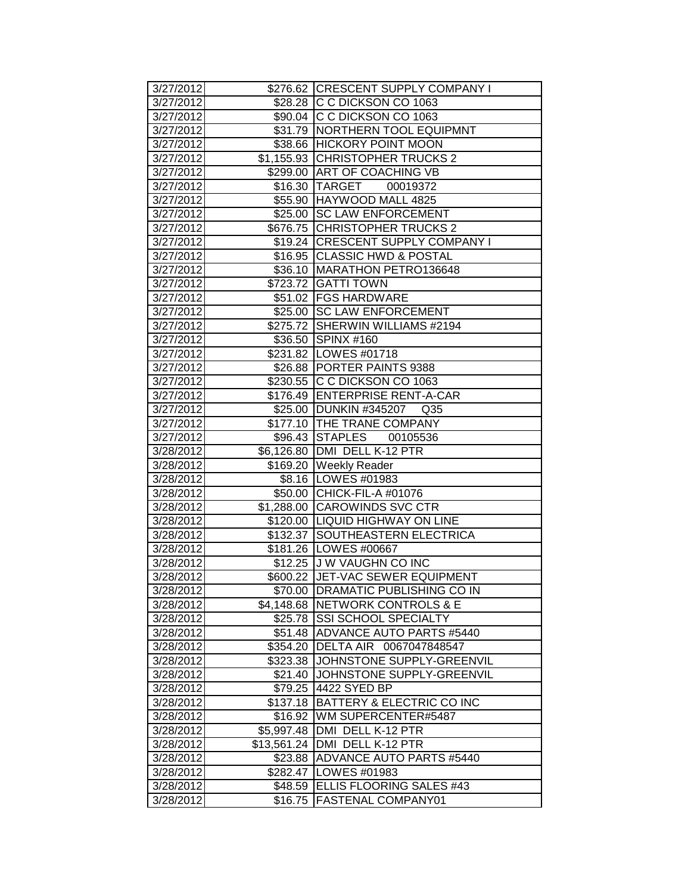| | | |
|---|---|---|
| 3/27/2012 | $276.62 | CRESCENT SUPPLY COMPANY I |
| 3/27/2012 | $28.28 | C C DICKSON CO 1063 |
| 3/27/2012 | $90.04 | C C DICKSON CO 1063 |
| 3/27/2012 | $31.79 | NORTHERN TOOL EQUIPMNT |
| 3/27/2012 | $38.66 | HICKORY POINT MOON |
| 3/27/2012 | $1,155.93 | CHRISTOPHER TRUCKS 2 |
| 3/27/2012 | $299.00 | ART OF COACHING VB |
| 3/27/2012 | $16.30 | TARGET 00019372 |
| 3/27/2012 | $55.90 | HAYWOOD MALL 4825 |
| 3/27/2012 | $25.00 | SC LAW ENFORCEMENT |
| 3/27/2012 | $676.75 | CHRISTOPHER TRUCKS 2 |
| 3/27/2012 | $19.24 | CRESCENT SUPPLY COMPANY I |
| 3/27/2012 | $16.95 | CLASSIC HWD & POSTAL |
| 3/27/2012 | $36.10 | MARATHON PETRO136648 |
| 3/27/2012 | $723.72 | GATTI TOWN |
| 3/27/2012 | $51.02 | FGS HARDWARE |
| 3/27/2012 | $25.00 | SC LAW ENFORCEMENT |
| 3/27/2012 | $275.72 | SHERWIN WILLIAMS #2194 |
| 3/27/2012 | $36.50 | SPINX #160 |
| 3/27/2012 | $231.82 | LOWES #01718 |
| 3/27/2012 | $26.88 | PORTER PAINTS 9388 |
| 3/27/2012 | $230.55 | C C DICKSON CO 1063 |
| 3/27/2012 | $176.49 | ENTERPRISE RENT-A-CAR |
| 3/27/2012 | $25.00 | DUNKIN #345207 Q35 |
| 3/27/2012 | $177.10 | THE TRANE COMPANY |
| 3/27/2012 | $96.43 | STAPLES 00105536 |
| 3/28/2012 | $6,126.80 | DMI DELL K-12 PTR |
| 3/28/2012 | $169.20 | Weekly Reader |
| 3/28/2012 | $8.16 | LOWES #01983 |
| 3/28/2012 | $50.00 | CHICK-FIL-A #01076 |
| 3/28/2012 | $1,288.00 | CAROWINDS SVC CTR |
| 3/28/2012 | $120.00 | LIQUID HIGHWAY ON LINE |
| 3/28/2012 | $132.37 | SOUTHEASTERN ELECTRICA |
| 3/28/2012 | $181.26 | LOWES #00667 |
| 3/28/2012 | $12.25 | J W VAUGHN CO INC |
| 3/28/2012 | $600.22 | JET-VAC SEWER EQUIPMENT |
| 3/28/2012 | $70.00 | DRAMATIC PUBLISHING CO IN |
| 3/28/2012 | $4,148.68 | NETWORK CONTROLS & E |
| 3/28/2012 | $25.78 | SSI SCHOOL SPECIALTY |
| 3/28/2012 | $51.48 | ADVANCE AUTO PARTS #5440 |
| 3/28/2012 | $354.20 | DELTA AIR 0067047848547 |
| 3/28/2012 | $323.38 | JOHNSTONE SUPPLY-GREENVIL |
| 3/28/2012 | $21.40 | JOHNSTONE SUPPLY-GREENVIL |
| 3/28/2012 | $79.25 | 4422 SYED BP |
| 3/28/2012 | $137.18 | BATTERY & ELECTRIC CO INC |
| 3/28/2012 | $16.92 | WM SUPERCENTER#5487 |
| 3/28/2012 | $5,997.48 | DMI DELL K-12 PTR |
| 3/28/2012 | $13,561.24 | DMI DELL K-12 PTR |
| 3/28/2012 | $23.88 | ADVANCE AUTO PARTS #5440 |
| 3/28/2012 | $282.47 | LOWES #01983 |
| 3/28/2012 | $48.59 | ELLIS FLOORING SALES #43 |
| 3/28/2012 | $16.75 | FASTENAL COMPANY01 |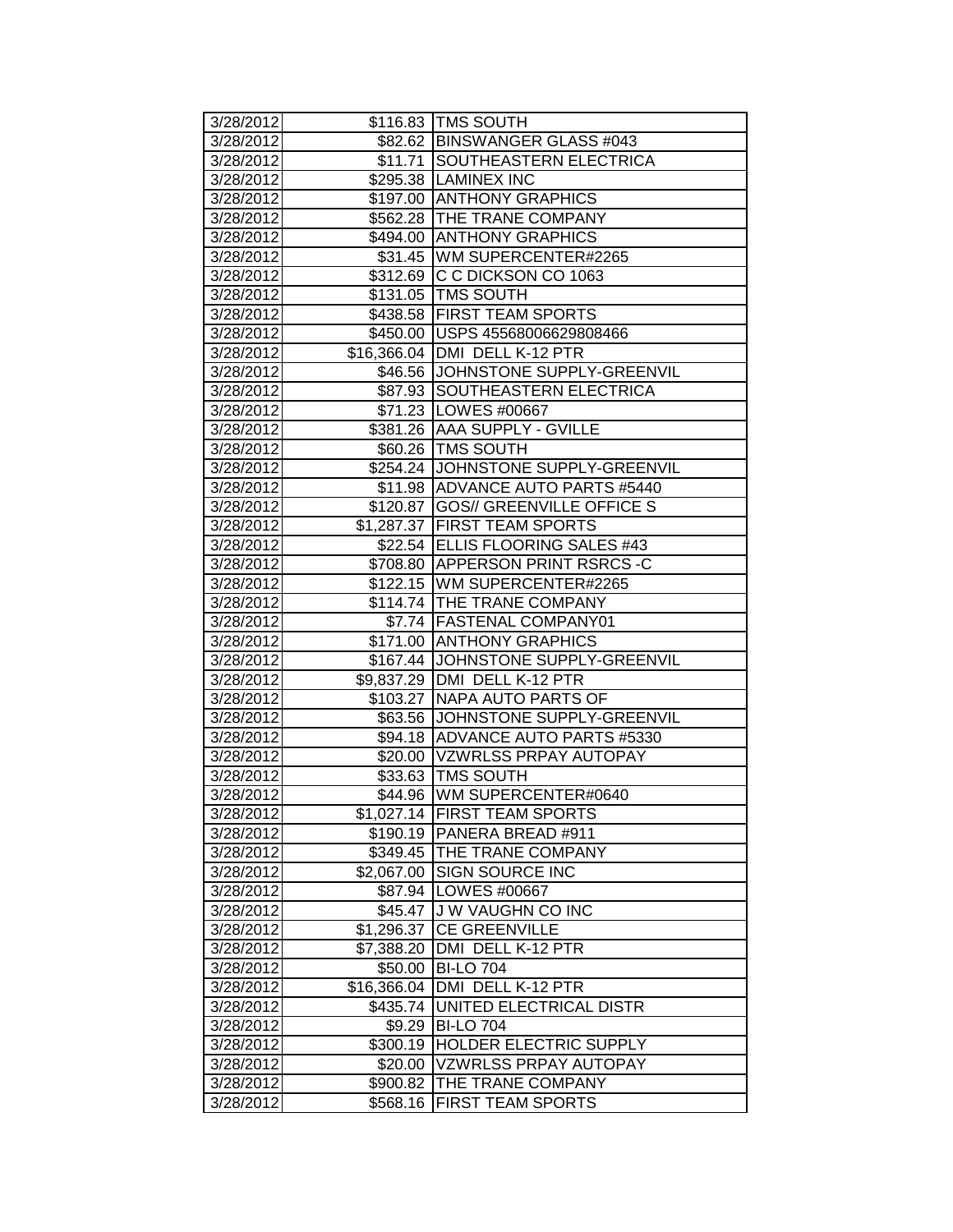| 3/28/2012 | $116.83 | TMS SOUTH |
|---|---|---|
| 3/28/2012 | $82.62 | BINSWANGER GLASS #043 |
| 3/28/2012 | $11.71 | SOUTHEASTERN ELECTRICA |
| 3/28/2012 | $295.38 | LAMINEX INC |
| 3/28/2012 | $197.00 | ANTHONY GRAPHICS |
| 3/28/2012 | $562.28 | THE TRANE COMPANY |
| 3/28/2012 | $494.00 | ANTHONY GRAPHICS |
| 3/28/2012 | $31.45 | WM SUPERCENTER#2265 |
| 3/28/2012 | $312.69 | C C DICKSON CO 1063 |
| 3/28/2012 | $131.05 | TMS SOUTH |
| 3/28/2012 | $438.58 | FIRST TEAM SPORTS |
| 3/28/2012 | $450.00 | USPS 45568006629808466 |
| 3/28/2012 | $16,366.04 | DMI DELL K-12 PTR |
| 3/28/2012 | $46.56 | JOHNSTONE SUPPLY-GREENVIL |
| 3/28/2012 | $87.93 | SOUTHEASTERN ELECTRICA |
| 3/28/2012 | $71.23 | LOWES #00667 |
| 3/28/2012 | $381.26 | AAA SUPPLY - GVILLE |
| 3/28/2012 | $60.26 | TMS SOUTH |
| 3/28/2012 | $254.24 | JOHNSTONE SUPPLY-GREENVIL |
| 3/28/2012 | $11.98 | ADVANCE AUTO PARTS #5440 |
| 3/28/2012 | $120.87 | GOS// GREENVILLE OFFICE S |
| 3/28/2012 | $1,287.37 | FIRST TEAM SPORTS |
| 3/28/2012 | $22.54 | ELLIS FLOORING SALES #43 |
| 3/28/2012 | $708.80 | APPERSON PRINT RSRCS -C |
| 3/28/2012 | $122.15 | WM SUPERCENTER#2265 |
| 3/28/2012 | $114.74 | THE TRANE COMPANY |
| 3/28/2012 | $7.74 | FASTENAL COMPANY01 |
| 3/28/2012 | $171.00 | ANTHONY GRAPHICS |
| 3/28/2012 | $167.44 | JOHNSTONE SUPPLY-GREENVIL |
| 3/28/2012 | $9,837.29 | DMI DELL K-12 PTR |
| 3/28/2012 | $103.27 | NAPA AUTO PARTS OF |
| 3/28/2012 | $63.56 | JOHNSTONE SUPPLY-GREENVIL |
| 3/28/2012 | $94.18 | ADVANCE AUTO PARTS #5330 |
| 3/28/2012 | $20.00 | VZWRLSS PRPAY AUTOPAY |
| 3/28/2012 | $33.63 | TMS SOUTH |
| 3/28/2012 | $44.96 | WM SUPERCENTER#0640 |
| 3/28/2012 | $1,027.14 | FIRST TEAM SPORTS |
| 3/28/2012 | $190.19 | PANERA BREAD #911 |
| 3/28/2012 | $349.45 | THE TRANE COMPANY |
| 3/28/2012 | $2,067.00 | SIGN SOURCE INC |
| 3/28/2012 | $87.94 | LOWES #00667 |
| 3/28/2012 | $45.47 | J W VAUGHN CO INC |
| 3/28/2012 | $1,296.37 | CE GREENVILLE |
| 3/28/2012 | $7,388.20 | DMI DELL K-12 PTR |
| 3/28/2012 | $50.00 | BI-LO 704 |
| 3/28/2012 | $16,366.04 | DMI DELL K-12 PTR |
| 3/28/2012 | $435.74 | UNITED ELECTRICAL DISTR |
| 3/28/2012 | $9.29 | BI-LO 704 |
| 3/28/2012 | $300.19 | HOLDER ELECTRIC SUPPLY |
| 3/28/2012 | $20.00 | VZWRLSS PRPAY AUTOPAY |
| 3/28/2012 | $900.82 | THE TRANE COMPANY |
| 3/28/2012 | $568.16 | FIRST TEAM SPORTS |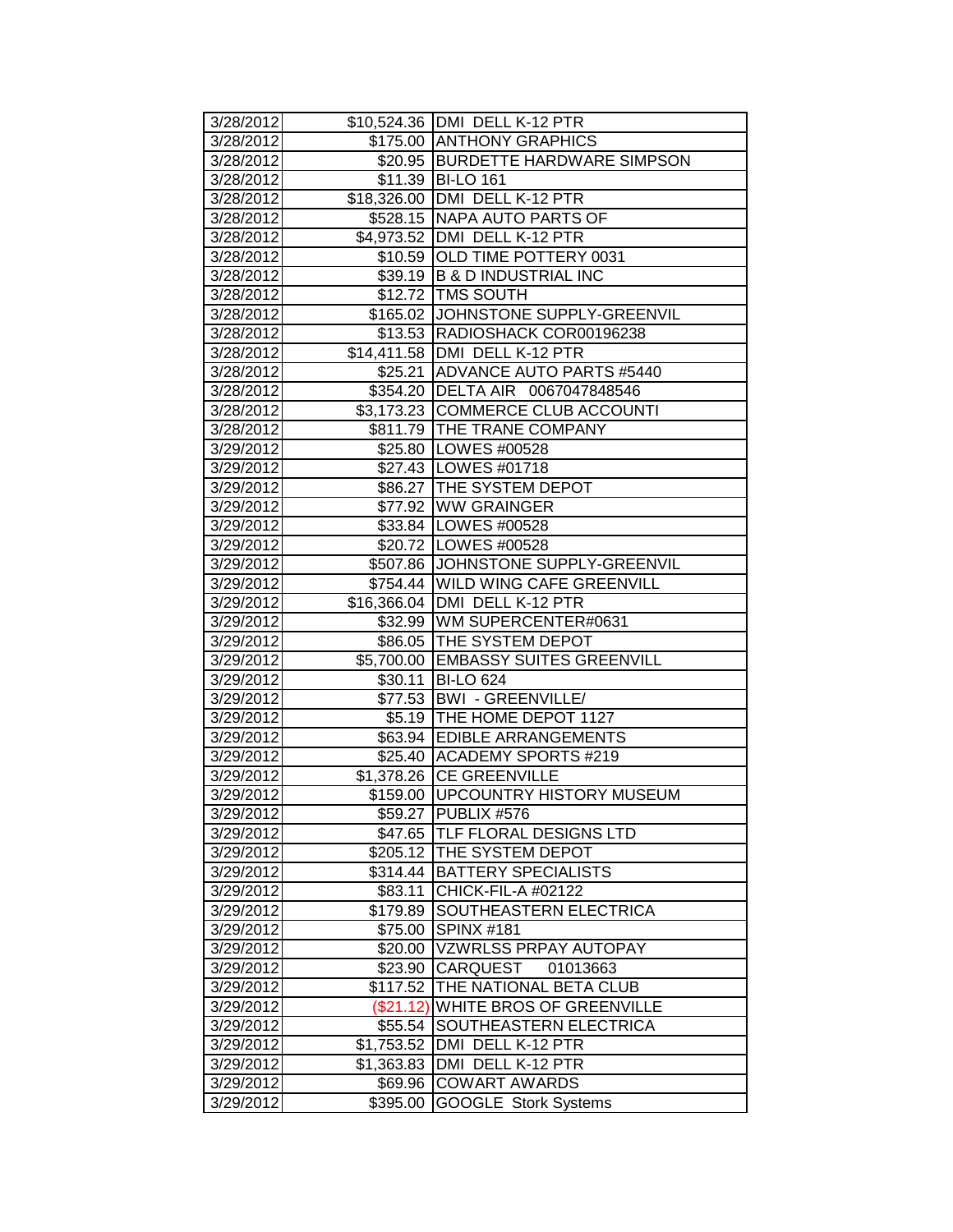| | | |
|---|---|---|
| 3/28/2012 | $10,524.36 | DMI DELL K-12 PTR |
| 3/28/2012 | $175.00 | ANTHONY GRAPHICS |
| 3/28/2012 | $20.95 | BURDETTE HARDWARE SIMPSON |
| 3/28/2012 | $11.39 | BI-LO 161 |
| 3/28/2012 | $18,326.00 | DMI DELL K-12 PTR |
| 3/28/2012 | $528.15 | NAPA AUTO PARTS OF |
| 3/28/2012 | $4,973.52 | DMI DELL K-12 PTR |
| 3/28/2012 | $10.59 | OLD TIME POTTERY 0031 |
| 3/28/2012 | $39.19 | B & D INDUSTRIAL INC |
| 3/28/2012 | $12.72 | TMS SOUTH |
| 3/28/2012 | $165.02 | JOHNSTONE SUPPLY-GREENVIL |
| 3/28/2012 | $13.53 | RADIOSHACK COR00196238 |
| 3/28/2012 | $14,411.58 | DMI DELL K-12 PTR |
| 3/28/2012 | $25.21 | ADVANCE AUTO PARTS #5440 |
| 3/28/2012 | $354.20 | DELTA AIR 0067047848546 |
| 3/28/2012 | $3,173.23 | COMMERCE CLUB ACCOUNTI |
| 3/28/2012 | $811.79 | THE TRANE COMPANY |
| 3/29/2012 | $25.80 | LOWES #00528 |
| 3/29/2012 | $27.43 | LOWES #01718 |
| 3/29/2012 | $86.27 | THE SYSTEM DEPOT |
| 3/29/2012 | $77.92 | WW GRAINGER |
| 3/29/2012 | $33.84 | LOWES #00528 |
| 3/29/2012 | $20.72 | LOWES #00528 |
| 3/29/2012 | $507.86 | JOHNSTONE SUPPLY-GREENVIL |
| 3/29/2012 | $754.44 | WILD WING CAFE GREENVILL |
| 3/29/2012 | $16,366.04 | DMI DELL K-12 PTR |
| 3/29/2012 | $32.99 | WM SUPERCENTER#0631 |
| 3/29/2012 | $86.05 | THE SYSTEM DEPOT |
| 3/29/2012 | $5,700.00 | EMBASSY SUITES GREENVILL |
| 3/29/2012 | $30.11 | BI-LO 624 |
| 3/29/2012 | $77.53 | BWI - GREENVILLE/ |
| 3/29/2012 | $5.19 | THE HOME DEPOT 1127 |
| 3/29/2012 | $63.94 | EDIBLE ARRANGEMENTS |
| 3/29/2012 | $25.40 | ACADEMY SPORTS #219 |
| 3/29/2012 | $1,378.26 | CE GREENVILLE |
| 3/29/2012 | $159.00 | UPCOUNTRY HISTORY MUSEUM |
| 3/29/2012 | $59.27 | PUBLIX #576 |
| 3/29/2012 | $47.65 | TLF FLORAL DESIGNS LTD |
| 3/29/2012 | $205.12 | THE SYSTEM DEPOT |
| 3/29/2012 | $314.44 | BATTERY SPECIALISTS |
| 3/29/2012 | $83.11 | CHICK-FIL-A #02122 |
| 3/29/2012 | $179.89 | SOUTHEASTERN ELECTRICA |
| 3/29/2012 | $75.00 | SPINX #181 |
| 3/29/2012 | $20.00 | VZWRLSS PRPAY AUTOPAY |
| 3/29/2012 | $23.90 | CARQUEST 01013663 |
| 3/29/2012 | $117.52 | THE NATIONAL BETA CLUB |
| 3/29/2012 | ($21.12) | WHITE BROS OF GREENVILLE |
| 3/29/2012 | $55.54 | SOUTHEASTERN ELECTRICA |
| 3/29/2012 | $1,753.52 | DMI DELL K-12 PTR |
| 3/29/2012 | $1,363.83 | DMI DELL K-12 PTR |
| 3/29/2012 | $69.96 | COWART AWARDS |
| 3/29/2012 | $395.00 | GOOGLE Stork Systems |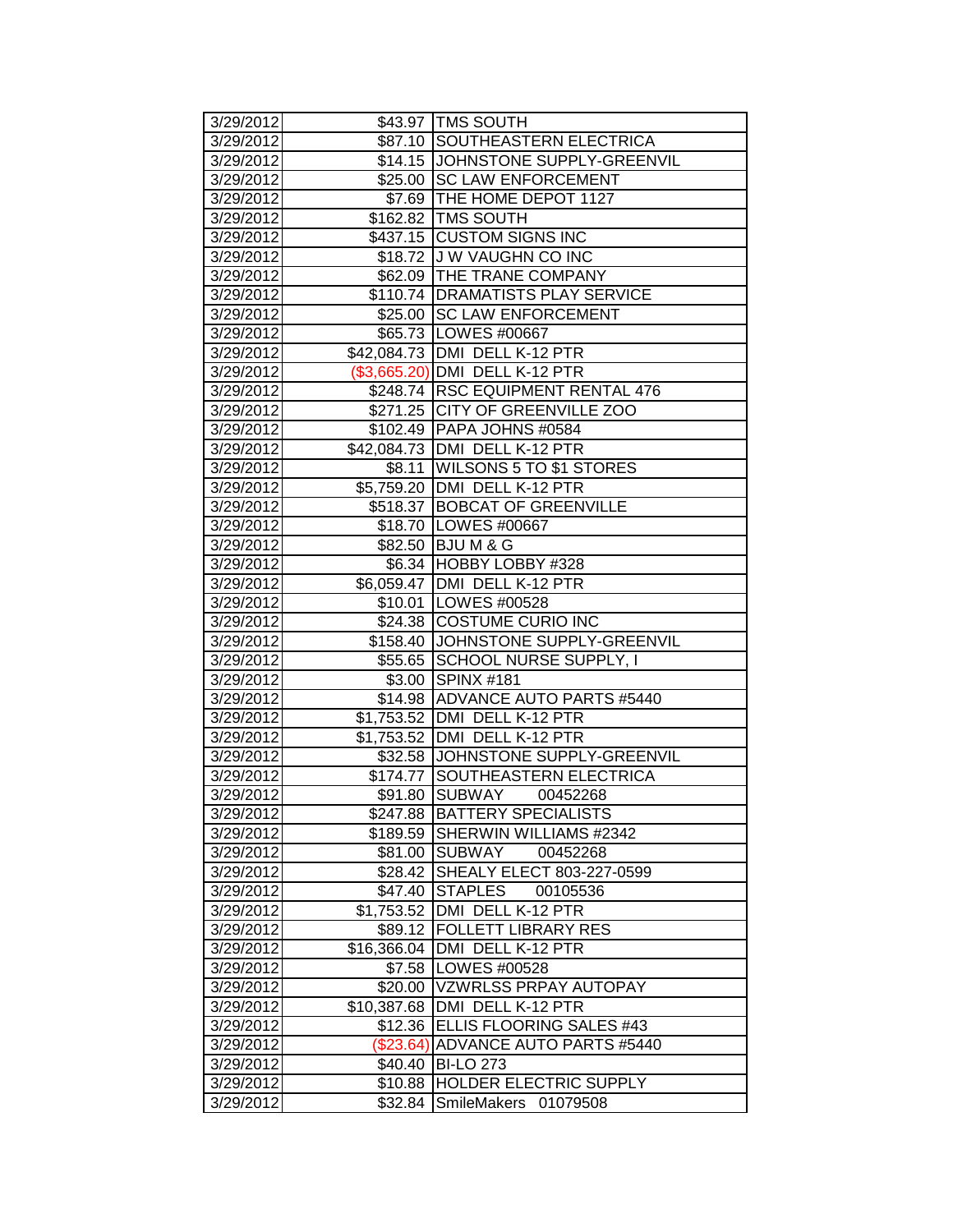| | | |
|---|---|---|
| 3/29/2012 | $43.97 | TMS SOUTH |
| 3/29/2012 | $87.10 | SOUTHEASTERN ELECTRICA |
| 3/29/2012 | $14.15 | JOHNSTONE SUPPLY-GREENVIL |
| 3/29/2012 | $25.00 | SC LAW ENFORCEMENT |
| 3/29/2012 | $7.69 | THE HOME DEPOT 1127 |
| 3/29/2012 | $162.82 | TMS SOUTH |
| 3/29/2012 | $437.15 | CUSTOM SIGNS INC |
| 3/29/2012 | $18.72 | J W VAUGHN CO INC |
| 3/29/2012 | $62.09 | THE TRANE COMPANY |
| 3/29/2012 | $110.74 | DRAMATISTS PLAY SERVICE |
| 3/29/2012 | $25.00 | SC LAW ENFORCEMENT |
| 3/29/2012 | $65.73 | LOWES #00667 |
| 3/29/2012 | $42,084.73 | DMI DELL K-12 PTR |
| 3/29/2012 | ($3,665.20) | DMI DELL K-12 PTR |
| 3/29/2012 | $248.74 | RSC EQUIPMENT RENTAL 476 |
| 3/29/2012 | $271.25 | CITY OF GREENVILLE ZOO |
| 3/29/2012 | $102.49 | PAPA JOHNS #0584 |
| 3/29/2012 | $42,084.73 | DMI DELL K-12 PTR |
| 3/29/2012 | $8.11 | WILSONS 5 TO $1 STORES |
| 3/29/2012 | $5,759.20 | DMI DELL K-12 PTR |
| 3/29/2012 | $518.37 | BOBCAT OF GREENVILLE |
| 3/29/2012 | $18.70 | LOWES #00667 |
| 3/29/2012 | $82.50 | BJU M & G |
| 3/29/2012 | $6.34 | HOBBY LOBBY #328 |
| 3/29/2012 | $6,059.47 | DMI DELL K-12 PTR |
| 3/29/2012 | $10.01 | LOWES #00528 |
| 3/29/2012 | $24.38 | COSTUME CURIO INC |
| 3/29/2012 | $158.40 | JOHNSTONE SUPPLY-GREENVIL |
| 3/29/2012 | $55.65 | SCHOOL NURSE SUPPLY, I |
| 3/29/2012 | $3.00 | SPINX #181 |
| 3/29/2012 | $14.98 | ADVANCE AUTO PARTS #5440 |
| 3/29/2012 | $1,753.52 | DMI DELL K-12 PTR |
| 3/29/2012 | $1,753.52 | DMI DELL K-12 PTR |
| 3/29/2012 | $32.58 | JOHNSTONE SUPPLY-GREENVIL |
| 3/29/2012 | $174.77 | SOUTHEASTERN ELECTRICA |
| 3/29/2012 | $91.80 | SUBWAY 00452268 |
| 3/29/2012 | $247.88 | BATTERY SPECIALISTS |
| 3/29/2012 | $189.59 | SHERWIN WILLIAMS #2342 |
| 3/29/2012 | $81.00 | SUBWAY 00452268 |
| 3/29/2012 | $28.42 | SHEALY ELECT 803-227-0599 |
| 3/29/2012 | $47.40 | STAPLES 00105536 |
| 3/29/2012 | $1,753.52 | DMI DELL K-12 PTR |
| 3/29/2012 | $89.12 | FOLLETT LIBRARY RES |
| 3/29/2012 | $16,366.04 | DMI DELL K-12 PTR |
| 3/29/2012 | $7.58 | LOWES #00528 |
| 3/29/2012 | $20.00 | VZWRLSS PRPAY AUTOPAY |
| 3/29/2012 | $10,387.68 | DMI DELL K-12 PTR |
| 3/29/2012 | $12.36 | ELLIS FLOORING SALES #43 |
| 3/29/2012 | ($23.64) | ADVANCE AUTO PARTS #5440 |
| 3/29/2012 | $40.40 | BI-LO 273 |
| 3/29/2012 | $10.88 | HOLDER ELECTRIC SUPPLY |
| 3/29/2012 | $32.84 | SmileMakers 01079508 |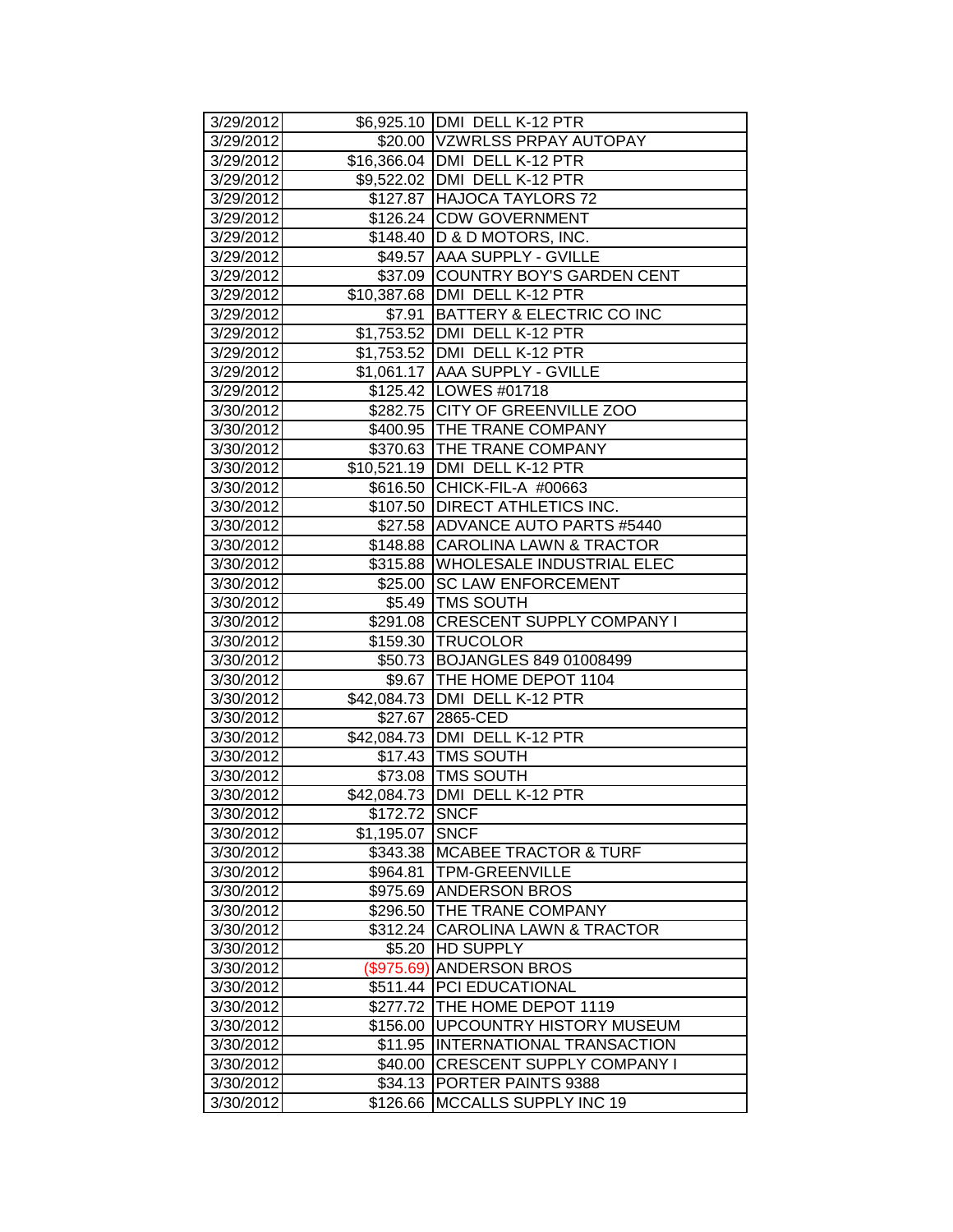| | | |
|---|---|---|
| 3/29/2012 | $6,925.10 | DMI DELL K-12 PTR |
| 3/29/2012 | $20.00 | VZWRLSS PRPAY AUTOPAY |
| 3/29/2012 | $16,366.04 | DMI DELL K-12 PTR |
| 3/29/2012 | $9,522.02 | DMI DELL K-12 PTR |
| 3/29/2012 | $127.87 | HAJOCA TAYLORS 72 |
| 3/29/2012 | $126.24 | CDW GOVERNMENT |
| 3/29/2012 | $148.40 | D & D MOTORS, INC. |
| 3/29/2012 | $49.57 | AAA SUPPLY - GVILLE |
| 3/29/2012 | $37.09 | COUNTRY BOY'S GARDEN CENT |
| 3/29/2012 | $10,387.68 | DMI DELL K-12 PTR |
| 3/29/2012 | $7.91 | BATTERY & ELECTRIC CO INC |
| 3/29/2012 | $1,753.52 | DMI DELL K-12 PTR |
| 3/29/2012 | $1,753.52 | DMI DELL K-12 PTR |
| 3/29/2012 | $1,061.17 | AAA SUPPLY - GVILLE |
| 3/29/2012 | $125.42 | LOWES #01718 |
| 3/30/2012 | $282.75 | CITY OF GREENVILLE ZOO |
| 3/30/2012 | $400.95 | THE TRANE COMPANY |
| 3/30/2012 | $370.63 | THE TRANE COMPANY |
| 3/30/2012 | $10,521.19 | DMI DELL K-12 PTR |
| 3/30/2012 | $616.50 | CHICK-FIL-A #00663 |
| 3/30/2012 | $107.50 | DIRECT ATHLETICS INC. |
| 3/30/2012 | $27.58 | ADVANCE AUTO PARTS #5440 |
| 3/30/2012 | $148.88 | CAROLINA LAWN & TRACTOR |
| 3/30/2012 | $315.88 | WHOLESALE INDUSTRIAL ELEC |
| 3/30/2012 | $25.00 | SC LAW ENFORCEMENT |
| 3/30/2012 | $5.49 | TMS SOUTH |
| 3/30/2012 | $291.08 | CRESCENT SUPPLY COMPANY I |
| 3/30/2012 | $159.30 | TRUCOLOR |
| 3/30/2012 | $50.73 | BOJANGLES 849 01008499 |
| 3/30/2012 | $9.67 | THE HOME DEPOT 1104 |
| 3/30/2012 | $42,084.73 | DMI DELL K-12 PTR |
| 3/30/2012 | $27.67 | 2865-CED |
| 3/30/2012 | $42,084.73 | DMI DELL K-12 PTR |
| 3/30/2012 | $17.43 | TMS SOUTH |
| 3/30/2012 | $73.08 | TMS SOUTH |
| 3/30/2012 | $42,084.73 | DMI DELL K-12 PTR |
| 3/30/2012 | $172.72 | SNCF |
| 3/30/2012 | $1,195.07 | SNCF |
| 3/30/2012 | $343.38 | MCABEE TRACTOR & TURF |
| 3/30/2012 | $964.81 | TPM-GREENVILLE |
| 3/30/2012 | $975.69 | ANDERSON BROS |
| 3/30/2012 | $296.50 | THE TRANE COMPANY |
| 3/30/2012 | $312.24 | CAROLINA LAWN & TRACTOR |
| 3/30/2012 | $5.20 | HD SUPPLY |
| 3/30/2012 | ($975.69) | ANDERSON BROS |
| 3/30/2012 | $511.44 | PCI EDUCATIONAL |
| 3/30/2012 | $277.72 | THE HOME DEPOT 1119 |
| 3/30/2012 | $156.00 | UPCOUNTRY HISTORY MUSEUM |
| 3/30/2012 | $11.95 | INTERNATIONAL TRANSACTION |
| 3/30/2012 | $40.00 | CRESCENT SUPPLY COMPANY I |
| 3/30/2012 | $34.13 | PORTER PAINTS 9388 |
| 3/30/2012 | $126.66 | MCCALLS SUPPLY INC 19 |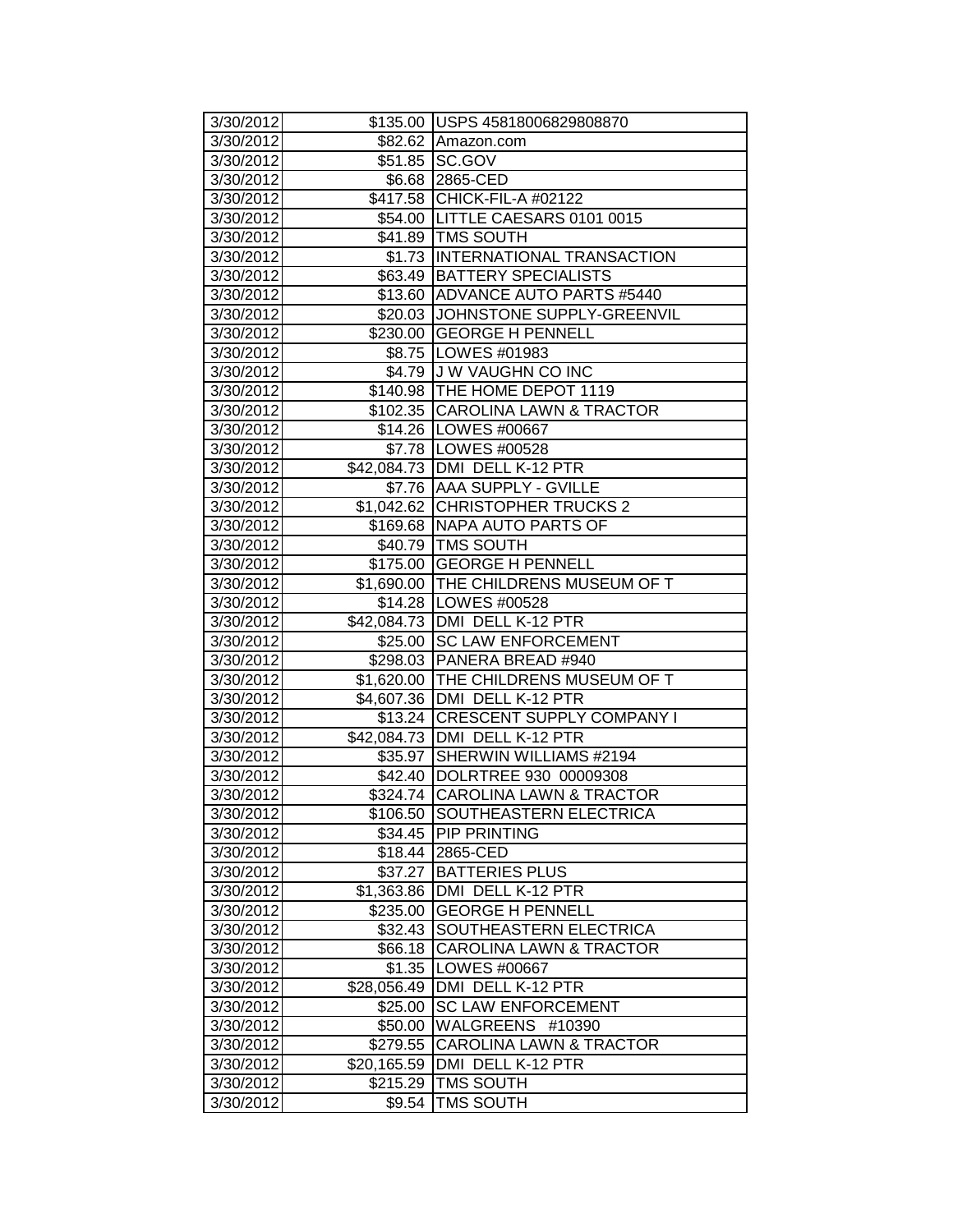| 3/30/2012 | $135.00 | USPS 45818006829808870 |
|---|---|---|
| 3/30/2012 | $82.62 | Amazon.com |
| 3/30/2012 | $51.85 | SC.GOV |
| 3/30/2012 | $6.68 | 2865-CED |
| 3/30/2012 | $417.58 | CHICK-FIL-A #02122 |
| 3/30/2012 | $54.00 | LITTLE CAESARS 0101 0015 |
| 3/30/2012 | $41.89 | TMS SOUTH |
| 3/30/2012 | $1.73 | INTERNATIONAL TRANSACTION |
| 3/30/2012 | $63.49 | BATTERY SPECIALISTS |
| 3/30/2012 | $13.60 | ADVANCE AUTO PARTS #5440 |
| 3/30/2012 | $20.03 | JOHNSTONE SUPPLY-GREENVIL |
| 3/30/2012 | $230.00 | GEORGE H PENNELL |
| 3/30/2012 | $8.75 | LOWES #01983 |
| 3/30/2012 | $4.79 | J W VAUGHN CO INC |
| 3/30/2012 | $140.98 | THE HOME DEPOT 1119 |
| 3/30/2012 | $102.35 | CAROLINA LAWN & TRACTOR |
| 3/30/2012 | $14.26 | LOWES #00667 |
| 3/30/2012 | $7.78 | LOWES #00528 |
| 3/30/2012 | $42,084.73 | DMI DELL K-12 PTR |
| 3/30/2012 | $7.76 | AAA SUPPLY - GVILLE |
| 3/30/2012 | $1,042.62 | CHRISTOPHER TRUCKS 2 |
| 3/30/2012 | $169.68 | NAPA AUTO PARTS OF |
| 3/30/2012 | $40.79 | TMS SOUTH |
| 3/30/2012 | $175.00 | GEORGE H PENNELL |
| 3/30/2012 | $1,690.00 | THE CHILDRENS MUSEUM OF T |
| 3/30/2012 | $14.28 | LOWES #00528 |
| 3/30/2012 | $42,084.73 | DMI DELL K-12 PTR |
| 3/30/2012 | $25.00 | SC LAW ENFORCEMENT |
| 3/30/2012 | $298.03 | PANERA BREAD #940 |
| 3/30/2012 | $1,620.00 | THE CHILDRENS MUSEUM OF T |
| 3/30/2012 | $4,607.36 | DMI DELL K-12 PTR |
| 3/30/2012 | $13.24 | CRESCENT SUPPLY COMPANY I |
| 3/30/2012 | $42,084.73 | DMI DELL K-12 PTR |
| 3/30/2012 | $35.97 | SHERWIN WILLIAMS #2194 |
| 3/30/2012 | $42.40 | DOLRTREE 930 00009308 |
| 3/30/2012 | $324.74 | CAROLINA LAWN & TRACTOR |
| 3/30/2012 | $106.50 | SOUTHEASTERN ELECTRICA |
| 3/30/2012 | $34.45 | PIP PRINTING |
| 3/30/2012 | $18.44 | 2865-CED |
| 3/30/2012 | $37.27 | BATTERIES PLUS |
| 3/30/2012 | $1,363.86 | DMI DELL K-12 PTR |
| 3/30/2012 | $235.00 | GEORGE H PENNELL |
| 3/30/2012 | $32.43 | SOUTHEASTERN ELECTRICA |
| 3/30/2012 | $66.18 | CAROLINA LAWN & TRACTOR |
| 3/30/2012 | $1.35 | LOWES #00667 |
| 3/30/2012 | $28,056.49 | DMI DELL K-12 PTR |
| 3/30/2012 | $25.00 | SC LAW ENFORCEMENT |
| 3/30/2012 | $50.00 | WALGREENS #10390 |
| 3/30/2012 | $279.55 | CAROLINA LAWN & TRACTOR |
| 3/30/2012 | $20,165.59 | DMI DELL K-12 PTR |
| 3/30/2012 | $215.29 | TMS SOUTH |
| 3/30/2012 | $9.54 | TMS SOUTH |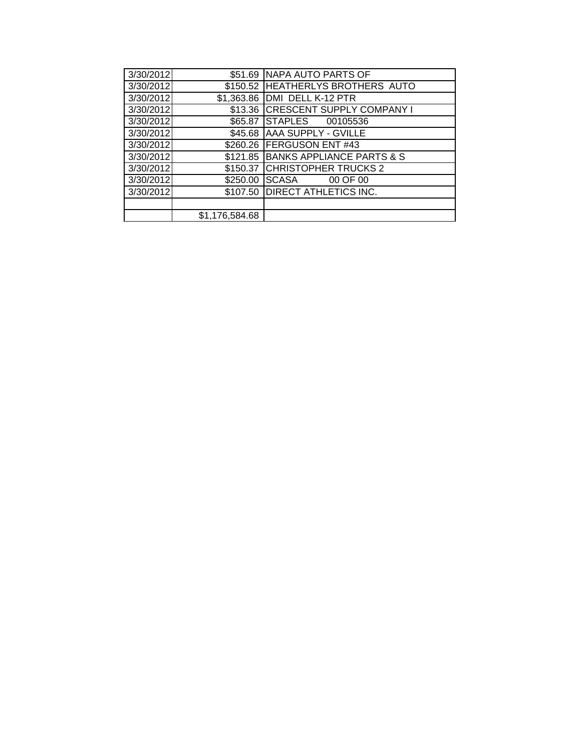| | | |
|---|---|---|
| 3/30/2012 | $51.69 | NAPA AUTO PARTS OF |
| 3/30/2012 | $150.52 | HEATHERLYS BROTHERS AUTO |
| 3/30/2012 | $1,363.86 | DMI DELL K-12 PTR |
| 3/30/2012 | $13.36 | CRESCENT SUPPLY COMPANY I |
| 3/30/2012 | $65.87 | STAPLES 00105536 |
| 3/30/2012 | $45.68 | AAA SUPPLY - GVILLE |
| 3/30/2012 | $260.26 | FERGUSON ENT #43 |
| 3/30/2012 | $121.85 | BANKS APPLIANCE PARTS & S |
| 3/30/2012 | $150.37 | CHRISTOPHER TRUCKS 2 |
| 3/30/2012 | $250.00 | SCASA 00 OF 00 |
| 3/30/2012 | $107.50 | DIRECT ATHLETICS INC. |
| | | |
| | $1,176,584.68 | |